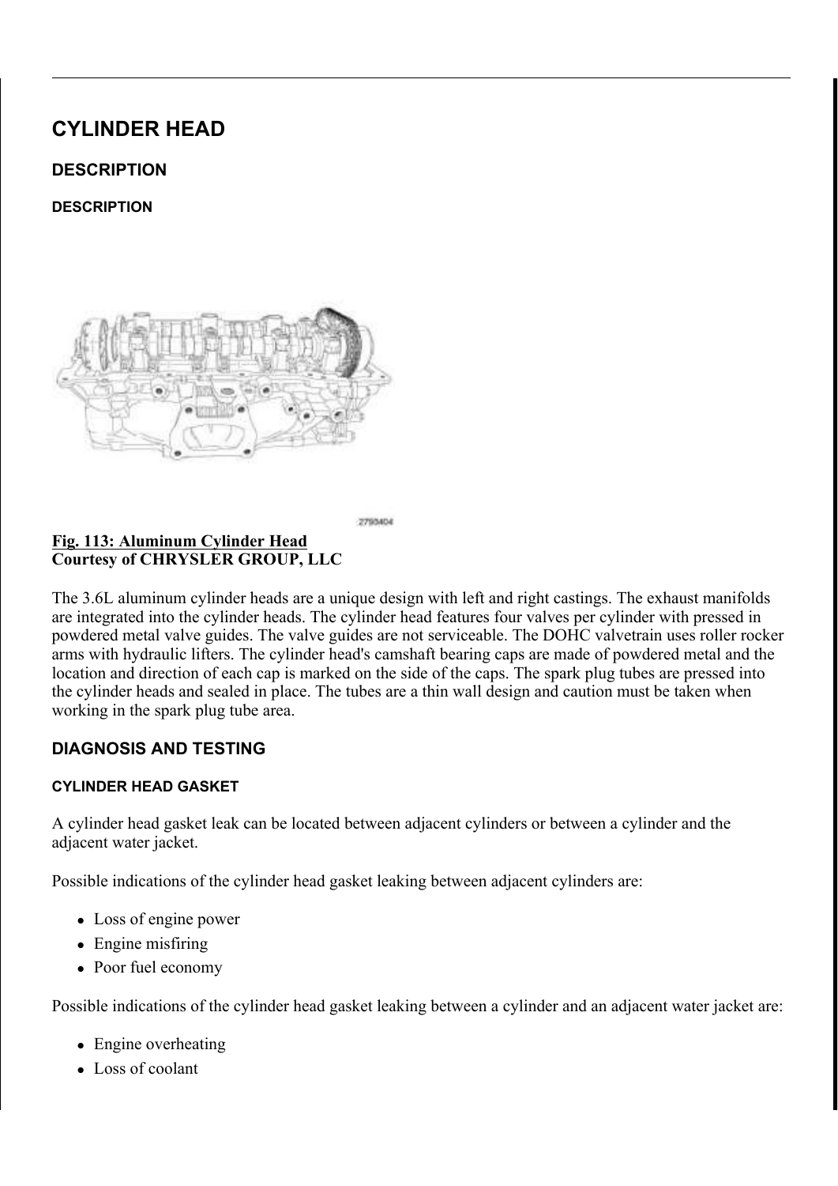# CYLINDER HEAD

## DESCRIPTION

### DESCRIPTION

**Fig. 113: Aluminum Cylinder Head**
**Courtesy of CHRYSLER GROUP, LLC**

The 3.6L aluminum cylinder heads are a unique design with left and right castings. The exhaust manifolds are integrated into the cylinder heads. The cylinder head features four valves per cylinder with pressed in powdered metal valve guides. The valve guides are not serviceable. The DOHC valvetrain uses roller rocker arms with hydraulic lifters. The cylinder head's camshaft bearing caps are made of powdered metal and the location and direction of each cap is marked on the side of the caps. The spark plug tubes are pressed into the cylinder heads and sealed in place. The tubes are a thin wall design and caution must be taken when working in the spark plug tube area.

## DIAGNOSIS AND TESTING

### CYLINDER HEAD GASKET

A cylinder head gasket leak can be located between adjacent cylinders or between a cylinder and the adjacent water jacket.

Possible indications of the cylinder head gasket leaking between adjacent cylinders are:

- Loss of engine power
- Engine misfiring
- Poor fuel economy

Possible indications of the cylinder head gasket leaking between a cylinder and an adjacent water jacket are:

- Engine overheating
- Loss of coolant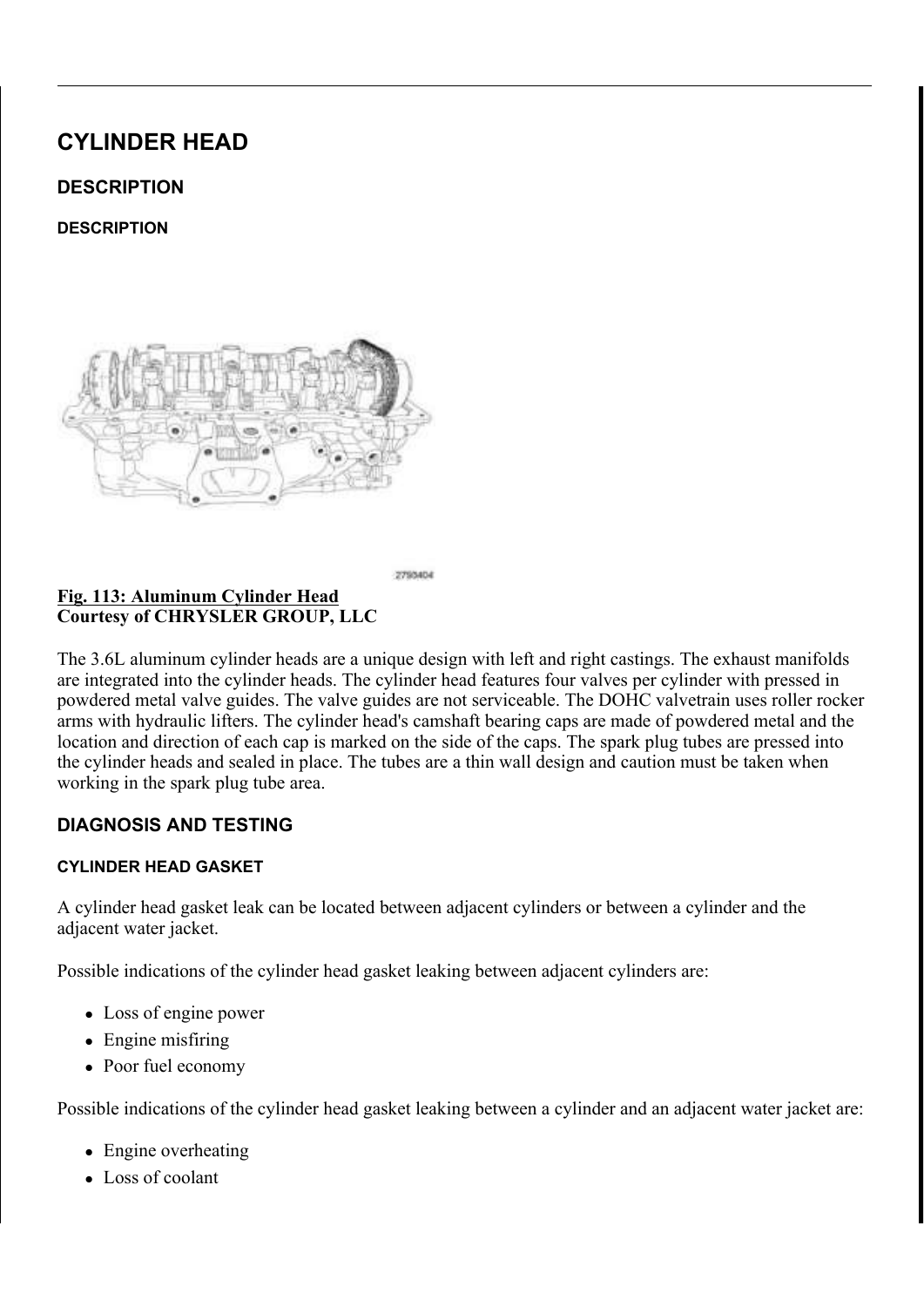# CYLINDER HEAD

## DESCRIPTION

### DESCRIPTION

**Fig. 113: Aluminum Cylinder Head**
**Courtesy of CHRYSLER GROUP, LLC**

The 3.6L aluminum cylinder heads are a unique design with left and right castings. The exhaust manifolds are integrated into the cylinder heads. The cylinder head features four valves per cylinder with pressed in powdered metal valve guides. The valve guides are not serviceable. The DOHC valvetrain uses roller rocker arms with hydraulic lifters. The cylinder head's camshaft bearing caps are made of powdered metal and the location and direction of each cap is marked on the side of the caps. The spark plug tubes are pressed into the cylinder heads and sealed in place. The tubes are a thin wall design and caution must be taken when working in the spark plug tube area.

## DIAGNOSIS AND TESTING

### CYLINDER HEAD GASKET

A cylinder head gasket leak can be located between adjacent cylinders or between a cylinder and the adjacent water jacket.

Possible indications of the cylinder head gasket leaking between adjacent cylinders are:

- Loss of engine power
- Engine misfiring
- Poor fuel economy

Possible indications of the cylinder head gasket leaking between a cylinder and an adjacent water jacket are:

- Engine overheating
- Loss of coolant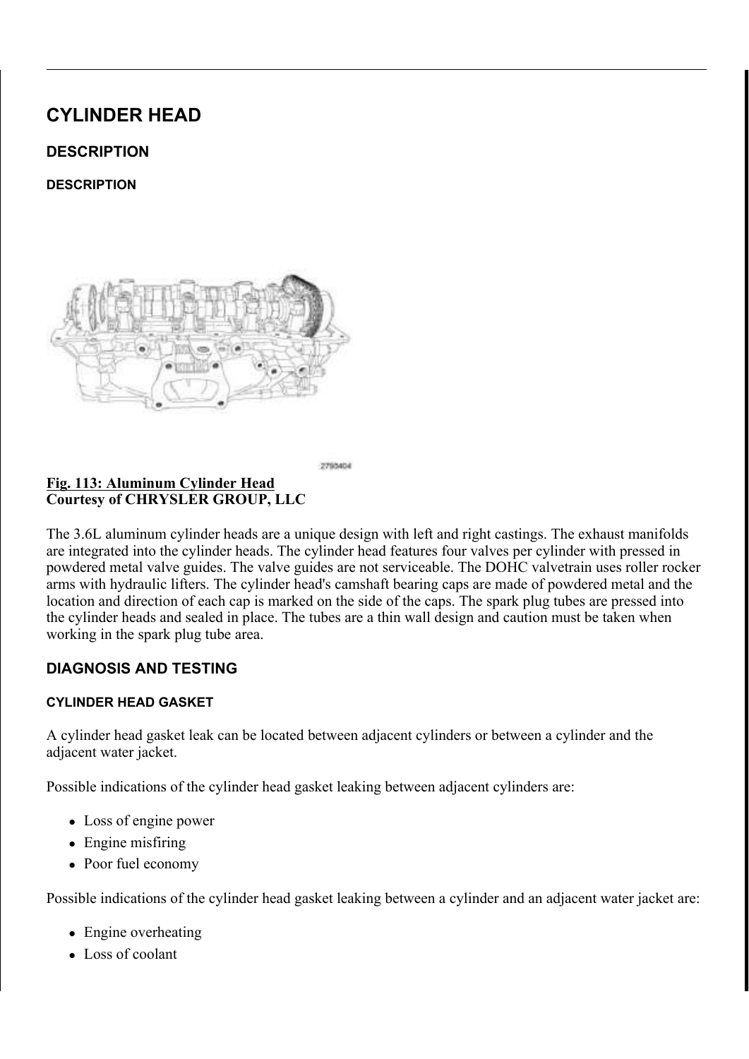# CYLINDER HEAD

## DESCRIPTION

### DESCRIPTION

**Fig. 113: Aluminum Cylinder Head**
**Courtesy of CHRYSLER GROUP, LLC**

The 3.6L aluminum cylinder heads are a unique design with left and right castings. The exhaust manifolds are integrated into the cylinder heads. The cylinder head features four valves per cylinder with pressed in powdered metal valve guides. The valve guides are not serviceable. The DOHC valvetrain uses roller rocker arms with hydraulic lifters. The cylinder head's camshaft bearing caps are made of powdered metal and the location and direction of each cap is marked on the side of the caps. The spark plug tubes are pressed into the cylinder heads and sealed in place. The tubes are a thin wall design and caution must be taken when working in the spark plug tube area.

## DIAGNOSIS AND TESTING

### CYLINDER HEAD GASKET

A cylinder head gasket leak can be located between adjacent cylinders or between a cylinder and the adjacent water jacket.

Possible indications of the cylinder head gasket leaking between adjacent cylinders are:

- Loss of engine power
- Engine misfiring
- Poor fuel economy

Possible indications of the cylinder head gasket leaking between a cylinder and an adjacent water jacket are:

- Engine overheating
- Loss of coolant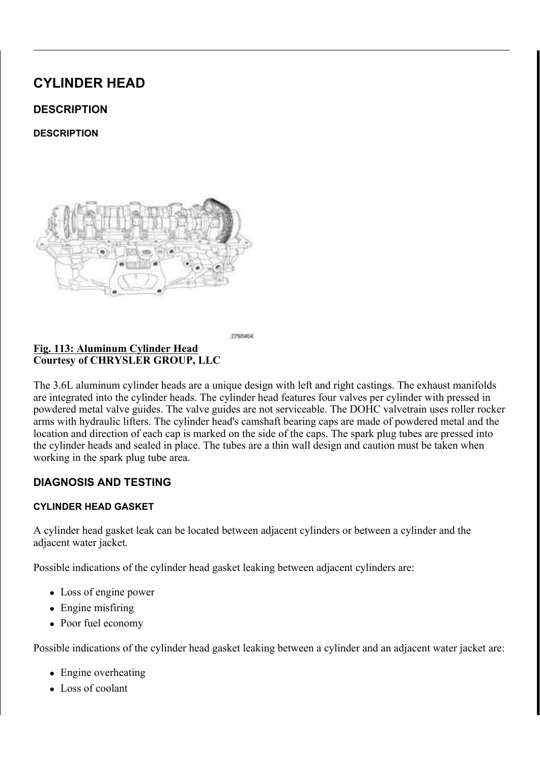# CYLINDER HEAD

## DESCRIPTION

### DESCRIPTION

2790404

**Fig. 113: Aluminum Cylinder Head**
**Courtesy of CHRYSLER GROUP, LLC**

The 3.6L aluminum cylinder heads are a unique design with left and right castings. The exhaust manifolds are integrated into the cylinder heads. The cylinder head features four valves per cylinder with pressed in powdered metal valve guides. The valve guides are not serviceable. The DOHC valvetrain uses roller rocker arms with hydraulic lifters. The cylinder head's camshaft bearing caps are made of powdered metal and the location and direction of each cap is marked on the side of the caps. The spark plug tubes are pressed into the cylinder heads and sealed in place. The tubes are a thin wall design and caution must be taken when working in the spark plug tube area.

## DIAGNOSIS AND TESTING

### CYLINDER HEAD GASKET

A cylinder head gasket leak can be located between adjacent cylinders or between a cylinder and the adjacent water jacket.

Possible indications of the cylinder head gasket leaking between adjacent cylinders are:

- Loss of engine power
- Engine misfiring
- Poor fuel economy

Possible indications of the cylinder head gasket leaking between a cylinder and an adjacent water jacket are:

- Engine overheating
- Loss of coolant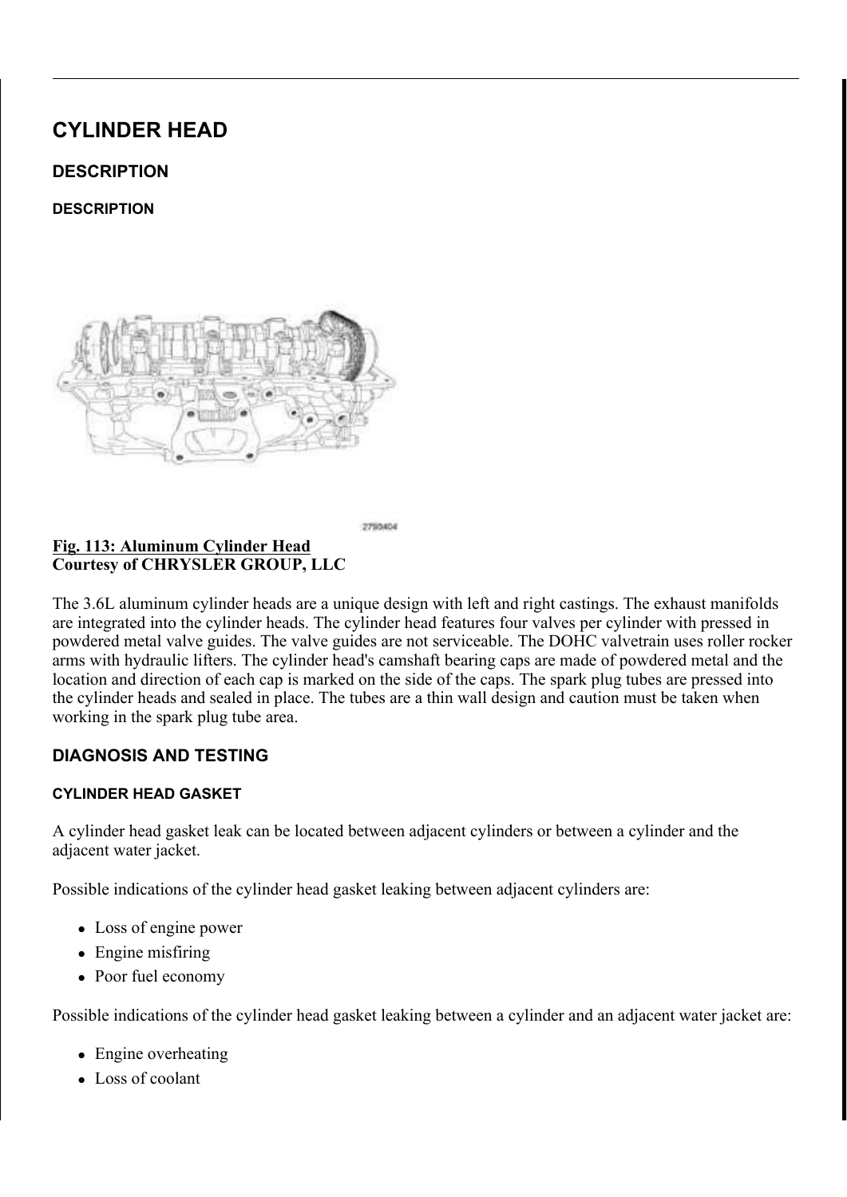# CYLINDER HEAD

## DESCRIPTION

### DESCRIPTION

2790404

**Fig. 113: Aluminum Cylinder Head**
**Courtesy of CHRYSLER GROUP, LLC**

The 3.6L aluminum cylinder heads are a unique design with left and right castings. The exhaust manifolds are integrated into the cylinder heads. The cylinder head features four valves per cylinder with pressed in powdered metal valve guides. The valve guides are not serviceable. The DOHC valvetrain uses roller rocker arms with hydraulic lifters. The cylinder head's camshaft bearing caps are made of powdered metal and the location and direction of each cap is marked on the side of the caps. The spark plug tubes are pressed into the cylinder heads and sealed in place. The tubes are a thin wall design and caution must be taken when working in the spark plug tube area.

## DIAGNOSIS AND TESTING

### CYLINDER HEAD GASKET

A cylinder head gasket leak can be located between adjacent cylinders or between a cylinder and the adjacent water jacket.

Possible indications of the cylinder head gasket leaking between adjacent cylinders are:

- Loss of engine power
- Engine misfiring
- Poor fuel economy

Possible indications of the cylinder head gasket leaking between a cylinder and an adjacent water jacket are:

- Engine overheating
- Loss of coolant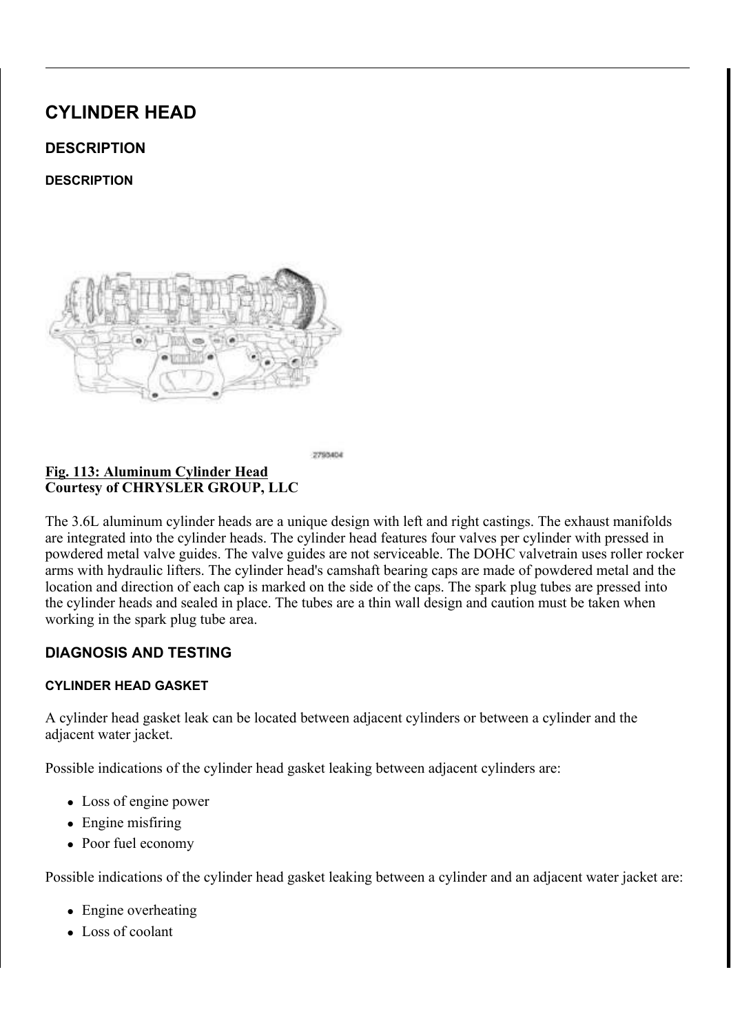# CYLINDER HEAD

## DESCRIPTION

### DESCRIPTION

2790404

**Fig. 113: Aluminum Cylinder Head**
**Courtesy of CHRYSLER GROUP, LLC**

The 3.6L aluminum cylinder heads are a unique design with left and right castings. The exhaust manifolds are integrated into the cylinder heads. The cylinder head features four valves per cylinder with pressed in powdered metal valve guides. The valve guides are not serviceable. The DOHC valvetrain uses roller rocker arms with hydraulic lifters. The cylinder head's camshaft bearing caps are made of powdered metal and the location and direction of each cap is marked on the side of the caps. The spark plug tubes are pressed into the cylinder heads and sealed in place. The tubes are a thin wall design and caution must be taken when working in the spark plug tube area.

## DIAGNOSIS AND TESTING

### CYLINDER HEAD GASKET

A cylinder head gasket leak can be located between adjacent cylinders or between a cylinder and the adjacent water jacket.

Possible indications of the cylinder head gasket leaking between adjacent cylinders are:

- Loss of engine power
- Engine misfiring
- Poor fuel economy

Possible indications of the cylinder head gasket leaking between a cylinder and an adjacent water jacket are:

- Engine overheating
- Loss of coolant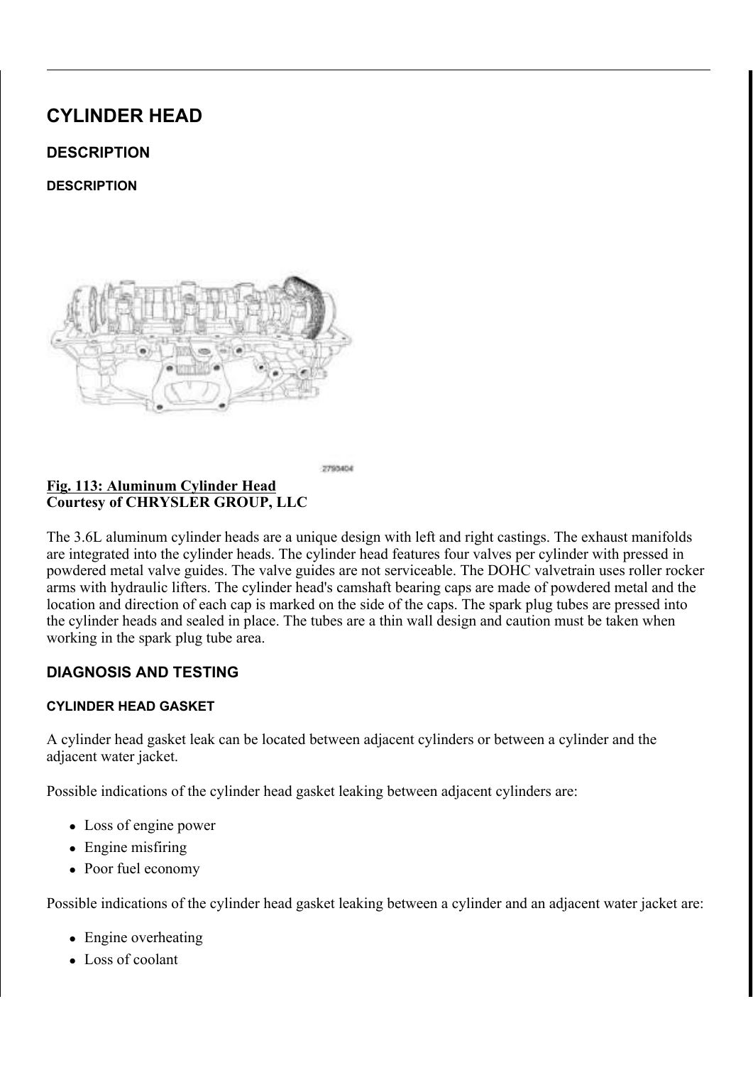# CYLINDER HEAD

## DESCRIPTION

### DESCRIPTION

**Fig. 113: Aluminum Cylinder Head**
**Courtesy of CHRYSLER GROUP, LLC**

The 3.6L aluminum cylinder heads are a unique design with left and right castings. The exhaust manifolds are integrated into the cylinder heads. The cylinder head features four valves per cylinder with pressed in powdered metal valve guides. The valve guides are not serviceable. The DOHC valvetrain uses roller rocker arms with hydraulic lifters. The cylinder head's camshaft bearing caps are made of powdered metal and the location and direction of each cap is marked on the side of the caps. The spark plug tubes are pressed into the cylinder heads and sealed in place. The tubes are a thin wall design and caution must be taken when working in the spark plug tube area.

## DIAGNOSIS AND TESTING

### CYLINDER HEAD GASKET

A cylinder head gasket leak can be located between adjacent cylinders or between a cylinder and the adjacent water jacket.

Possible indications of the cylinder head gasket leaking between adjacent cylinders are:

- Loss of engine power
- Engine misfiring
- Poor fuel economy

Possible indications of the cylinder head gasket leaking between a cylinder and an adjacent water jacket are:

- Engine overheating
- Loss of coolant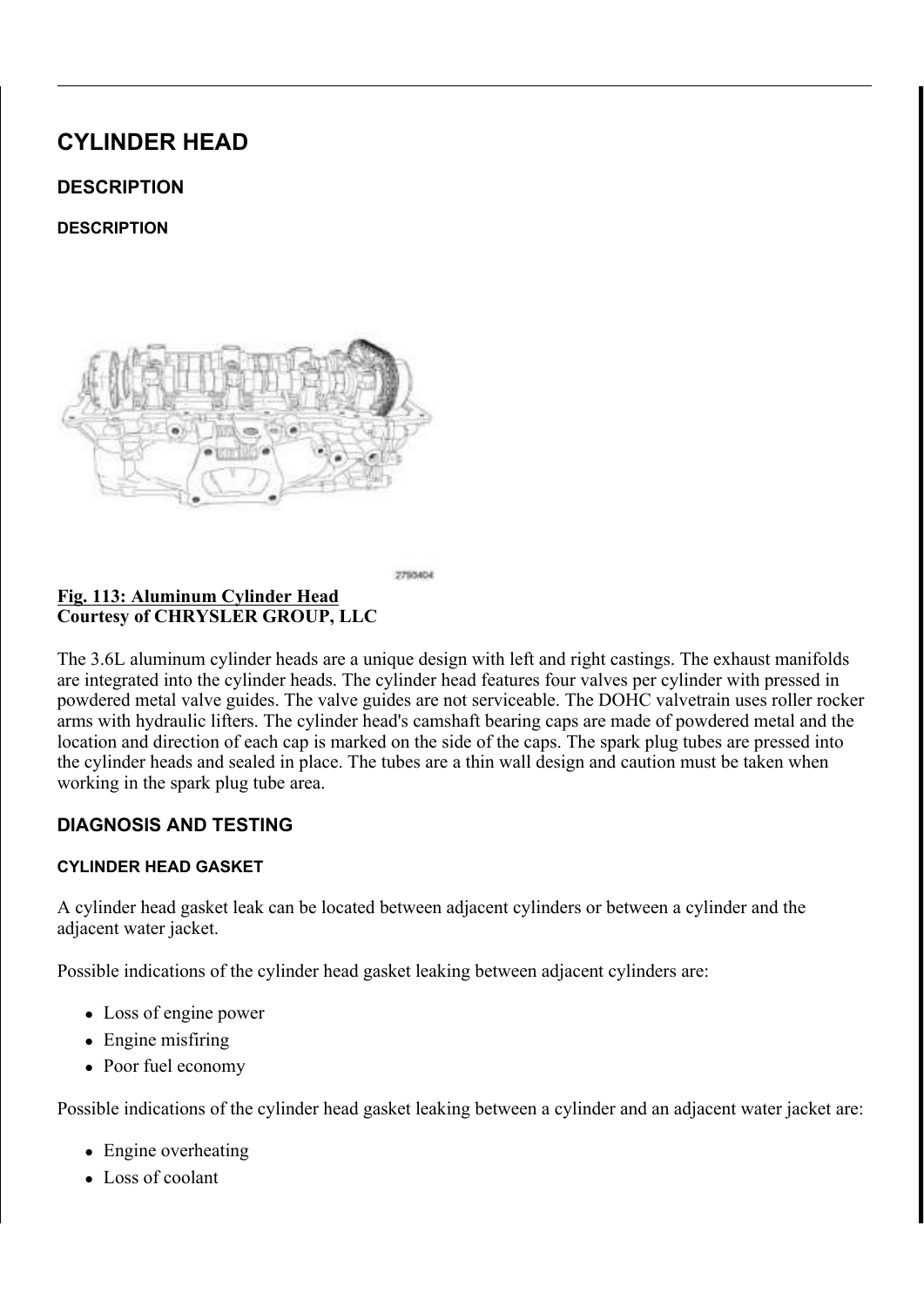# CYLINDER HEAD

## DESCRIPTION

### DESCRIPTION

**Fig. 113: Aluminum Cylinder Head**
**Courtesy of CHRYSLER GROUP, LLC**

The 3.6L aluminum cylinder heads are a unique design with left and right castings. The exhaust manifolds are integrated into the cylinder heads. The cylinder head features four valves per cylinder with pressed in powdered metal valve guides. The valve guides are not serviceable. The DOHC valvetrain uses roller rocker arms with hydraulic lifters. The cylinder head's camshaft bearing caps are made of powdered metal and the location and direction of each cap is marked on the side of the caps. The spark plug tubes are pressed into the cylinder heads and sealed in place. The tubes are a thin wall design and caution must be taken when working in the spark plug tube area.

## DIAGNOSIS AND TESTING

### CYLINDER HEAD GASKET

A cylinder head gasket leak can be located between adjacent cylinders or between a cylinder and the adjacent water jacket.

Possible indications of the cylinder head gasket leaking between adjacent cylinders are:

- Loss of engine power
- Engine misfiring
- Poor fuel economy

Possible indications of the cylinder head gasket leaking between a cylinder and an adjacent water jacket are:

- Engine overheating
- Loss of coolant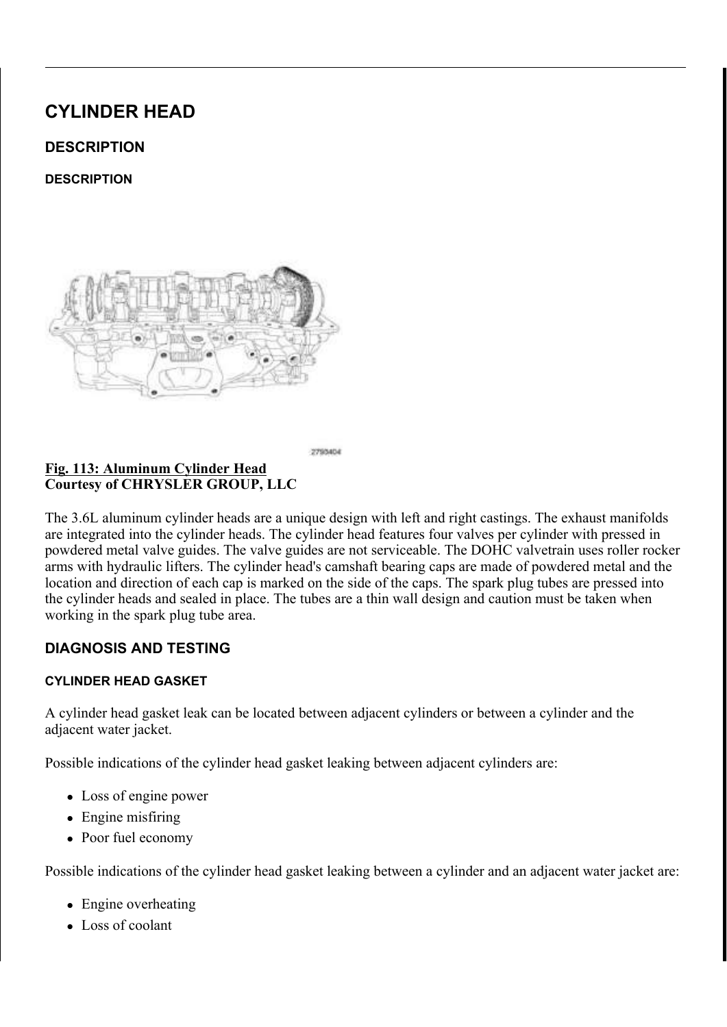# CYLINDER HEAD

## DESCRIPTION

### DESCRIPTION

2793404

**Fig. 113: Aluminum Cylinder Head**
**Courtesy of CHRYSLER GROUP, LLC**

The 3.6L aluminum cylinder heads are a unique design with left and right castings. The exhaust manifolds are integrated into the cylinder heads. The cylinder head features four valves per cylinder with pressed in powdered metal valve guides. The valve guides are not serviceable. The DOHC valvetrain uses roller rocker arms with hydraulic lifters. The cylinder head's camshaft bearing caps are made of powdered metal and the location and direction of each cap is marked on the side of the caps. The spark plug tubes are pressed into the cylinder heads and sealed in place. The tubes are a thin wall design and caution must be taken when working in the spark plug tube area.

## DIAGNOSIS AND TESTING

### CYLINDER HEAD GASKET

A cylinder head gasket leak can be located between adjacent cylinders or between a cylinder and the adjacent water jacket.

Possible indications of the cylinder head gasket leaking between adjacent cylinders are:

- Loss of engine power
- Engine misfiring
- Poor fuel economy

Possible indications of the cylinder head gasket leaking between a cylinder and an adjacent water jacket are:

- Engine overheating
- Loss of coolant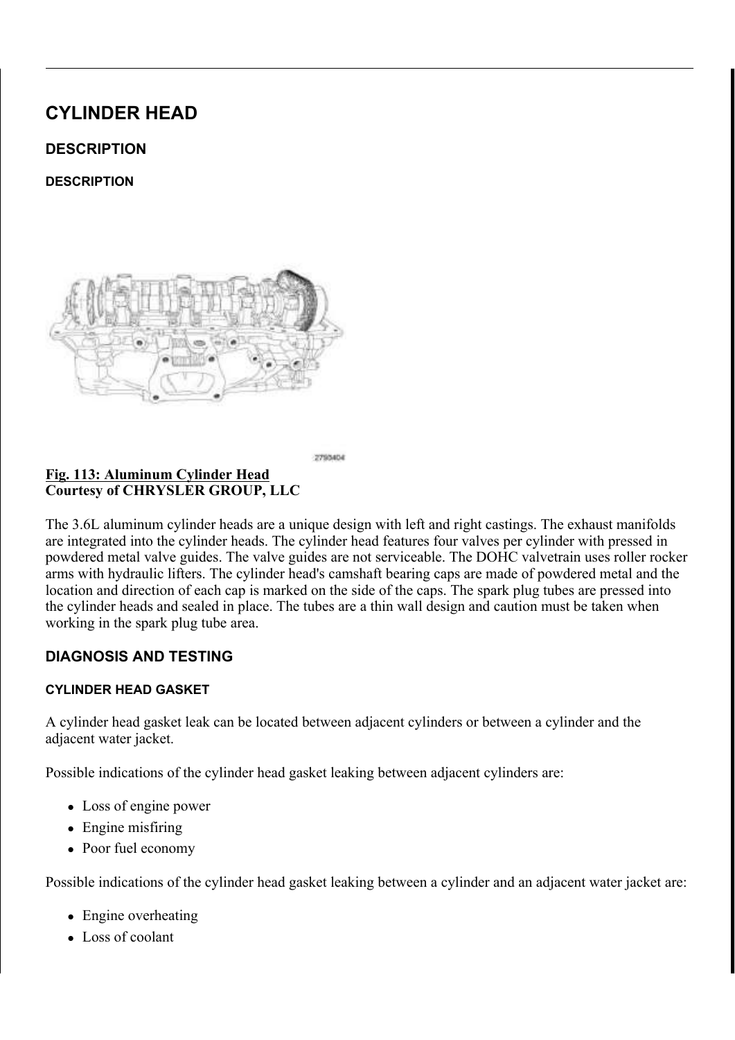# CYLINDER HEAD

## DESCRIPTION

### DESCRIPTION

2790404

**Fig. 113: Aluminum Cylinder Head**
**Courtesy of CHRYSLER GROUP, LLC**

The 3.6L aluminum cylinder heads are a unique design with left and right castings. The exhaust manifolds are integrated into the cylinder heads. The cylinder head features four valves per cylinder with pressed in powdered metal valve guides. The valve guides are not serviceable. The DOHC valvetrain uses roller rocker arms with hydraulic lifters. The cylinder head's camshaft bearing caps are made of powdered metal and the location and direction of each cap is marked on the side of the caps. The spark plug tubes are pressed into the cylinder heads and sealed in place. The tubes are a thin wall design and caution must be taken when working in the spark plug tube area.

## DIAGNOSIS AND TESTING

### CYLINDER HEAD GASKET

A cylinder head gasket leak can be located between adjacent cylinders or between a cylinder and the adjacent water jacket.

Possible indications of the cylinder head gasket leaking between adjacent cylinders are:

- Loss of engine power
- Engine misfiring
- Poor fuel economy

Possible indications of the cylinder head gasket leaking between a cylinder and an adjacent water jacket are:

- Engine overheating
- Loss of coolant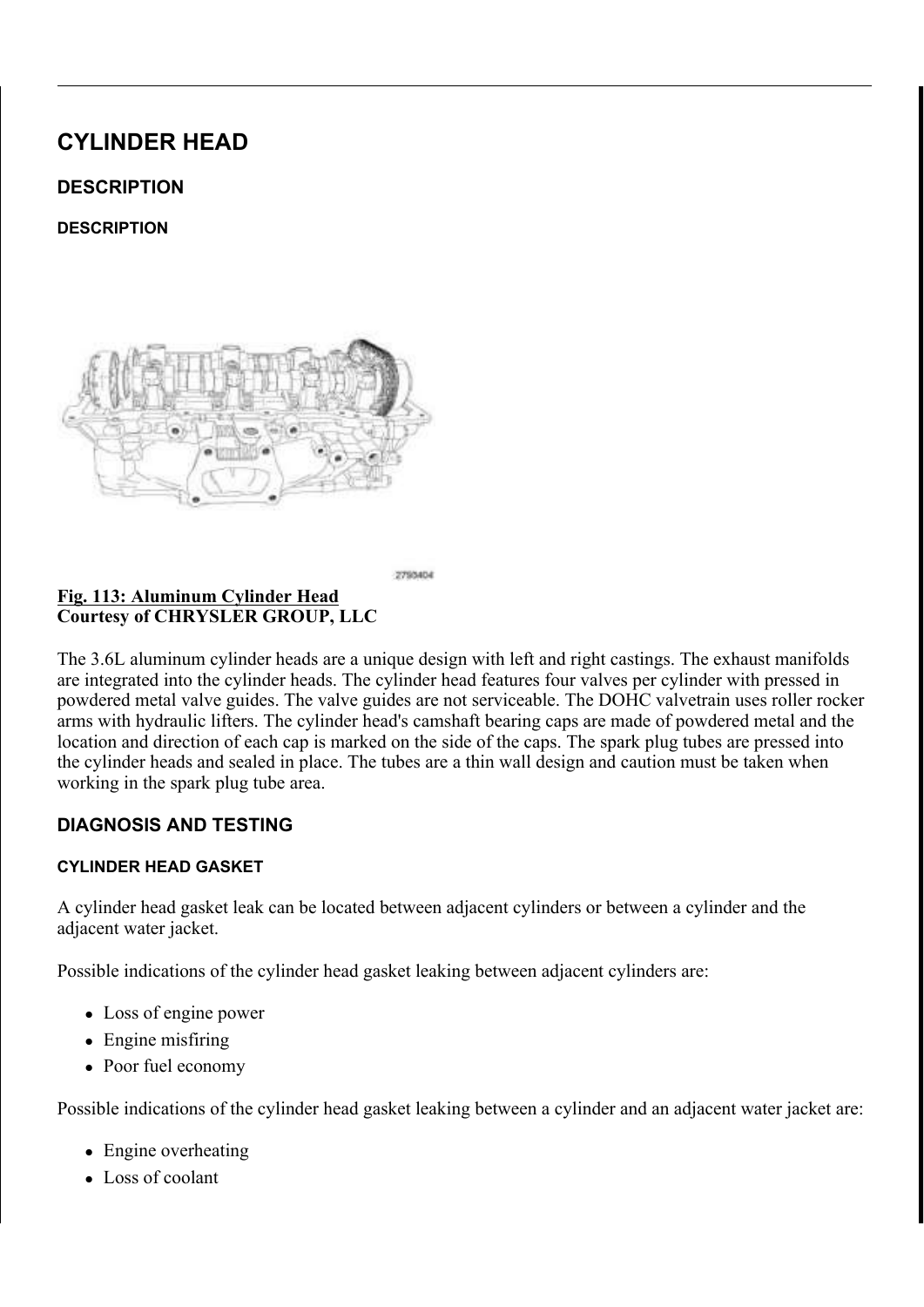# CYLINDER HEAD

## DESCRIPTION

### DESCRIPTION

2793404

**Fig. 113: Aluminum Cylinder Head**
**Courtesy of CHRYSLER GROUP, LLC**

The 3.6L aluminum cylinder heads are a unique design with left and right castings. The exhaust manifolds are integrated into the cylinder heads. The cylinder head features four valves per cylinder with pressed in powdered metal valve guides. The valve guides are not serviceable. The DOHC valvetrain uses roller rocker arms with hydraulic lifters. The cylinder head's camshaft bearing caps are made of powdered metal and the location and direction of each cap is marked on the side of the caps. The spark plug tubes are pressed into the cylinder heads and sealed in place. The tubes are a thin wall design and caution must be taken when working in the spark plug tube area.

## DIAGNOSIS AND TESTING

### CYLINDER HEAD GASKET

A cylinder head gasket leak can be located between adjacent cylinders or between a cylinder and the adjacent water jacket.

Possible indications of the cylinder head gasket leaking between adjacent cylinders are:

- Loss of engine power
- Engine misfiring
- Poor fuel economy

Possible indications of the cylinder head gasket leaking between a cylinder and an adjacent water jacket are:

- Engine overheating
- Loss of coolant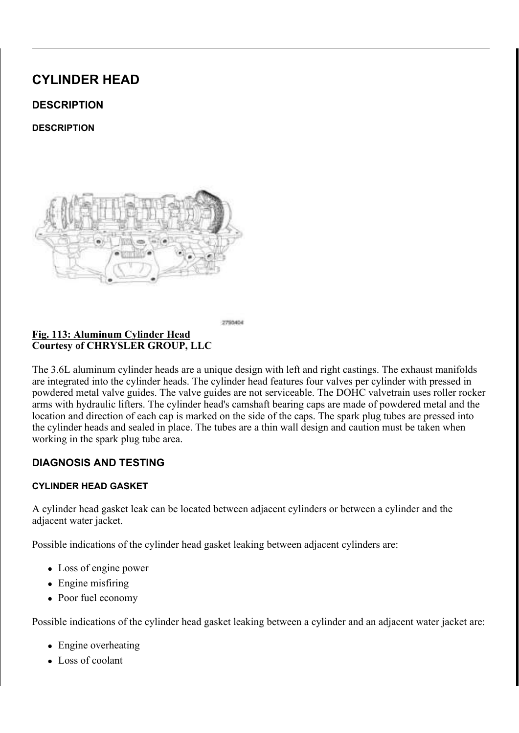# CYLINDER HEAD

## DESCRIPTION

### DESCRIPTION

2790404

**Fig. 113: Aluminum Cylinder Head**
**Courtesy of CHRYSLER GROUP, LLC**

The 3.6L aluminum cylinder heads are a unique design with left and right castings. The exhaust manifolds are integrated into the cylinder heads. The cylinder head features four valves per cylinder with pressed in powdered metal valve guides. The valve guides are not serviceable. The DOHC valvetrain uses roller rocker arms with hydraulic lifters. The cylinder head's camshaft bearing caps are made of powdered metal and the location and direction of each cap is marked on the side of the caps. The spark plug tubes are pressed into the cylinder heads and sealed in place. The tubes are a thin wall design and caution must be taken when working in the spark plug tube area.

## DIAGNOSIS AND TESTING

### CYLINDER HEAD GASKET

A cylinder head gasket leak can be located between adjacent cylinders or between a cylinder and the adjacent water jacket.

Possible indications of the cylinder head gasket leaking between adjacent cylinders are:

- Loss of engine power
- Engine misfiring
- Poor fuel economy

Possible indications of the cylinder head gasket leaking between a cylinder and an adjacent water jacket are:

- Engine overheating
- Loss of coolant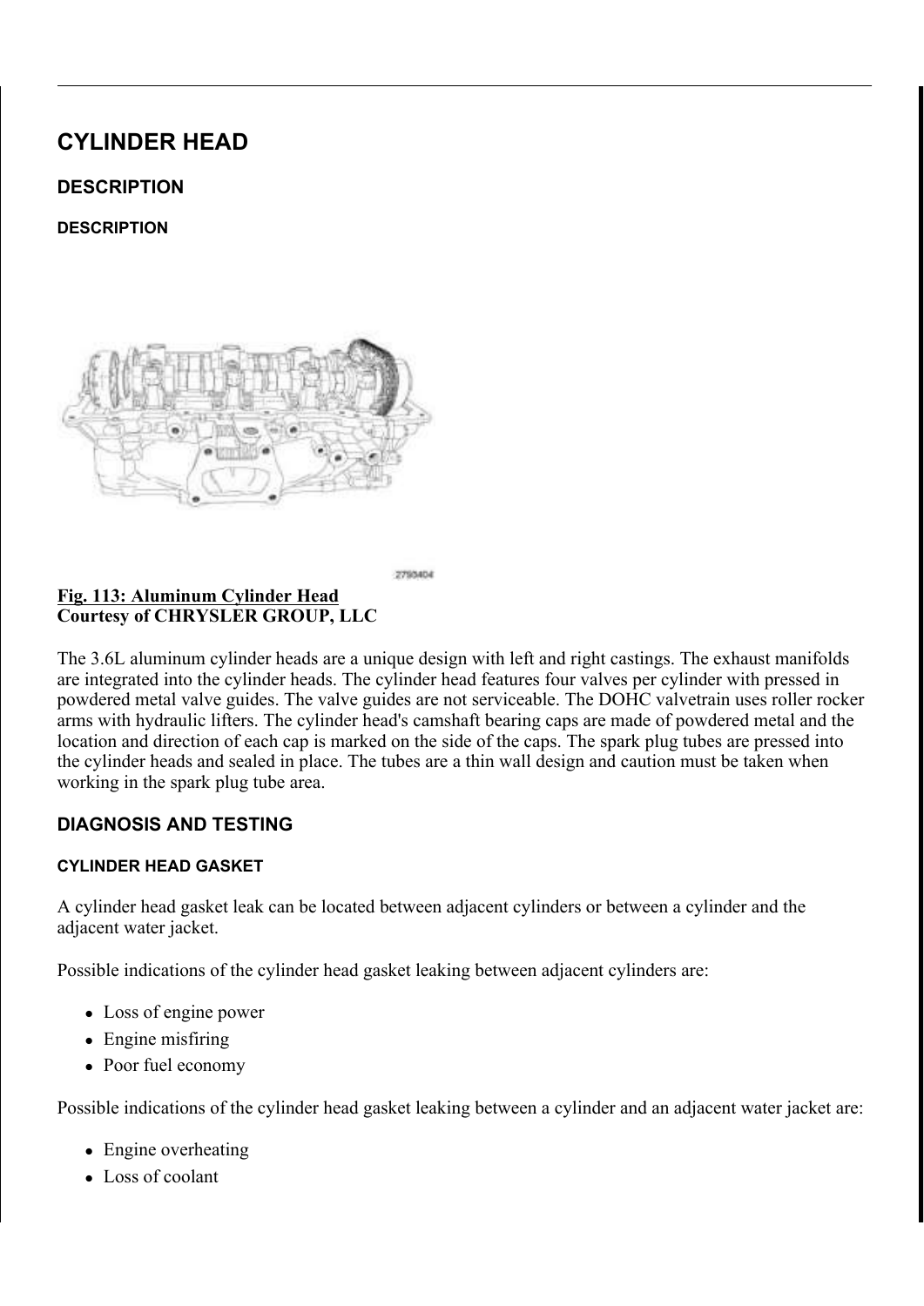# CYLINDER HEAD

## DESCRIPTION

### DESCRIPTION

2793404

**Fig. 113: Aluminum Cylinder Head**
**Courtesy of CHRYSLER GROUP, LLC**

The 3.6L aluminum cylinder heads are a unique design with left and right castings. The exhaust manifolds are integrated into the cylinder heads. The cylinder head features four valves per cylinder with pressed in powdered metal valve guides. The valve guides are not serviceable. The DOHC valvetrain uses roller rocker arms with hydraulic lifters. The cylinder head's camshaft bearing caps are made of powdered metal and the location and direction of each cap is marked on the side of the caps. The spark plug tubes are pressed into the cylinder heads and sealed in place. The tubes are a thin wall design and caution must be taken when working in the spark plug tube area.

## DIAGNOSIS AND TESTING

### CYLINDER HEAD GASKET

A cylinder head gasket leak can be located between adjacent cylinders or between a cylinder and the adjacent water jacket.

Possible indications of the cylinder head gasket leaking between adjacent cylinders are:

- Loss of engine power
- Engine misfiring
- Poor fuel economy

Possible indications of the cylinder head gasket leaking between a cylinder and an adjacent water jacket are:

- Engine overheating
- Loss of coolant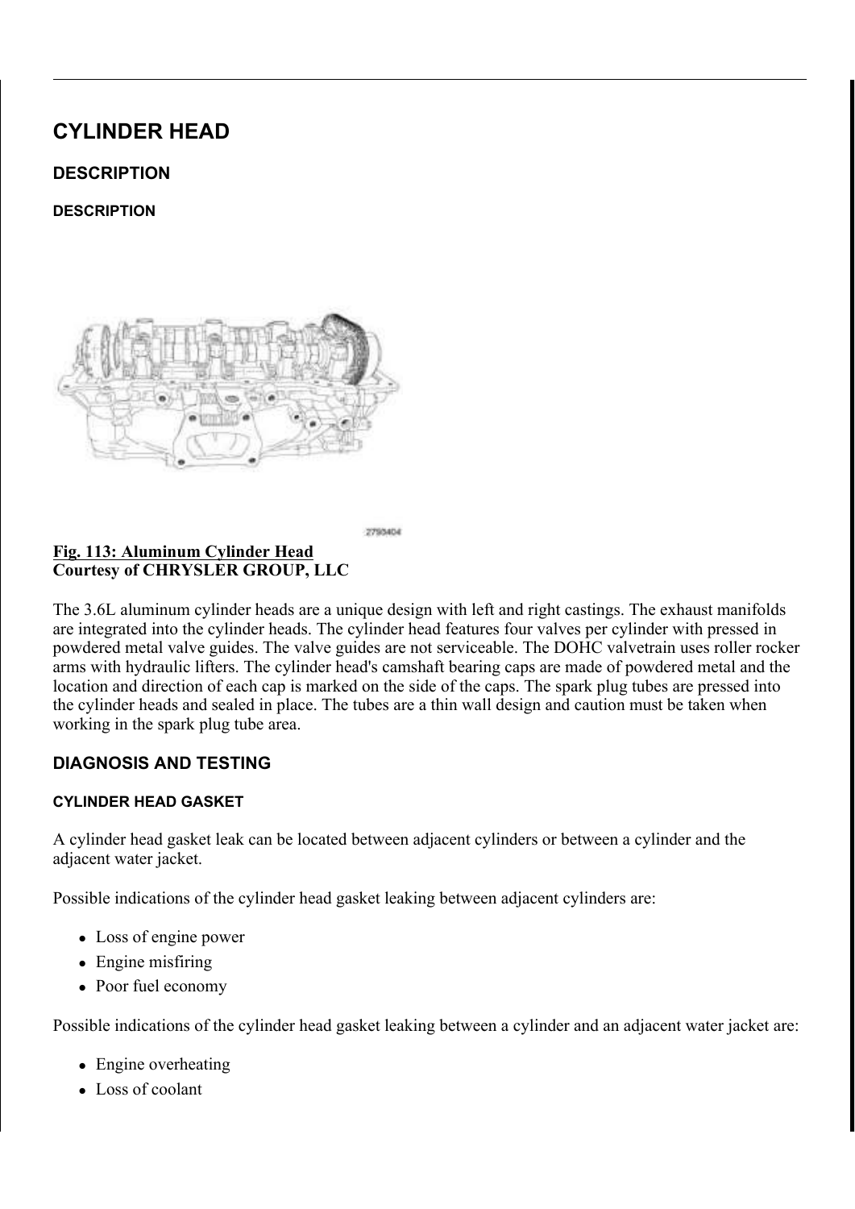# CYLINDER HEAD

## DESCRIPTION

### DESCRIPTION

**Fig. 113: Aluminum Cylinder Head**
**Courtesy of CHRYSLER GROUP, LLC**

The 3.6L aluminum cylinder heads are a unique design with left and right castings. The exhaust manifolds are integrated into the cylinder heads. The cylinder head features four valves per cylinder with pressed in powdered metal valve guides. The valve guides are not serviceable. The DOHC valvetrain uses roller rocker arms with hydraulic lifters. The cylinder head's camshaft bearing caps are made of powdered metal and the location and direction of each cap is marked on the side of the caps. The spark plug tubes are pressed into the cylinder heads and sealed in place. The tubes are a thin wall design and caution must be taken when working in the spark plug tube area.

## DIAGNOSIS AND TESTING

### CYLINDER HEAD GASKET

A cylinder head gasket leak can be located between adjacent cylinders or between a cylinder and the adjacent water jacket.

Possible indications of the cylinder head gasket leaking between adjacent cylinders are:

- Loss of engine power
- Engine misfiring
- Poor fuel economy

Possible indications of the cylinder head gasket leaking between a cylinder and an adjacent water jacket are:

- Engine overheating
- Loss of coolant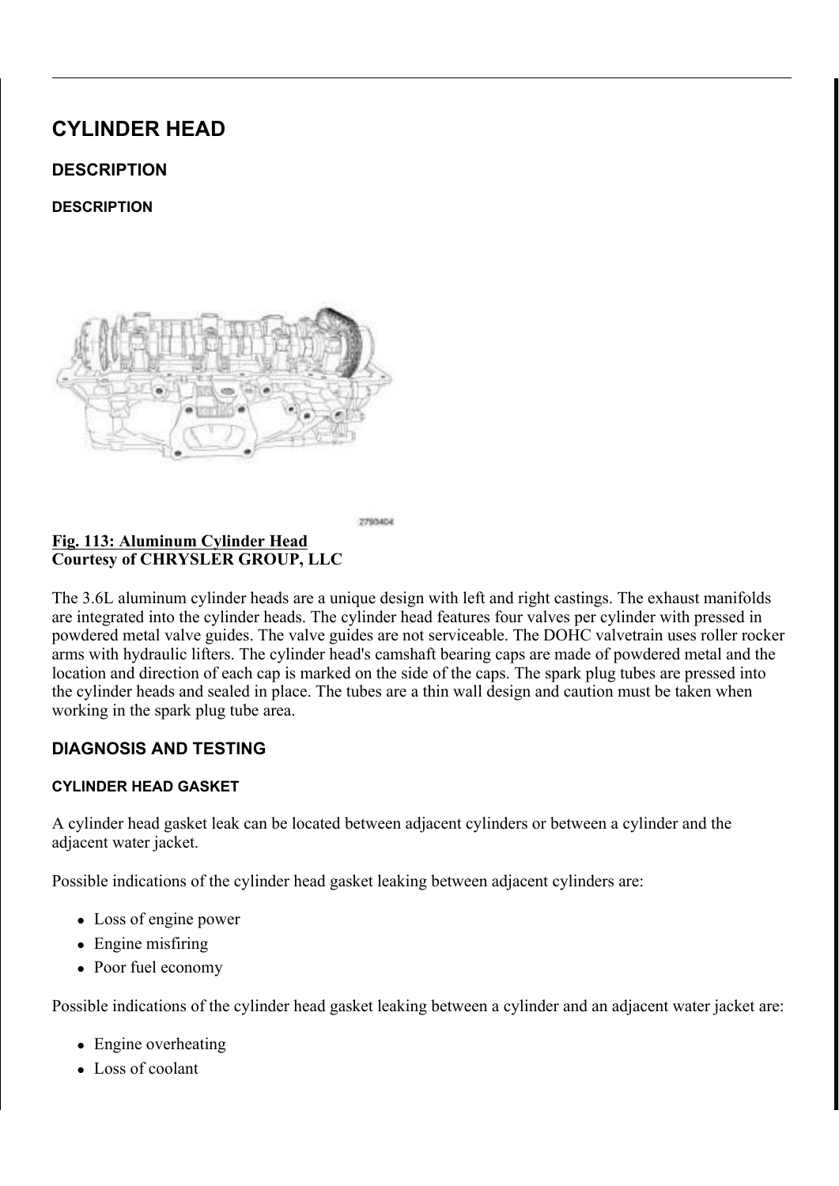# CYLINDER HEAD

## DESCRIPTION

### DESCRIPTION

2793404

**Fig. 113: Aluminum Cylinder Head**
**Courtesy of CHRYSLER GROUP, LLC**

The 3.6L aluminum cylinder heads are a unique design with left and right castings. The exhaust manifolds are integrated into the cylinder heads. The cylinder head features four valves per cylinder with pressed in powdered metal valve guides. The valve guides are not serviceable. The DOHC valvetrain uses roller rocker arms with hydraulic lifters. The cylinder head's camshaft bearing caps are made of powdered metal and the location and direction of each cap is marked on the side of the caps. The spark plug tubes are pressed into the cylinder heads and sealed in place. The tubes are a thin wall design and caution must be taken when working in the spark plug tube area.

## DIAGNOSIS AND TESTING

### CYLINDER HEAD GASKET

A cylinder head gasket leak can be located between adjacent cylinders or between a cylinder and the adjacent water jacket.

Possible indications of the cylinder head gasket leaking between adjacent cylinders are:

- Loss of engine power
- Engine misfiring
- Poor fuel economy

Possible indications of the cylinder head gasket leaking between a cylinder and an adjacent water jacket are:

- Engine overheating
- Loss of coolant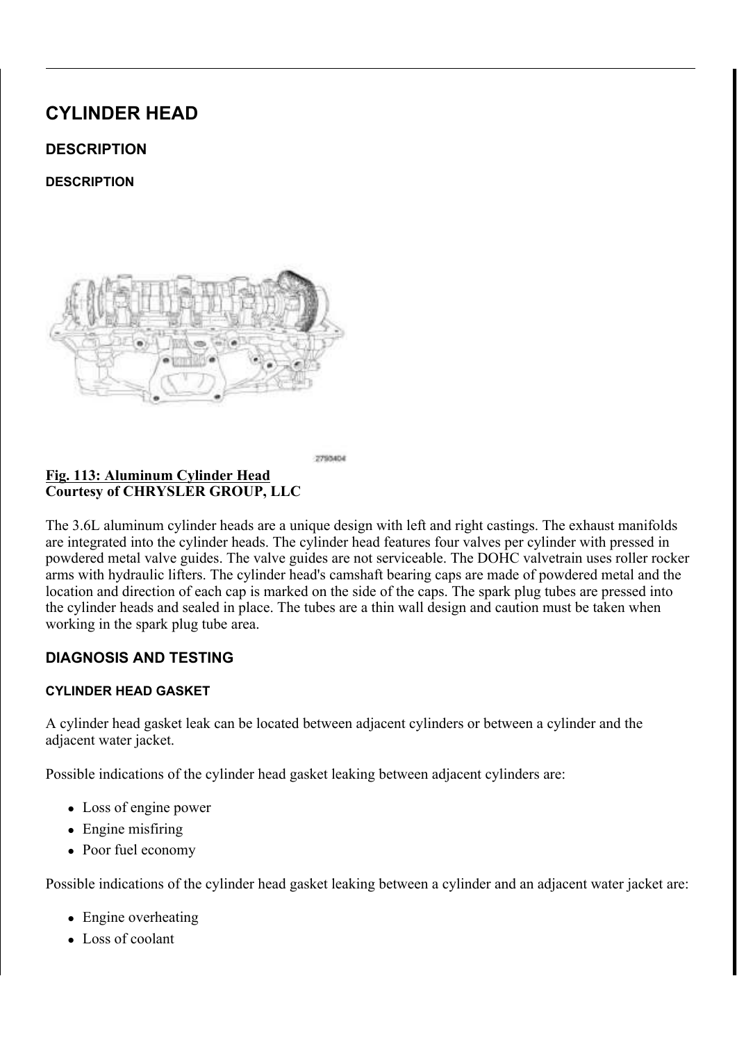# CYLINDER HEAD

## DESCRIPTION

### DESCRIPTION

2790404

**Fig. 113: Aluminum Cylinder Head**
**Courtesy of CHRYSLER GROUP, LLC**

The 3.6L aluminum cylinder heads are a unique design with left and right castings. The exhaust manifolds are integrated into the cylinder heads. The cylinder head features four valves per cylinder with pressed in powdered metal valve guides. The valve guides are not serviceable. The DOHC valvetrain uses roller rocker arms with hydraulic lifters. The cylinder head's camshaft bearing caps are made of powdered metal and the location and direction of each cap is marked on the side of the caps. The spark plug tubes are pressed into the cylinder heads and sealed in place. The tubes are a thin wall design and caution must be taken when working in the spark plug tube area.

## DIAGNOSIS AND TESTING

### CYLINDER HEAD GASKET

A cylinder head gasket leak can be located between adjacent cylinders or between a cylinder and the adjacent water jacket.

Possible indications of the cylinder head gasket leaking between adjacent cylinders are:

- Loss of engine power
- Engine misfiring
- Poor fuel economy

Possible indications of the cylinder head gasket leaking between a cylinder and an adjacent water jacket are:

- Engine overheating
- Loss of coolant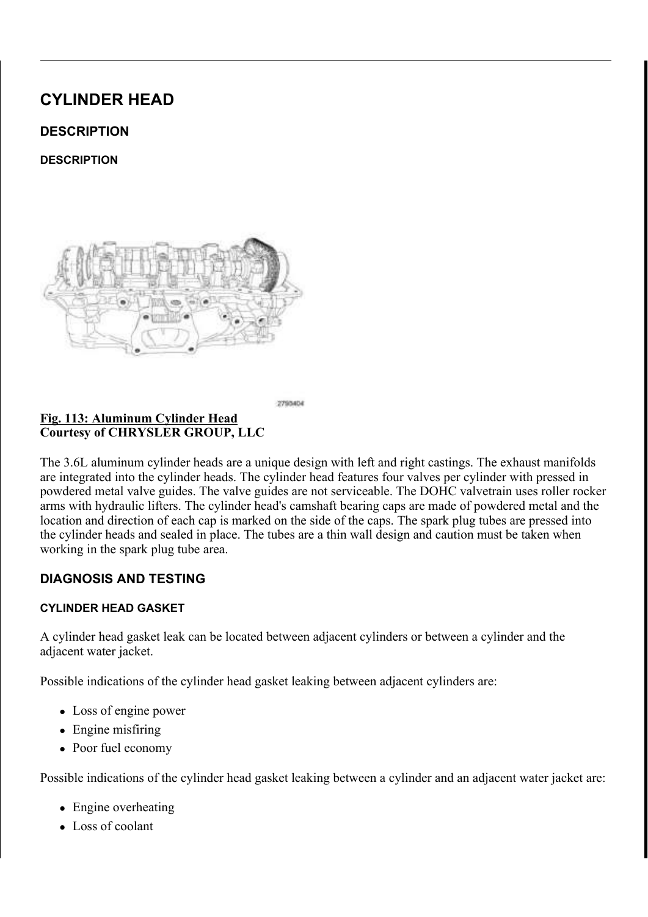# CYLINDER HEAD

## DESCRIPTION

### DESCRIPTION

2790404

**Fig. 113: Aluminum Cylinder Head**
**Courtesy of CHRYSLER GROUP, LLC**

The 3.6L aluminum cylinder heads are a unique design with left and right castings. The exhaust manifolds are integrated into the cylinder heads. The cylinder head features four valves per cylinder with pressed in powdered metal valve guides. The valve guides are not serviceable. The DOHC valvetrain uses roller rocker arms with hydraulic lifters. The cylinder head's camshaft bearing caps are made of powdered metal and the location and direction of each cap is marked on the side of the caps. The spark plug tubes are pressed into the cylinder heads and sealed in place. The tubes are a thin wall design and caution must be taken when working in the spark plug tube area.

## DIAGNOSIS AND TESTING

### CYLINDER HEAD GASKET

A cylinder head gasket leak can be located between adjacent cylinders or between a cylinder and the adjacent water jacket.

Possible indications of the cylinder head gasket leaking between adjacent cylinders are:

- Loss of engine power
- Engine misfiring
- Poor fuel economy

Possible indications of the cylinder head gasket leaking between a cylinder and an adjacent water jacket are:

- Engine overheating
- Loss of coolant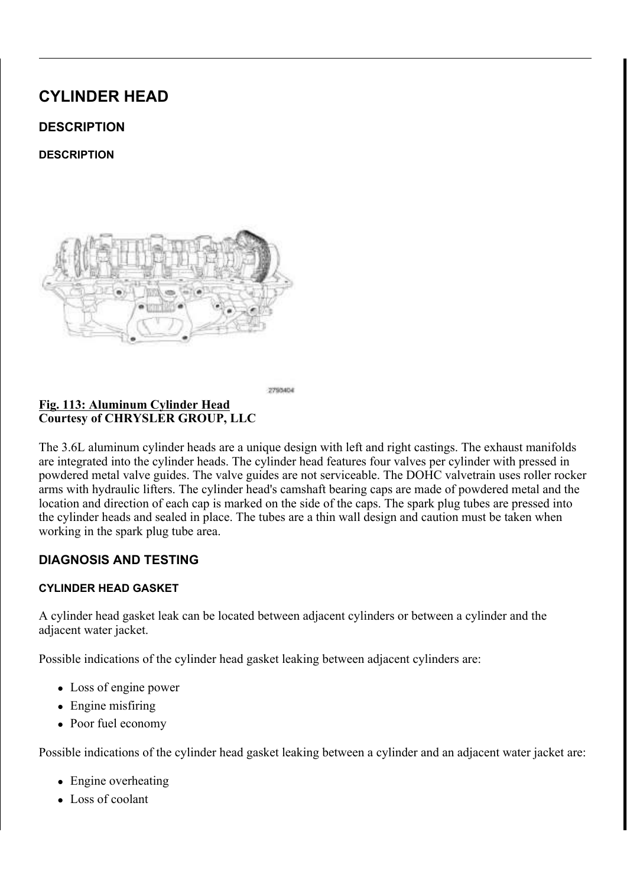# CYLINDER HEAD

## DESCRIPTION

### DESCRIPTION

**Fig. 113: Aluminum Cylinder Head**
**Courtesy of CHRYSLER GROUP, LLC**

The 3.6L aluminum cylinder heads are a unique design with left and right castings. The exhaust manifolds are integrated into the cylinder heads. The cylinder head features four valves per cylinder with pressed in powdered metal valve guides. The valve guides are not serviceable. The DOHC valvetrain uses roller rocker arms with hydraulic lifters. The cylinder head's camshaft bearing caps are made of powdered metal and the location and direction of each cap is marked on the side of the caps. The spark plug tubes are pressed into the cylinder heads and sealed in place. The tubes are a thin wall design and caution must be taken when working in the spark plug tube area.

## DIAGNOSIS AND TESTING

### CYLINDER HEAD GASKET

A cylinder head gasket leak can be located between adjacent cylinders or between a cylinder and the adjacent water jacket.

Possible indications of the cylinder head gasket leaking between adjacent cylinders are:

- Loss of engine power
- Engine misfiring
- Poor fuel economy

Possible indications of the cylinder head gasket leaking between a cylinder and an adjacent water jacket are:

- Engine overheating
- Loss of coolant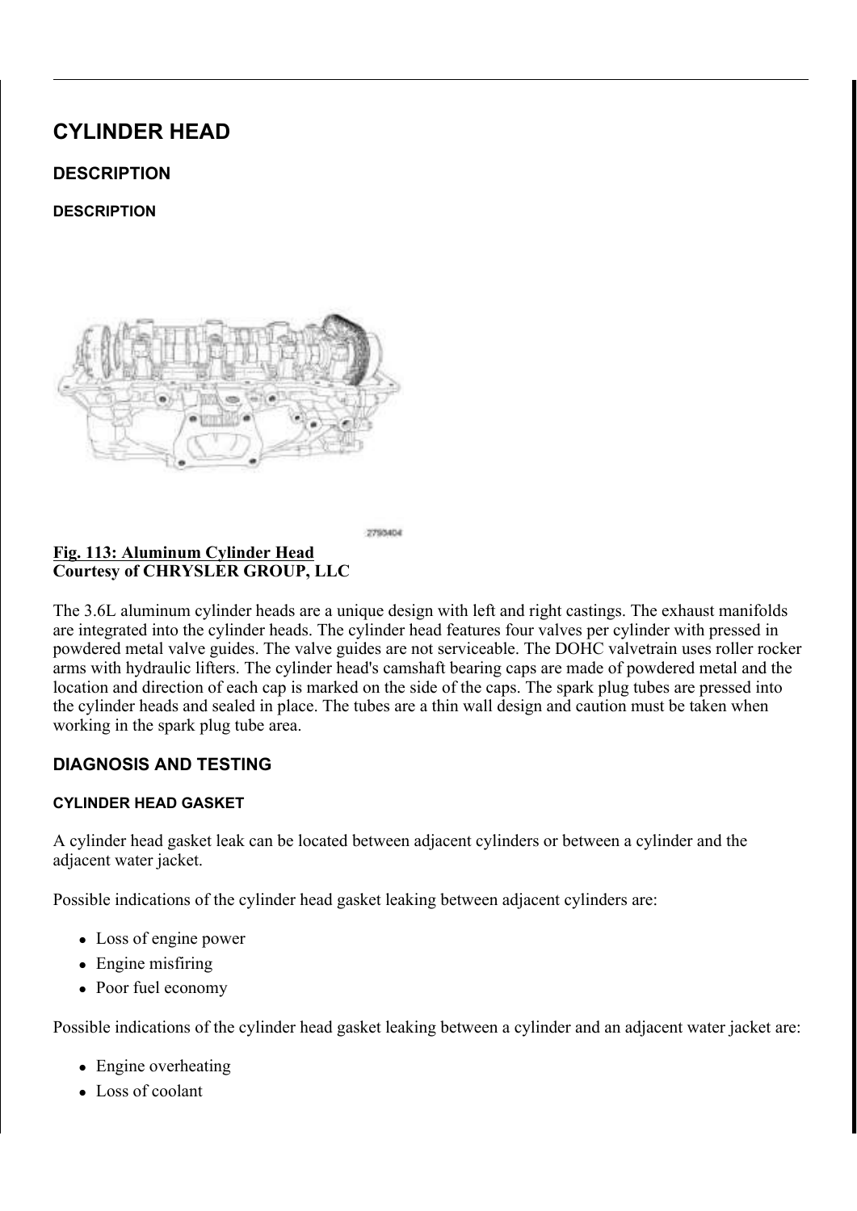# CYLINDER HEAD

## DESCRIPTION

### DESCRIPTION

**Fig. 113: Aluminum Cylinder Head**
**Courtesy of CHRYSLER GROUP, LLC**

The 3.6L aluminum cylinder heads are a unique design with left and right castings. The exhaust manifolds are integrated into the cylinder heads. The cylinder head features four valves per cylinder with pressed in powdered metal valve guides. The valve guides are not serviceable. The DOHC valvetrain uses roller rocker arms with hydraulic lifters. The cylinder head's camshaft bearing caps are made of powdered metal and the location and direction of each cap is marked on the side of the caps. The spark plug tubes are pressed into the cylinder heads and sealed in place. The tubes are a thin wall design and caution must be taken when working in the spark plug tube area.

## DIAGNOSIS AND TESTING

### CYLINDER HEAD GASKET

A cylinder head gasket leak can be located between adjacent cylinders or between a cylinder and the adjacent water jacket.

Possible indications of the cylinder head gasket leaking between adjacent cylinders are:

- Loss of engine power
- Engine misfiring
- Poor fuel economy

Possible indications of the cylinder head gasket leaking between a cylinder and an adjacent water jacket are:

- Engine overheating
- Loss of coolant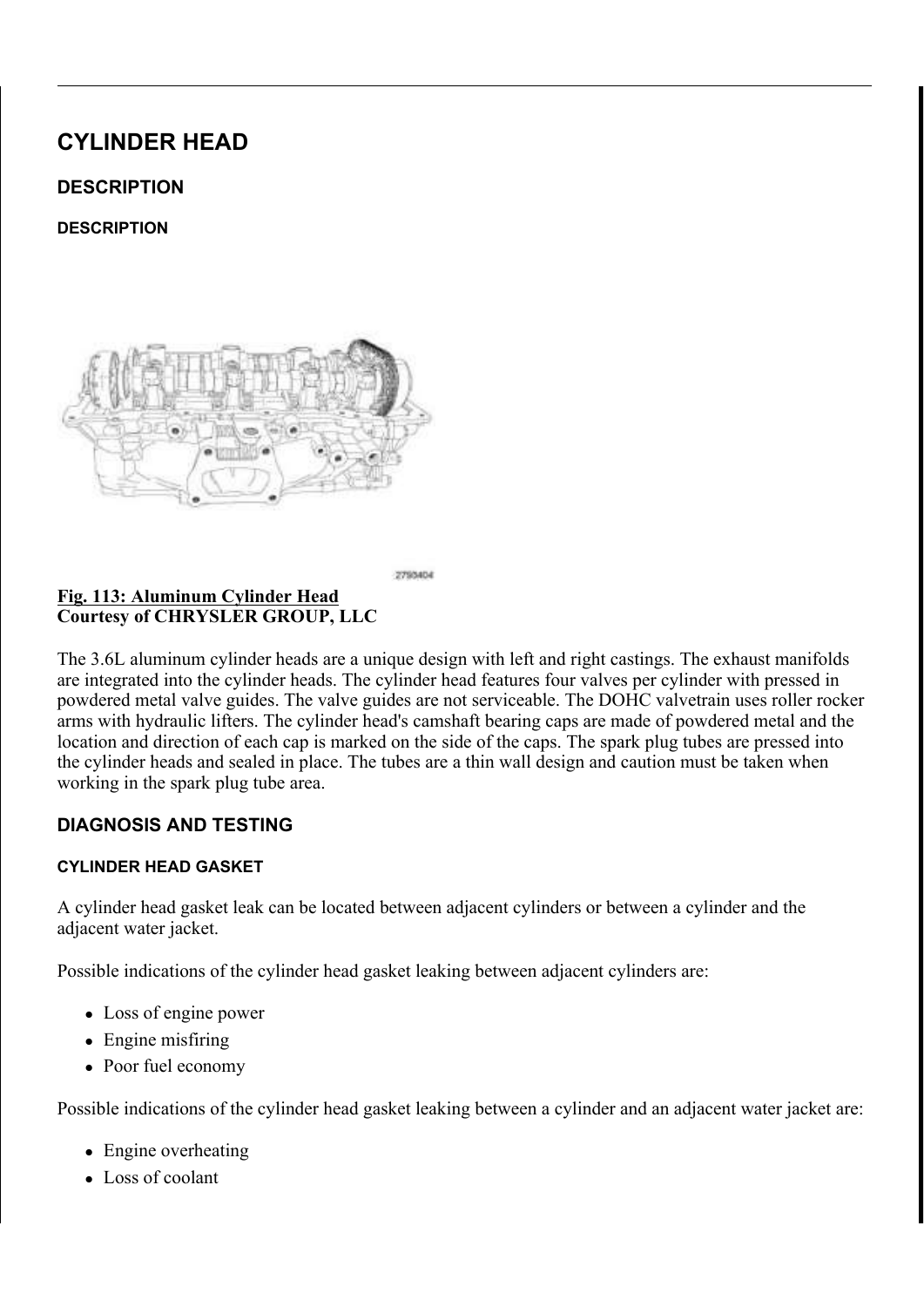# CYLINDER HEAD

## DESCRIPTION

### DESCRIPTION

2790404

**Fig. 113: Aluminum Cylinder Head**
**Courtesy of CHRYSLER GROUP, LLC**

The 3.6L aluminum cylinder heads are a unique design with left and right castings. The exhaust manifolds are integrated into the cylinder heads. The cylinder head features four valves per cylinder with pressed in powdered metal valve guides. The valve guides are not serviceable. The DOHC valvetrain uses roller rocker arms with hydraulic lifters. The cylinder head's camshaft bearing caps are made of powdered metal and the location and direction of each cap is marked on the side of the caps. The spark plug tubes are pressed into the cylinder heads and sealed in place. The tubes are a thin wall design and caution must be taken when working in the spark plug tube area.

## DIAGNOSIS AND TESTING

### CYLINDER HEAD GASKET

A cylinder head gasket leak can be located between adjacent cylinders or between a cylinder and the adjacent water jacket.

Possible indications of the cylinder head gasket leaking between adjacent cylinders are:

- Loss of engine power
- Engine misfiring
- Poor fuel economy

Possible indications of the cylinder head gasket leaking between a cylinder and an adjacent water jacket are:

- Engine overheating
- Loss of coolant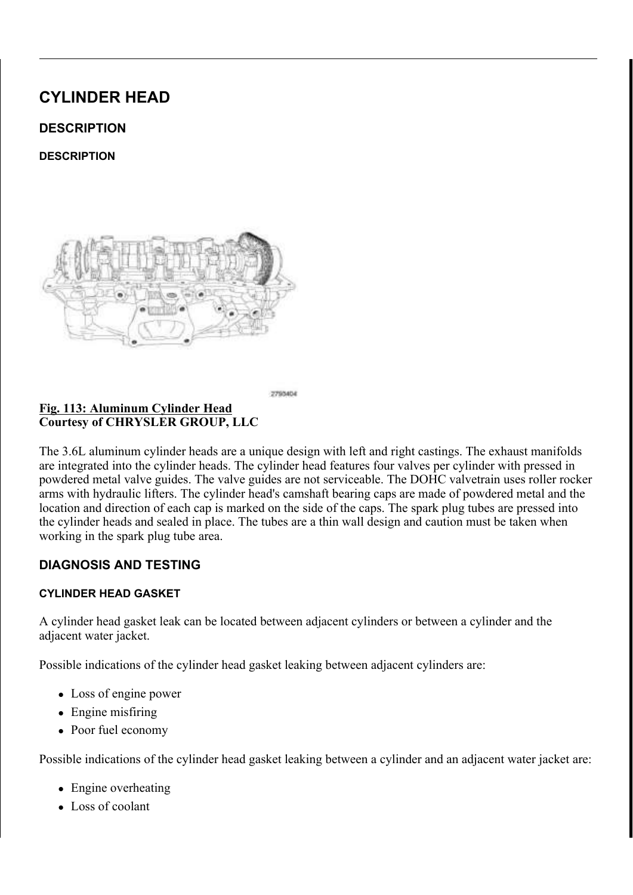# CYLINDER HEAD

## DESCRIPTION

### DESCRIPTION

**Fig. 113: Aluminum Cylinder Head**
**Courtesy of CHRYSLER GROUP, LLC**

The 3.6L aluminum cylinder heads are a unique design with left and right castings. The exhaust manifolds are integrated into the cylinder heads. The cylinder head features four valves per cylinder with pressed in powdered metal valve guides. The valve guides are not serviceable. The DOHC valvetrain uses roller rocker arms with hydraulic lifters. The cylinder head's camshaft bearing caps are made of powdered metal and the location and direction of each cap is marked on the side of the caps. The spark plug tubes are pressed into the cylinder heads and sealed in place. The tubes are a thin wall design and caution must be taken when working in the spark plug tube area.

## DIAGNOSIS AND TESTING

### CYLINDER HEAD GASKET

A cylinder head gasket leak can be located between adjacent cylinders or between a cylinder and the adjacent water jacket.

Possible indications of the cylinder head gasket leaking between adjacent cylinders are:

- Loss of engine power
- Engine misfiring
- Poor fuel economy

Possible indications of the cylinder head gasket leaking between a cylinder and an adjacent water jacket are:

- Engine overheating
- Loss of coolant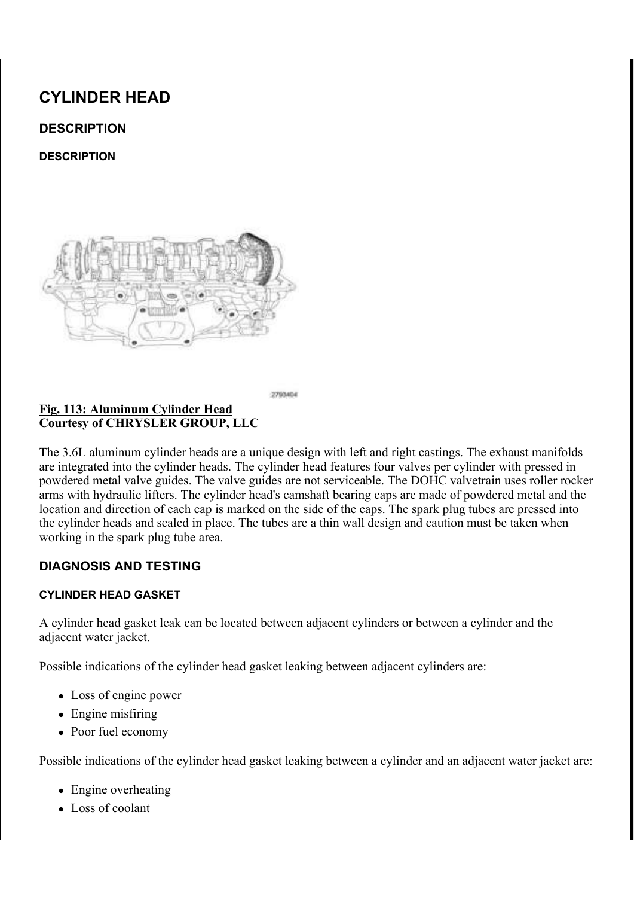# CYLINDER HEAD

## DESCRIPTION

### DESCRIPTION

**Fig. 113: Aluminum Cylinder Head**
**Courtesy of CHRYSLER GROUP, LLC**

The 3.6L aluminum cylinder heads are a unique design with left and right castings. The exhaust manifolds are integrated into the cylinder heads. The cylinder head features four valves per cylinder with pressed in powdered metal valve guides. The valve guides are not serviceable. The DOHC valvetrain uses roller rocker arms with hydraulic lifters. The cylinder head's camshaft bearing caps are made of powdered metal and the location and direction of each cap is marked on the side of the caps. The spark plug tubes are pressed into the cylinder heads and sealed in place. The tubes are a thin wall design and caution must be taken when working in the spark plug tube area.

## DIAGNOSIS AND TESTING

### CYLINDER HEAD GASKET

A cylinder head gasket leak can be located between adjacent cylinders or between a cylinder and the adjacent water jacket.

Possible indications of the cylinder head gasket leaking between adjacent cylinders are:

- Loss of engine power
- Engine misfiring
- Poor fuel economy

Possible indications of the cylinder head gasket leaking between a cylinder and an adjacent water jacket are:

- Engine overheating
- Loss of coolant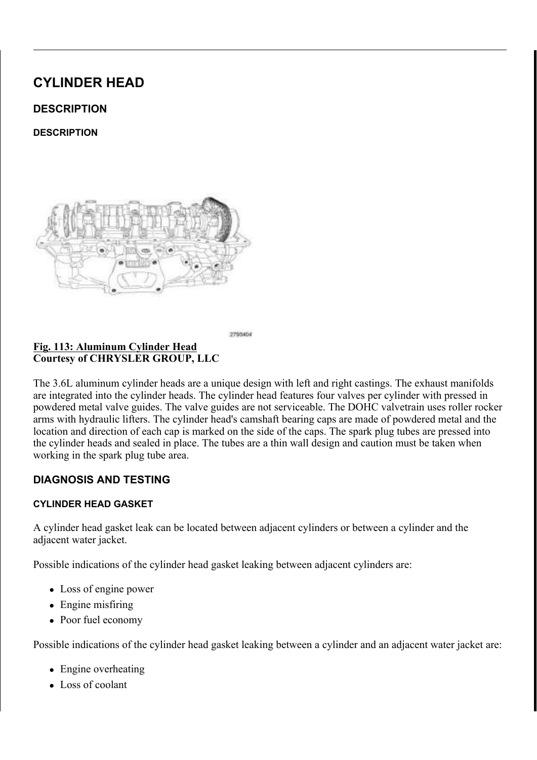# CYLINDER HEAD

## DESCRIPTION

### DESCRIPTION

**Fig. 113: Aluminum Cylinder Head**
**Courtesy of CHRYSLER GROUP, LLC**

The 3.6L aluminum cylinder heads are a unique design with left and right castings. The exhaust manifolds are integrated into the cylinder heads. The cylinder head features four valves per cylinder with pressed in powdered metal valve guides. The valve guides are not serviceable. The DOHC valvetrain uses roller rocker arms with hydraulic lifters. The cylinder head's camshaft bearing caps are made of powdered metal and the location and direction of each cap is marked on the side of the caps. The spark plug tubes are pressed into the cylinder heads and sealed in place. The tubes are a thin wall design and caution must be taken when working in the spark plug tube area.

## DIAGNOSIS AND TESTING

### CYLINDER HEAD GASKET

A cylinder head gasket leak can be located between adjacent cylinders or between a cylinder and the adjacent water jacket.

Possible indications of the cylinder head gasket leaking between adjacent cylinders are:

- Loss of engine power
- Engine misfiring
- Poor fuel economy

Possible indications of the cylinder head gasket leaking between a cylinder and an adjacent water jacket are:

- Engine overheating
- Loss of coolant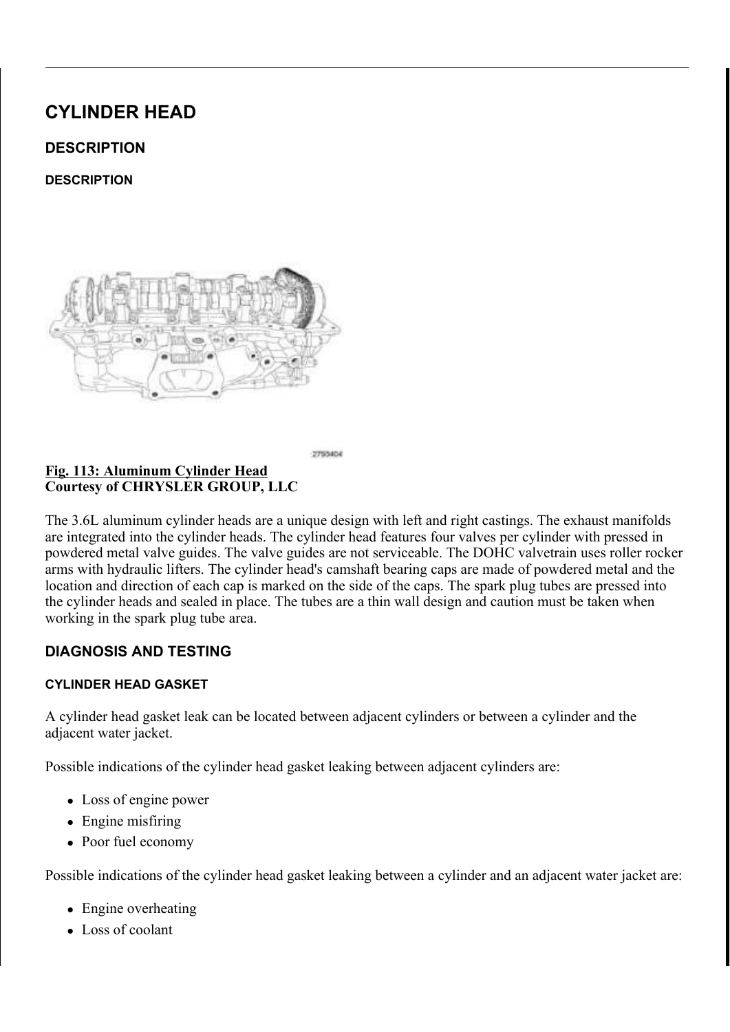# CYLINDER HEAD

## DESCRIPTION

### DESCRIPTION

**Fig. 113: Aluminum Cylinder Head**
**Courtesy of CHRYSLER GROUP, LLC**

The 3.6L aluminum cylinder heads are a unique design with left and right castings. The exhaust manifolds are integrated into the cylinder heads. The cylinder head features four valves per cylinder with pressed in powdered metal valve guides. The valve guides are not serviceable. The DOHC valvetrain uses roller rocker arms with hydraulic lifters. The cylinder head's camshaft bearing caps are made of powdered metal and the location and direction of each cap is marked on the side of the caps. The spark plug tubes are pressed into the cylinder heads and sealed in place. The tubes are a thin wall design and caution must be taken when working in the spark plug tube area.

## DIAGNOSIS AND TESTING

### CYLINDER HEAD GASKET

A cylinder head gasket leak can be located between adjacent cylinders or between a cylinder and the adjacent water jacket.

Possible indications of the cylinder head gasket leaking between adjacent cylinders are:

- Loss of engine power
- Engine misfiring
- Poor fuel economy

Possible indications of the cylinder head gasket leaking between a cylinder and an adjacent water jacket are:

- Engine overheating
- Loss of coolant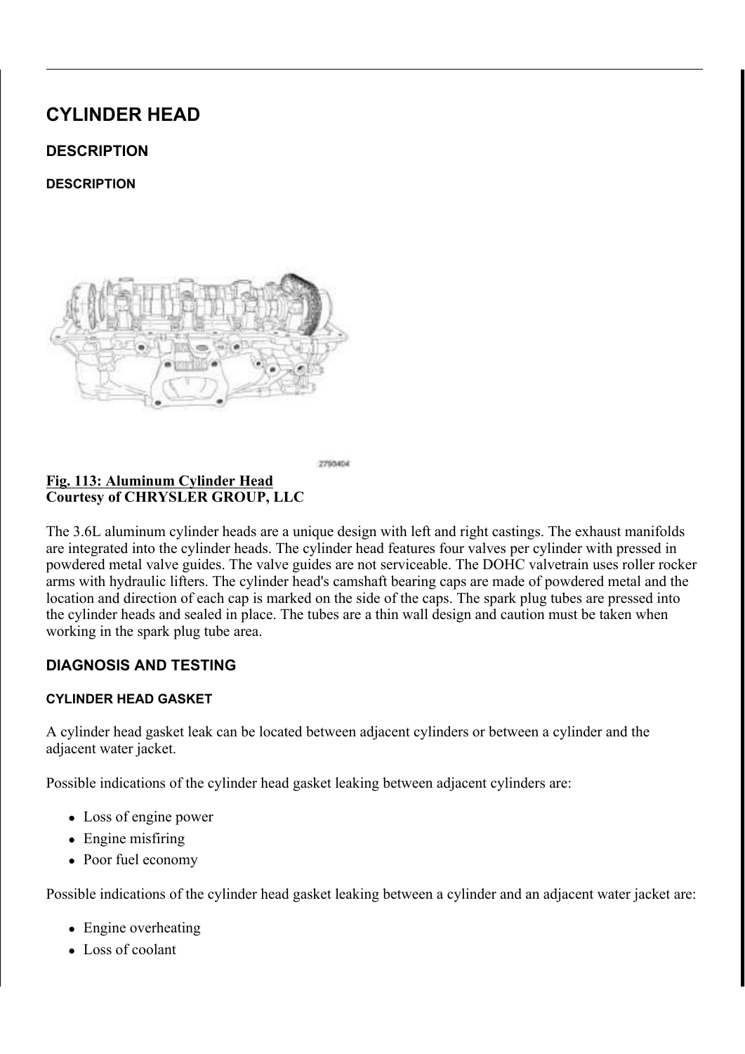# CYLINDER HEAD

## DESCRIPTION

### DESCRIPTION

2790404

**Fig. 113: Aluminum Cylinder Head**
**Courtesy of CHRYSLER GROUP, LLC**

The 3.6L aluminum cylinder heads are a unique design with left and right castings. The exhaust manifolds are integrated into the cylinder heads. The cylinder head features four valves per cylinder with pressed in powdered metal valve guides. The valve guides are not serviceable. The DOHC valvetrain uses roller rocker arms with hydraulic lifters. The cylinder head's camshaft bearing caps are made of powdered metal and the location and direction of each cap is marked on the side of the caps. The spark plug tubes are pressed into the cylinder heads and sealed in place. The tubes are a thin wall design and caution must be taken when working in the spark plug tube area.

## DIAGNOSIS AND TESTING

### CYLINDER HEAD GASKET

A cylinder head gasket leak can be located between adjacent cylinders or between a cylinder and the adjacent water jacket.

Possible indications of the cylinder head gasket leaking between adjacent cylinders are:

- Loss of engine power
- Engine misfiring
- Poor fuel economy

Possible indications of the cylinder head gasket leaking between a cylinder and an adjacent water jacket are:

- Engine overheating
- Loss of coolant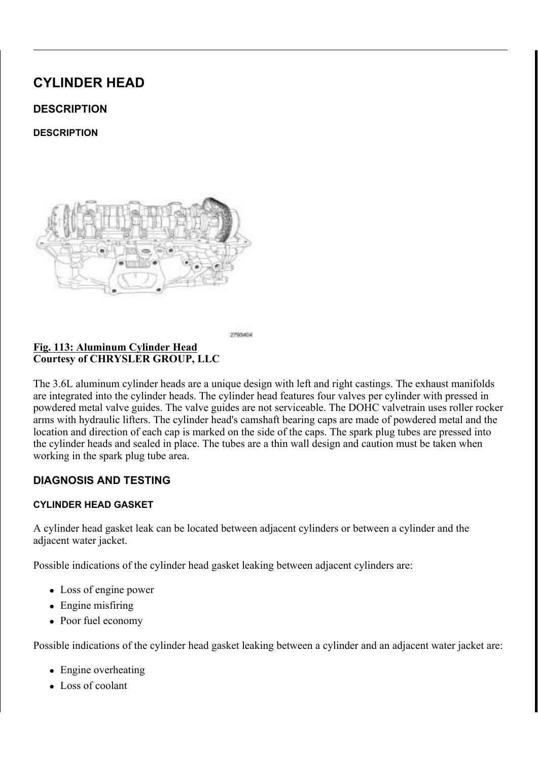# CYLINDER HEAD

## DESCRIPTION

### DESCRIPTION

**Fig. 113: Aluminum Cylinder Head**
**Courtesy of CHRYSLER GROUP, LLC**

The 3.6L aluminum cylinder heads are a unique design with left and right castings. The exhaust manifolds are integrated into the cylinder heads. The cylinder head features four valves per cylinder with pressed in powdered metal valve guides. The valve guides are not serviceable. The DOHC valvetrain uses roller rocker arms with hydraulic lifters. The cylinder head's camshaft bearing caps are made of powdered metal and the location and direction of each cap is marked on the side of the caps. The spark plug tubes are pressed into the cylinder heads and sealed in place. The tubes are a thin wall design and caution must be taken when working in the spark plug tube area.

## DIAGNOSIS AND TESTING

### CYLINDER HEAD GASKET

A cylinder head gasket leak can be located between adjacent cylinders or between a cylinder and the adjacent water jacket.

Possible indications of the cylinder head gasket leaking between adjacent cylinders are:

- Loss of engine power
- Engine misfiring
- Poor fuel economy

Possible indications of the cylinder head gasket leaking between a cylinder and an adjacent water jacket are:

- Engine overheating
- Loss of coolant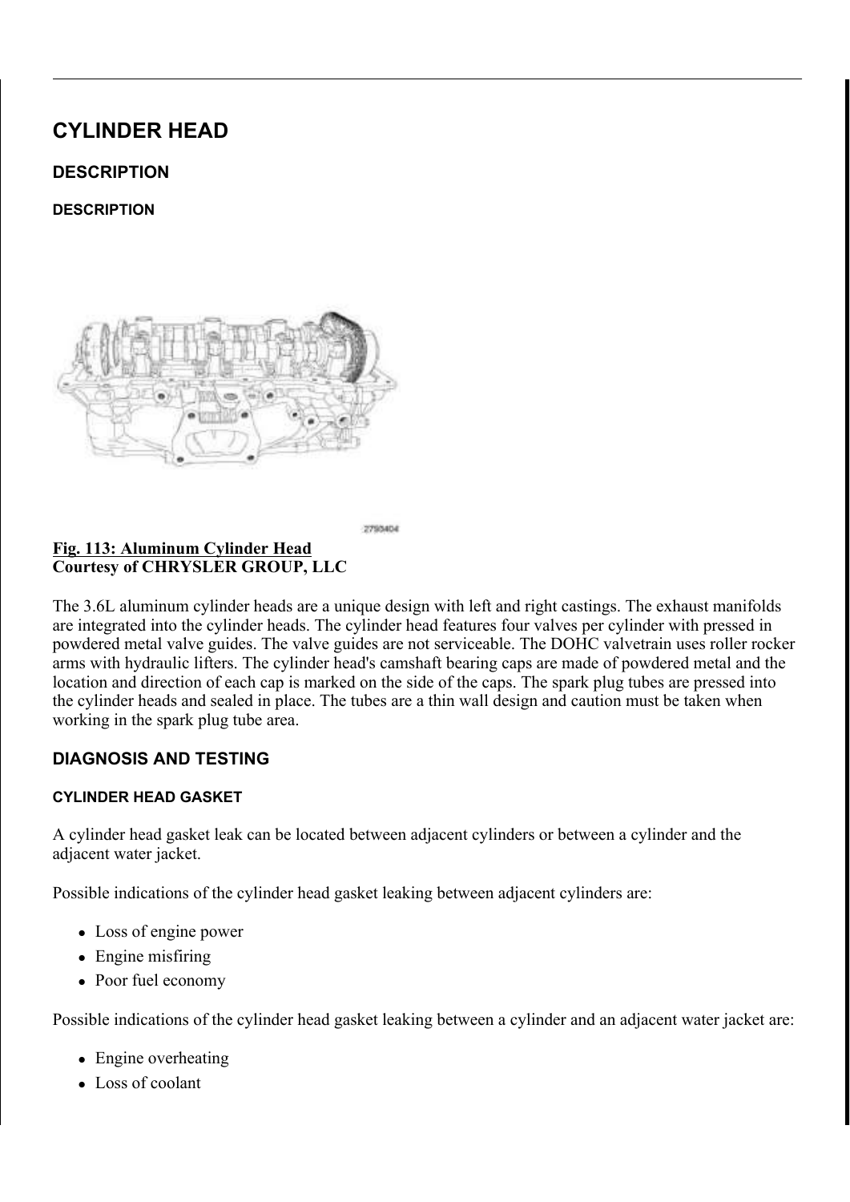# CYLINDER HEAD

## DESCRIPTION

### DESCRIPTION

**Fig. 113: Aluminum Cylinder Head**
**Courtesy of CHRYSLER GROUP, LLC**

The 3.6L aluminum cylinder heads are a unique design with left and right castings. The exhaust manifolds are integrated into the cylinder heads. The cylinder head features four valves per cylinder with pressed in powdered metal valve guides. The valve guides are not serviceable. The DOHC valvetrain uses roller rocker arms with hydraulic lifters. The cylinder head's camshaft bearing caps are made of powdered metal and the location and direction of each cap is marked on the side of the caps. The spark plug tubes are pressed into the cylinder heads and sealed in place. The tubes are a thin wall design and caution must be taken when working in the spark plug tube area.

## DIAGNOSIS AND TESTING

### CYLINDER HEAD GASKET

A cylinder head gasket leak can be located between adjacent cylinders or between a cylinder and the adjacent water jacket.

Possible indications of the cylinder head gasket leaking between adjacent cylinders are:

- Loss of engine power
- Engine misfiring
- Poor fuel economy

Possible indications of the cylinder head gasket leaking between a cylinder and an adjacent water jacket are:

- Engine overheating
- Loss of coolant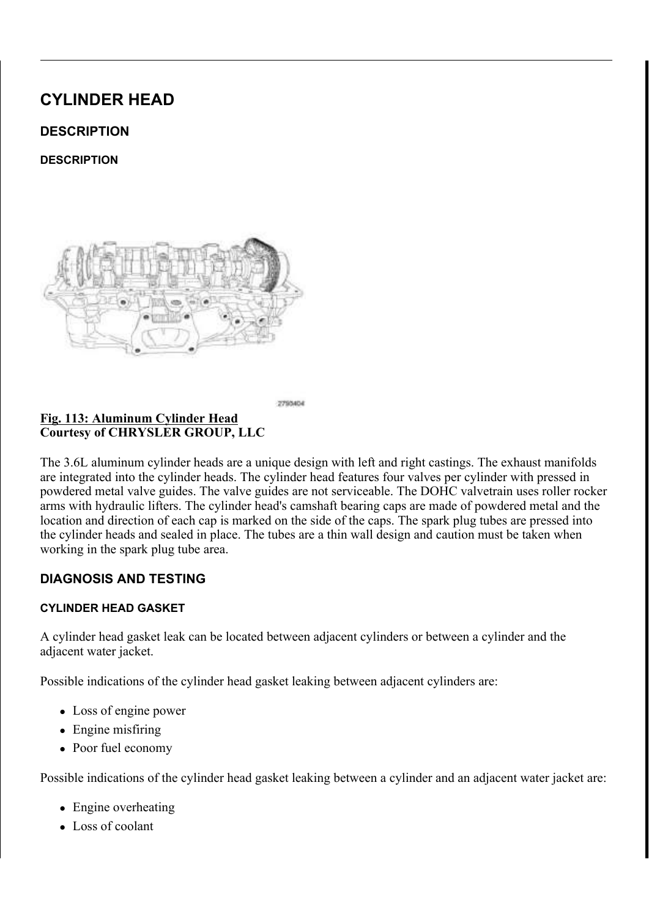# CYLINDER HEAD

## DESCRIPTION

### DESCRIPTION

2790404

**Fig. 113: Aluminum Cylinder Head**
**Courtesy of CHRYSLER GROUP, LLC**

The 3.6L aluminum cylinder heads are a unique design with left and right castings. The exhaust manifolds are integrated into the cylinder heads. The cylinder head features four valves per cylinder with pressed in powdered metal valve guides. The valve guides are not serviceable. The DOHC valvetrain uses roller rocker arms with hydraulic lifters. The cylinder head's camshaft bearing caps are made of powdered metal and the location and direction of each cap is marked on the side of the caps. The spark plug tubes are pressed into the cylinder heads and sealed in place. The tubes are a thin wall design and caution must be taken when working in the spark plug tube area.

## DIAGNOSIS AND TESTING

### CYLINDER HEAD GASKET

A cylinder head gasket leak can be located between adjacent cylinders or between a cylinder and the adjacent water jacket.

Possible indications of the cylinder head gasket leaking between adjacent cylinders are:

- Loss of engine power
- Engine misfiring
- Poor fuel economy

Possible indications of the cylinder head gasket leaking between a cylinder and an adjacent water jacket are:

- Engine overheating
- Loss of coolant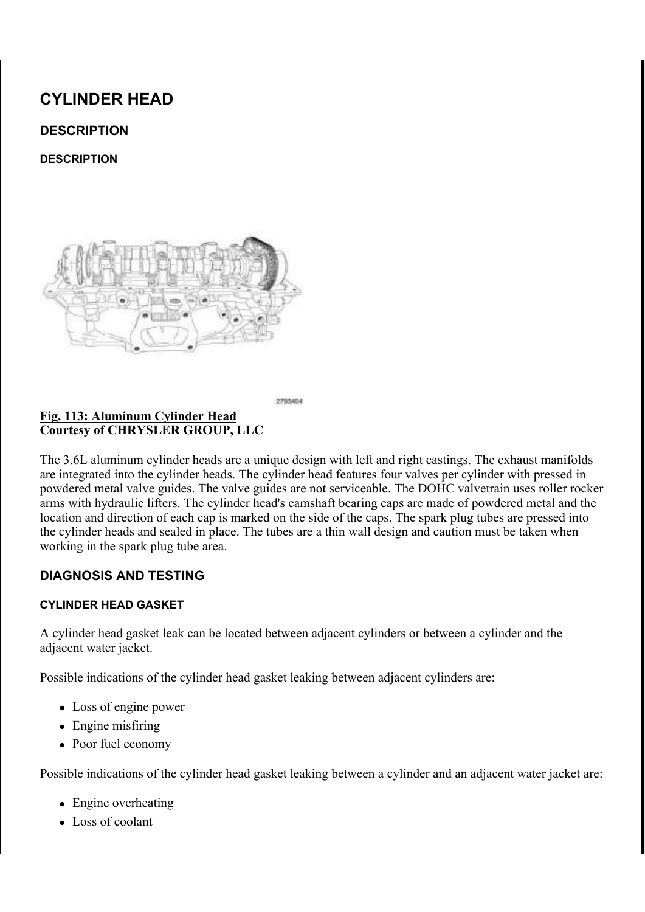# CYLINDER HEAD

## DESCRIPTION

### DESCRIPTION

**Fig. 113: Aluminum Cylinder Head**
**Courtesy of CHRYSLER GROUP, LLC**

The 3.6L aluminum cylinder heads are a unique design with left and right castings. The exhaust manifolds are integrated into the cylinder heads. The cylinder head features four valves per cylinder with pressed in powdered metal valve guides. The valve guides are not serviceable. The DOHC valvetrain uses roller rocker arms with hydraulic lifters. The cylinder head's camshaft bearing caps are made of powdered metal and the location and direction of each cap is marked on the side of the caps. The spark plug tubes are pressed into the cylinder heads and sealed in place. The tubes are a thin wall design and caution must be taken when working in the spark plug tube area.

## DIAGNOSIS AND TESTING

### CYLINDER HEAD GASKET

A cylinder head gasket leak can be located between adjacent cylinders or between a cylinder and the adjacent water jacket.

Possible indications of the cylinder head gasket leaking between adjacent cylinders are:

- Loss of engine power
- Engine misfiring
- Poor fuel economy

Possible indications of the cylinder head gasket leaking between a cylinder and an adjacent water jacket are:

- Engine overheating
- Loss of coolant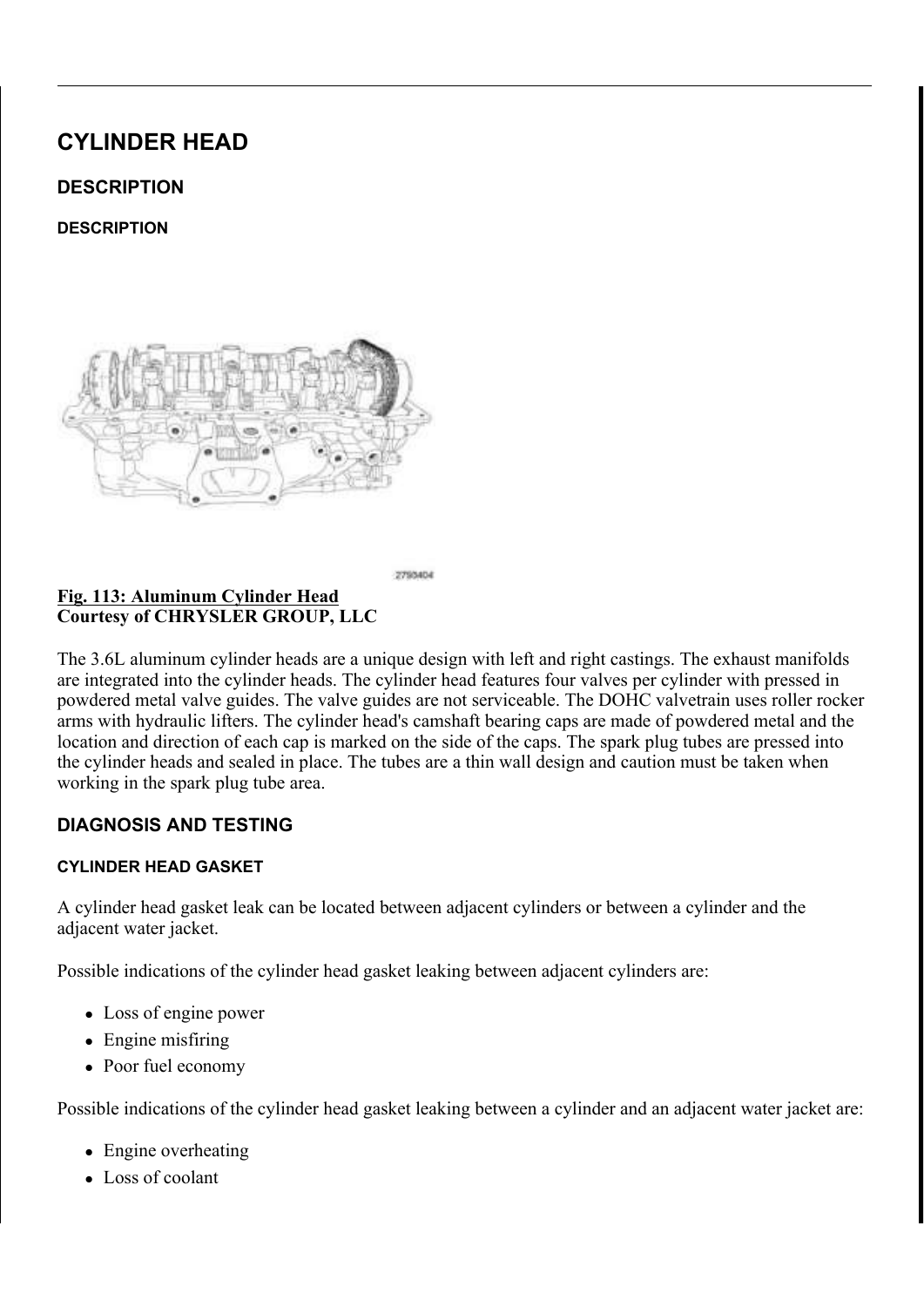# CYLINDER HEAD

## DESCRIPTION

### DESCRIPTION

**Fig. 113: Aluminum Cylinder Head**
**Courtesy of CHRYSLER GROUP, LLC**

The 3.6L aluminum cylinder heads are a unique design with left and right castings. The exhaust manifolds are integrated into the cylinder heads. The cylinder head features four valves per cylinder with pressed in powdered metal valve guides. The valve guides are not serviceable. The DOHC valvetrain uses roller rocker arms with hydraulic lifters. The cylinder head's camshaft bearing caps are made of powdered metal and the location and direction of each cap is marked on the side of the caps. The spark plug tubes are pressed into the cylinder heads and sealed in place. The tubes are a thin wall design and caution must be taken when working in the spark plug tube area.

## DIAGNOSIS AND TESTING

### CYLINDER HEAD GASKET

A cylinder head gasket leak can be located between adjacent cylinders or between a cylinder and the adjacent water jacket.

Possible indications of the cylinder head gasket leaking between adjacent cylinders are:

- Loss of engine power
- Engine misfiring
- Poor fuel economy

Possible indications of the cylinder head gasket leaking between a cylinder and an adjacent water jacket are:

- Engine overheating
- Loss of coolant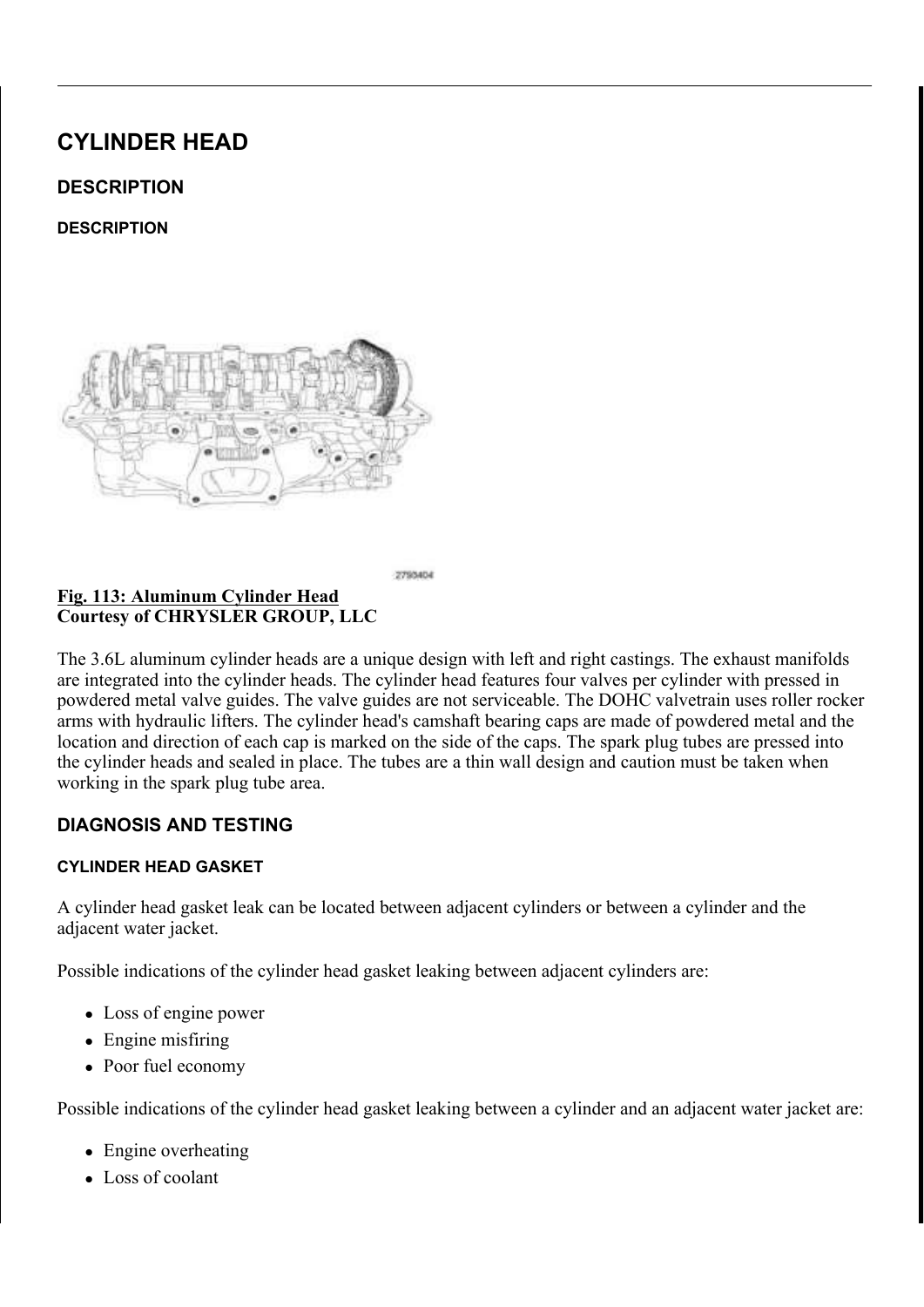# CYLINDER HEAD

## DESCRIPTION

### DESCRIPTION

**Fig. 113: Aluminum Cylinder Head**
**Courtesy of CHRYSLER GROUP, LLC**

The 3.6L aluminum cylinder heads are a unique design with left and right castings. The exhaust manifolds are integrated into the cylinder heads. The cylinder head features four valves per cylinder with pressed in powdered metal valve guides. The valve guides are not serviceable. The DOHC valvetrain uses roller rocker arms with hydraulic lifters. The cylinder head's camshaft bearing caps are made of powdered metal and the location and direction of each cap is marked on the side of the caps. The spark plug tubes are pressed into the cylinder heads and sealed in place. The tubes are a thin wall design and caution must be taken when working in the spark plug tube area.

## DIAGNOSIS AND TESTING

### CYLINDER HEAD GASKET

A cylinder head gasket leak can be located between adjacent cylinders or between a cylinder and the adjacent water jacket.

Possible indications of the cylinder head gasket leaking between adjacent cylinders are:

- Loss of engine power
- Engine misfiring
- Poor fuel economy

Possible indications of the cylinder head gasket leaking between a cylinder and an adjacent water jacket are:

- Engine overheating
- Loss of coolant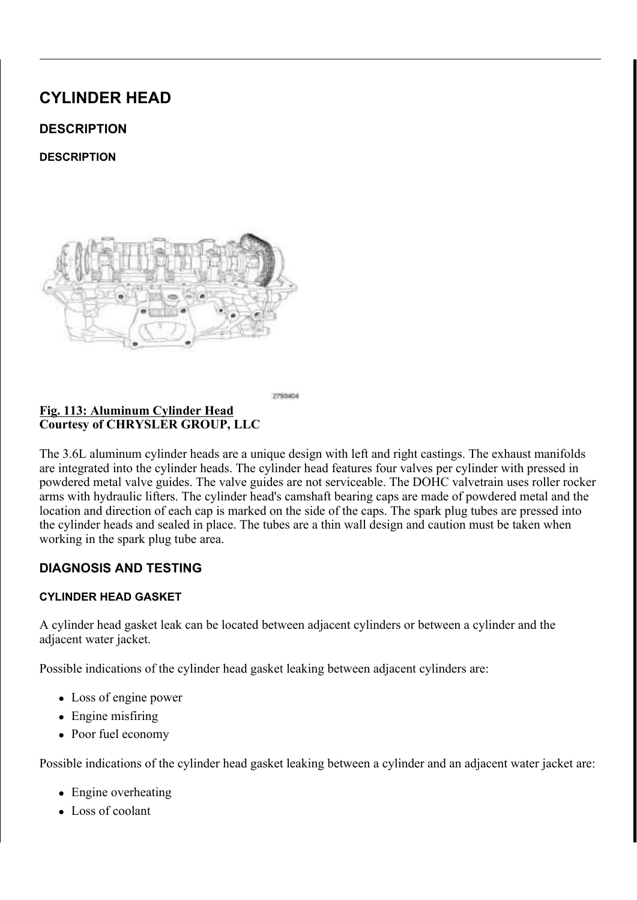# CYLINDER HEAD

## DESCRIPTION

### DESCRIPTION

2790404

**Fig. 113: Aluminum Cylinder Head**
**Courtesy of CHRYSLER GROUP, LLC**

The 3.6L aluminum cylinder heads are a unique design with left and right castings. The exhaust manifolds are integrated into the cylinder heads. The cylinder head features four valves per cylinder with pressed in powdered metal valve guides. The valve guides are not serviceable. The DOHC valvetrain uses roller rocker arms with hydraulic lifters. The cylinder head's camshaft bearing caps are made of powdered metal and the location and direction of each cap is marked on the side of the caps. The spark plug tubes are pressed into the cylinder heads and sealed in place. The tubes are a thin wall design and caution must be taken when working in the spark plug tube area.

## DIAGNOSIS AND TESTING

### CYLINDER HEAD GASKET

A cylinder head gasket leak can be located between adjacent cylinders or between a cylinder and the adjacent water jacket.

Possible indications of the cylinder head gasket leaking between adjacent cylinders are:

- Loss of engine power
- Engine misfiring
- Poor fuel economy

Possible indications of the cylinder head gasket leaking between a cylinder and an adjacent water jacket are:

- Engine overheating
- Loss of coolant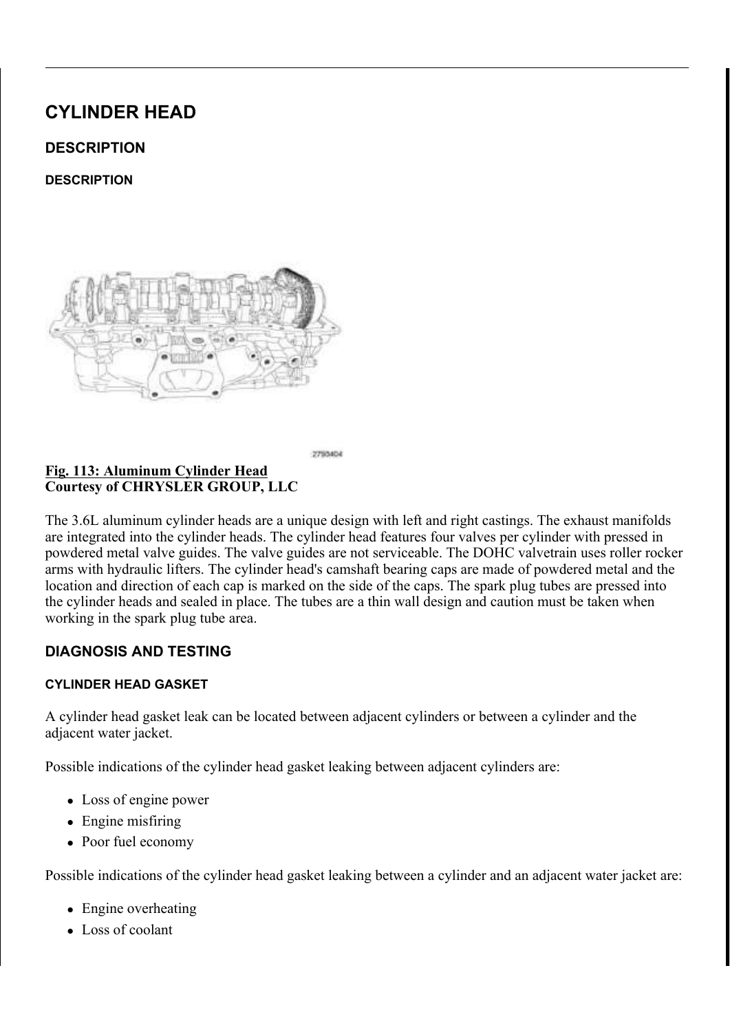# CYLINDER HEAD

## DESCRIPTION

### DESCRIPTION

2790404

**Fig. 113: Aluminum Cylinder Head**
**Courtesy of CHRYSLER GROUP, LLC**

The 3.6L aluminum cylinder heads are a unique design with left and right castings. The exhaust manifolds are integrated into the cylinder heads. The cylinder head features four valves per cylinder with pressed in powdered metal valve guides. The valve guides are not serviceable. The DOHC valvetrain uses roller rocker arms with hydraulic lifters. The cylinder head's camshaft bearing caps are made of powdered metal and the location and direction of each cap is marked on the side of the caps. The spark plug tubes are pressed into the cylinder heads and sealed in place. The tubes are a thin wall design and caution must be taken when working in the spark plug tube area.

## DIAGNOSIS AND TESTING

### CYLINDER HEAD GASKET

A cylinder head gasket leak can be located between adjacent cylinders or between a cylinder and the adjacent water jacket.

Possible indications of the cylinder head gasket leaking between adjacent cylinders are:

- Loss of engine power
- Engine misfiring
- Poor fuel economy

Possible indications of the cylinder head gasket leaking between a cylinder and an adjacent water jacket are:

- Engine overheating
- Loss of coolant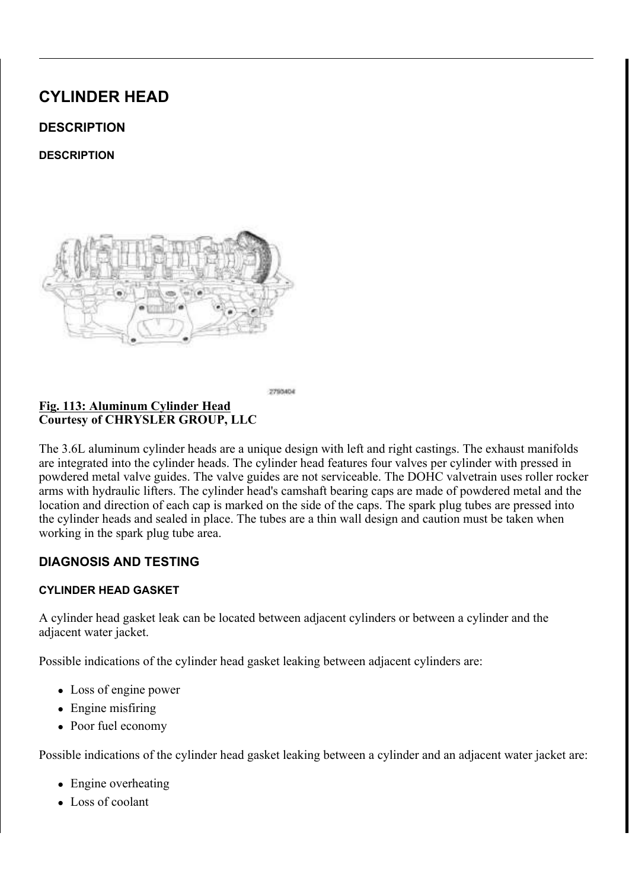# CYLINDER HEAD

## DESCRIPTION

### DESCRIPTION

**Fig. 113: Aluminum Cylinder Head**
**Courtesy of CHRYSLER GROUP, LLC**

The 3.6L aluminum cylinder heads are a unique design with left and right castings. The exhaust manifolds are integrated into the cylinder heads. The cylinder head features four valves per cylinder with pressed in powdered metal valve guides. The valve guides are not serviceable. The DOHC valvetrain uses roller rocker arms with hydraulic lifters. The cylinder head's camshaft bearing caps are made of powdered metal and the location and direction of each cap is marked on the side of the caps. The spark plug tubes are pressed into the cylinder heads and sealed in place. The tubes are a thin wall design and caution must be taken when working in the spark plug tube area.

## DIAGNOSIS AND TESTING

### CYLINDER HEAD GASKET

A cylinder head gasket leak can be located between adjacent cylinders or between a cylinder and the adjacent water jacket.

Possible indications of the cylinder head gasket leaking between adjacent cylinders are:

- Loss of engine power
- Engine misfiring
- Poor fuel economy

Possible indications of the cylinder head gasket leaking between a cylinder and an adjacent water jacket are:

- Engine overheating
- Loss of coolant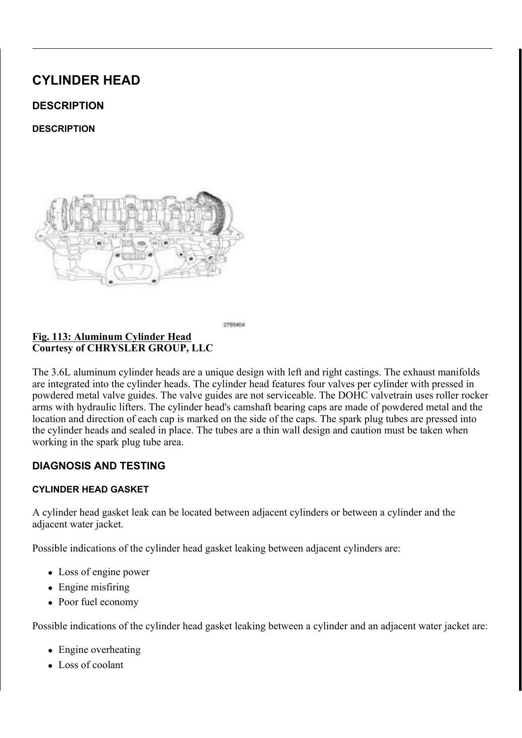# CYLINDER HEAD

## DESCRIPTION

### DESCRIPTION

**Fig. 113: Aluminum Cylinder Head**
**Courtesy of CHRYSLER GROUP, LLC**

The 3.6L aluminum cylinder heads are a unique design with left and right castings. The exhaust manifolds are integrated into the cylinder heads. The cylinder head features four valves per cylinder with pressed in powdered metal valve guides. The valve guides are not serviceable. The DOHC valvetrain uses roller rocker arms with hydraulic lifters. The cylinder head's camshaft bearing caps are made of powdered metal and the location and direction of each cap is marked on the side of the caps. The spark plug tubes are pressed into the cylinder heads and sealed in place. The tubes are a thin wall design and caution must be taken when working in the spark plug tube area.

## DIAGNOSIS AND TESTING

### CYLINDER HEAD GASKET

A cylinder head gasket leak can be located between adjacent cylinders or between a cylinder and the adjacent water jacket.

Possible indications of the cylinder head gasket leaking between adjacent cylinders are:

- Loss of engine power
- Engine misfiring
- Poor fuel economy

Possible indications of the cylinder head gasket leaking between a cylinder and an adjacent water jacket are:

- Engine overheating
- Loss of coolant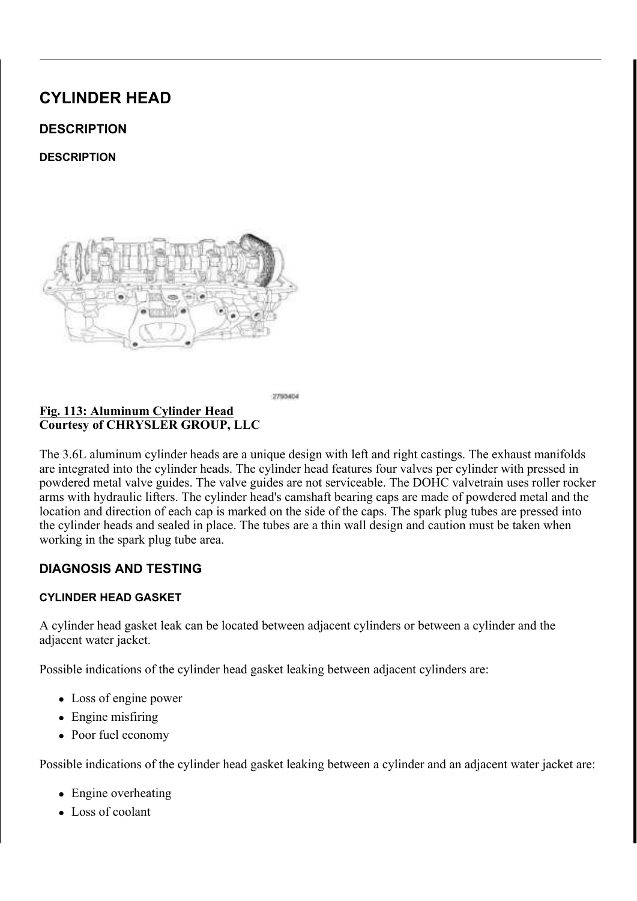# CYLINDER HEAD

## DESCRIPTION

### DESCRIPTION

**Fig. 113: Aluminum Cylinder Head**
**Courtesy of CHRYSLER GROUP, LLC**

The 3.6L aluminum cylinder heads are a unique design with left and right castings. The exhaust manifolds are integrated into the cylinder heads. The cylinder head features four valves per cylinder with pressed in powdered metal valve guides. The valve guides are not serviceable. The DOHC valvetrain uses roller rocker arms with hydraulic lifters. The cylinder head's camshaft bearing caps are made of powdered metal and the location and direction of each cap is marked on the side of the caps. The spark plug tubes are pressed into the cylinder heads and sealed in place. The tubes are a thin wall design and caution must be taken when working in the spark plug tube area.

## DIAGNOSIS AND TESTING

### CYLINDER HEAD GASKET

A cylinder head gasket leak can be located between adjacent cylinders or between a cylinder and the adjacent water jacket.

Possible indications of the cylinder head gasket leaking between adjacent cylinders are:

- Loss of engine power
- Engine misfiring
- Poor fuel economy

Possible indications of the cylinder head gasket leaking between a cylinder and an adjacent water jacket are:

- Engine overheating
- Loss of coolant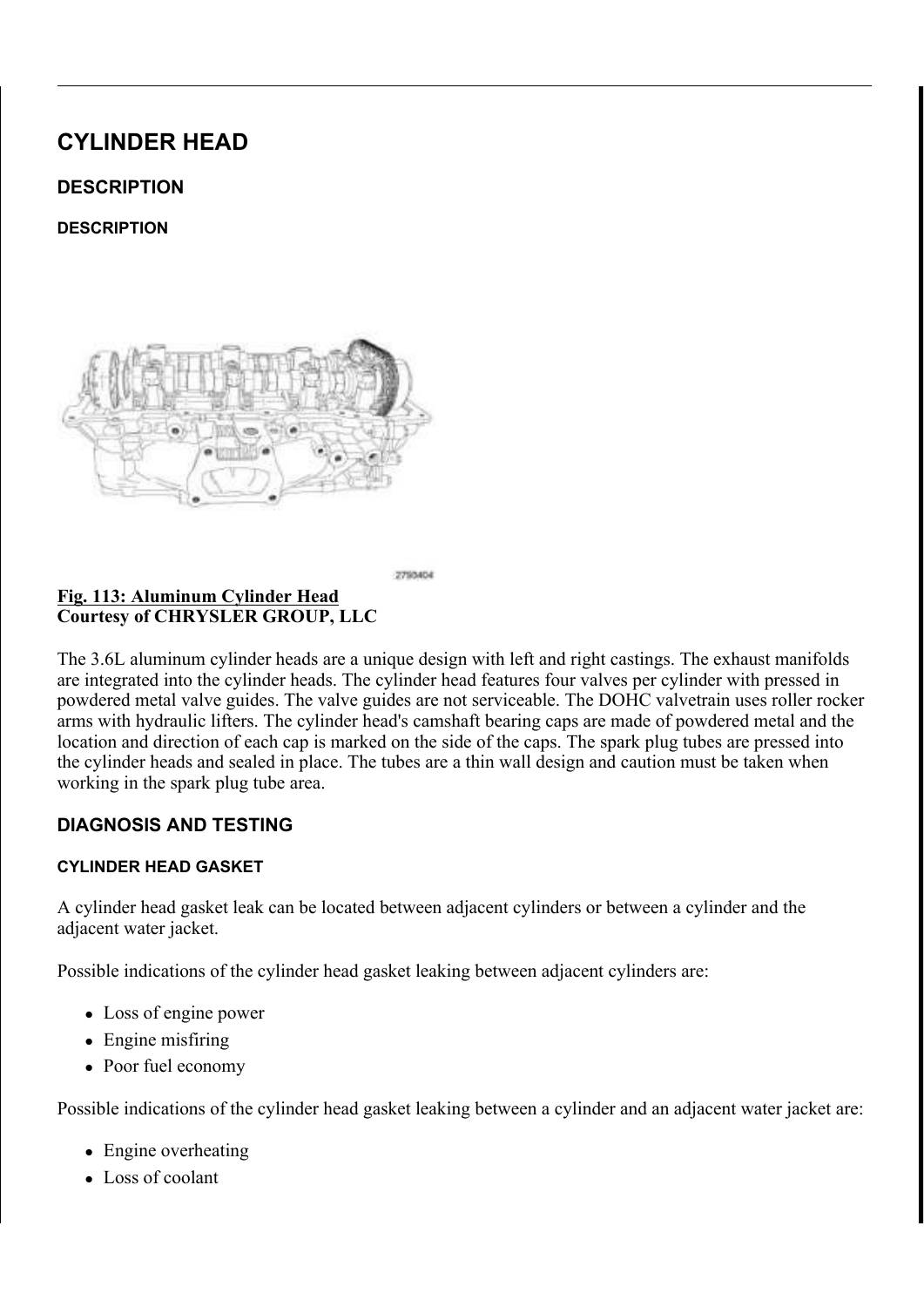# CYLINDER HEAD

## DESCRIPTION

### DESCRIPTION

2790404

**Fig. 113: Aluminum Cylinder Head**
**Courtesy of CHRYSLER GROUP, LLC**

The 3.6L aluminum cylinder heads are a unique design with left and right castings. The exhaust manifolds are integrated into the cylinder heads. The cylinder head features four valves per cylinder with pressed in powdered metal valve guides. The valve guides are not serviceable. The DOHC valvetrain uses roller rocker arms with hydraulic lifters. The cylinder head's camshaft bearing caps are made of powdered metal and the location and direction of each cap is marked on the side of the caps. The spark plug tubes are pressed into the cylinder heads and sealed in place. The tubes are a thin wall design and caution must be taken when working in the spark plug tube area.

## DIAGNOSIS AND TESTING

### CYLINDER HEAD GASKET

A cylinder head gasket leak can be located between adjacent cylinders or between a cylinder and the adjacent water jacket.

Possible indications of the cylinder head gasket leaking between adjacent cylinders are:

- Loss of engine power
- Engine misfiring
- Poor fuel economy

Possible indications of the cylinder head gasket leaking between a cylinder and an adjacent water jacket are:

- Engine overheating
- Loss of coolant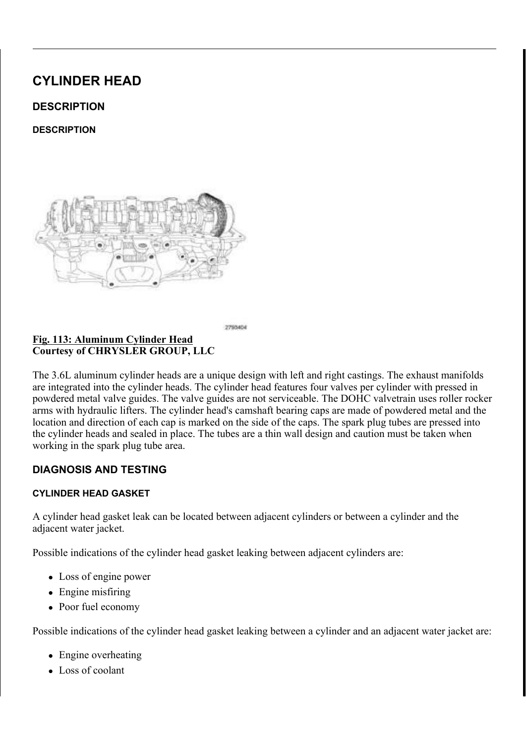# CYLINDER HEAD

## DESCRIPTION

### DESCRIPTION

**Fig. 113: Aluminum Cylinder Head**
**Courtesy of CHRYSLER GROUP, LLC**

The 3.6L aluminum cylinder heads are a unique design with left and right castings. The exhaust manifolds are integrated into the cylinder heads. The cylinder head features four valves per cylinder with pressed in powdered metal valve guides. The valve guides are not serviceable. The DOHC valvetrain uses roller rocker arms with hydraulic lifters. The cylinder head's camshaft bearing caps are made of powdered metal and the location and direction of each cap is marked on the side of the caps. The spark plug tubes are pressed into the cylinder heads and sealed in place. The tubes are a thin wall design and caution must be taken when working in the spark plug tube area.

## DIAGNOSIS AND TESTING

### CYLINDER HEAD GASKET

A cylinder head gasket leak can be located between adjacent cylinders or between a cylinder and the adjacent water jacket.

Possible indications of the cylinder head gasket leaking between adjacent cylinders are:

- Loss of engine power
- Engine misfiring
- Poor fuel economy

Possible indications of the cylinder head gasket leaking between a cylinder and an adjacent water jacket are:

- Engine overheating
- Loss of coolant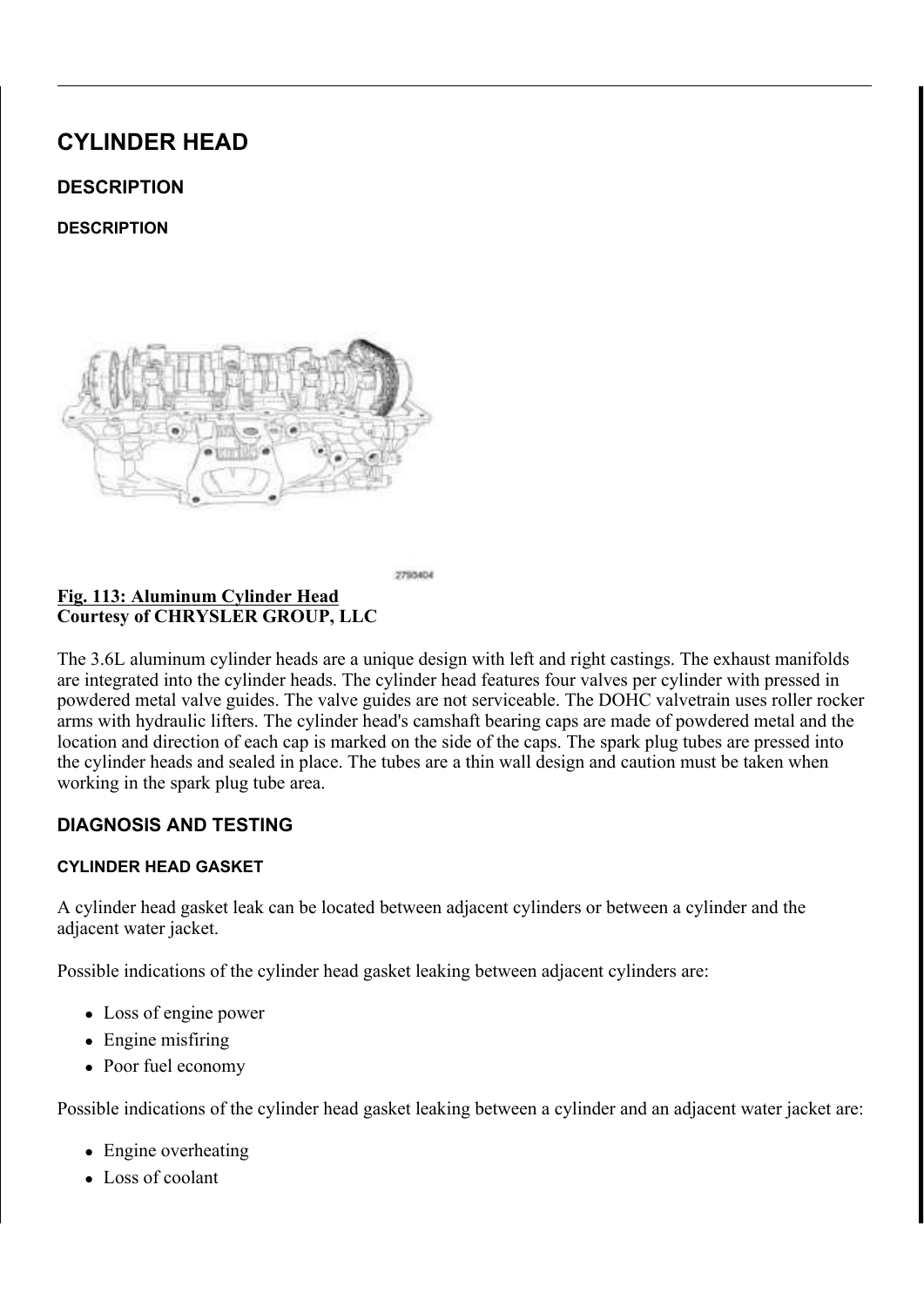# CYLINDER HEAD

## DESCRIPTION

### DESCRIPTION

2790404

**Fig. 113: Aluminum Cylinder Head**
**Courtesy of CHRYSLER GROUP, LLC**

The 3.6L aluminum cylinder heads are a unique design with left and right castings. The exhaust manifolds are integrated into the cylinder heads. The cylinder head features four valves per cylinder with pressed in powdered metal valve guides. The valve guides are not serviceable. The DOHC valvetrain uses roller rocker arms with hydraulic lifters. The cylinder head's camshaft bearing caps are made of powdered metal and the location and direction of each cap is marked on the side of the caps. The spark plug tubes are pressed into the cylinder heads and sealed in place. The tubes are a thin wall design and caution must be taken when working in the spark plug tube area.

## DIAGNOSIS AND TESTING

### CYLINDER HEAD GASKET

A cylinder head gasket leak can be located between adjacent cylinders or between a cylinder and the adjacent water jacket.

Possible indications of the cylinder head gasket leaking between adjacent cylinders are:

- Loss of engine power
- Engine misfiring
- Poor fuel economy

Possible indications of the cylinder head gasket leaking between a cylinder and an adjacent water jacket are:

- Engine overheating
- Loss of coolant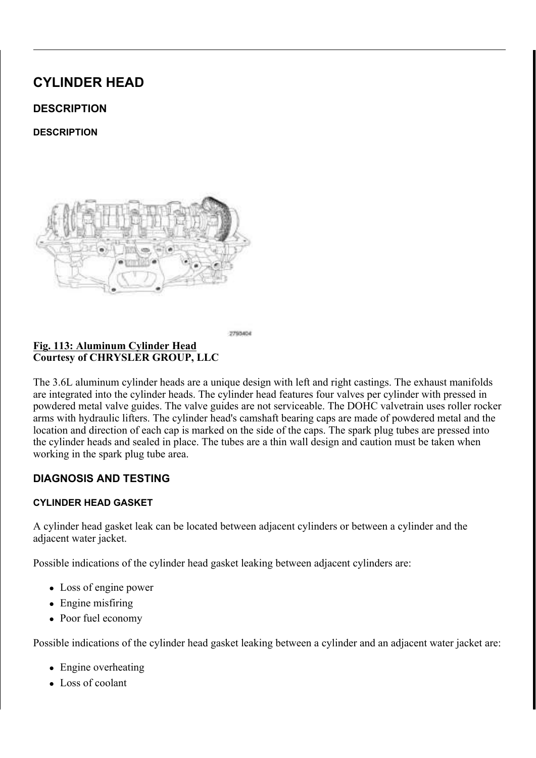# CYLINDER HEAD

## DESCRIPTION

### DESCRIPTION

**Fig. 113: Aluminum Cylinder Head**
**Courtesy of CHRYSLER GROUP, LLC**

The 3.6L aluminum cylinder heads are a unique design with left and right castings. The exhaust manifolds are integrated into the cylinder heads. The cylinder head features four valves per cylinder with pressed in powdered metal valve guides. The valve guides are not serviceable. The DOHC valvetrain uses roller rocker arms with hydraulic lifters. The cylinder head's camshaft bearing caps are made of powdered metal and the location and direction of each cap is marked on the side of the caps. The spark plug tubes are pressed into the cylinder heads and sealed in place. The tubes are a thin wall design and caution must be taken when working in the spark plug tube area.

## DIAGNOSIS AND TESTING

### CYLINDER HEAD GASKET

A cylinder head gasket leak can be located between adjacent cylinders or between a cylinder and the adjacent water jacket.

Possible indications of the cylinder head gasket leaking between adjacent cylinders are:

- Loss of engine power
- Engine misfiring
- Poor fuel economy

Possible indications of the cylinder head gasket leaking between a cylinder and an adjacent water jacket are:

- Engine overheating
- Loss of coolant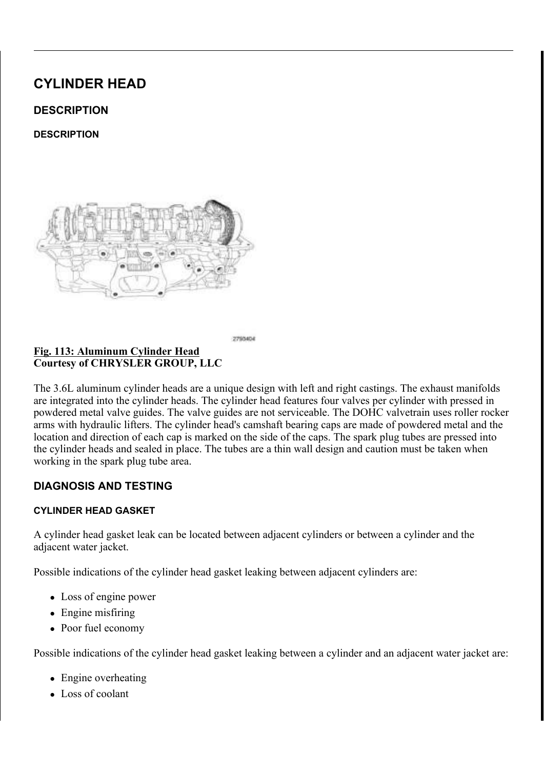# CYLINDER HEAD

## DESCRIPTION

### DESCRIPTION

2790404

**Fig. 113: Aluminum Cylinder Head**
**Courtesy of CHRYSLER GROUP, LLC**

The 3.6L aluminum cylinder heads are a unique design with left and right castings. The exhaust manifolds are integrated into the cylinder heads. The cylinder head features four valves per cylinder with pressed in powdered metal valve guides. The valve guides are not serviceable. The DOHC valvetrain uses roller rocker arms with hydraulic lifters. The cylinder head's camshaft bearing caps are made of powdered metal and the location and direction of each cap is marked on the side of the caps. The spark plug tubes are pressed into the cylinder heads and sealed in place. The tubes are a thin wall design and caution must be taken when working in the spark plug tube area.

## DIAGNOSIS AND TESTING

### CYLINDER HEAD GASKET

A cylinder head gasket leak can be located between adjacent cylinders or between a cylinder and the adjacent water jacket.

Possible indications of the cylinder head gasket leaking between adjacent cylinders are:

- Loss of engine power
- Engine misfiring
- Poor fuel economy

Possible indications of the cylinder head gasket leaking between a cylinder and an adjacent water jacket are:

- Engine overheating
- Loss of coolant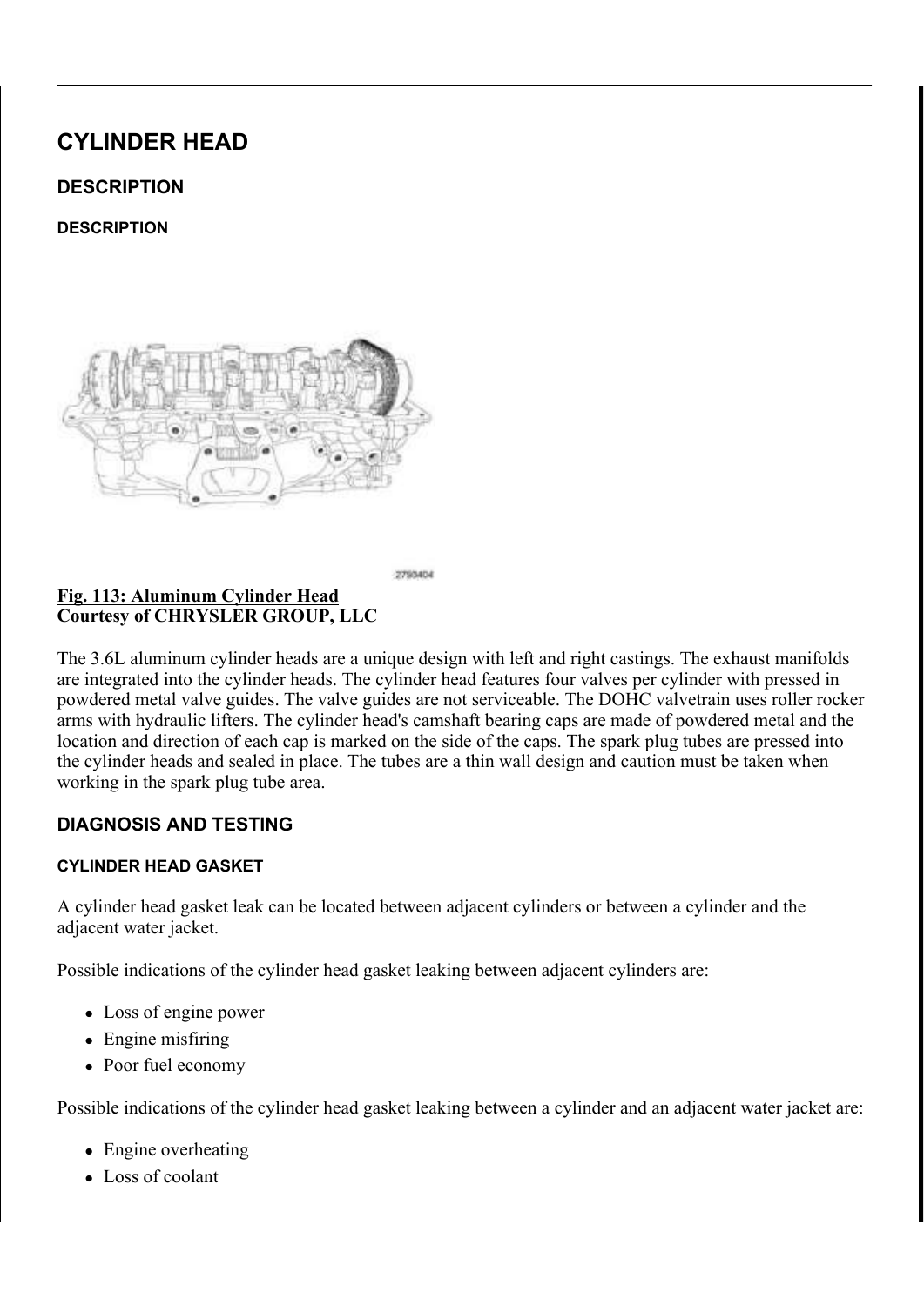# CYLINDER HEAD

## DESCRIPTION

### DESCRIPTION

**Fig. 113: Aluminum Cylinder Head**
**Courtesy of CHRYSLER GROUP, LLC**

The 3.6L aluminum cylinder heads are a unique design with left and right castings. The exhaust manifolds are integrated into the cylinder heads. The cylinder head features four valves per cylinder with pressed in powdered metal valve guides. The valve guides are not serviceable. The DOHC valvetrain uses roller rocker arms with hydraulic lifters. The cylinder head's camshaft bearing caps are made of powdered metal and the location and direction of each cap is marked on the side of the caps. The spark plug tubes are pressed into the cylinder heads and sealed in place. The tubes are a thin wall design and caution must be taken when working in the spark plug tube area.

## DIAGNOSIS AND TESTING

### CYLINDER HEAD GASKET

A cylinder head gasket leak can be located between adjacent cylinders or between a cylinder and the adjacent water jacket.

Possible indications of the cylinder head gasket leaking between adjacent cylinders are:

- Loss of engine power
- Engine misfiring
- Poor fuel economy

Possible indications of the cylinder head gasket leaking between a cylinder and an adjacent water jacket are:

- Engine overheating
- Loss of coolant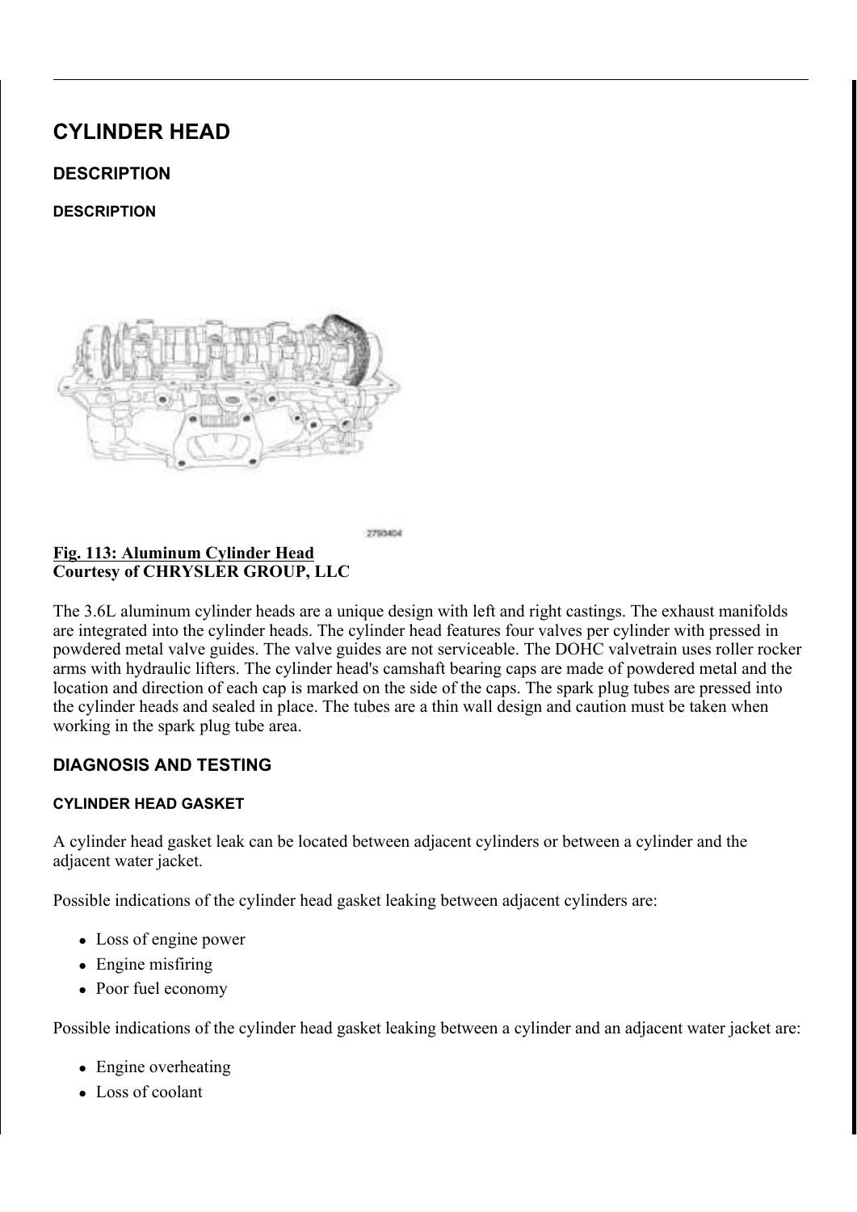# CYLINDER HEAD

## DESCRIPTION

### DESCRIPTION

**Fig. 113: Aluminum Cylinder Head**
**Courtesy of CHRYSLER GROUP, LLC**

The 3.6L aluminum cylinder heads are a unique design with left and right castings. The exhaust manifolds are integrated into the cylinder heads. The cylinder head features four valves per cylinder with pressed in powdered metal valve guides. The valve guides are not serviceable. The DOHC valvetrain uses roller rocker arms with hydraulic lifters. The cylinder head's camshaft bearing caps are made of powdered metal and the location and direction of each cap is marked on the side of the caps. The spark plug tubes are pressed into the cylinder heads and sealed in place. The tubes are a thin wall design and caution must be taken when working in the spark plug tube area.

## DIAGNOSIS AND TESTING

### CYLINDER HEAD GASKET

A cylinder head gasket leak can be located between adjacent cylinders or between a cylinder and the adjacent water jacket.

Possible indications of the cylinder head gasket leaking between adjacent cylinders are:

- Loss of engine power
- Engine misfiring
- Poor fuel economy

Possible indications of the cylinder head gasket leaking between a cylinder and an adjacent water jacket are:

- Engine overheating
- Loss of coolant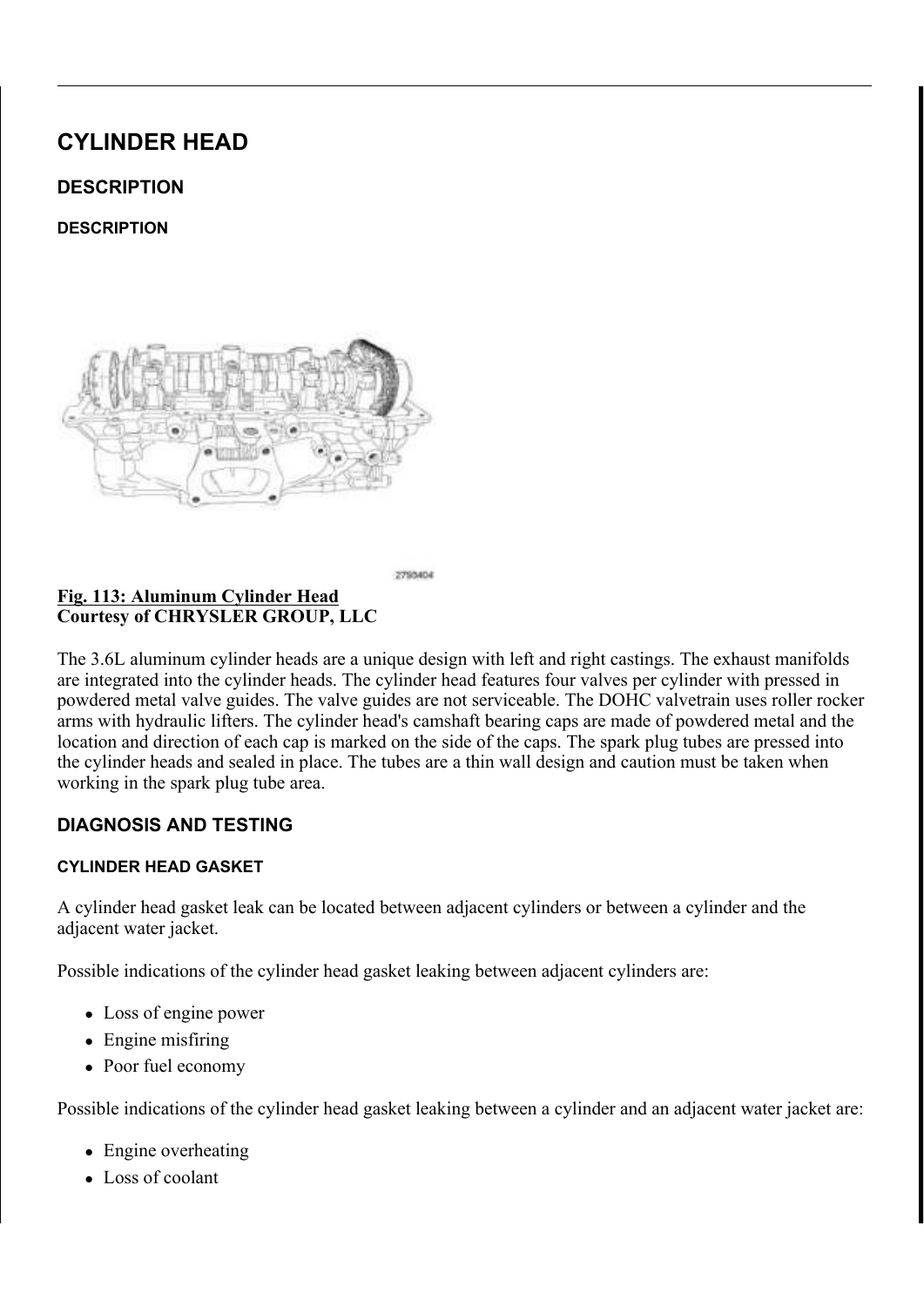# CYLINDER HEAD

## DESCRIPTION

### DESCRIPTION

**Fig. 113: Aluminum Cylinder Head**
**Courtesy of CHRYSLER GROUP, LLC**

The 3.6L aluminum cylinder heads are a unique design with left and right castings. The exhaust manifolds are integrated into the cylinder heads. The cylinder head features four valves per cylinder with pressed in powdered metal valve guides. The valve guides are not serviceable. The DOHC valvetrain uses roller rocker arms with hydraulic lifters. The cylinder head's camshaft bearing caps are made of powdered metal and the location and direction of each cap is marked on the side of the caps. The spark plug tubes are pressed into the cylinder heads and sealed in place. The tubes are a thin wall design and caution must be taken when working in the spark plug tube area.

## DIAGNOSIS AND TESTING

### CYLINDER HEAD GASKET

A cylinder head gasket leak can be located between adjacent cylinders or between a cylinder and the adjacent water jacket.

Possible indications of the cylinder head gasket leaking between adjacent cylinders are:

- Loss of engine power
- Engine misfiring
- Poor fuel economy

Possible indications of the cylinder head gasket leaking between a cylinder and an adjacent water jacket are:

- Engine overheating
- Loss of coolant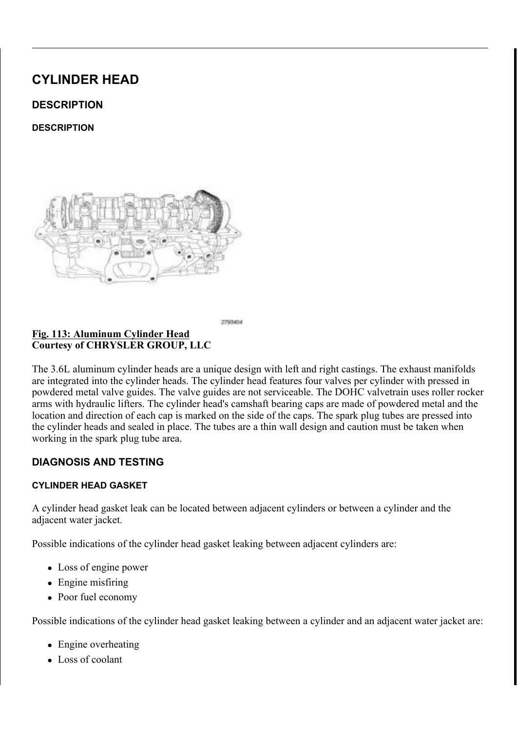# CYLINDER HEAD

## DESCRIPTION

### DESCRIPTION

**Fig. 113: Aluminum Cylinder Head**
**Courtesy of CHRYSLER GROUP, LLC**

The 3.6L aluminum cylinder heads are a unique design with left and right castings. The exhaust manifolds are integrated into the cylinder heads. The cylinder head features four valves per cylinder with pressed in powdered metal valve guides. The valve guides are not serviceable. The DOHC valvetrain uses roller rocker arms with hydraulic lifters. The cylinder head's camshaft bearing caps are made of powdered metal and the location and direction of each cap is marked on the side of the caps. The spark plug tubes are pressed into the cylinder heads and sealed in place. The tubes are a thin wall design and caution must be taken when working in the spark plug tube area.

## DIAGNOSIS AND TESTING

### CYLINDER HEAD GASKET

A cylinder head gasket leak can be located between adjacent cylinders or between a cylinder and the adjacent water jacket.

Possible indications of the cylinder head gasket leaking between adjacent cylinders are:

- Loss of engine power
- Engine misfiring
- Poor fuel economy

Possible indications of the cylinder head gasket leaking between a cylinder and an adjacent water jacket are:

- Engine overheating
- Loss of coolant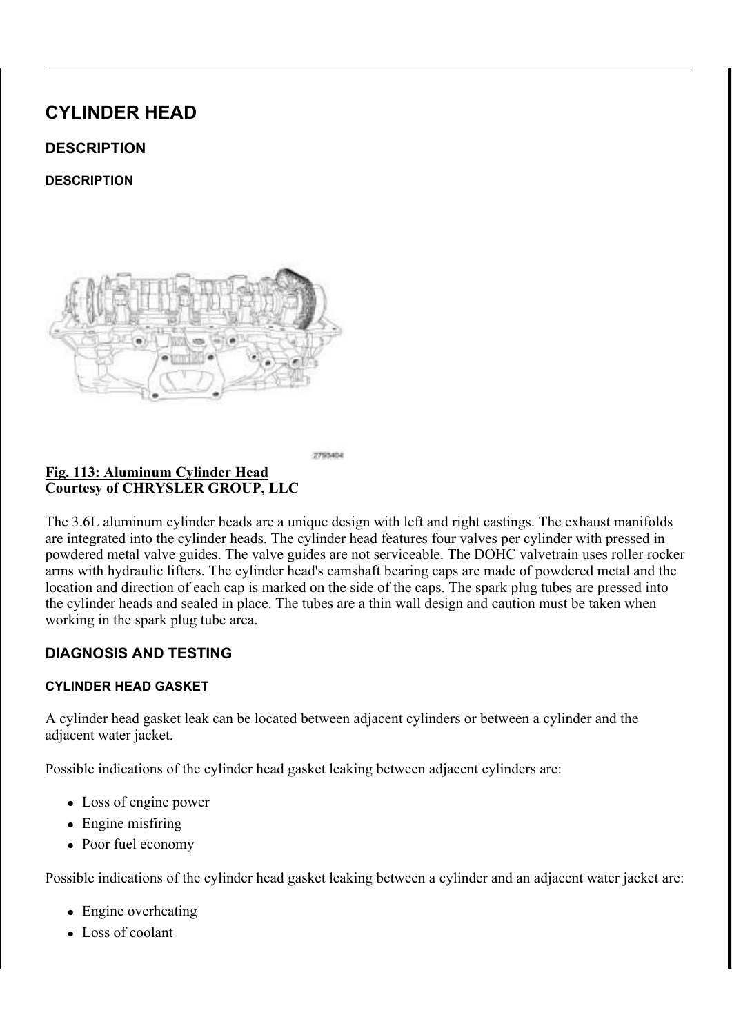# CYLINDER HEAD

## DESCRIPTION

### DESCRIPTION

**Fig. 113: Aluminum Cylinder Head**
**Courtesy of CHRYSLER GROUP, LLC**

The 3.6L aluminum cylinder heads are a unique design with left and right castings. The exhaust manifolds are integrated into the cylinder heads. The cylinder head features four valves per cylinder with pressed in powdered metal valve guides. The valve guides are not serviceable. The DOHC valvetrain uses roller rocker arms with hydraulic lifters. The cylinder head's camshaft bearing caps are made of powdered metal and the location and direction of each cap is marked on the side of the caps. The spark plug tubes are pressed into the cylinder heads and sealed in place. The tubes are a thin wall design and caution must be taken when working in the spark plug tube area.

## DIAGNOSIS AND TESTING

### CYLINDER HEAD GASKET

A cylinder head gasket leak can be located between adjacent cylinders or between a cylinder and the adjacent water jacket.

Possible indications of the cylinder head gasket leaking between adjacent cylinders are:

- Loss of engine power
- Engine misfiring
- Poor fuel economy

Possible indications of the cylinder head gasket leaking between a cylinder and an adjacent water jacket are:

- Engine overheating
- Loss of coolant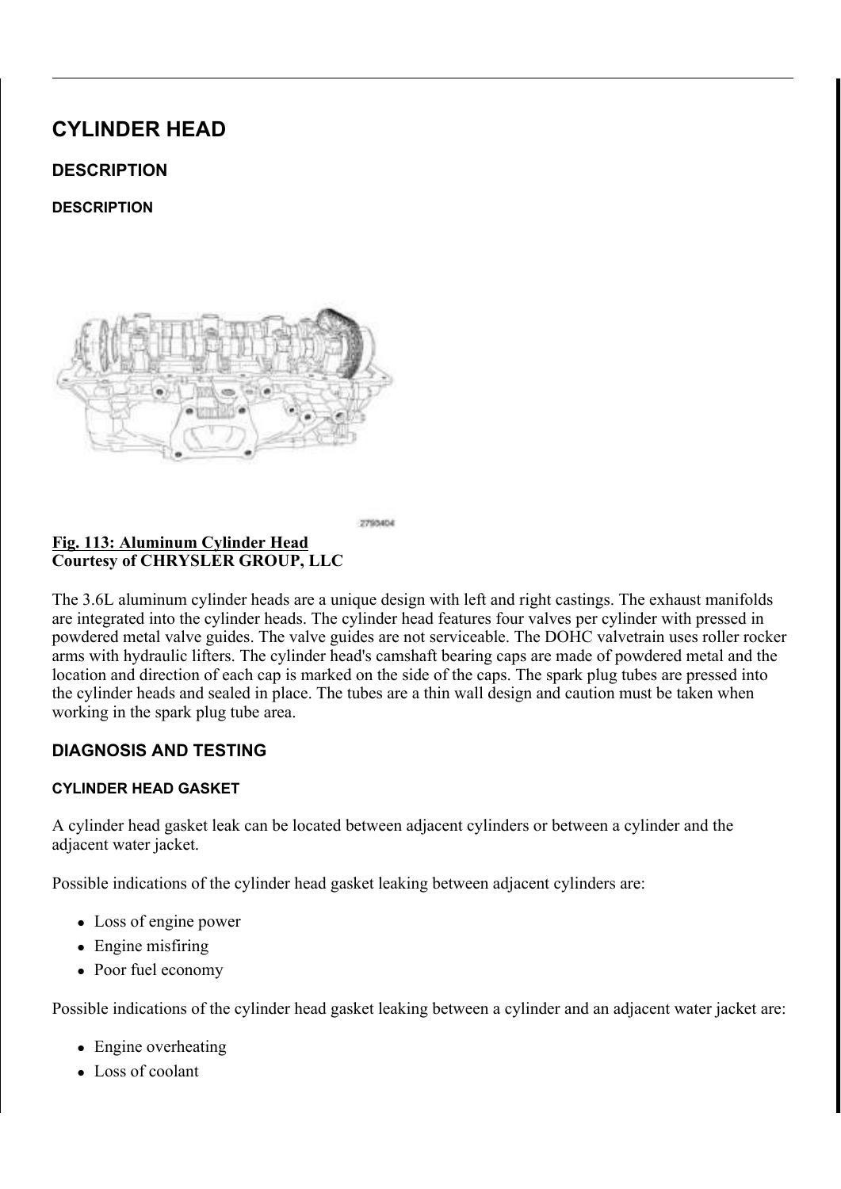# CYLINDER HEAD

## DESCRIPTION

### DESCRIPTION

2793404

**Fig. 113: Aluminum Cylinder Head**
**Courtesy of CHRYSLER GROUP, LLC**

The 3.6L aluminum cylinder heads are a unique design with left and right castings. The exhaust manifolds are integrated into the cylinder heads. The cylinder head features four valves per cylinder with pressed in powdered metal valve guides. The valve guides are not serviceable. The DOHC valvetrain uses roller rocker arms with hydraulic lifters. The cylinder head's camshaft bearing caps are made of powdered metal and the location and direction of each cap is marked on the side of the caps. The spark plug tubes are pressed into the cylinder heads and sealed in place. The tubes are a thin wall design and caution must be taken when working in the spark plug tube area.

## DIAGNOSIS AND TESTING

### CYLINDER HEAD GASKET

A cylinder head gasket leak can be located between adjacent cylinders or between a cylinder and the adjacent water jacket.

Possible indications of the cylinder head gasket leaking between adjacent cylinders are:

- Loss of engine power
- Engine misfiring
- Poor fuel economy

Possible indications of the cylinder head gasket leaking between a cylinder and an adjacent water jacket are:

- Engine overheating
- Loss of coolant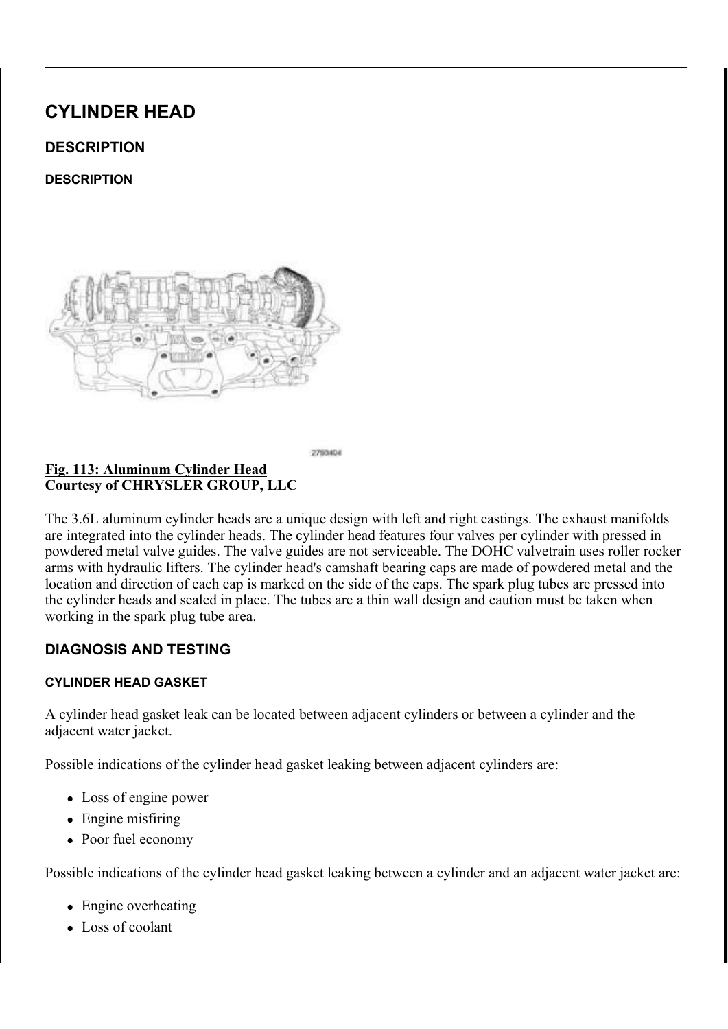# CYLINDER HEAD

## DESCRIPTION

### DESCRIPTION

2793404

**Fig. 113: Aluminum Cylinder Head**
**Courtesy of CHRYSLER GROUP, LLC**

The 3.6L aluminum cylinder heads are a unique design with left and right castings. The exhaust manifolds are integrated into the cylinder heads. The cylinder head features four valves per cylinder with pressed in powdered metal valve guides. The valve guides are not serviceable. The DOHC valvetrain uses roller rocker arms with hydraulic lifters. The cylinder head's camshaft bearing caps are made of powdered metal and the location and direction of each cap is marked on the side of the caps. The spark plug tubes are pressed into the cylinder heads and sealed in place. The tubes are a thin wall design and caution must be taken when working in the spark plug tube area.

## DIAGNOSIS AND TESTING

### CYLINDER HEAD GASKET

A cylinder head gasket leak can be located between adjacent cylinders or between a cylinder and the adjacent water jacket.

Possible indications of the cylinder head gasket leaking between adjacent cylinders are:

- Loss of engine power
- Engine misfiring
- Poor fuel economy

Possible indications of the cylinder head gasket leaking between a cylinder and an adjacent water jacket are:

- Engine overheating
- Loss of coolant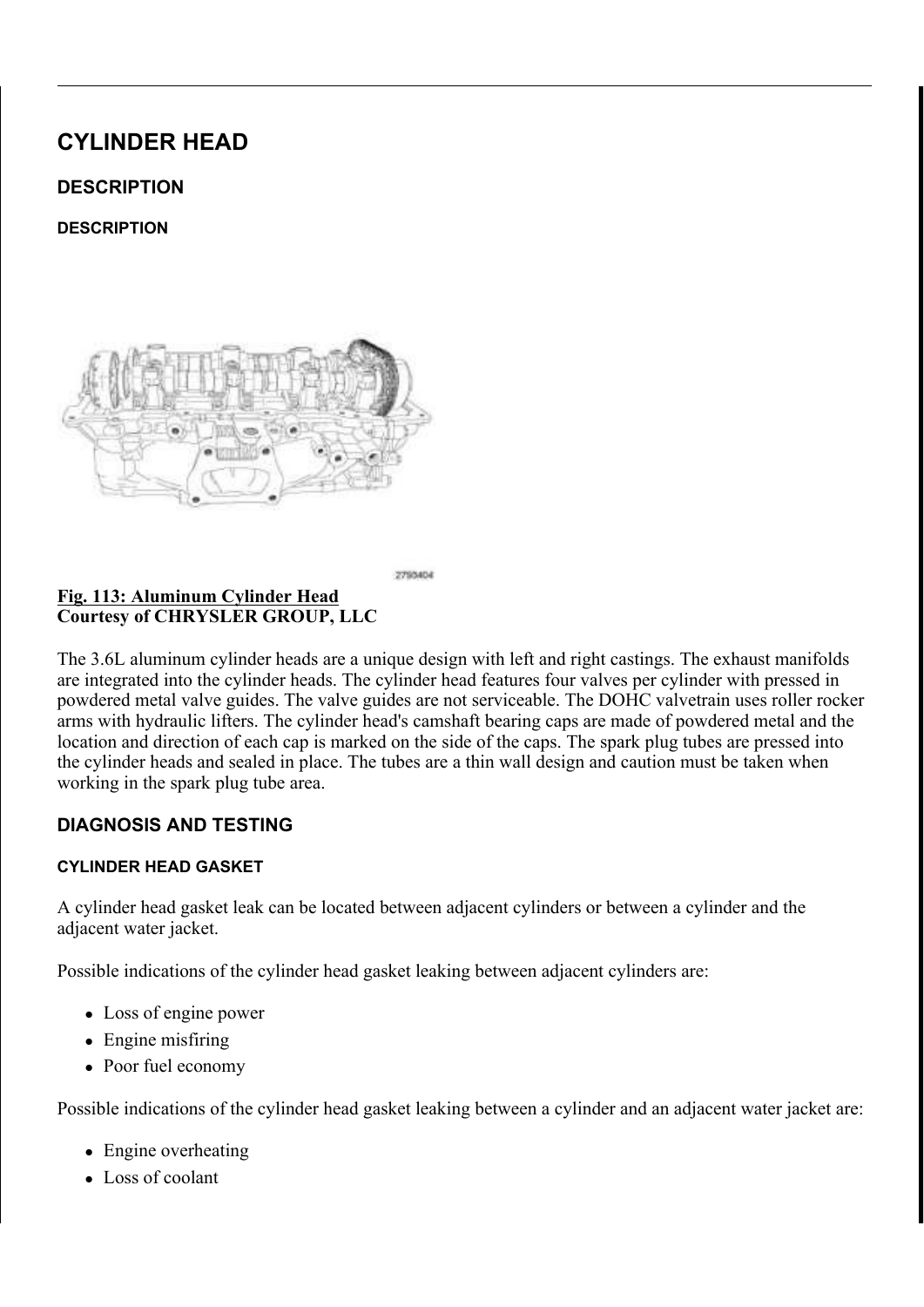# CYLINDER HEAD

## DESCRIPTION

### DESCRIPTION

2790404

**Fig. 113: Aluminum Cylinder Head**
**Courtesy of CHRYSLER GROUP, LLC**

The 3.6L aluminum cylinder heads are a unique design with left and right castings. The exhaust manifolds are integrated into the cylinder heads. The cylinder head features four valves per cylinder with pressed in powdered metal valve guides. The valve guides are not serviceable. The DOHC valvetrain uses roller rocker arms with hydraulic lifters. The cylinder head's camshaft bearing caps are made of powdered metal and the location and direction of each cap is marked on the side of the caps. The spark plug tubes are pressed into the cylinder heads and sealed in place. The tubes are a thin wall design and caution must be taken when working in the spark plug tube area.

## DIAGNOSIS AND TESTING

### CYLINDER HEAD GASKET

A cylinder head gasket leak can be located between adjacent cylinders or between a cylinder and the adjacent water jacket.

Possible indications of the cylinder head gasket leaking between adjacent cylinders are:

- Loss of engine power
- Engine misfiring
- Poor fuel economy

Possible indications of the cylinder head gasket leaking between a cylinder and an adjacent water jacket are:

- Engine overheating
- Loss of coolant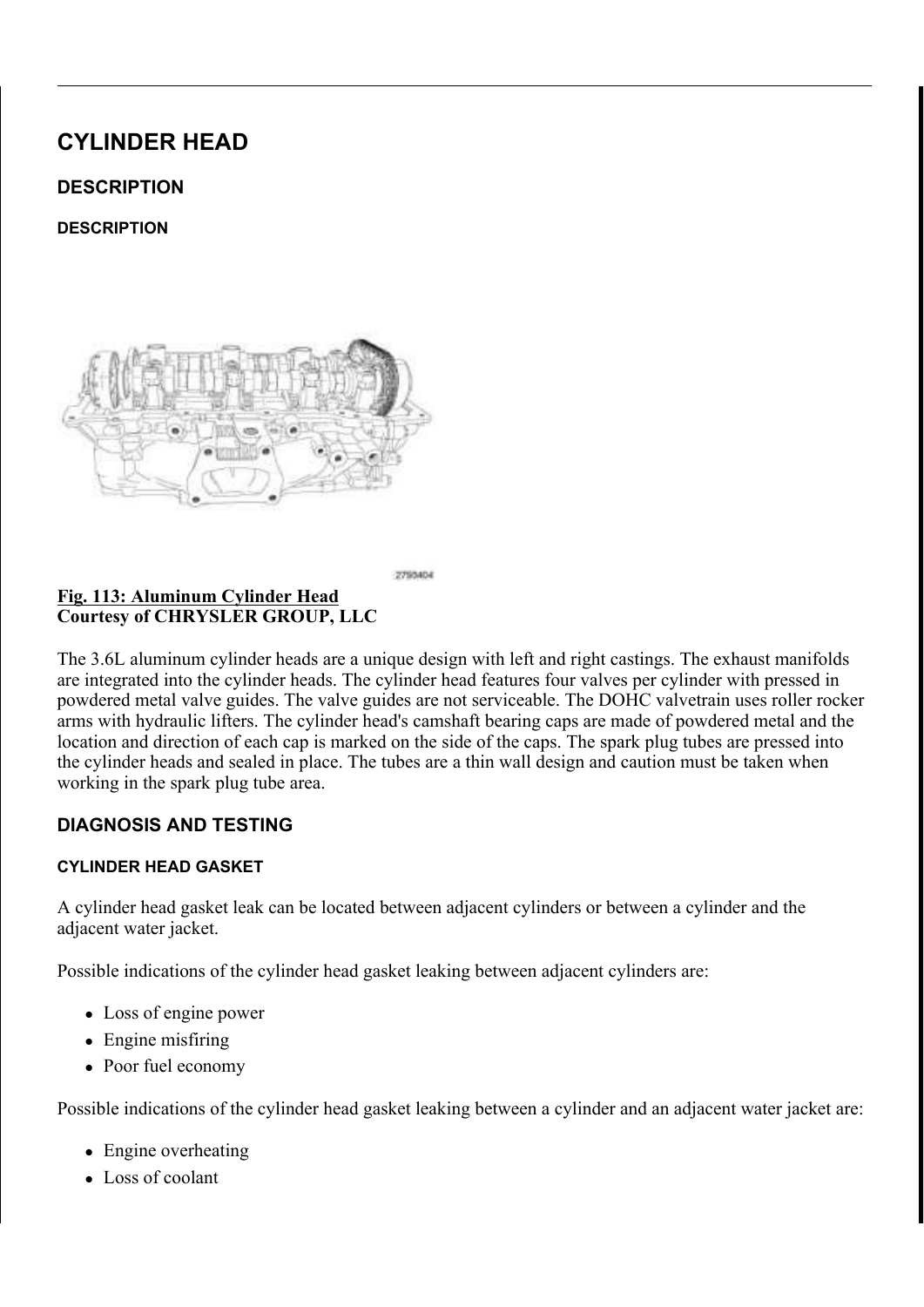# CYLINDER HEAD

## DESCRIPTION

### DESCRIPTION

**Fig. 113: Aluminum Cylinder Head**
**Courtesy of CHRYSLER GROUP, LLC**

The 3.6L aluminum cylinder heads are a unique design with left and right castings. The exhaust manifolds are integrated into the cylinder heads. The cylinder head features four valves per cylinder with pressed in powdered metal valve guides. The valve guides are not serviceable. The DOHC valvetrain uses roller rocker arms with hydraulic lifters. The cylinder head's camshaft bearing caps are made of powdered metal and the location and direction of each cap is marked on the side of the caps. The spark plug tubes are pressed into the cylinder heads and sealed in place. The tubes are a thin wall design and caution must be taken when working in the spark plug tube area.

## DIAGNOSIS AND TESTING

### CYLINDER HEAD GASKET

A cylinder head gasket leak can be located between adjacent cylinders or between a cylinder and the adjacent water jacket.

Possible indications of the cylinder head gasket leaking between adjacent cylinders are:

- Loss of engine power
- Engine misfiring
- Poor fuel economy

Possible indications of the cylinder head gasket leaking between a cylinder and an adjacent water jacket are:

- Engine overheating
- Loss of coolant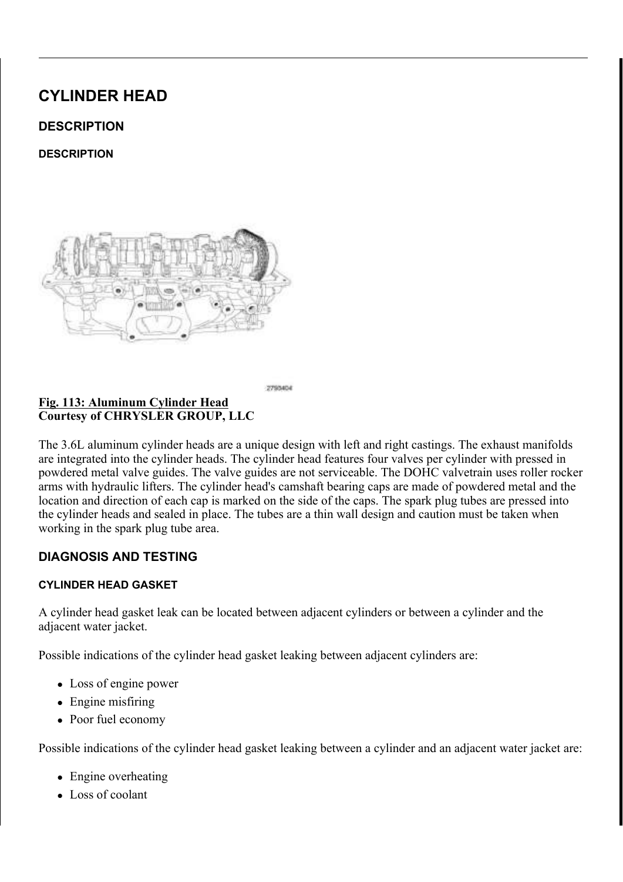# CYLINDER HEAD

## DESCRIPTION

### DESCRIPTION

**Fig. 113: Aluminum Cylinder Head**
**Courtesy of CHRYSLER GROUP, LLC**

The 3.6L aluminum cylinder heads are a unique design with left and right castings. The exhaust manifolds are integrated into the cylinder heads. The cylinder head features four valves per cylinder with pressed in powdered metal valve guides. The valve guides are not serviceable. The DOHC valvetrain uses roller rocker arms with hydraulic lifters. The cylinder head's camshaft bearing caps are made of powdered metal and the location and direction of each cap is marked on the side of the caps. The spark plug tubes are pressed into the cylinder heads and sealed in place. The tubes are a thin wall design and caution must be taken when working in the spark plug tube area.

## DIAGNOSIS AND TESTING

### CYLINDER HEAD GASKET

A cylinder head gasket leak can be located between adjacent cylinders or between a cylinder and the adjacent water jacket.

Possible indications of the cylinder head gasket leaking between adjacent cylinders are:

- Loss of engine power
- Engine misfiring
- Poor fuel economy

Possible indications of the cylinder head gasket leaking between a cylinder and an adjacent water jacket are:

- Engine overheating
- Loss of coolant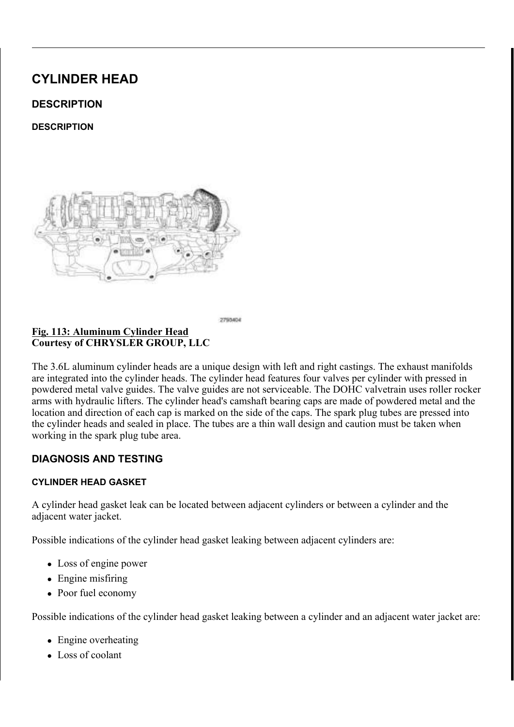# CYLINDER HEAD

## DESCRIPTION

### DESCRIPTION

2790404

**Fig. 113: Aluminum Cylinder Head**
**Courtesy of CHRYSLER GROUP, LLC**

The 3.6L aluminum cylinder heads are a unique design with left and right castings. The exhaust manifolds are integrated into the cylinder heads. The cylinder head features four valves per cylinder with pressed in powdered metal valve guides. The valve guides are not serviceable. The DOHC valvetrain uses roller rocker arms with hydraulic lifters. The cylinder head's camshaft bearing caps are made of powdered metal and the location and direction of each cap is marked on the side of the caps. The spark plug tubes are pressed into the cylinder heads and sealed in place. The tubes are a thin wall design and caution must be taken when working in the spark plug tube area.

## DIAGNOSIS AND TESTING

### CYLINDER HEAD GASKET

A cylinder head gasket leak can be located between adjacent cylinders or between a cylinder and the adjacent water jacket.

Possible indications of the cylinder head gasket leaking between adjacent cylinders are:

- Loss of engine power
- Engine misfiring
- Poor fuel economy

Possible indications of the cylinder head gasket leaking between a cylinder and an adjacent water jacket are:

- Engine overheating
- Loss of coolant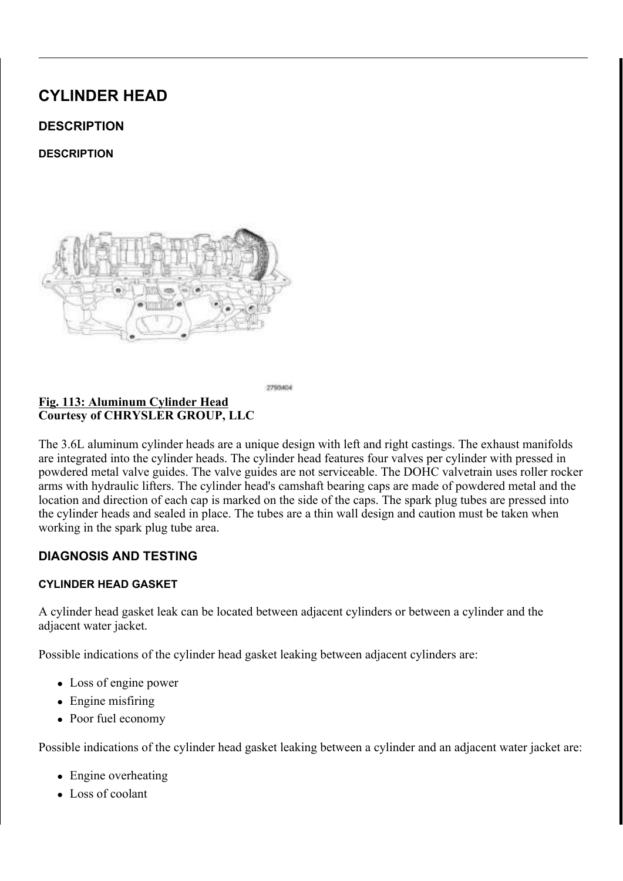# CYLINDER HEAD

## DESCRIPTION

### DESCRIPTION

2790404

**Fig. 113: Aluminum Cylinder Head**
**Courtesy of CHRYSLER GROUP, LLC**

The 3.6L aluminum cylinder heads are a unique design with left and right castings. The exhaust manifolds are integrated into the cylinder heads. The cylinder head features four valves per cylinder with pressed in powdered metal valve guides. The valve guides are not serviceable. The DOHC valvetrain uses roller rocker arms with hydraulic lifters. The cylinder head's camshaft bearing caps are made of powdered metal and the location and direction of each cap is marked on the side of the caps. The spark plug tubes are pressed into the cylinder heads and sealed in place. The tubes are a thin wall design and caution must be taken when working in the spark plug tube area.

## DIAGNOSIS AND TESTING

### CYLINDER HEAD GASKET

A cylinder head gasket leak can be located between adjacent cylinders or between a cylinder and the adjacent water jacket.

Possible indications of the cylinder head gasket leaking between adjacent cylinders are:

- Loss of engine power
- Engine misfiring
- Poor fuel economy

Possible indications of the cylinder head gasket leaking between a cylinder and an adjacent water jacket are:

- Engine overheating
- Loss of coolant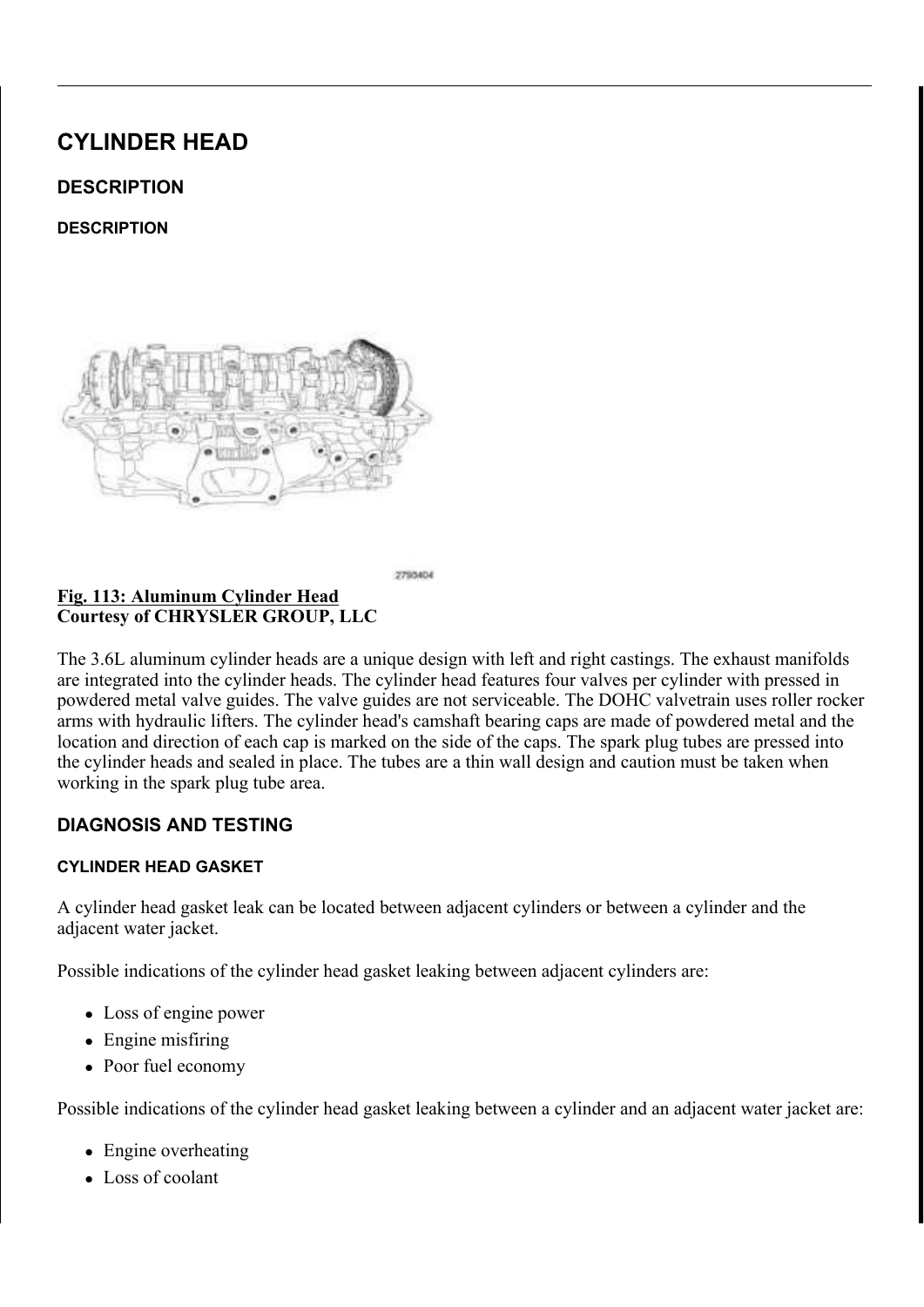# CYLINDER HEAD

## DESCRIPTION

### DESCRIPTION

2793404

**Fig. 113: Aluminum Cylinder Head**
**Courtesy of CHRYSLER GROUP, LLC**

The 3.6L aluminum cylinder heads are a unique design with left and right castings. The exhaust manifolds are integrated into the cylinder heads. The cylinder head features four valves per cylinder with pressed in powdered metal valve guides. The valve guides are not serviceable. The DOHC valvetrain uses roller rocker arms with hydraulic lifters. The cylinder head's camshaft bearing caps are made of powdered metal and the location and direction of each cap is marked on the side of the caps. The spark plug tubes are pressed into the cylinder heads and sealed in place. The tubes are a thin wall design and caution must be taken when working in the spark plug tube area.

## DIAGNOSIS AND TESTING

### CYLINDER HEAD GASKET

A cylinder head gasket leak can be located between adjacent cylinders or between a cylinder and the adjacent water jacket.

Possible indications of the cylinder head gasket leaking between adjacent cylinders are:

- Loss of engine power
- Engine misfiring
- Poor fuel economy

Possible indications of the cylinder head gasket leaking between a cylinder and an adjacent water jacket are:

- Engine overheating
- Loss of coolant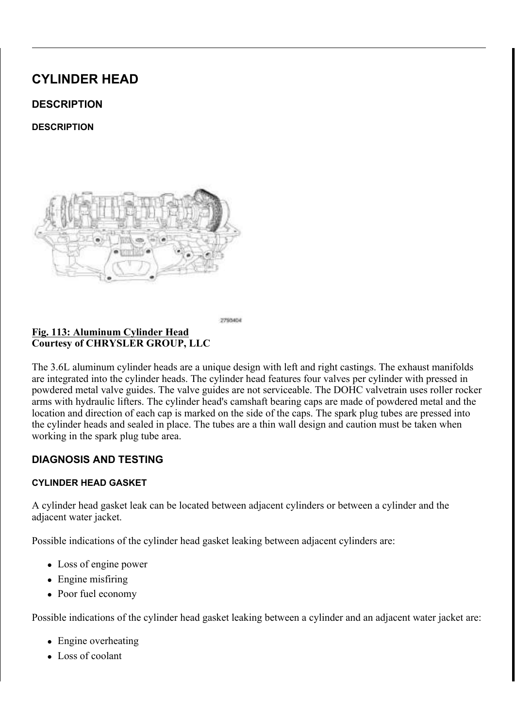# CYLINDER HEAD

## DESCRIPTION

### DESCRIPTION

**Fig. 113: Aluminum Cylinder Head**
**Courtesy of CHRYSLER GROUP, LLC**

The 3.6L aluminum cylinder heads are a unique design with left and right castings. The exhaust manifolds are integrated into the cylinder heads. The cylinder head features four valves per cylinder with pressed in powdered metal valve guides. The valve guides are not serviceable. The DOHC valvetrain uses roller rocker arms with hydraulic lifters. The cylinder head's camshaft bearing caps are made of powdered metal and the location and direction of each cap is marked on the side of the caps. The spark plug tubes are pressed into the cylinder heads and sealed in place. The tubes are a thin wall design and caution must be taken when working in the spark plug tube area.

## DIAGNOSIS AND TESTING

### CYLINDER HEAD GASKET

A cylinder head gasket leak can be located between adjacent cylinders or between a cylinder and the adjacent water jacket.

Possible indications of the cylinder head gasket leaking between adjacent cylinders are:

- Loss of engine power
- Engine misfiring
- Poor fuel economy

Possible indications of the cylinder head gasket leaking between a cylinder and an adjacent water jacket are:

- Engine overheating
- Loss of coolant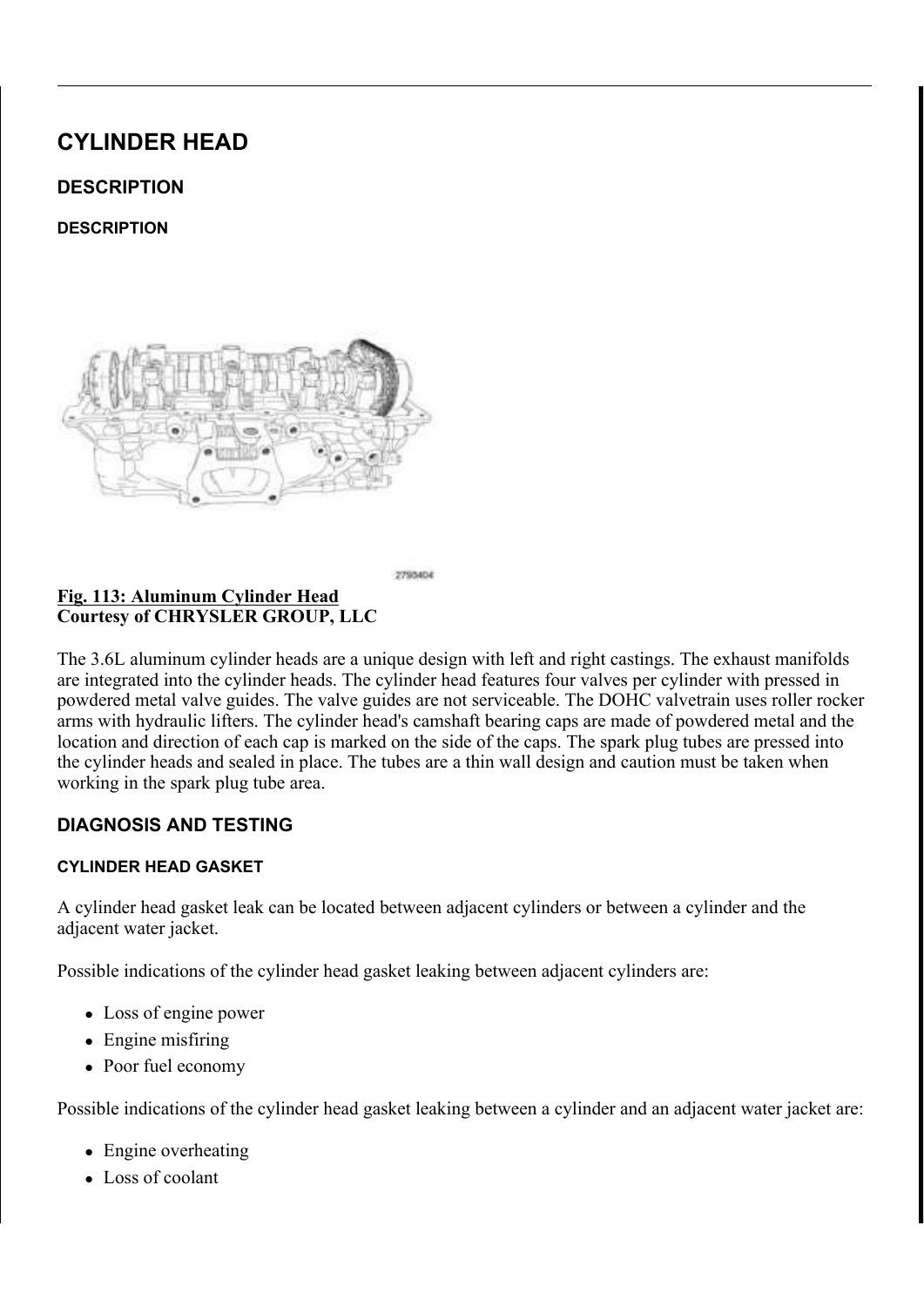# CYLINDER HEAD

## DESCRIPTION

### DESCRIPTION

2790404

**Fig. 113: Aluminum Cylinder Head**
**Courtesy of CHRYSLER GROUP, LLC**

The 3.6L aluminum cylinder heads are a unique design with left and right castings. The exhaust manifolds are integrated into the cylinder heads. The cylinder head features four valves per cylinder with pressed in powdered metal valve guides. The valve guides are not serviceable. The DOHC valvetrain uses roller rocker arms with hydraulic lifters. The cylinder head's camshaft bearing caps are made of powdered metal and the location and direction of each cap is marked on the side of the caps. The spark plug tubes are pressed into the cylinder heads and sealed in place. The tubes are a thin wall design and caution must be taken when working in the spark plug tube area.

## DIAGNOSIS AND TESTING

### CYLINDER HEAD GASKET

A cylinder head gasket leak can be located between adjacent cylinders or between a cylinder and the adjacent water jacket.

Possible indications of the cylinder head gasket leaking between adjacent cylinders are:

- Loss of engine power
- Engine misfiring
- Poor fuel economy

Possible indications of the cylinder head gasket leaking between a cylinder and an adjacent water jacket are:

- Engine overheating
- Loss of coolant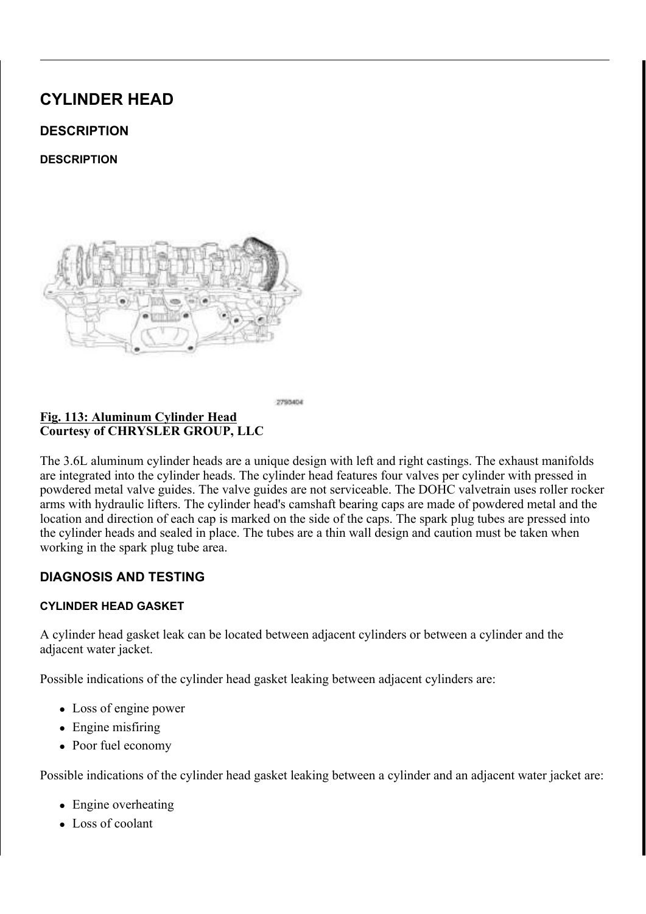# CYLINDER HEAD

## DESCRIPTION

### DESCRIPTION

**Fig. 113: Aluminum Cylinder Head**
**Courtesy of CHRYSLER GROUP, LLC**

The 3.6L aluminum cylinder heads are a unique design with left and right castings. The exhaust manifolds are integrated into the cylinder heads. The cylinder head features four valves per cylinder with pressed in powdered metal valve guides. The valve guides are not serviceable. The DOHC valvetrain uses roller rocker arms with hydraulic lifters. The cylinder head's camshaft bearing caps are made of powdered metal and the location and direction of each cap is marked on the side of the caps. The spark plug tubes are pressed into the cylinder heads and sealed in place. The tubes are a thin wall design and caution must be taken when working in the spark plug tube area.

## DIAGNOSIS AND TESTING

### CYLINDER HEAD GASKET

A cylinder head gasket leak can be located between adjacent cylinders or between a cylinder and the adjacent water jacket.

Possible indications of the cylinder head gasket leaking between adjacent cylinders are:

- Loss of engine power
- Engine misfiring
- Poor fuel economy

Possible indications of the cylinder head gasket leaking between a cylinder and an adjacent water jacket are:

- Engine overheating
- Loss of coolant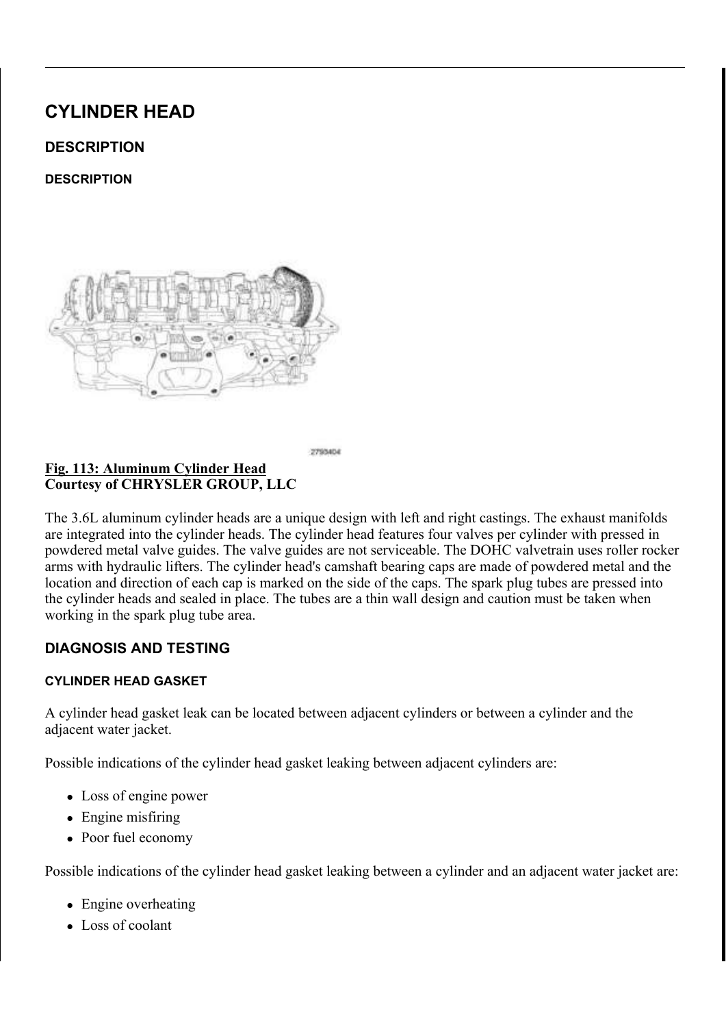# CYLINDER HEAD

## DESCRIPTION

### DESCRIPTION

2790404

**Fig. 113: Aluminum Cylinder Head**
**Courtesy of CHRYSLER GROUP, LLC**

The 3.6L aluminum cylinder heads are a unique design with left and right castings. The exhaust manifolds are integrated into the cylinder heads. The cylinder head features four valves per cylinder with pressed in powdered metal valve guides. The valve guides are not serviceable. The DOHC valvetrain uses roller rocker arms with hydraulic lifters. The cylinder head's camshaft bearing caps are made of powdered metal and the location and direction of each cap is marked on the side of the caps. The spark plug tubes are pressed into the cylinder heads and sealed in place. The tubes are a thin wall design and caution must be taken when working in the spark plug tube area.

## DIAGNOSIS AND TESTING

### CYLINDER HEAD GASKET

A cylinder head gasket leak can be located between adjacent cylinders or between a cylinder and the adjacent water jacket.

Possible indications of the cylinder head gasket leaking between adjacent cylinders are:

- Loss of engine power
- Engine misfiring
- Poor fuel economy

Possible indications of the cylinder head gasket leaking between a cylinder and an adjacent water jacket are:

- Engine overheating
- Loss of coolant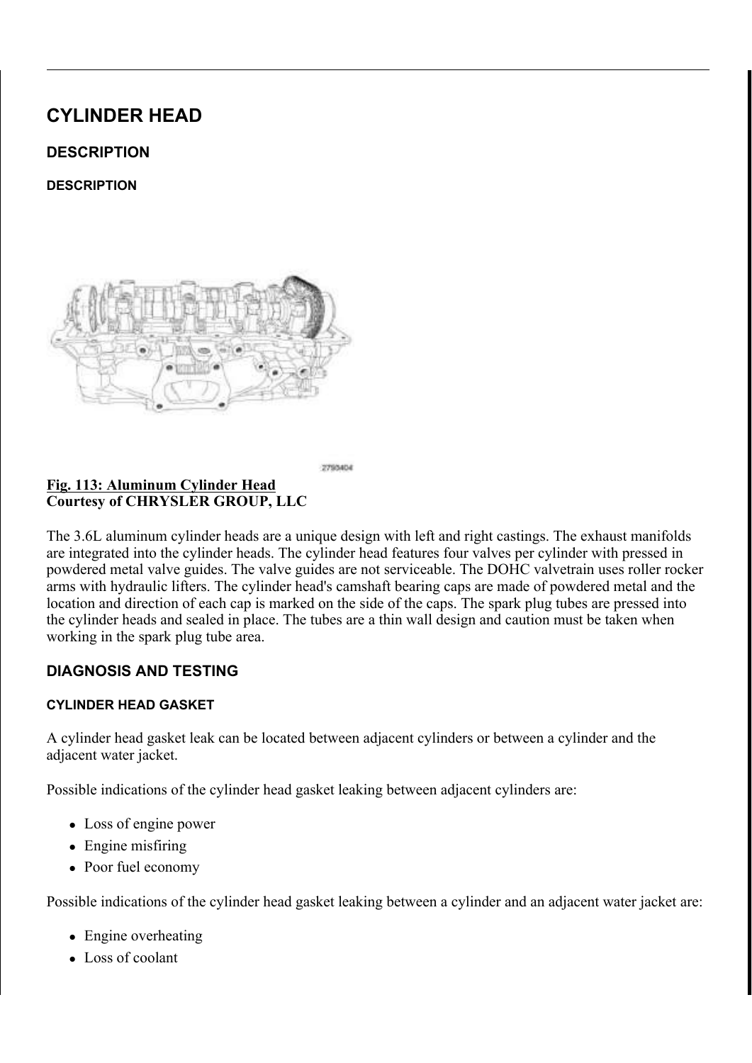# CYLINDER HEAD

## DESCRIPTION

### DESCRIPTION

2793404

**Fig. 113: Aluminum Cylinder Head**
**Courtesy of CHRYSLER GROUP, LLC**

The 3.6L aluminum cylinder heads are a unique design with left and right castings. The exhaust manifolds are integrated into the cylinder heads. The cylinder head features four valves per cylinder with pressed in powdered metal valve guides. The valve guides are not serviceable. The DOHC valvetrain uses roller rocker arms with hydraulic lifters. The cylinder head's camshaft bearing caps are made of powdered metal and the location and direction of each cap is marked on the side of the caps. The spark plug tubes are pressed into the cylinder heads and sealed in place. The tubes are a thin wall design and caution must be taken when working in the spark plug tube area.

## DIAGNOSIS AND TESTING

### CYLINDER HEAD GASKET

A cylinder head gasket leak can be located between adjacent cylinders or between a cylinder and the adjacent water jacket.

Possible indications of the cylinder head gasket leaking between adjacent cylinders are:

- Loss of engine power
- Engine misfiring
- Poor fuel economy

Possible indications of the cylinder head gasket leaking between a cylinder and an adjacent water jacket are:

- Engine overheating
- Loss of coolant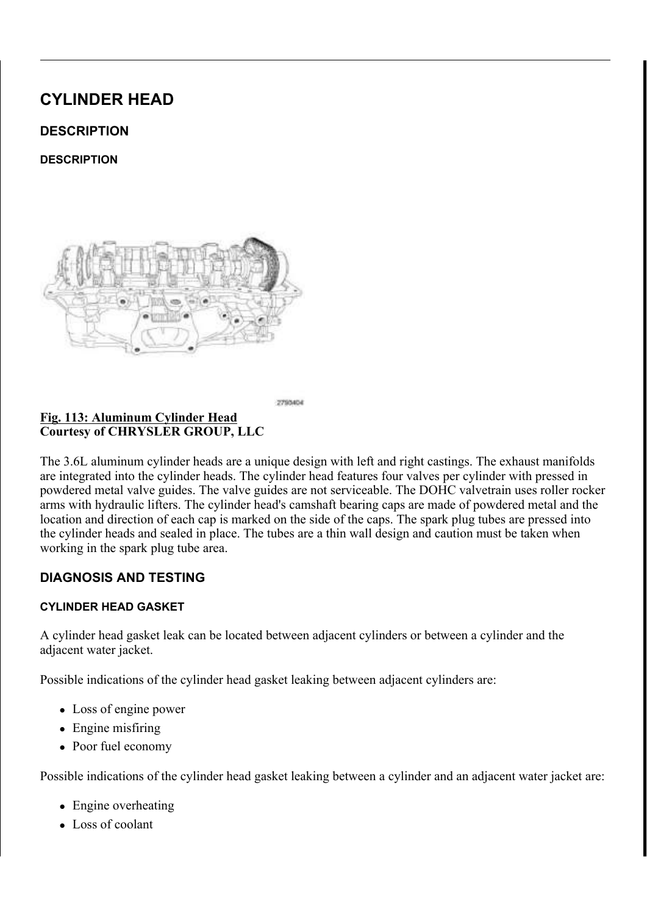# CYLINDER HEAD

## DESCRIPTION

### DESCRIPTION

2790404

**Fig. 113: Aluminum Cylinder Head**
**Courtesy of CHRYSLER GROUP, LLC**

The 3.6L aluminum cylinder heads are a unique design with left and right castings. The exhaust manifolds are integrated into the cylinder heads. The cylinder head features four valves per cylinder with pressed in powdered metal valve guides. The valve guides are not serviceable. The DOHC valvetrain uses roller rocker arms with hydraulic lifters. The cylinder head's camshaft bearing caps are made of powdered metal and the location and direction of each cap is marked on the side of the caps. The spark plug tubes are pressed into the cylinder heads and sealed in place. The tubes are a thin wall design and caution must be taken when working in the spark plug tube area.

## DIAGNOSIS AND TESTING

### CYLINDER HEAD GASKET

A cylinder head gasket leak can be located between adjacent cylinders or between a cylinder and the adjacent water jacket.

Possible indications of the cylinder head gasket leaking between adjacent cylinders are:

- Loss of engine power
- Engine misfiring
- Poor fuel economy

Possible indications of the cylinder head gasket leaking between a cylinder and an adjacent water jacket are:

- Engine overheating
- Loss of coolant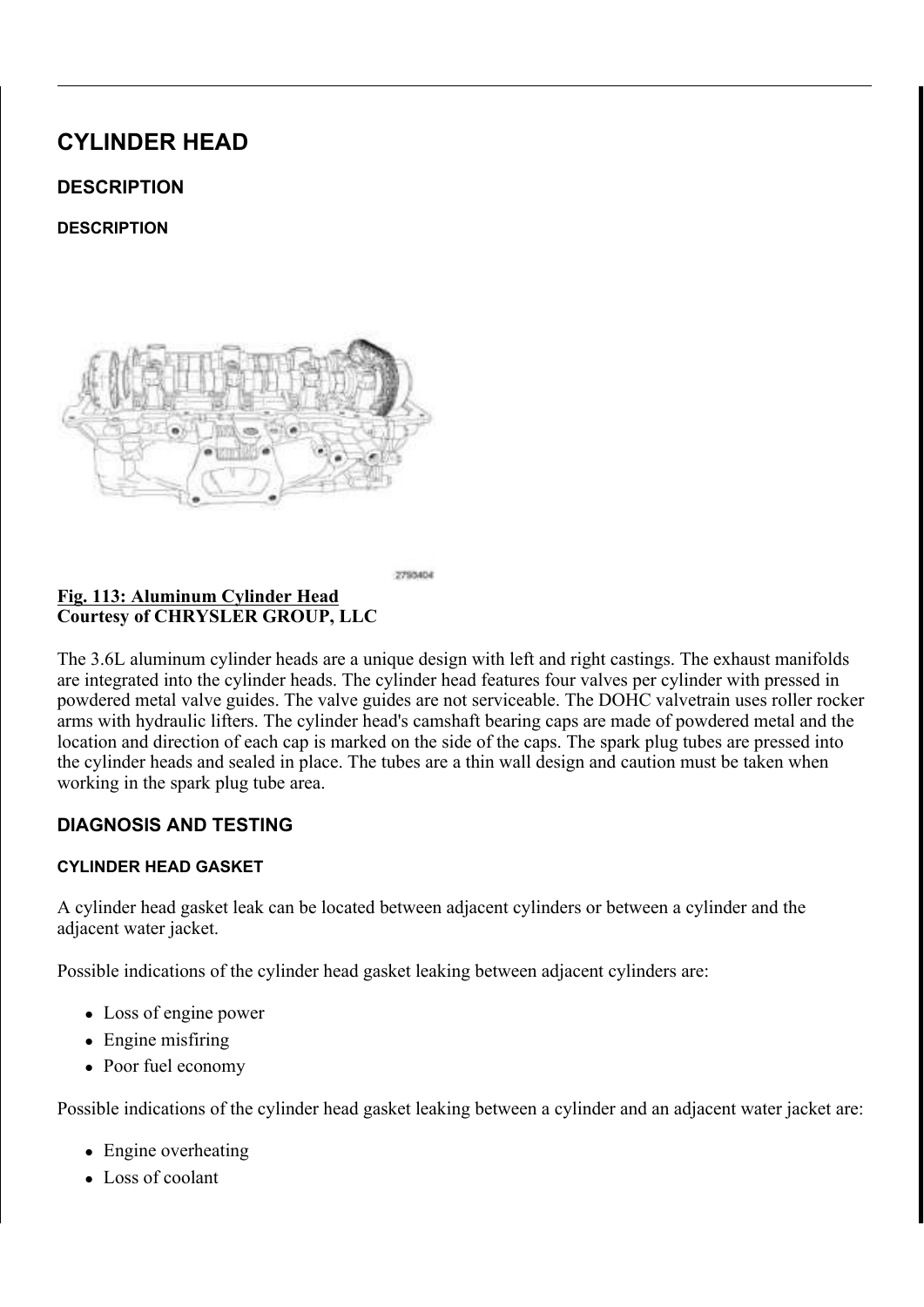# CYLINDER HEAD

## DESCRIPTION

### DESCRIPTION

**Fig. 113: Aluminum Cylinder Head**
**Courtesy of CHRYSLER GROUP, LLC**

The 3.6L aluminum cylinder heads are a unique design with left and right castings. The exhaust manifolds are integrated into the cylinder heads. The cylinder head features four valves per cylinder with pressed in powdered metal valve guides. The valve guides are not serviceable. The DOHC valvetrain uses roller rocker arms with hydraulic lifters. The cylinder head's camshaft bearing caps are made of powdered metal and the location and direction of each cap is marked on the side of the caps. The spark plug tubes are pressed into the cylinder heads and sealed in place. The tubes are a thin wall design and caution must be taken when working in the spark plug tube area.

## DIAGNOSIS AND TESTING

### CYLINDER HEAD GASKET

A cylinder head gasket leak can be located between adjacent cylinders or between a cylinder and the adjacent water jacket.

Possible indications of the cylinder head gasket leaking between adjacent cylinders are:

- Loss of engine power
- Engine misfiring
- Poor fuel economy

Possible indications of the cylinder head gasket leaking between a cylinder and an adjacent water jacket are:

- Engine overheating
- Loss of coolant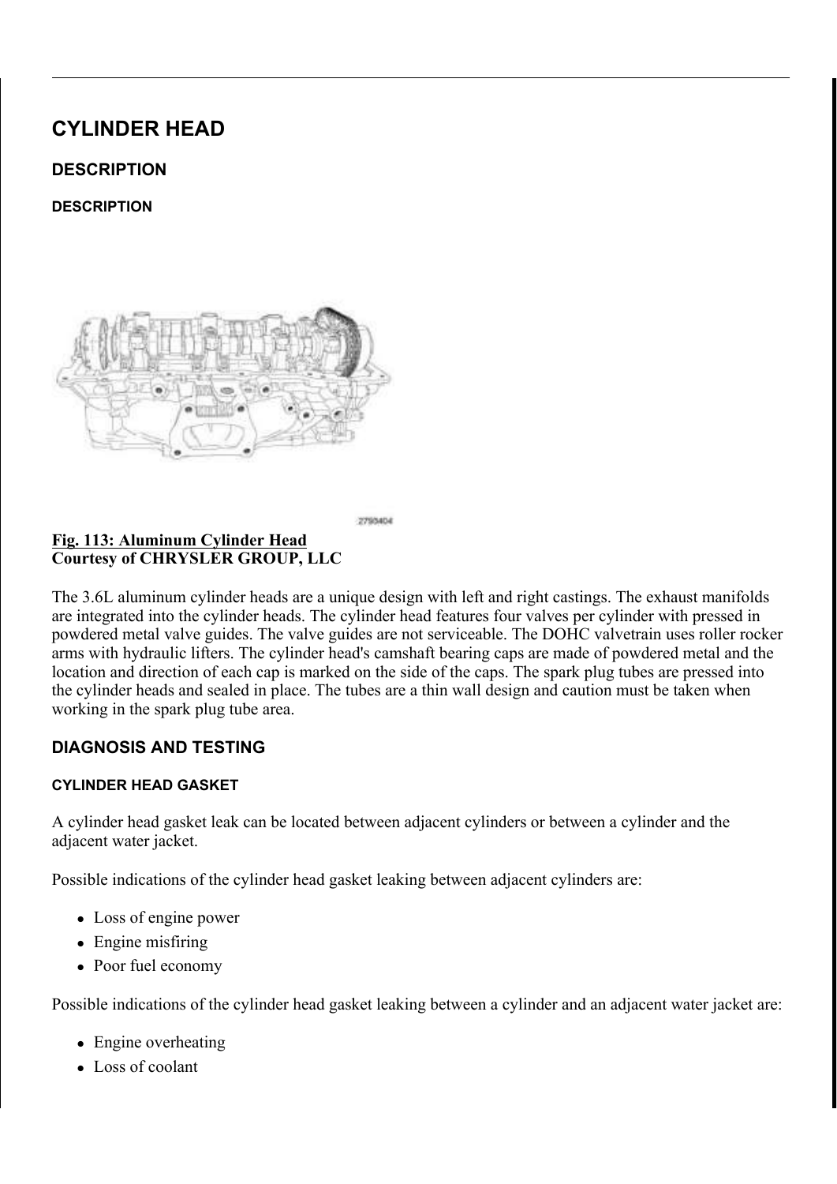# CYLINDER HEAD

## DESCRIPTION

### DESCRIPTION

2793404

**Fig. 113: Aluminum Cylinder Head**
**Courtesy of CHRYSLER GROUP, LLC**

The 3.6L aluminum cylinder heads are a unique design with left and right castings. The exhaust manifolds are integrated into the cylinder heads. The cylinder head features four valves per cylinder with pressed in powdered metal valve guides. The valve guides are not serviceable. The DOHC valvetrain uses roller rocker arms with hydraulic lifters. The cylinder head's camshaft bearing caps are made of powdered metal and the location and direction of each cap is marked on the side of the caps. The spark plug tubes are pressed into the cylinder heads and sealed in place. The tubes are a thin wall design and caution must be taken when working in the spark plug tube area.

## DIAGNOSIS AND TESTING

### CYLINDER HEAD GASKET

A cylinder head gasket leak can be located between adjacent cylinders or between a cylinder and the adjacent water jacket.

Possible indications of the cylinder head gasket leaking between adjacent cylinders are:

- Loss of engine power
- Engine misfiring
- Poor fuel economy

Possible indications of the cylinder head gasket leaking between a cylinder and an adjacent water jacket are:

- Engine overheating
- Loss of coolant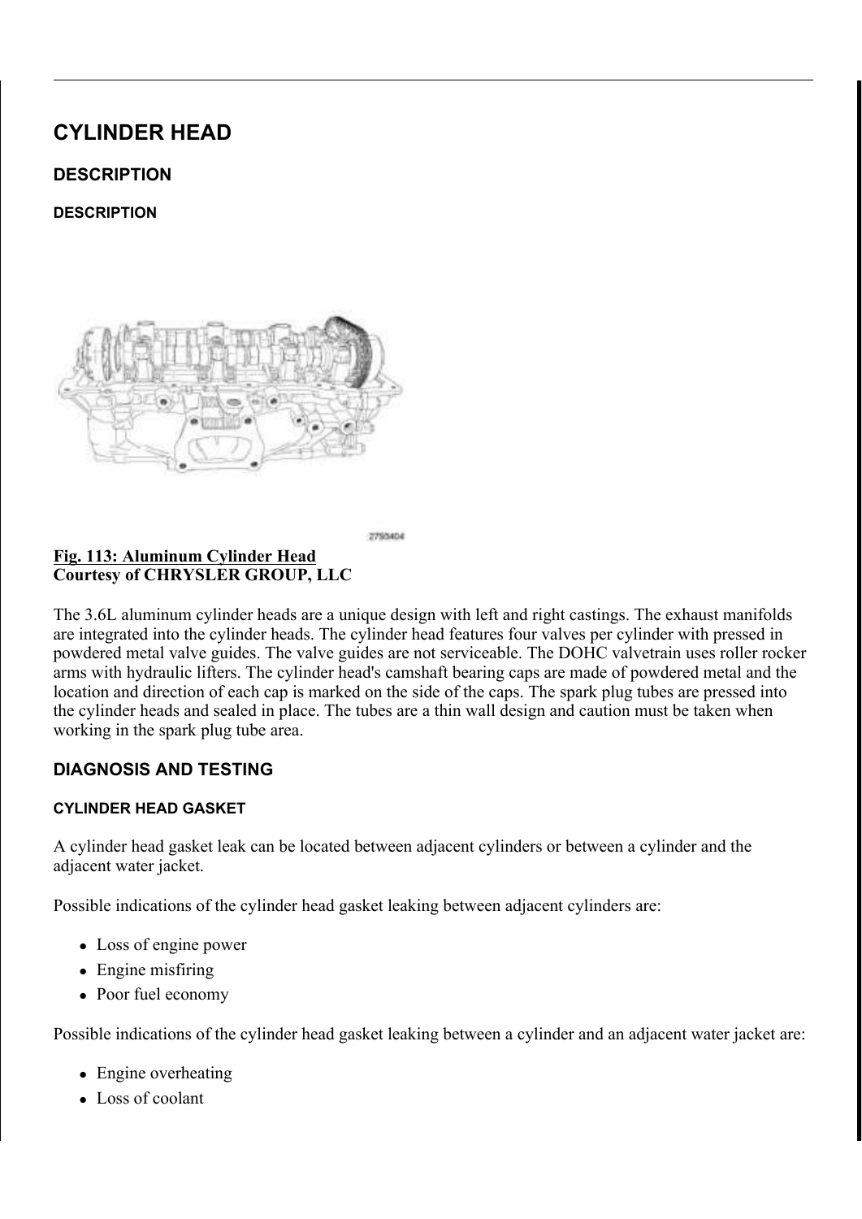# CYLINDER HEAD

## DESCRIPTION

### DESCRIPTION

**Fig. 113: Aluminum Cylinder Head**
**Courtesy of CHRYSLER GROUP, LLC**

The 3.6L aluminum cylinder heads are a unique design with left and right castings. The exhaust manifolds are integrated into the cylinder heads. The cylinder head features four valves per cylinder with pressed in powdered metal valve guides. The valve guides are not serviceable. The DOHC valvetrain uses roller rocker arms with hydraulic lifters. The cylinder head's camshaft bearing caps are made of powdered metal and the location and direction of each cap is marked on the side of the caps. The spark plug tubes are pressed into the cylinder heads and sealed in place. The tubes are a thin wall design and caution must be taken when working in the spark plug tube area.

## DIAGNOSIS AND TESTING

### CYLINDER HEAD GASKET

A cylinder head gasket leak can be located between adjacent cylinders or between a cylinder and the adjacent water jacket.

Possible indications of the cylinder head gasket leaking between adjacent cylinders are:

- Loss of engine power
- Engine misfiring
- Poor fuel economy

Possible indications of the cylinder head gasket leaking between a cylinder and an adjacent water jacket are:

- Engine overheating
- Loss of coolant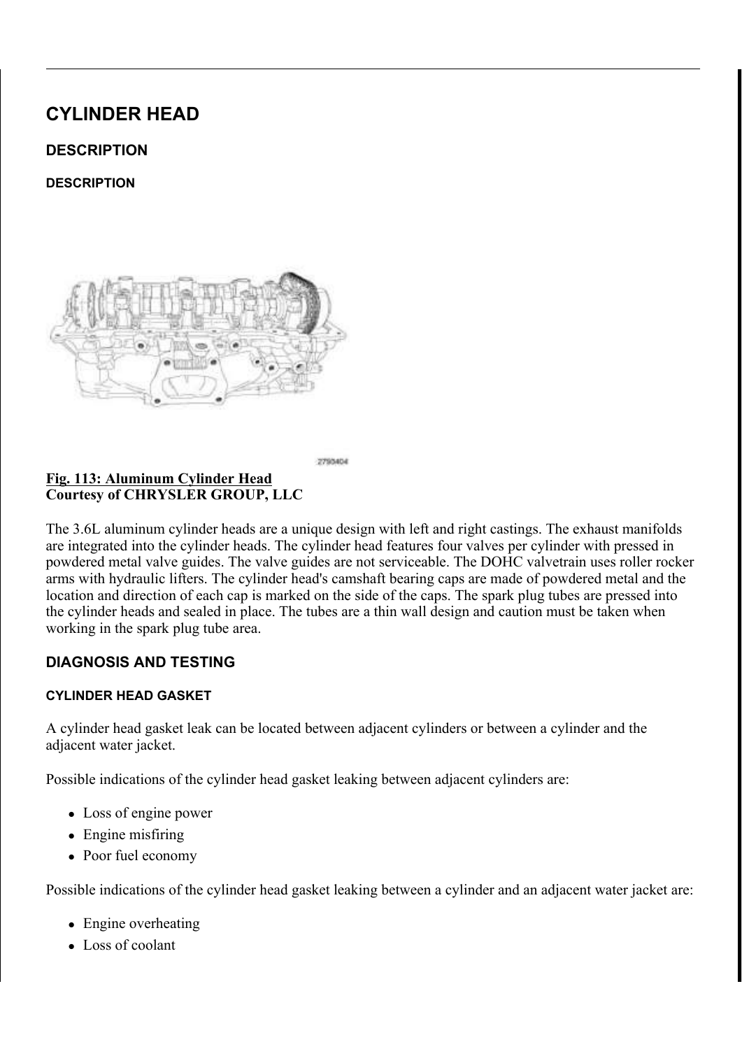# CYLINDER HEAD

## DESCRIPTION

### DESCRIPTION

2793404

**Fig. 113: Aluminum Cylinder Head**
**Courtesy of CHRYSLER GROUP, LLC**

The 3.6L aluminum cylinder heads are a unique design with left and right castings. The exhaust manifolds are integrated into the cylinder heads. The cylinder head features four valves per cylinder with pressed in powdered metal valve guides. The valve guides are not serviceable. The DOHC valvetrain uses roller rocker arms with hydraulic lifters. The cylinder head's camshaft bearing caps are made of powdered metal and the location and direction of each cap is marked on the side of the caps. The spark plug tubes are pressed into the cylinder heads and sealed in place. The tubes are a thin wall design and caution must be taken when working in the spark plug tube area.

## DIAGNOSIS AND TESTING

### CYLINDER HEAD GASKET

A cylinder head gasket leak can be located between adjacent cylinders or between a cylinder and the adjacent water jacket.

Possible indications of the cylinder head gasket leaking between adjacent cylinders are:

- Loss of engine power
- Engine misfiring
- Poor fuel economy

Possible indications of the cylinder head gasket leaking between a cylinder and an adjacent water jacket are:

- Engine overheating
- Loss of coolant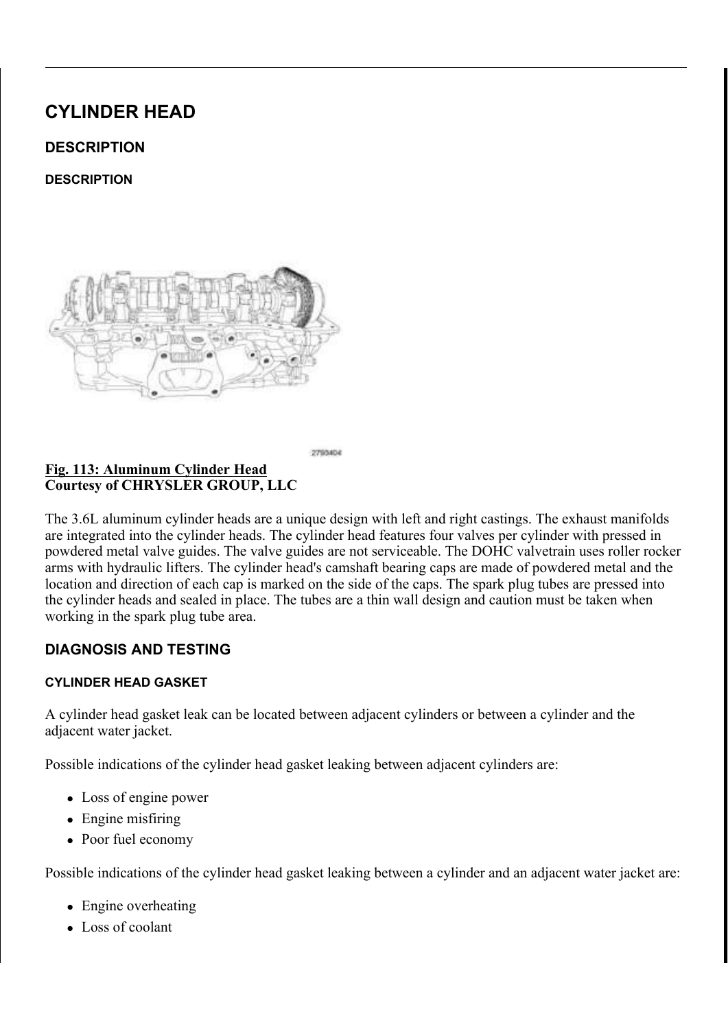# CYLINDER HEAD

## DESCRIPTION

### DESCRIPTION

**Fig. 113: Aluminum Cylinder Head**
**Courtesy of CHRYSLER GROUP, LLC**

The 3.6L aluminum cylinder heads are a unique design with left and right castings. The exhaust manifolds are integrated into the cylinder heads. The cylinder head features four valves per cylinder with pressed in powdered metal valve guides. The valve guides are not serviceable. The DOHC valvetrain uses roller rocker arms with hydraulic lifters. The cylinder head's camshaft bearing caps are made of powdered metal and the location and direction of each cap is marked on the side of the caps. The spark plug tubes are pressed into the cylinder heads and sealed in place. The tubes are a thin wall design and caution must be taken when working in the spark plug tube area.

## DIAGNOSIS AND TESTING

### CYLINDER HEAD GASKET

A cylinder head gasket leak can be located between adjacent cylinders or between a cylinder and the adjacent water jacket.

Possible indications of the cylinder head gasket leaking between adjacent cylinders are:

- Loss of engine power
- Engine misfiring
- Poor fuel economy

Possible indications of the cylinder head gasket leaking between a cylinder and an adjacent water jacket are:

- Engine overheating
- Loss of coolant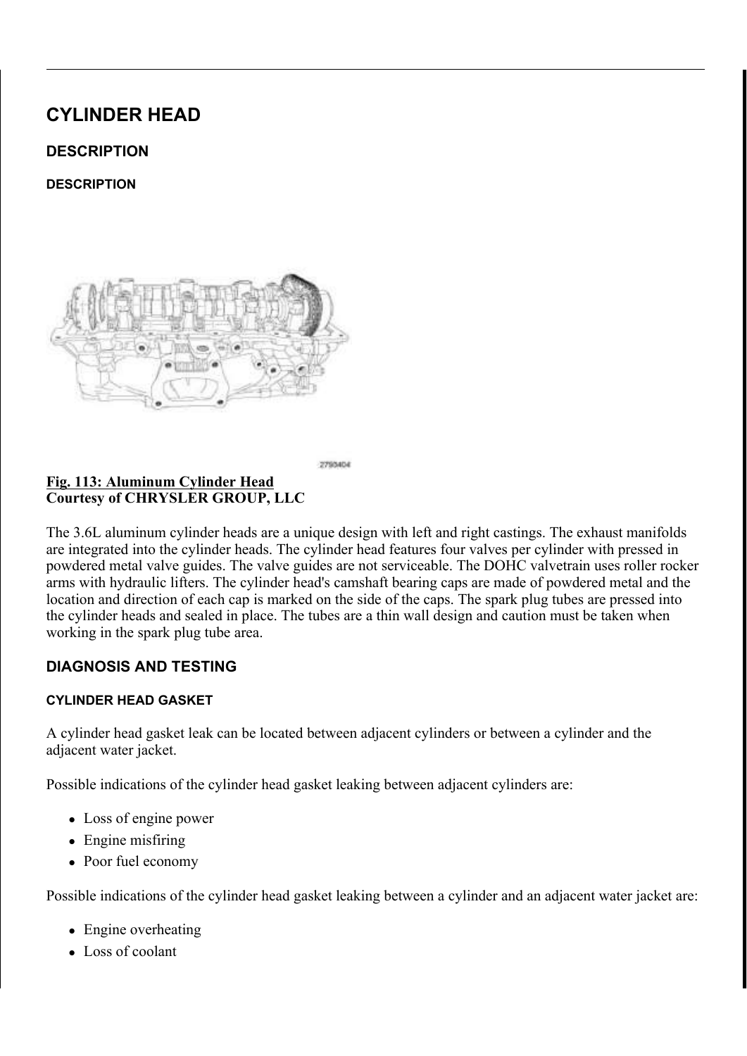# CYLINDER HEAD

## DESCRIPTION

### DESCRIPTION

2790404

**Fig. 113: Aluminum Cylinder Head**
**Courtesy of CHRYSLER GROUP, LLC**

The 3.6L aluminum cylinder heads are a unique design with left and right castings. The exhaust manifolds are integrated into the cylinder heads. The cylinder head features four valves per cylinder with pressed in powdered metal valve guides. The valve guides are not serviceable. The DOHC valvetrain uses roller rocker arms with hydraulic lifters. The cylinder head's camshaft bearing caps are made of powdered metal and the location and direction of each cap is marked on the side of the caps. The spark plug tubes are pressed into the cylinder heads and sealed in place. The tubes are a thin wall design and caution must be taken when working in the spark plug tube area.

## DIAGNOSIS AND TESTING

### CYLINDER HEAD GASKET

A cylinder head gasket leak can be located between adjacent cylinders or between a cylinder and the adjacent water jacket.

Possible indications of the cylinder head gasket leaking between adjacent cylinders are:

- Loss of engine power
- Engine misfiring
- Poor fuel economy

Possible indications of the cylinder head gasket leaking between a cylinder and an adjacent water jacket are:

- Engine overheating
- Loss of coolant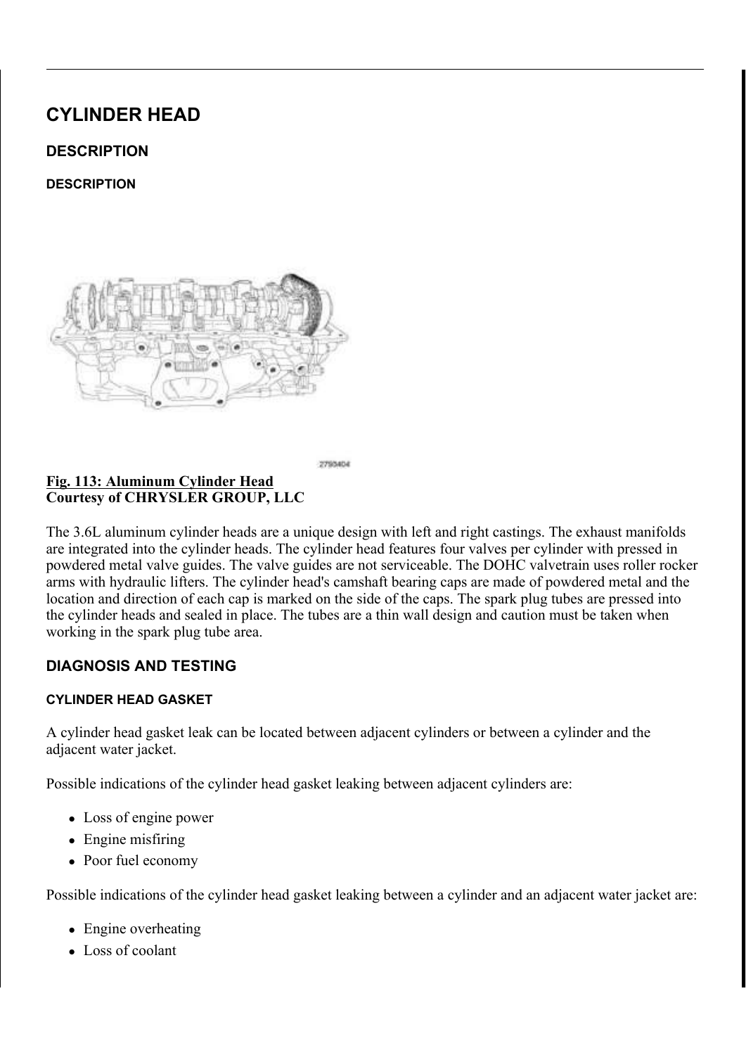# CYLINDER HEAD

## DESCRIPTION

### DESCRIPTION

2793404

**Fig. 113: Aluminum Cylinder Head**
**Courtesy of CHRYSLER GROUP, LLC**

The 3.6L aluminum cylinder heads are a unique design with left and right castings. The exhaust manifolds are integrated into the cylinder heads. The cylinder head features four valves per cylinder with pressed in powdered metal valve guides. The valve guides are not serviceable. The DOHC valvetrain uses roller rocker arms with hydraulic lifters. The cylinder head's camshaft bearing caps are made of powdered metal and the location and direction of each cap is marked on the side of the caps. The spark plug tubes are pressed into the cylinder heads and sealed in place. The tubes are a thin wall design and caution must be taken when working in the spark plug tube area.

## DIAGNOSIS AND TESTING

### CYLINDER HEAD GASKET

A cylinder head gasket leak can be located between adjacent cylinders or between a cylinder and the adjacent water jacket.

Possible indications of the cylinder head gasket leaking between adjacent cylinders are:

- Loss of engine power
- Engine misfiring
- Poor fuel economy

Possible indications of the cylinder head gasket leaking between a cylinder and an adjacent water jacket are:

- Engine overheating
- Loss of coolant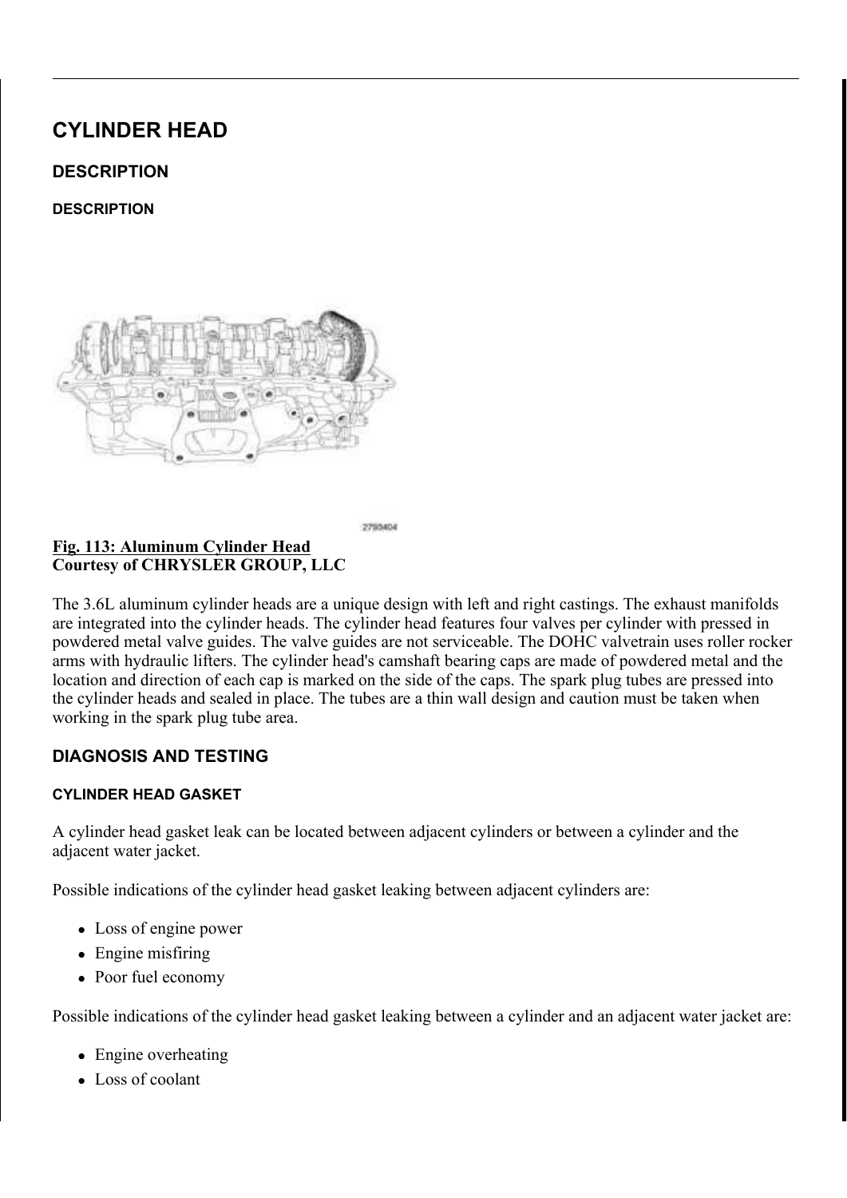# CYLINDER HEAD

## DESCRIPTION

### DESCRIPTION

**Fig. 113: Aluminum Cylinder Head**
**Courtesy of CHRYSLER GROUP, LLC**

The 3.6L aluminum cylinder heads are a unique design with left and right castings. The exhaust manifolds are integrated into the cylinder heads. The cylinder head features four valves per cylinder with pressed in powdered metal valve guides. The valve guides are not serviceable. The DOHC valvetrain uses roller rocker arms with hydraulic lifters. The cylinder head's camshaft bearing caps are made of powdered metal and the location and direction of each cap is marked on the side of the caps. The spark plug tubes are pressed into the cylinder heads and sealed in place. The tubes are a thin wall design and caution must be taken when working in the spark plug tube area.

## DIAGNOSIS AND TESTING

### CYLINDER HEAD GASKET

A cylinder head gasket leak can be located between adjacent cylinders or between a cylinder and the adjacent water jacket.

Possible indications of the cylinder head gasket leaking between adjacent cylinders are:

- Loss of engine power
- Engine misfiring
- Poor fuel economy

Possible indications of the cylinder head gasket leaking between a cylinder and an adjacent water jacket are:

- Engine overheating
- Loss of coolant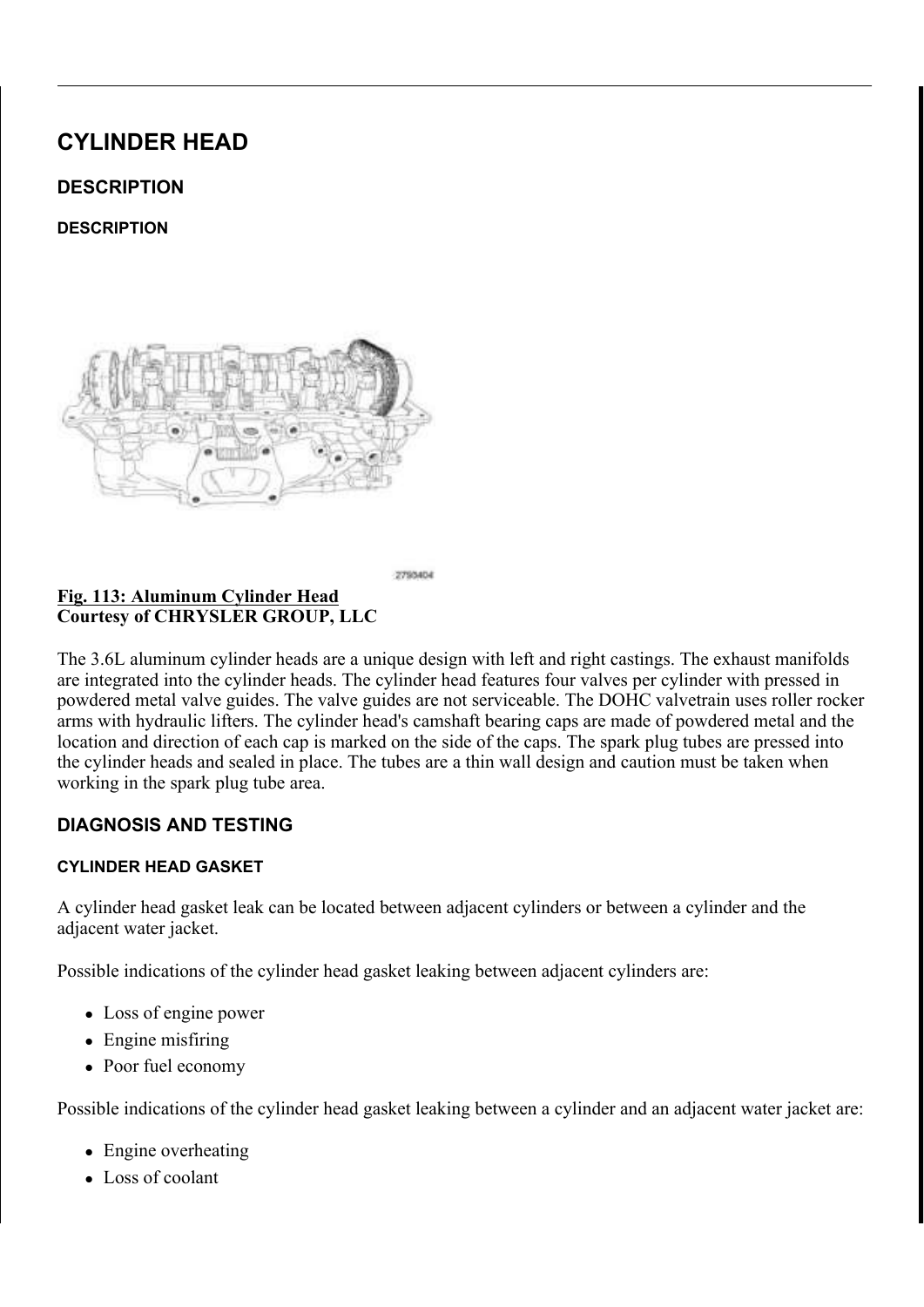# CYLINDER HEAD

## DESCRIPTION

### DESCRIPTION

**Fig. 113: Aluminum Cylinder Head**
**Courtesy of CHRYSLER GROUP, LLC**

The 3.6L aluminum cylinder heads are a unique design with left and right castings. The exhaust manifolds are integrated into the cylinder heads. The cylinder head features four valves per cylinder with pressed in powdered metal valve guides. The valve guides are not serviceable. The DOHC valvetrain uses roller rocker arms with hydraulic lifters. The cylinder head's camshaft bearing caps are made of powdered metal and the location and direction of each cap is marked on the side of the caps. The spark plug tubes are pressed into the cylinder heads and sealed in place. The tubes are a thin wall design and caution must be taken when working in the spark plug tube area.

## DIAGNOSIS AND TESTING

### CYLINDER HEAD GASKET

A cylinder head gasket leak can be located between adjacent cylinders or between a cylinder and the adjacent water jacket.

Possible indications of the cylinder head gasket leaking between adjacent cylinders are:

- Loss of engine power
- Engine misfiring
- Poor fuel economy

Possible indications of the cylinder head gasket leaking between a cylinder and an adjacent water jacket are:

- Engine overheating
- Loss of coolant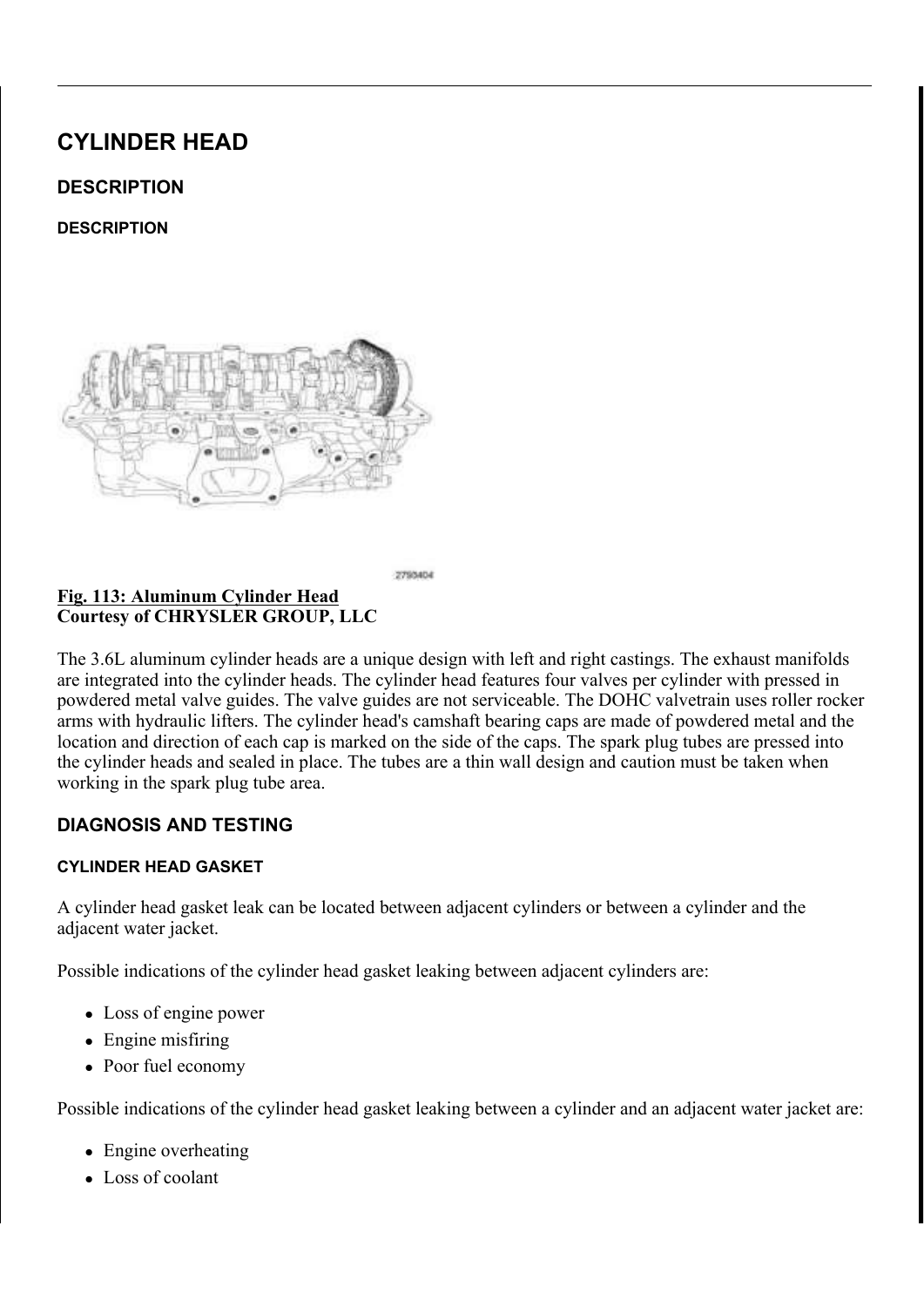# CYLINDER HEAD

## DESCRIPTION

### DESCRIPTION

2790404

**Fig. 113: Aluminum Cylinder Head**
**Courtesy of CHRYSLER GROUP, LLC**

The 3.6L aluminum cylinder heads are a unique design with left and right castings. The exhaust manifolds are integrated into the cylinder heads. The cylinder head features four valves per cylinder with pressed in powdered metal valve guides. The valve guides are not serviceable. The DOHC valvetrain uses roller rocker arms with hydraulic lifters. The cylinder head's camshaft bearing caps are made of powdered metal and the location and direction of each cap is marked on the side of the caps. The spark plug tubes are pressed into the cylinder heads and sealed in place. The tubes are a thin wall design and caution must be taken when working in the spark plug tube area.

## DIAGNOSIS AND TESTING

### CYLINDER HEAD GASKET

A cylinder head gasket leak can be located between adjacent cylinders or between a cylinder and the adjacent water jacket.

Possible indications of the cylinder head gasket leaking between adjacent cylinders are:

- Loss of engine power
- Engine misfiring
- Poor fuel economy

Possible indications of the cylinder head gasket leaking between a cylinder and an adjacent water jacket are:

- Engine overheating
- Loss of coolant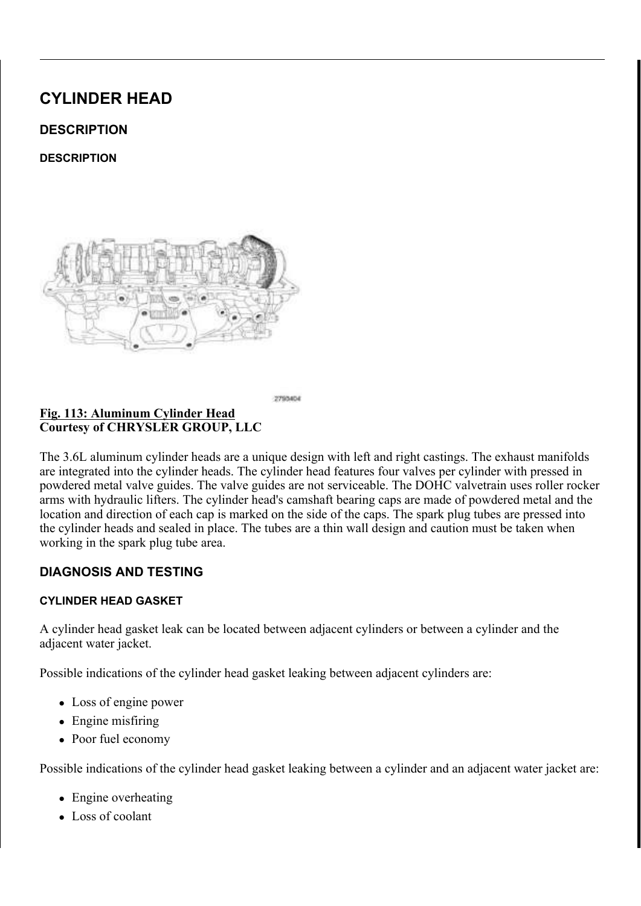# CYLINDER HEAD

## DESCRIPTION

### DESCRIPTION

**Fig. 113: Aluminum Cylinder Head**
**Courtesy of CHRYSLER GROUP, LLC**

The 3.6L aluminum cylinder heads are a unique design with left and right castings. The exhaust manifolds are integrated into the cylinder heads. The cylinder head features four valves per cylinder with pressed in powdered metal valve guides. The valve guides are not serviceable. The DOHC valvetrain uses roller rocker arms with hydraulic lifters. The cylinder head's camshaft bearing caps are made of powdered metal and the location and direction of each cap is marked on the side of the caps. The spark plug tubes are pressed into the cylinder heads and sealed in place. The tubes are a thin wall design and caution must be taken when working in the spark plug tube area.

## DIAGNOSIS AND TESTING

### CYLINDER HEAD GASKET

A cylinder head gasket leak can be located between adjacent cylinders or between a cylinder and the adjacent water jacket.

Possible indications of the cylinder head gasket leaking between adjacent cylinders are:

- Loss of engine power
- Engine misfiring
- Poor fuel economy

Possible indications of the cylinder head gasket leaking between a cylinder and an adjacent water jacket are:

- Engine overheating
- Loss of coolant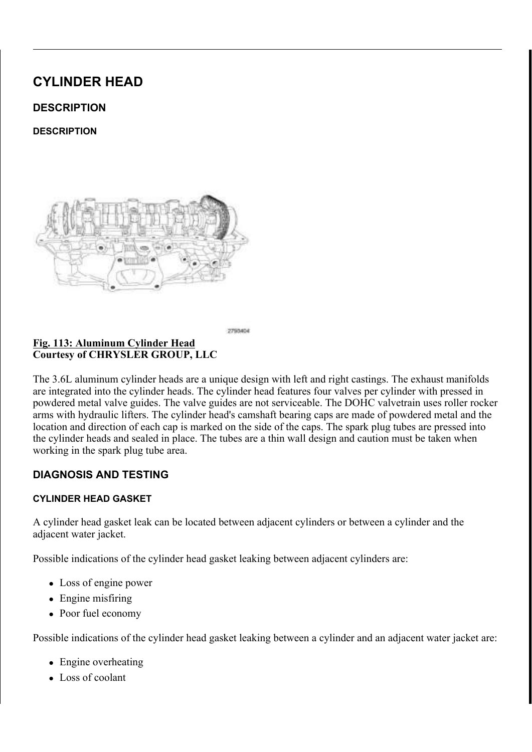# CYLINDER HEAD

## DESCRIPTION

### DESCRIPTION

2790404

**Fig. 113: Aluminum Cylinder Head**
**Courtesy of CHRYSLER GROUP, LLC**

The 3.6L aluminum cylinder heads are a unique design with left and right castings. The exhaust manifolds are integrated into the cylinder heads. The cylinder head features four valves per cylinder with pressed in powdered metal valve guides. The valve guides are not serviceable. The DOHC valvetrain uses roller rocker arms with hydraulic lifters. The cylinder head's camshaft bearing caps are made of powdered metal and the location and direction of each cap is marked on the side of the caps. The spark plug tubes are pressed into the cylinder heads and sealed in place. The tubes are a thin wall design and caution must be taken when working in the spark plug tube area.

## DIAGNOSIS AND TESTING

### CYLINDER HEAD GASKET

A cylinder head gasket leak can be located between adjacent cylinders or between a cylinder and the adjacent water jacket.

Possible indications of the cylinder head gasket leaking between adjacent cylinders are:

- Loss of engine power
- Engine misfiring
- Poor fuel economy

Possible indications of the cylinder head gasket leaking between a cylinder and an adjacent water jacket are:

- Engine overheating
- Loss of coolant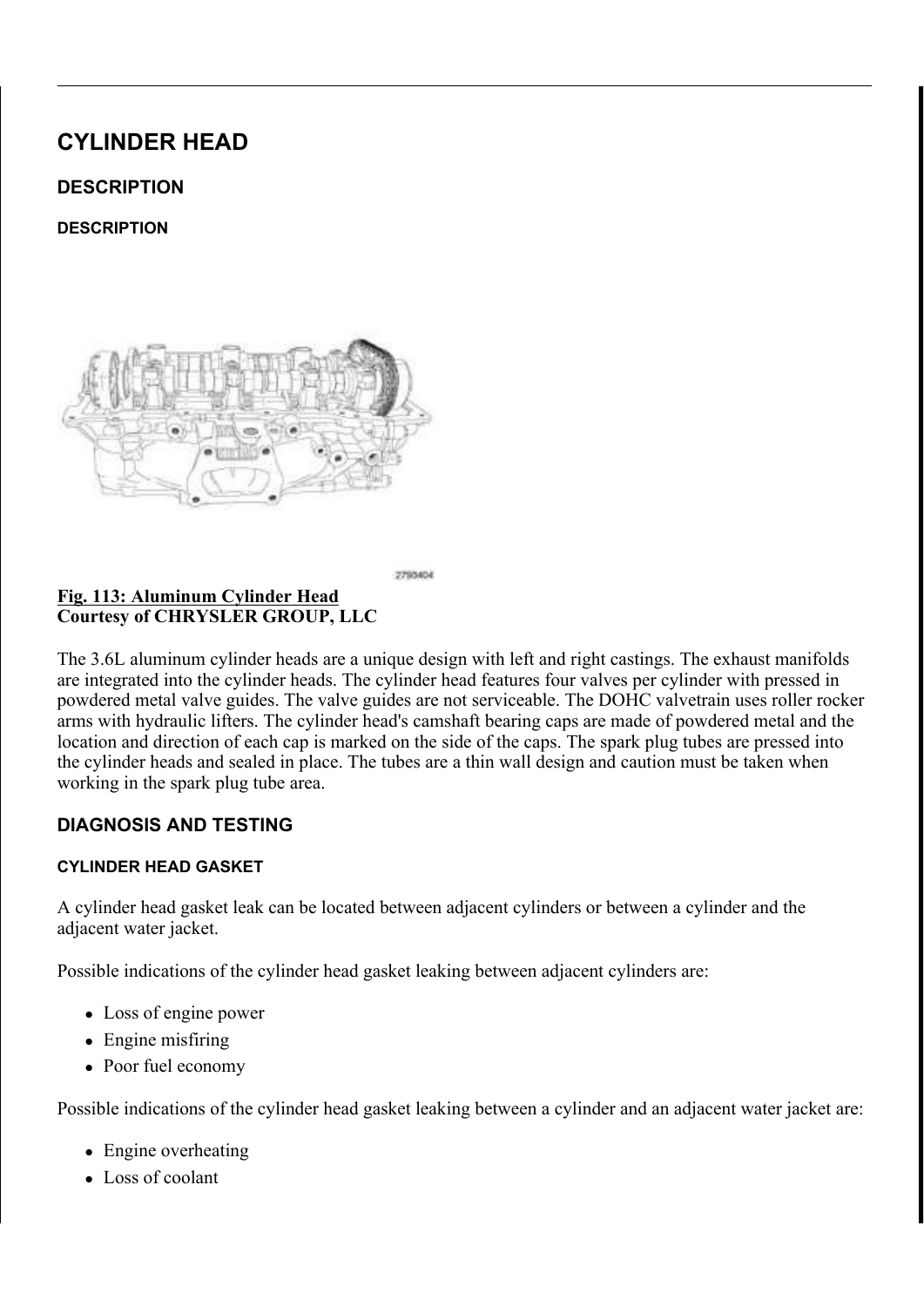# CYLINDER HEAD

## DESCRIPTION

### DESCRIPTION

**Fig. 113: Aluminum Cylinder Head**
**Courtesy of CHRYSLER GROUP, LLC**

The 3.6L aluminum cylinder heads are a unique design with left and right castings. The exhaust manifolds are integrated into the cylinder heads. The cylinder head features four valves per cylinder with pressed in powdered metal valve guides. The valve guides are not serviceable. The DOHC valvetrain uses roller rocker arms with hydraulic lifters. The cylinder head's camshaft bearing caps are made of powdered metal and the location and direction of each cap is marked on the side of the caps. The spark plug tubes are pressed into the cylinder heads and sealed in place. The tubes are a thin wall design and caution must be taken when working in the spark plug tube area.

## DIAGNOSIS AND TESTING

### CYLINDER HEAD GASKET

A cylinder head gasket leak can be located between adjacent cylinders or between a cylinder and the adjacent water jacket.

Possible indications of the cylinder head gasket leaking between adjacent cylinders are:

- Loss of engine power
- Engine misfiring
- Poor fuel economy

Possible indications of the cylinder head gasket leaking between a cylinder and an adjacent water jacket are:

- Engine overheating
- Loss of coolant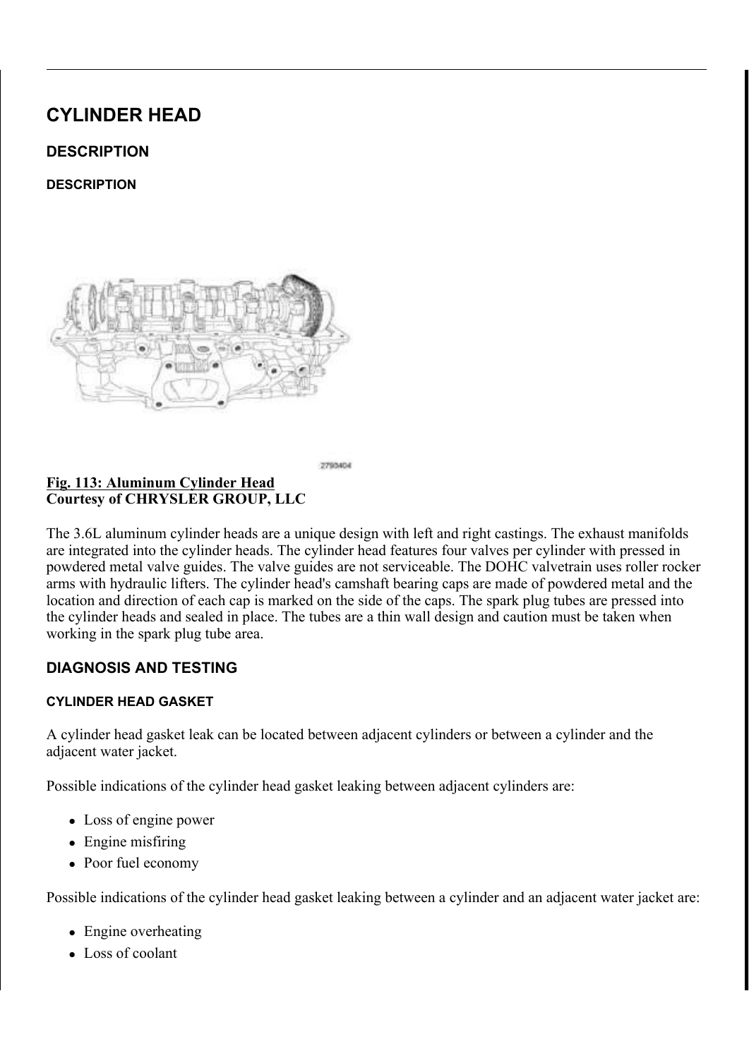# CYLINDER HEAD

## DESCRIPTION

### DESCRIPTION

2793404

**Fig. 113: Aluminum Cylinder Head**
**Courtesy of CHRYSLER GROUP, LLC**

The 3.6L aluminum cylinder heads are a unique design with left and right castings. The exhaust manifolds are integrated into the cylinder heads. The cylinder head features four valves per cylinder with pressed in powdered metal valve guides. The valve guides are not serviceable. The DOHC valvetrain uses roller rocker arms with hydraulic lifters. The cylinder head's camshaft bearing caps are made of powdered metal and the location and direction of each cap is marked on the side of the caps. The spark plug tubes are pressed into the cylinder heads and sealed in place. The tubes are a thin wall design and caution must be taken when working in the spark plug tube area.

## DIAGNOSIS AND TESTING

### CYLINDER HEAD GASKET

A cylinder head gasket leak can be located between adjacent cylinders or between a cylinder and the adjacent water jacket.

Possible indications of the cylinder head gasket leaking between adjacent cylinders are:

- Loss of engine power
- Engine misfiring
- Poor fuel economy

Possible indications of the cylinder head gasket leaking between a cylinder and an adjacent water jacket are:

- Engine overheating
- Loss of coolant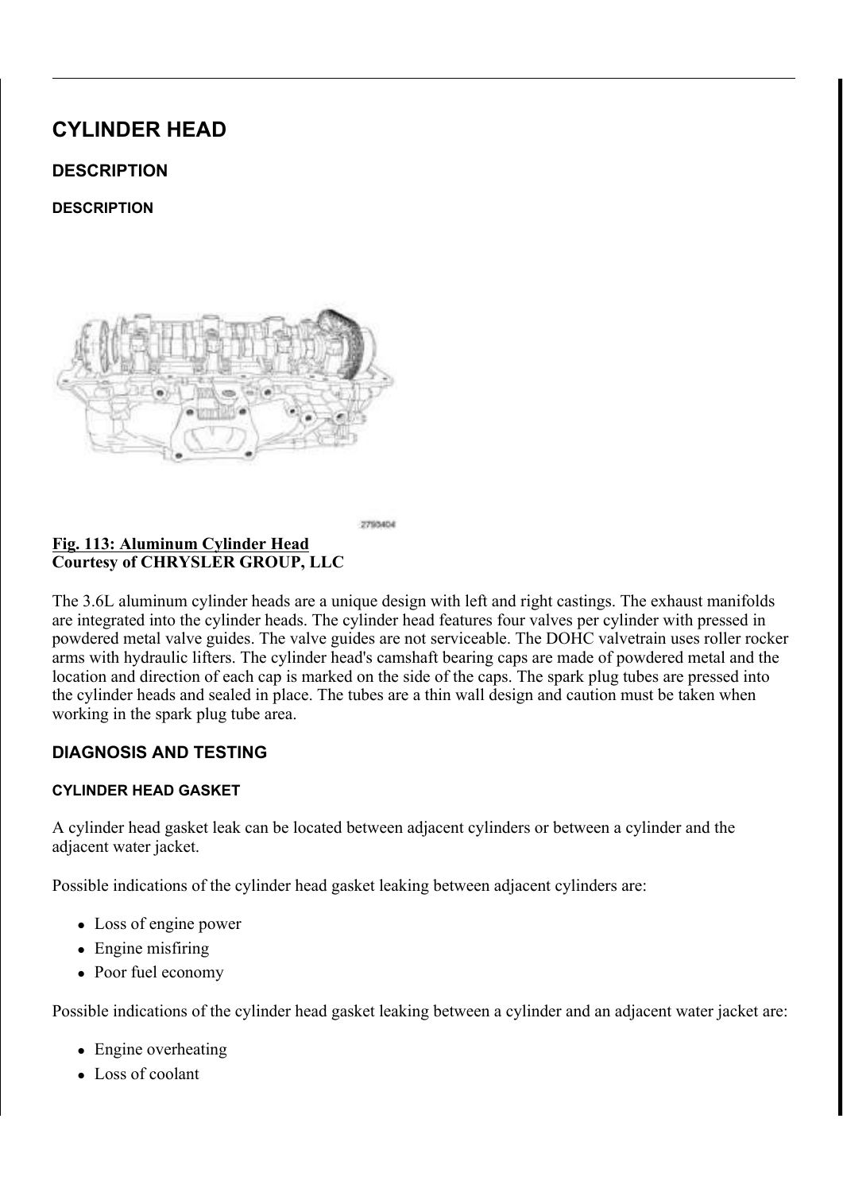# CYLINDER HEAD

## DESCRIPTION

### DESCRIPTION

2790404

**Fig. 113: Aluminum Cylinder Head**
**Courtesy of CHRYSLER GROUP, LLC**

The 3.6L aluminum cylinder heads are a unique design with left and right castings. The exhaust manifolds are integrated into the cylinder heads. The cylinder head features four valves per cylinder with pressed in powdered metal valve guides. The valve guides are not serviceable. The DOHC valvetrain uses roller rocker arms with hydraulic lifters. The cylinder head's camshaft bearing caps are made of powdered metal and the location and direction of each cap is marked on the side of the caps. The spark plug tubes are pressed into the cylinder heads and sealed in place. The tubes are a thin wall design and caution must be taken when working in the spark plug tube area.

## DIAGNOSIS AND TESTING

### CYLINDER HEAD GASKET

A cylinder head gasket leak can be located between adjacent cylinders or between a cylinder and the adjacent water jacket.

Possible indications of the cylinder head gasket leaking between adjacent cylinders are:

- Loss of engine power
- Engine misfiring
- Poor fuel economy

Possible indications of the cylinder head gasket leaking between a cylinder and an adjacent water jacket are:

- Engine overheating
- Loss of coolant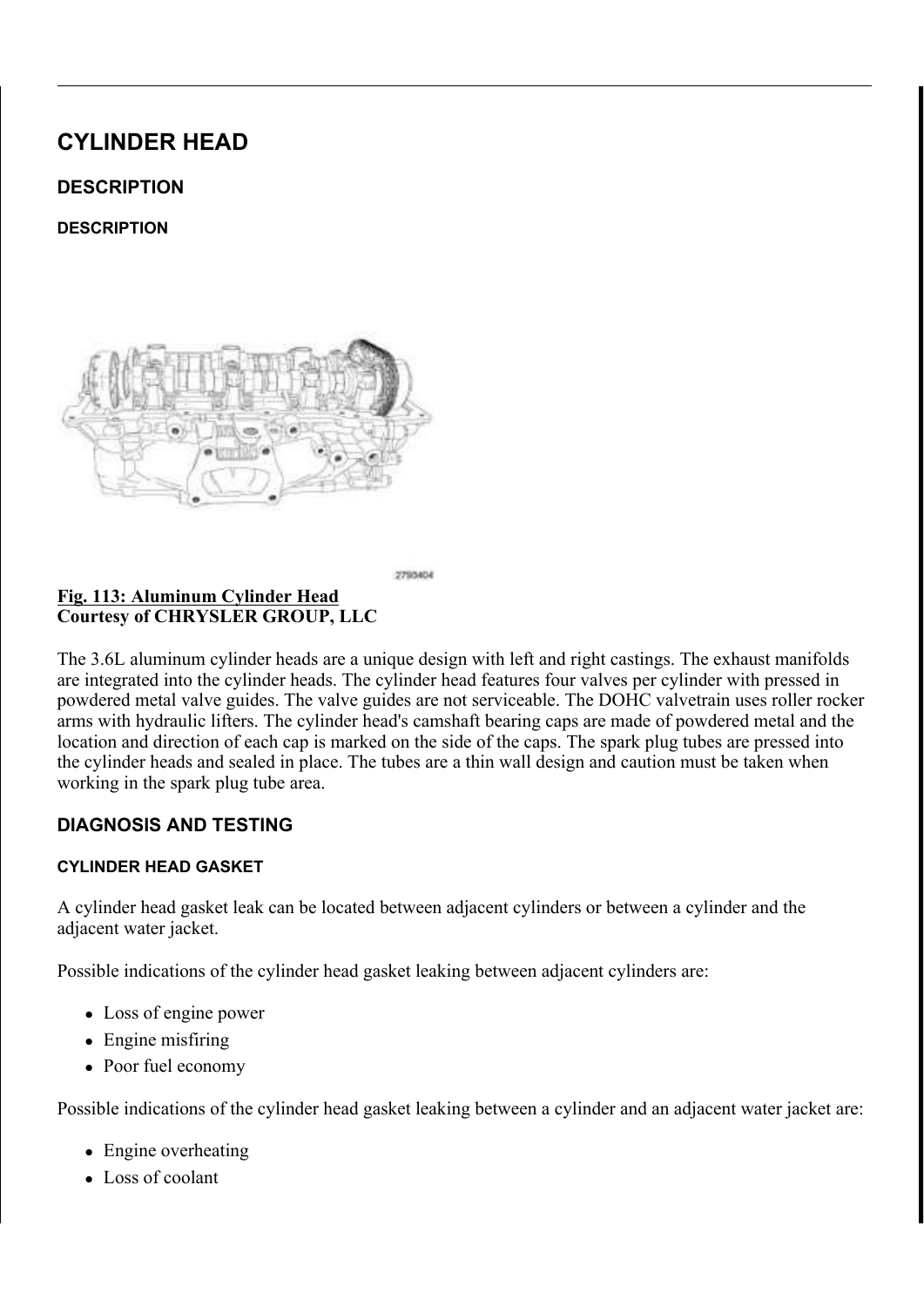# CYLINDER HEAD

## DESCRIPTION

### DESCRIPTION

**Fig. 113: Aluminum Cylinder Head**
**Courtesy of CHRYSLER GROUP, LLC**

The 3.6L aluminum cylinder heads are a unique design with left and right castings. The exhaust manifolds are integrated into the cylinder heads. The cylinder head features four valves per cylinder with pressed in powdered metal valve guides. The valve guides are not serviceable. The DOHC valvetrain uses roller rocker arms with hydraulic lifters. The cylinder head's camshaft bearing caps are made of powdered metal and the location and direction of each cap is marked on the side of the caps. The spark plug tubes are pressed into the cylinder heads and sealed in place. The tubes are a thin wall design and caution must be taken when working in the spark plug tube area.

## DIAGNOSIS AND TESTING

### CYLINDER HEAD GASKET

A cylinder head gasket leak can be located between adjacent cylinders or between a cylinder and the adjacent water jacket.

Possible indications of the cylinder head gasket leaking between adjacent cylinders are:

- Loss of engine power
- Engine misfiring
- Poor fuel economy

Possible indications of the cylinder head gasket leaking between a cylinder and an adjacent water jacket are:

- Engine overheating
- Loss of coolant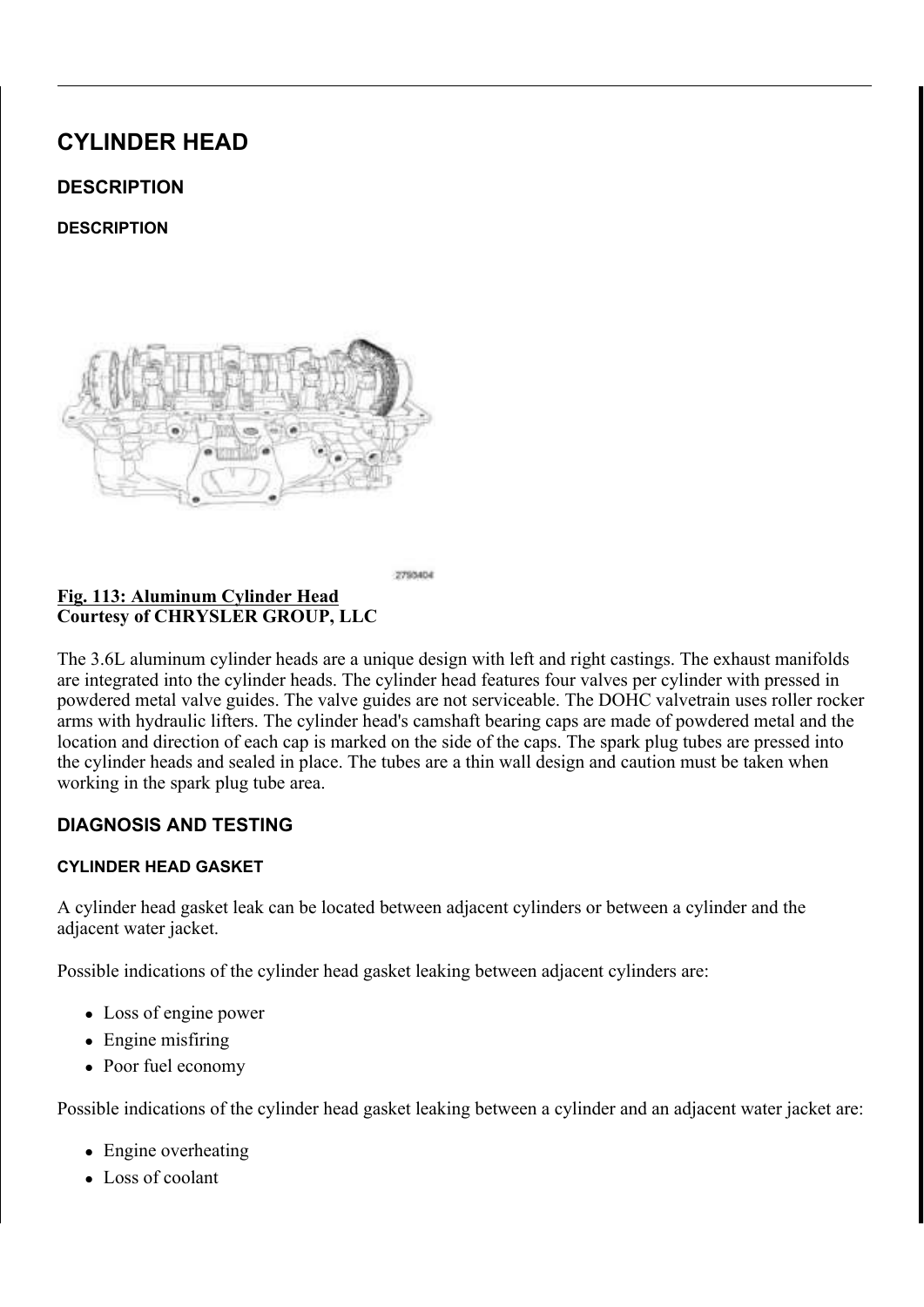# CYLINDER HEAD

## DESCRIPTION

### DESCRIPTION

2790404

**Fig. 113: Aluminum Cylinder Head**
**Courtesy of CHRYSLER GROUP, LLC**

The 3.6L aluminum cylinder heads are a unique design with left and right castings. The exhaust manifolds are integrated into the cylinder heads. The cylinder head features four valves per cylinder with pressed in powdered metal valve guides. The valve guides are not serviceable. The DOHC valvetrain uses roller rocker arms with hydraulic lifters. The cylinder head's camshaft bearing caps are made of powdered metal and the location and direction of each cap is marked on the side of the caps. The spark plug tubes are pressed into the cylinder heads and sealed in place. The tubes are a thin wall design and caution must be taken when working in the spark plug tube area.

## DIAGNOSIS AND TESTING

### CYLINDER HEAD GASKET

A cylinder head gasket leak can be located between adjacent cylinders or between a cylinder and the adjacent water jacket.

Possible indications of the cylinder head gasket leaking between adjacent cylinders are:

- Loss of engine power
- Engine misfiring
- Poor fuel economy

Possible indications of the cylinder head gasket leaking between a cylinder and an adjacent water jacket are:

- Engine overheating
- Loss of coolant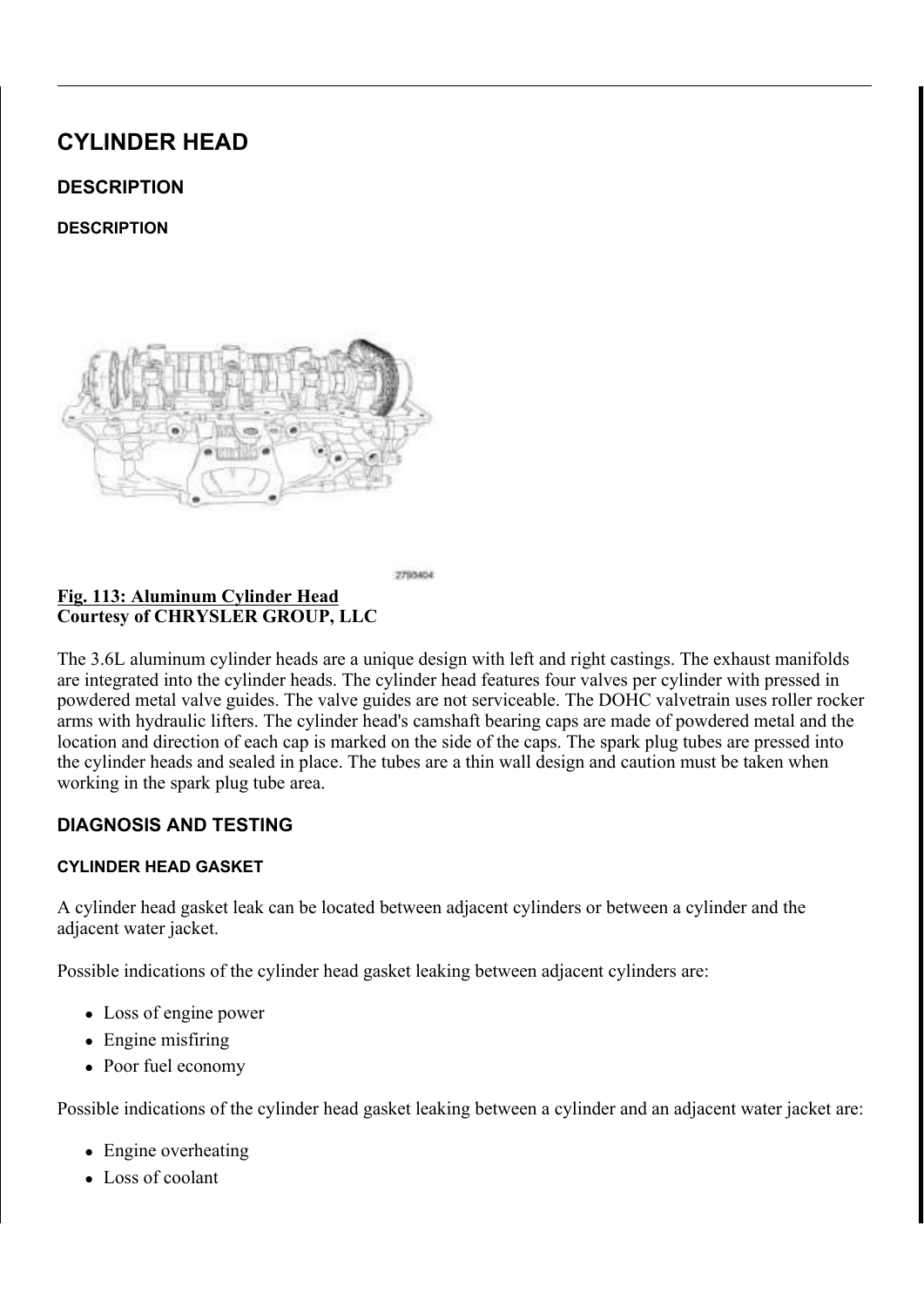# CYLINDER HEAD

## DESCRIPTION

### DESCRIPTION

**Fig. 113: Aluminum Cylinder Head**
**Courtesy of CHRYSLER GROUP, LLC**

The 3.6L aluminum cylinder heads are a unique design with left and right castings. The exhaust manifolds are integrated into the cylinder heads. The cylinder head features four valves per cylinder with pressed in powdered metal valve guides. The valve guides are not serviceable. The DOHC valvetrain uses roller rocker arms with hydraulic lifters. The cylinder head's camshaft bearing caps are made of powdered metal and the location and direction of each cap is marked on the side of the caps. The spark plug tubes are pressed into the cylinder heads and sealed in place. The tubes are a thin wall design and caution must be taken when working in the spark plug tube area.

## DIAGNOSIS AND TESTING

### CYLINDER HEAD GASKET

A cylinder head gasket leak can be located between adjacent cylinders or between a cylinder and the adjacent water jacket.

Possible indications of the cylinder head gasket leaking between adjacent cylinders are:

- Loss of engine power
- Engine misfiring
- Poor fuel economy

Possible indications of the cylinder head gasket leaking between a cylinder and an adjacent water jacket are:

- Engine overheating
- Loss of coolant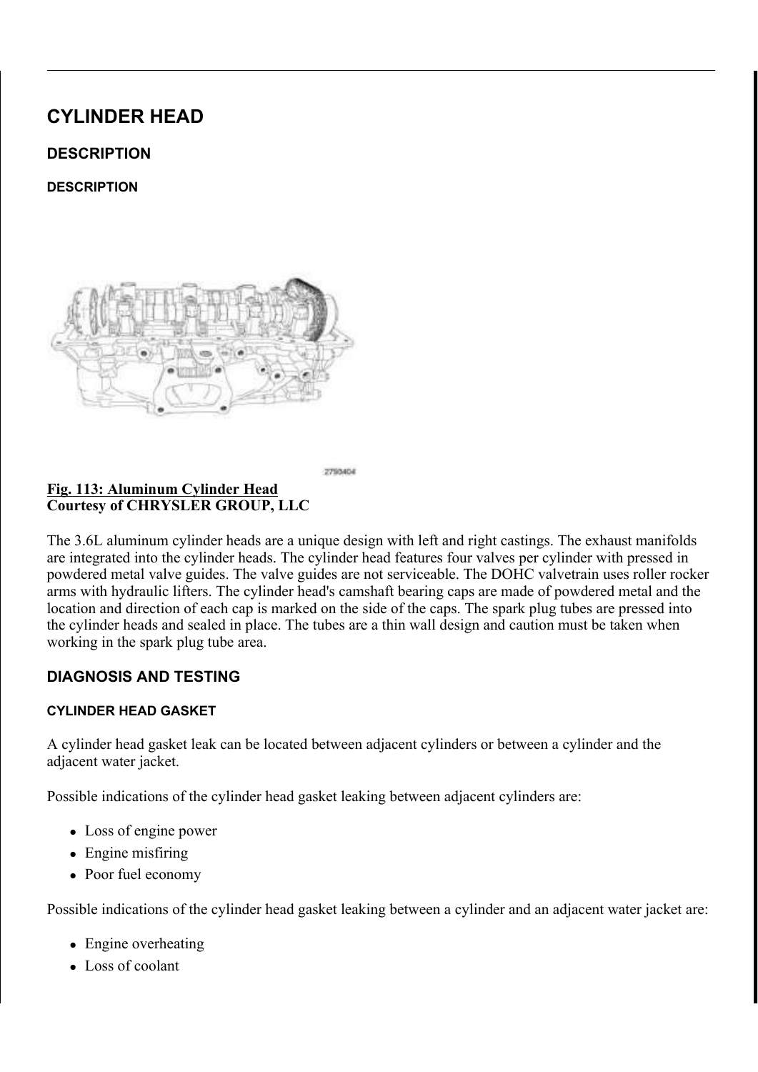# CYLINDER HEAD

## DESCRIPTION

### DESCRIPTION

2790404

**Fig. 113: Aluminum Cylinder Head**
**Courtesy of CHRYSLER GROUP, LLC**

The 3.6L aluminum cylinder heads are a unique design with left and right castings. The exhaust manifolds are integrated into the cylinder heads. The cylinder head features four valves per cylinder with pressed in powdered metal valve guides. The valve guides are not serviceable. The DOHC valvetrain uses roller rocker arms with hydraulic lifters. The cylinder head's camshaft bearing caps are made of powdered metal and the location and direction of each cap is marked on the side of the caps. The spark plug tubes are pressed into the cylinder heads and sealed in place. The tubes are a thin wall design and caution must be taken when working in the spark plug tube area.

## DIAGNOSIS AND TESTING

### CYLINDER HEAD GASKET

A cylinder head gasket leak can be located between adjacent cylinders or between a cylinder and the adjacent water jacket.

Possible indications of the cylinder head gasket leaking between adjacent cylinders are:

- Loss of engine power
- Engine misfiring
- Poor fuel economy

Possible indications of the cylinder head gasket leaking between a cylinder and an adjacent water jacket are:

- Engine overheating
- Loss of coolant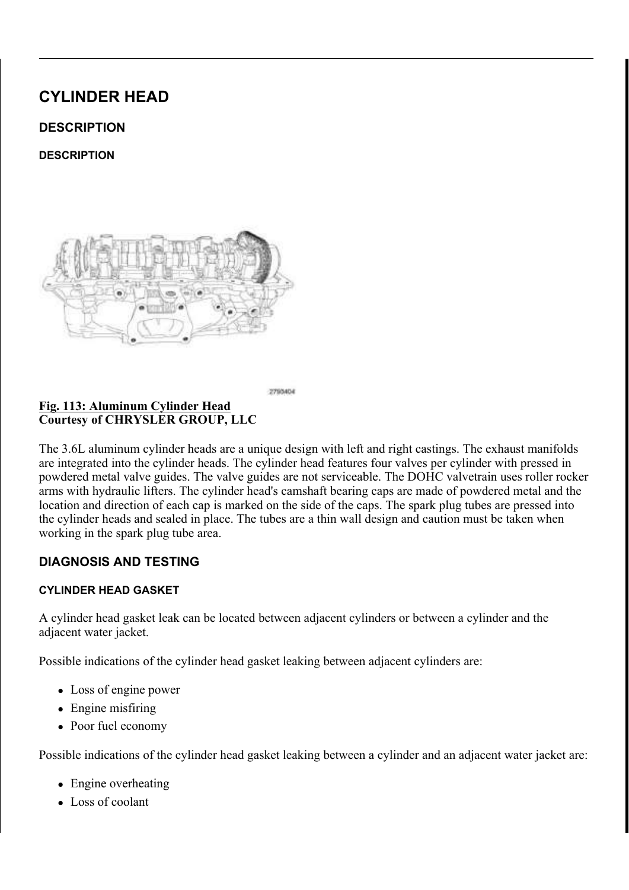# CYLINDER HEAD

## DESCRIPTION

### DESCRIPTION

2790404

**Fig. 113: Aluminum Cylinder Head**
**Courtesy of CHRYSLER GROUP, LLC**

The 3.6L aluminum cylinder heads are a unique design with left and right castings. The exhaust manifolds are integrated into the cylinder heads. The cylinder head features four valves per cylinder with pressed in powdered metal valve guides. The valve guides are not serviceable. The DOHC valvetrain uses roller rocker arms with hydraulic lifters. The cylinder head's camshaft bearing caps are made of powdered metal and the location and direction of each cap is marked on the side of the caps. The spark plug tubes are pressed into the cylinder heads and sealed in place. The tubes are a thin wall design and caution must be taken when working in the spark plug tube area.

## DIAGNOSIS AND TESTING

### CYLINDER HEAD GASKET

A cylinder head gasket leak can be located between adjacent cylinders or between a cylinder and the adjacent water jacket.

Possible indications of the cylinder head gasket leaking between adjacent cylinders are:

- Loss of engine power
- Engine misfiring
- Poor fuel economy

Possible indications of the cylinder head gasket leaking between a cylinder and an adjacent water jacket are:

- Engine overheating
- Loss of coolant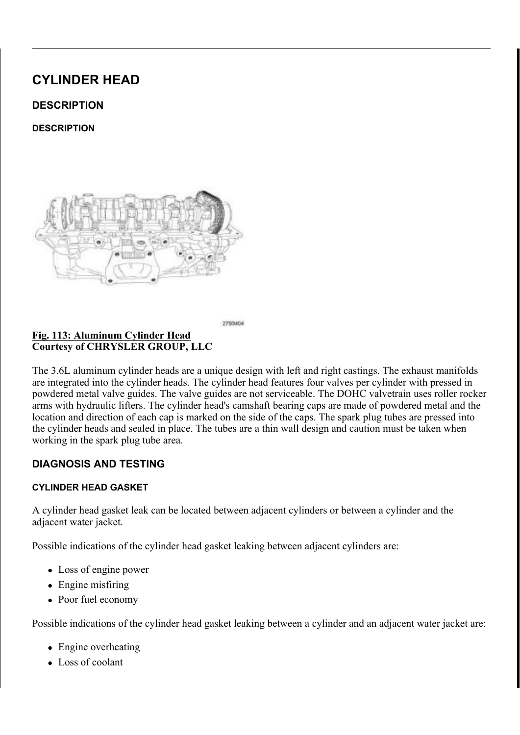# CYLINDER HEAD

## DESCRIPTION

### DESCRIPTION

**Fig. 113: Aluminum Cylinder Head**
**Courtesy of CHRYSLER GROUP, LLC**

The 3.6L aluminum cylinder heads are a unique design with left and right castings. The exhaust manifolds are integrated into the cylinder heads. The cylinder head features four valves per cylinder with pressed in powdered metal valve guides. The valve guides are not serviceable. The DOHC valvetrain uses roller rocker arms with hydraulic lifters. The cylinder head's camshaft bearing caps are made of powdered metal and the location and direction of each cap is marked on the side of the caps. The spark plug tubes are pressed into the cylinder heads and sealed in place. The tubes are a thin wall design and caution must be taken when working in the spark plug tube area.

## DIAGNOSIS AND TESTING

### CYLINDER HEAD GASKET

A cylinder head gasket leak can be located between adjacent cylinders or between a cylinder and the adjacent water jacket.

Possible indications of the cylinder head gasket leaking between adjacent cylinders are:

- Loss of engine power
- Engine misfiring
- Poor fuel economy

Possible indications of the cylinder head gasket leaking between a cylinder and an adjacent water jacket are:

- Engine overheating
- Loss of coolant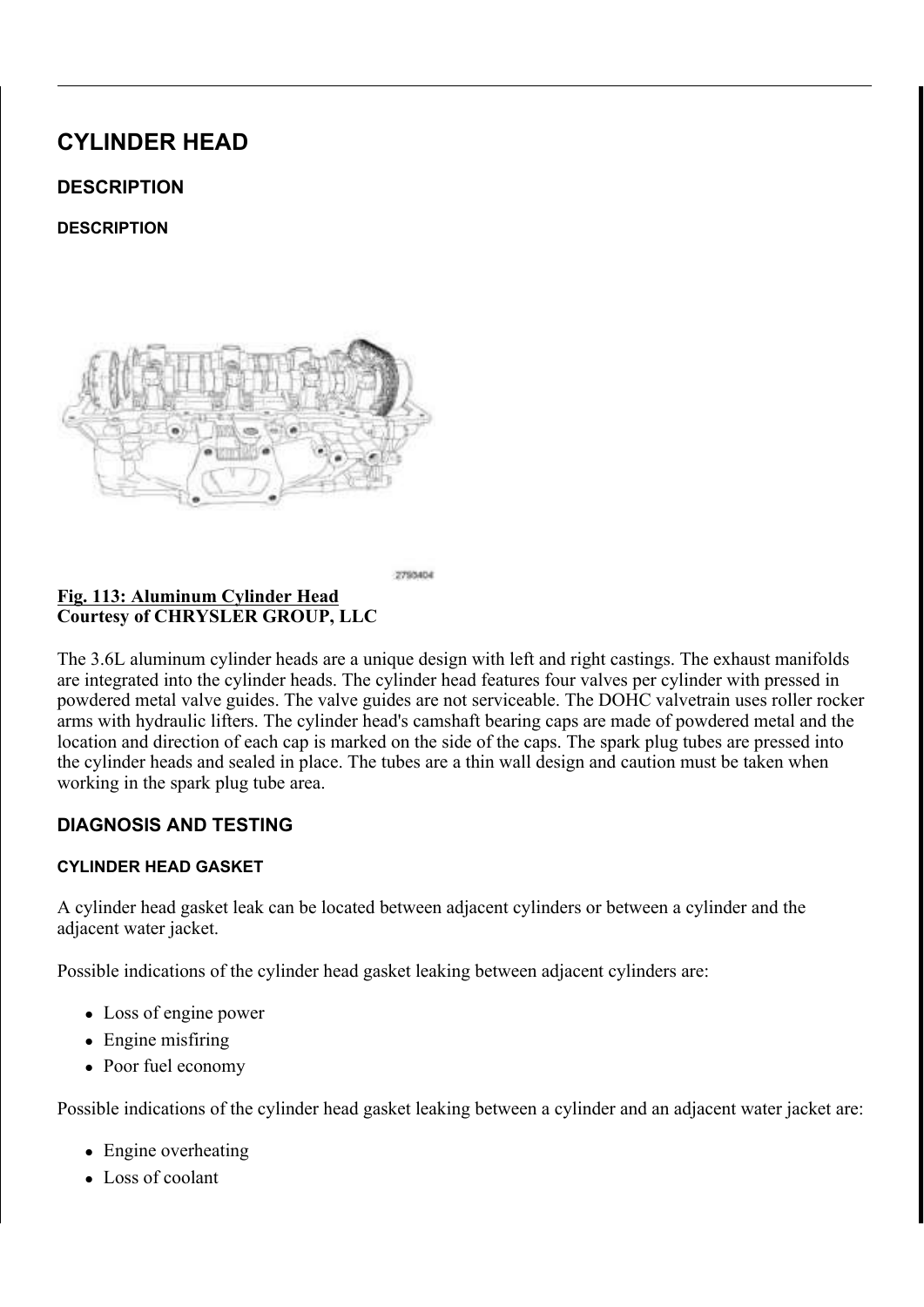# CYLINDER HEAD

## DESCRIPTION

### DESCRIPTION

2790404

**Fig. 113: Aluminum Cylinder Head**
**Courtesy of CHRYSLER GROUP, LLC**

The 3.6L aluminum cylinder heads are a unique design with left and right castings. The exhaust manifolds are integrated into the cylinder heads. The cylinder head features four valves per cylinder with pressed in powdered metal valve guides. The valve guides are not serviceable. The DOHC valvetrain uses roller rocker arms with hydraulic lifters. The cylinder head's camshaft bearing caps are made of powdered metal and the location and direction of each cap is marked on the side of the caps. The spark plug tubes are pressed into the cylinder heads and sealed in place. The tubes are a thin wall design and caution must be taken when working in the spark plug tube area.

## DIAGNOSIS AND TESTING

### CYLINDER HEAD GASKET

A cylinder head gasket leak can be located between adjacent cylinders or between a cylinder and the adjacent water jacket.

Possible indications of the cylinder head gasket leaking between adjacent cylinders are:

- Loss of engine power
- Engine misfiring
- Poor fuel economy

Possible indications of the cylinder head gasket leaking between a cylinder and an adjacent water jacket are:

- Engine overheating
- Loss of coolant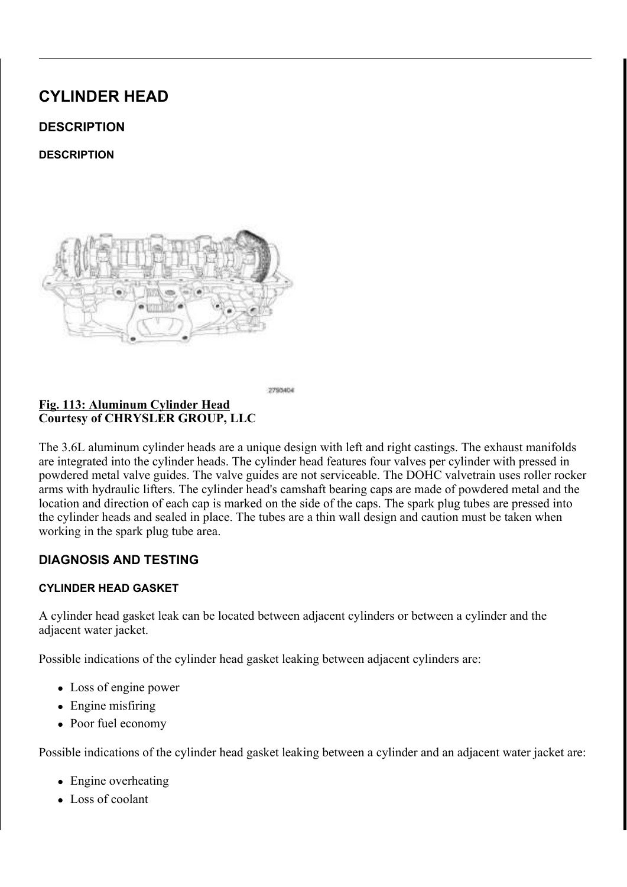# CYLINDER HEAD

## DESCRIPTION

### DESCRIPTION

2790404

**Fig. 113: Aluminum Cylinder Head**
**Courtesy of CHRYSLER GROUP, LLC**

The 3.6L aluminum cylinder heads are a unique design with left and right castings. The exhaust manifolds are integrated into the cylinder heads. The cylinder head features four valves per cylinder with pressed in powdered metal valve guides. The valve guides are not serviceable. The DOHC valvetrain uses roller rocker arms with hydraulic lifters. The cylinder head's camshaft bearing caps are made of powdered metal and the location and direction of each cap is marked on the side of the caps. The spark plug tubes are pressed into the cylinder heads and sealed in place. The tubes are a thin wall design and caution must be taken when working in the spark plug tube area.

## DIAGNOSIS AND TESTING

### CYLINDER HEAD GASKET

A cylinder head gasket leak can be located between adjacent cylinders or between a cylinder and the adjacent water jacket.

Possible indications of the cylinder head gasket leaking between adjacent cylinders are:

- Loss of engine power
- Engine misfiring
- Poor fuel economy

Possible indications of the cylinder head gasket leaking between a cylinder and an adjacent water jacket are:

- Engine overheating
- Loss of coolant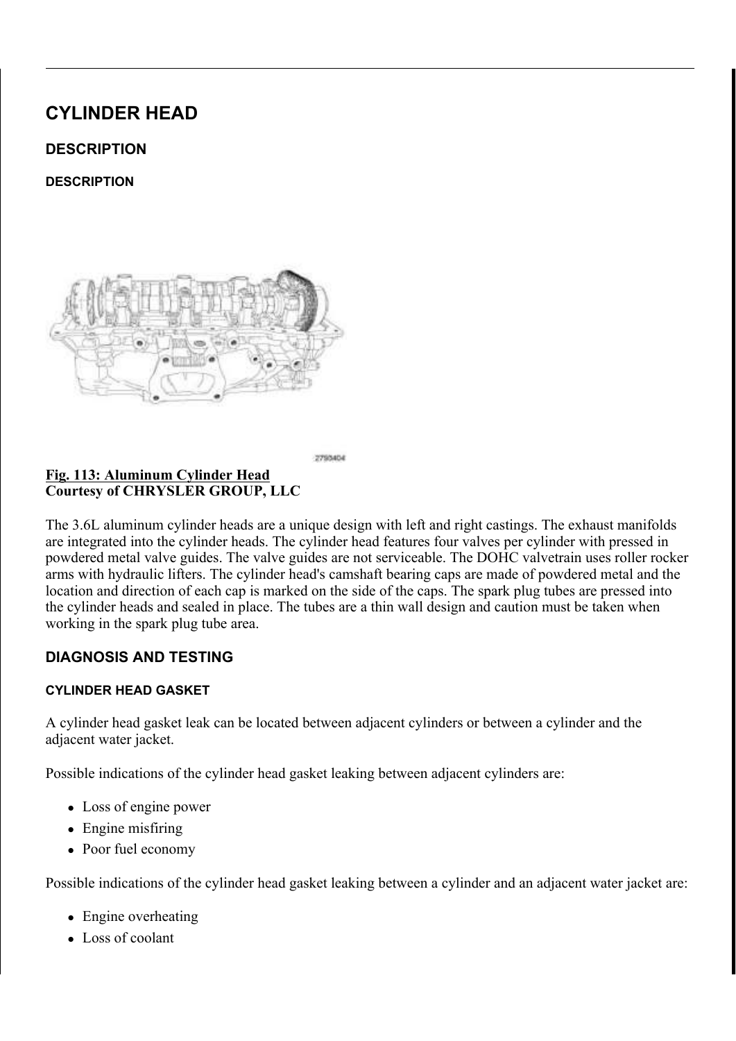# CYLINDER HEAD

## DESCRIPTION

### DESCRIPTION

2790404

**Fig. 113: Aluminum Cylinder Head**
**Courtesy of CHRYSLER GROUP, LLC**

The 3.6L aluminum cylinder heads are a unique design with left and right castings. The exhaust manifolds are integrated into the cylinder heads. The cylinder head features four valves per cylinder with pressed in powdered metal valve guides. The valve guides are not serviceable. The DOHC valvetrain uses roller rocker arms with hydraulic lifters. The cylinder head's camshaft bearing caps are made of powdered metal and the location and direction of each cap is marked on the side of the caps. The spark plug tubes are pressed into the cylinder heads and sealed in place. The tubes are a thin wall design and caution must be taken when working in the spark plug tube area.

## DIAGNOSIS AND TESTING

### CYLINDER HEAD GASKET

A cylinder head gasket leak can be located between adjacent cylinders or between a cylinder and the adjacent water jacket.

Possible indications of the cylinder head gasket leaking between adjacent cylinders are:

- Loss of engine power
- Engine misfiring
- Poor fuel economy

Possible indications of the cylinder head gasket leaking between a cylinder and an adjacent water jacket are:

- Engine overheating
- Loss of coolant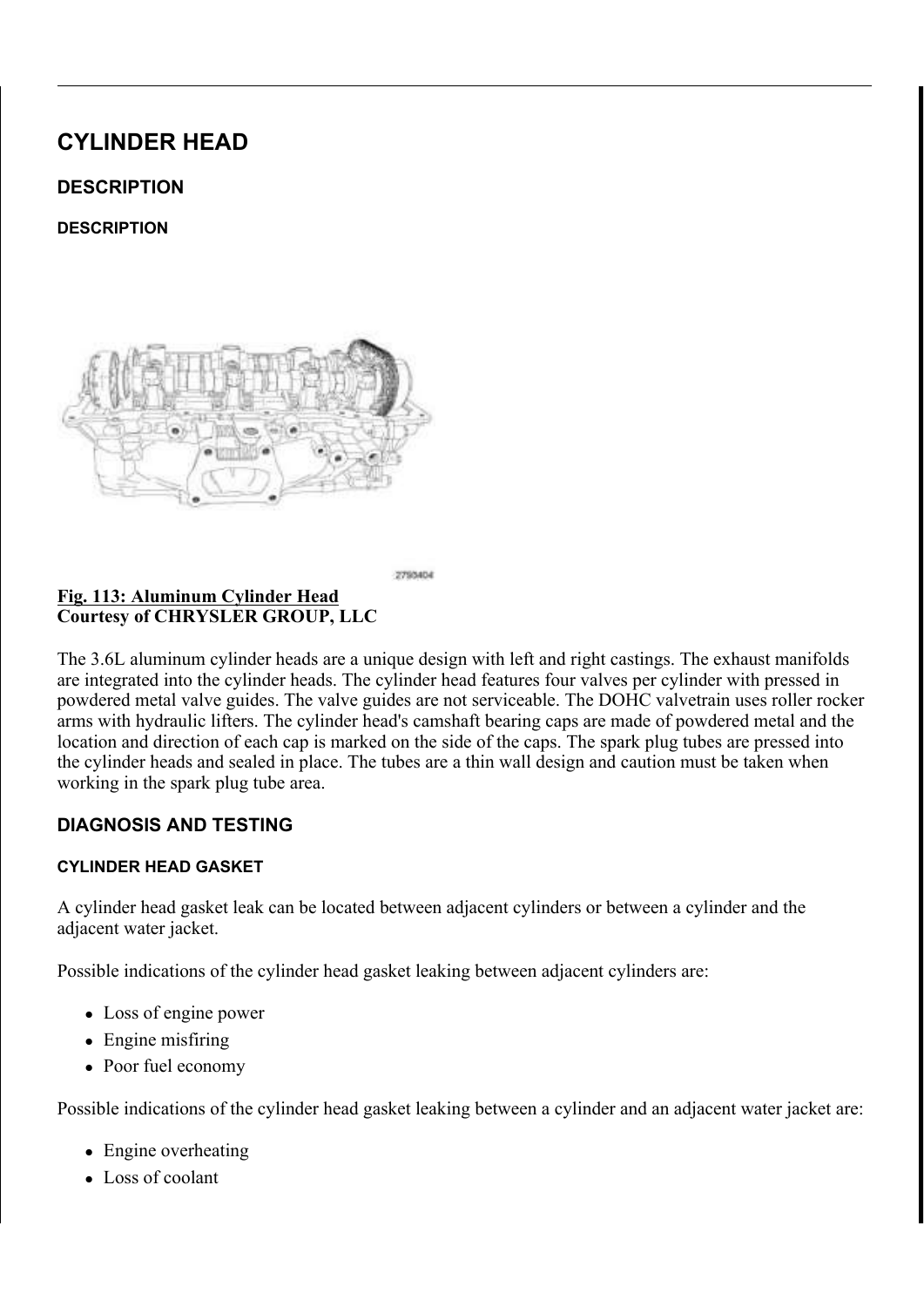# CYLINDER HEAD

## DESCRIPTION

### DESCRIPTION

2790404

**Fig. 113: Aluminum Cylinder Head**
**Courtesy of CHRYSLER GROUP, LLC**

The 3.6L aluminum cylinder heads are a unique design with left and right castings. The exhaust manifolds are integrated into the cylinder heads. The cylinder head features four valves per cylinder with pressed in powdered metal valve guides. The valve guides are not serviceable. The DOHC valvetrain uses roller rocker arms with hydraulic lifters. The cylinder head's camshaft bearing caps are made of powdered metal and the location and direction of each cap is marked on the side of the caps. The spark plug tubes are pressed into the cylinder heads and sealed in place. The tubes are a thin wall design and caution must be taken when working in the spark plug tube area.

## DIAGNOSIS AND TESTING

### CYLINDER HEAD GASKET

A cylinder head gasket leak can be located between adjacent cylinders or between a cylinder and the adjacent water jacket.

Possible indications of the cylinder head gasket leaking between adjacent cylinders are:

- Loss of engine power
- Engine misfiring
- Poor fuel economy

Possible indications of the cylinder head gasket leaking between a cylinder and an adjacent water jacket are:

- Engine overheating
- Loss of coolant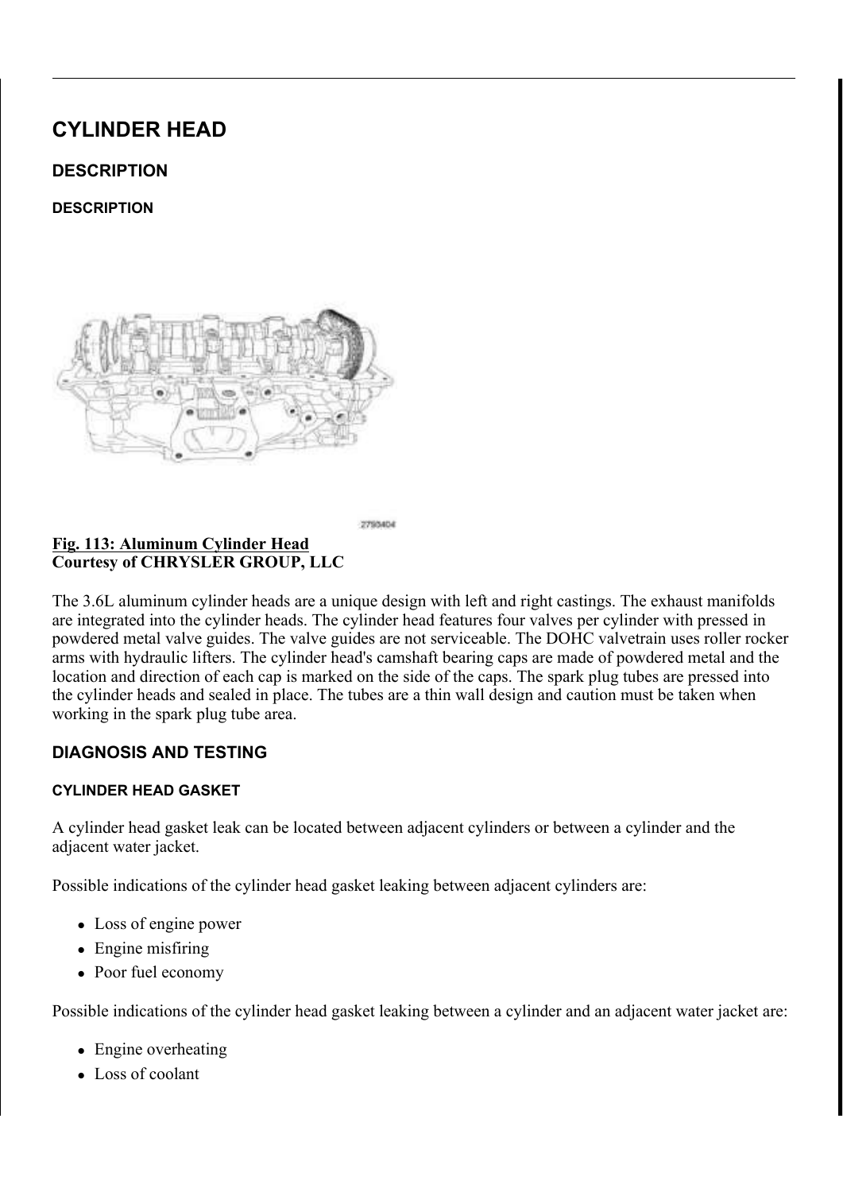# CYLINDER HEAD

## DESCRIPTION

### DESCRIPTION

**Fig. 113: Aluminum Cylinder Head**
**Courtesy of CHRYSLER GROUP, LLC**

The 3.6L aluminum cylinder heads are a unique design with left and right castings. The exhaust manifolds are integrated into the cylinder heads. The cylinder head features four valves per cylinder with pressed in powdered metal valve guides. The valve guides are not serviceable. The DOHC valvetrain uses roller rocker arms with hydraulic lifters. The cylinder head's camshaft bearing caps are made of powdered metal and the location and direction of each cap is marked on the side of the caps. The spark plug tubes are pressed into the cylinder heads and sealed in place. The tubes are a thin wall design and caution must be taken when working in the spark plug tube area.

## DIAGNOSIS AND TESTING

### CYLINDER HEAD GASKET

A cylinder head gasket leak can be located between adjacent cylinders or between a cylinder and the adjacent water jacket.

Possible indications of the cylinder head gasket leaking between adjacent cylinders are:

- Loss of engine power
- Engine misfiring
- Poor fuel economy

Possible indications of the cylinder head gasket leaking between a cylinder and an adjacent water jacket are:

- Engine overheating
- Loss of coolant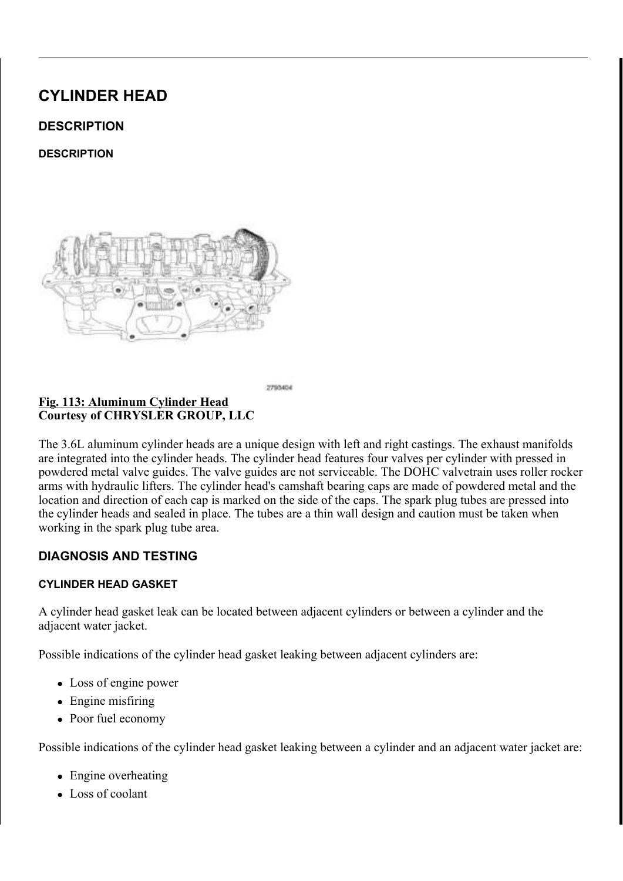# CYLINDER HEAD

## DESCRIPTION

### DESCRIPTION

2790404

**Fig. 113: Aluminum Cylinder Head**
**Courtesy of CHRYSLER GROUP, LLC**

The 3.6L aluminum cylinder heads are a unique design with left and right castings. The exhaust manifolds are integrated into the cylinder heads. The cylinder head features four valves per cylinder with pressed in powdered metal valve guides. The valve guides are not serviceable. The DOHC valvetrain uses roller rocker arms with hydraulic lifters. The cylinder head's camshaft bearing caps are made of powdered metal and the location and direction of each cap is marked on the side of the caps. The spark plug tubes are pressed into the cylinder heads and sealed in place. The tubes are a thin wall design and caution must be taken when working in the spark plug tube area.

## DIAGNOSIS AND TESTING

### CYLINDER HEAD GASKET

A cylinder head gasket leak can be located between adjacent cylinders or between a cylinder and the adjacent water jacket.

Possible indications of the cylinder head gasket leaking between adjacent cylinders are:

- Loss of engine power
- Engine misfiring
- Poor fuel economy

Possible indications of the cylinder head gasket leaking between a cylinder and an adjacent water jacket are:

- Engine overheating
- Loss of coolant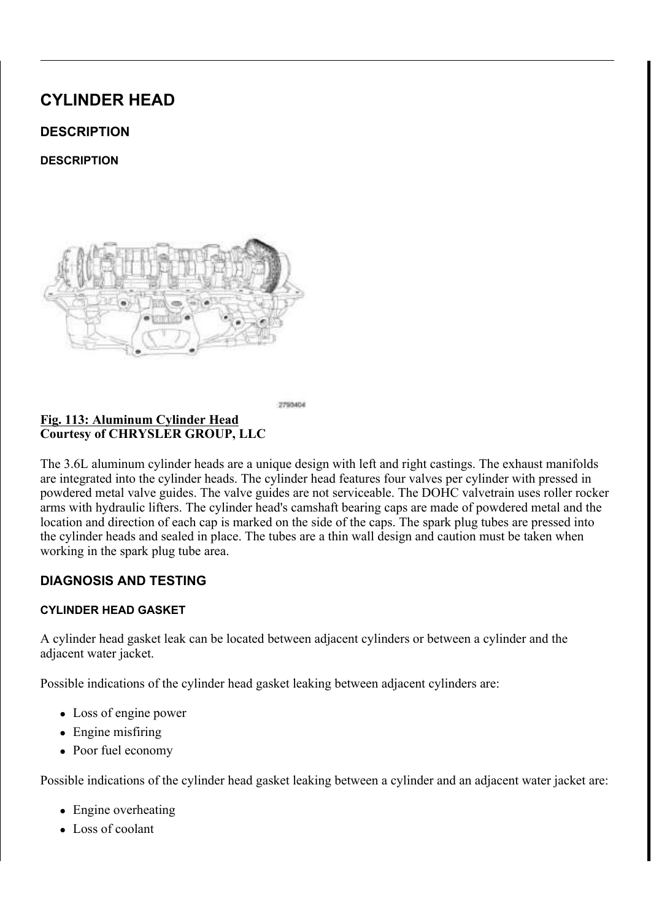# CYLINDER HEAD

## DESCRIPTION

### DESCRIPTION

**Fig. 113: Aluminum Cylinder Head**
**Courtesy of CHRYSLER GROUP, LLC**

The 3.6L aluminum cylinder heads are a unique design with left and right castings. The exhaust manifolds are integrated into the cylinder heads. The cylinder head features four valves per cylinder with pressed in powdered metal valve guides. The valve guides are not serviceable. The DOHC valvetrain uses roller rocker arms with hydraulic lifters. The cylinder head's camshaft bearing caps are made of powdered metal and the location and direction of each cap is marked on the side of the caps. The spark plug tubes are pressed into the cylinder heads and sealed in place. The tubes are a thin wall design and caution must be taken when working in the spark plug tube area.

## DIAGNOSIS AND TESTING

### CYLINDER HEAD GASKET

A cylinder head gasket leak can be located between adjacent cylinders or between a cylinder and the adjacent water jacket.

Possible indications of the cylinder head gasket leaking between adjacent cylinders are:

- Loss of engine power
- Engine misfiring
- Poor fuel economy

Possible indications of the cylinder head gasket leaking between a cylinder and an adjacent water jacket are:

- Engine overheating
- Loss of coolant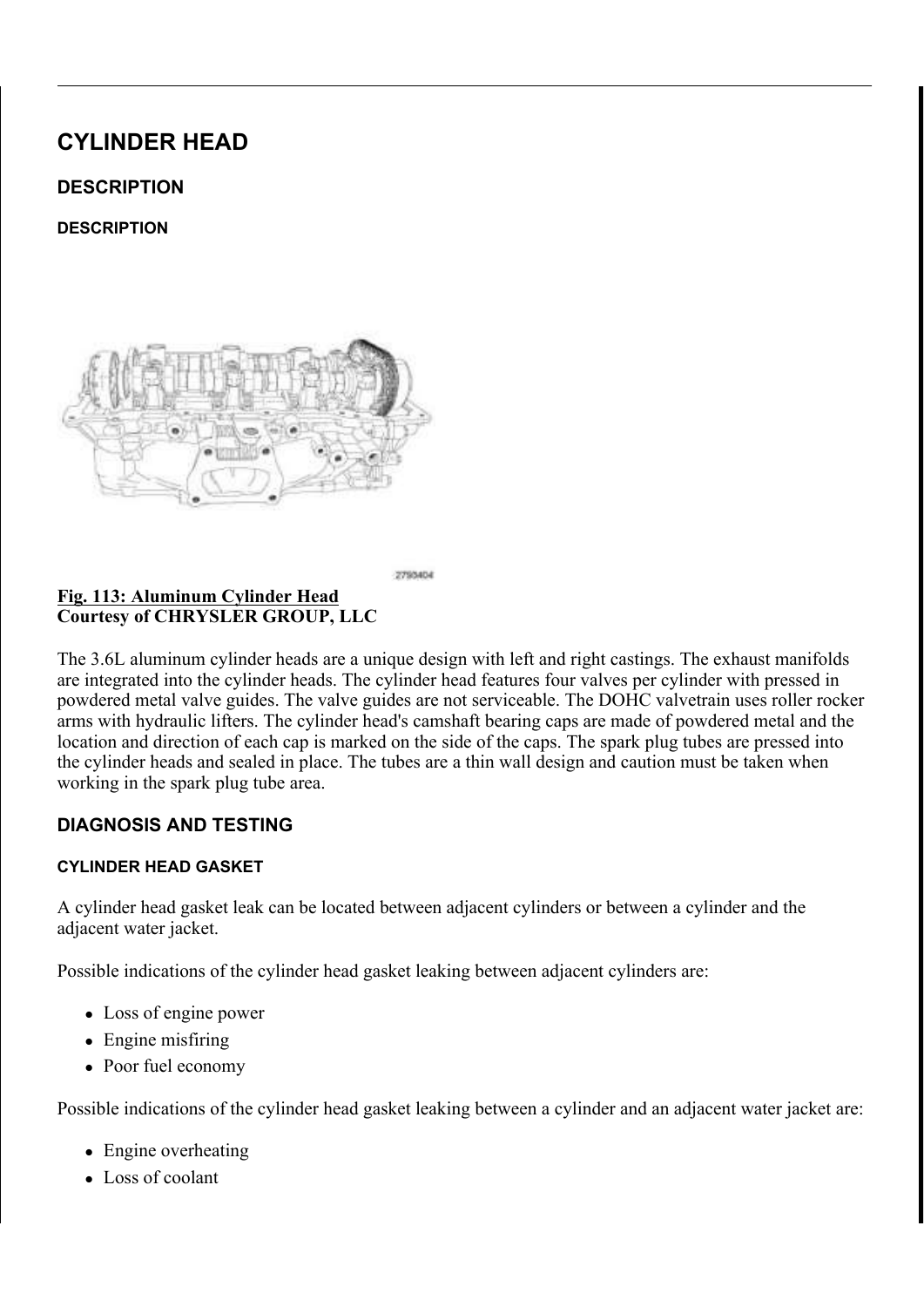# CYLINDER HEAD

## DESCRIPTION

### DESCRIPTION

2790404

**Fig. 113: Aluminum Cylinder Head**
**Courtesy of CHRYSLER GROUP, LLC**

The 3.6L aluminum cylinder heads are a unique design with left and right castings. The exhaust manifolds are integrated into the cylinder heads. The cylinder head features four valves per cylinder with pressed in powdered metal valve guides. The valve guides are not serviceable. The DOHC valvetrain uses roller rocker arms with hydraulic lifters. The cylinder head's camshaft bearing caps are made of powdered metal and the location and direction of each cap is marked on the side of the caps. The spark plug tubes are pressed into the cylinder heads and sealed in place. The tubes are a thin wall design and caution must be taken when working in the spark plug tube area.

## DIAGNOSIS AND TESTING

### CYLINDER HEAD GASKET

A cylinder head gasket leak can be located between adjacent cylinders or between a cylinder and the adjacent water jacket.

Possible indications of the cylinder head gasket leaking between adjacent cylinders are:

- Loss of engine power
- Engine misfiring
- Poor fuel economy

Possible indications of the cylinder head gasket leaking between a cylinder and an adjacent water jacket are:

- Engine overheating
- Loss of coolant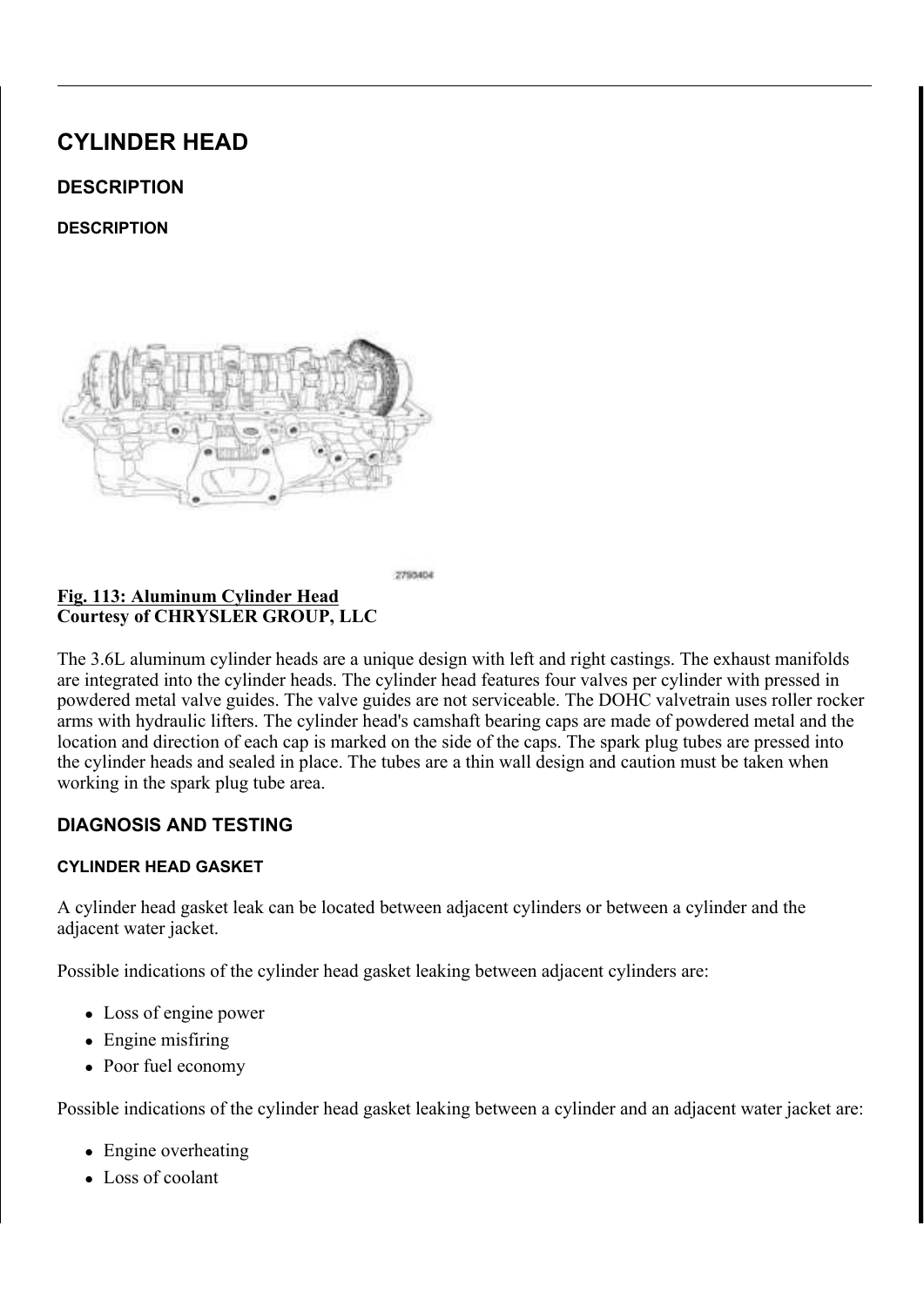# CYLINDER HEAD

## DESCRIPTION

### DESCRIPTION

2790404

**Fig. 113: Aluminum Cylinder Head**
**Courtesy of CHRYSLER GROUP, LLC**

The 3.6L aluminum cylinder heads are a unique design with left and right castings. The exhaust manifolds are integrated into the cylinder heads. The cylinder head features four valves per cylinder with pressed in powdered metal valve guides. The valve guides are not serviceable. The DOHC valvetrain uses roller rocker arms with hydraulic lifters. The cylinder head's camshaft bearing caps are made of powdered metal and the location and direction of each cap is marked on the side of the caps. The spark plug tubes are pressed into the cylinder heads and sealed in place. The tubes are a thin wall design and caution must be taken when working in the spark plug tube area.

## DIAGNOSIS AND TESTING

### CYLINDER HEAD GASKET

A cylinder head gasket leak can be located between adjacent cylinders or between a cylinder and the adjacent water jacket.

Possible indications of the cylinder head gasket leaking between adjacent cylinders are:

- Loss of engine power
- Engine misfiring
- Poor fuel economy

Possible indications of the cylinder head gasket leaking between a cylinder and an adjacent water jacket are:

- Engine overheating
- Loss of coolant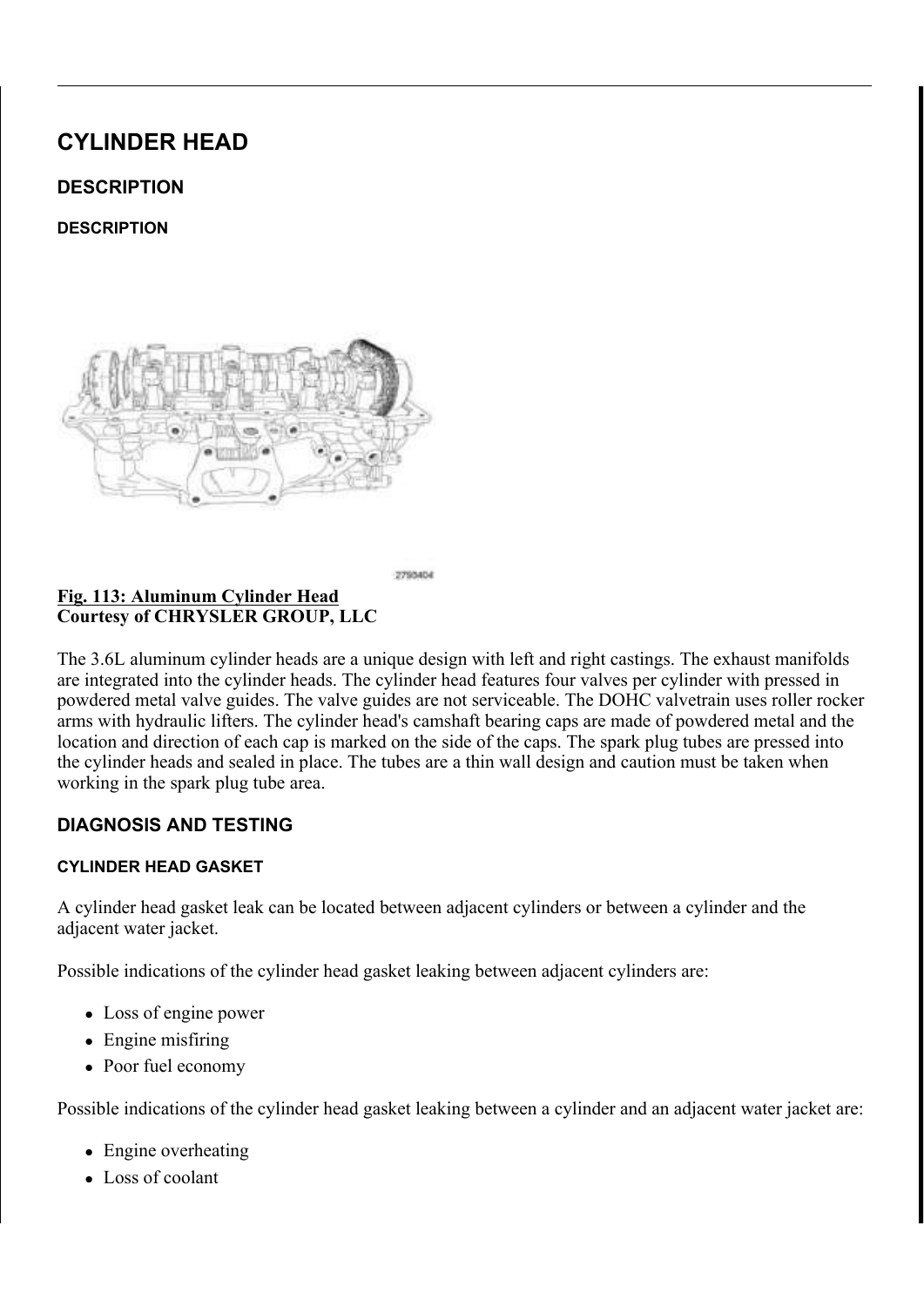# CYLINDER HEAD

## DESCRIPTION

### DESCRIPTION

**Fig. 113: Aluminum Cylinder Head**
**Courtesy of CHRYSLER GROUP, LLC**

The 3.6L aluminum cylinder heads are a unique design with left and right castings. The exhaust manifolds are integrated into the cylinder heads. The cylinder head features four valves per cylinder with pressed in powdered metal valve guides. The valve guides are not serviceable. The DOHC valvetrain uses roller rocker arms with hydraulic lifters. The cylinder head's camshaft bearing caps are made of powdered metal and the location and direction of each cap is marked on the side of the caps. The spark plug tubes are pressed into the cylinder heads and sealed in place. The tubes are a thin wall design and caution must be taken when working in the spark plug tube area.

## DIAGNOSIS AND TESTING

### CYLINDER HEAD GASKET

A cylinder head gasket leak can be located between adjacent cylinders or between a cylinder and the adjacent water jacket.

Possible indications of the cylinder head gasket leaking between adjacent cylinders are:

- Loss of engine power
- Engine misfiring
- Poor fuel economy

Possible indications of the cylinder head gasket leaking between a cylinder and an adjacent water jacket are:

- Engine overheating
- Loss of coolant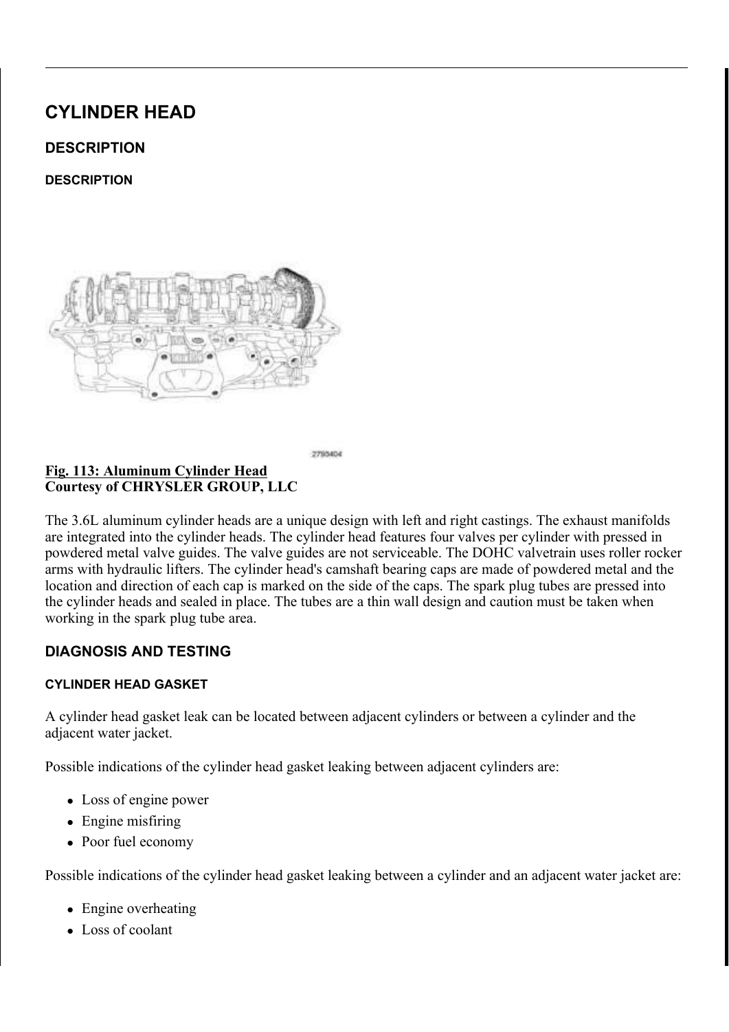# CYLINDER HEAD

## DESCRIPTION

### DESCRIPTION

2793404

**Fig. 113: Aluminum Cylinder Head**
**Courtesy of CHRYSLER GROUP, LLC**

The 3.6L aluminum cylinder heads are a unique design with left and right castings. The exhaust manifolds are integrated into the cylinder heads. The cylinder head features four valves per cylinder with pressed in powdered metal valve guides. The valve guides are not serviceable. The DOHC valvetrain uses roller rocker arms with hydraulic lifters. The cylinder head's camshaft bearing caps are made of powdered metal and the location and direction of each cap is marked on the side of the caps. The spark plug tubes are pressed into the cylinder heads and sealed in place. The tubes are a thin wall design and caution must be taken when working in the spark plug tube area.

## DIAGNOSIS AND TESTING

### CYLINDER HEAD GASKET

A cylinder head gasket leak can be located between adjacent cylinders or between a cylinder and the adjacent water jacket.

Possible indications of the cylinder head gasket leaking between adjacent cylinders are:

- Loss of engine power
- Engine misfiring
- Poor fuel economy

Possible indications of the cylinder head gasket leaking between a cylinder and an adjacent water jacket are:

- Engine overheating
- Loss of coolant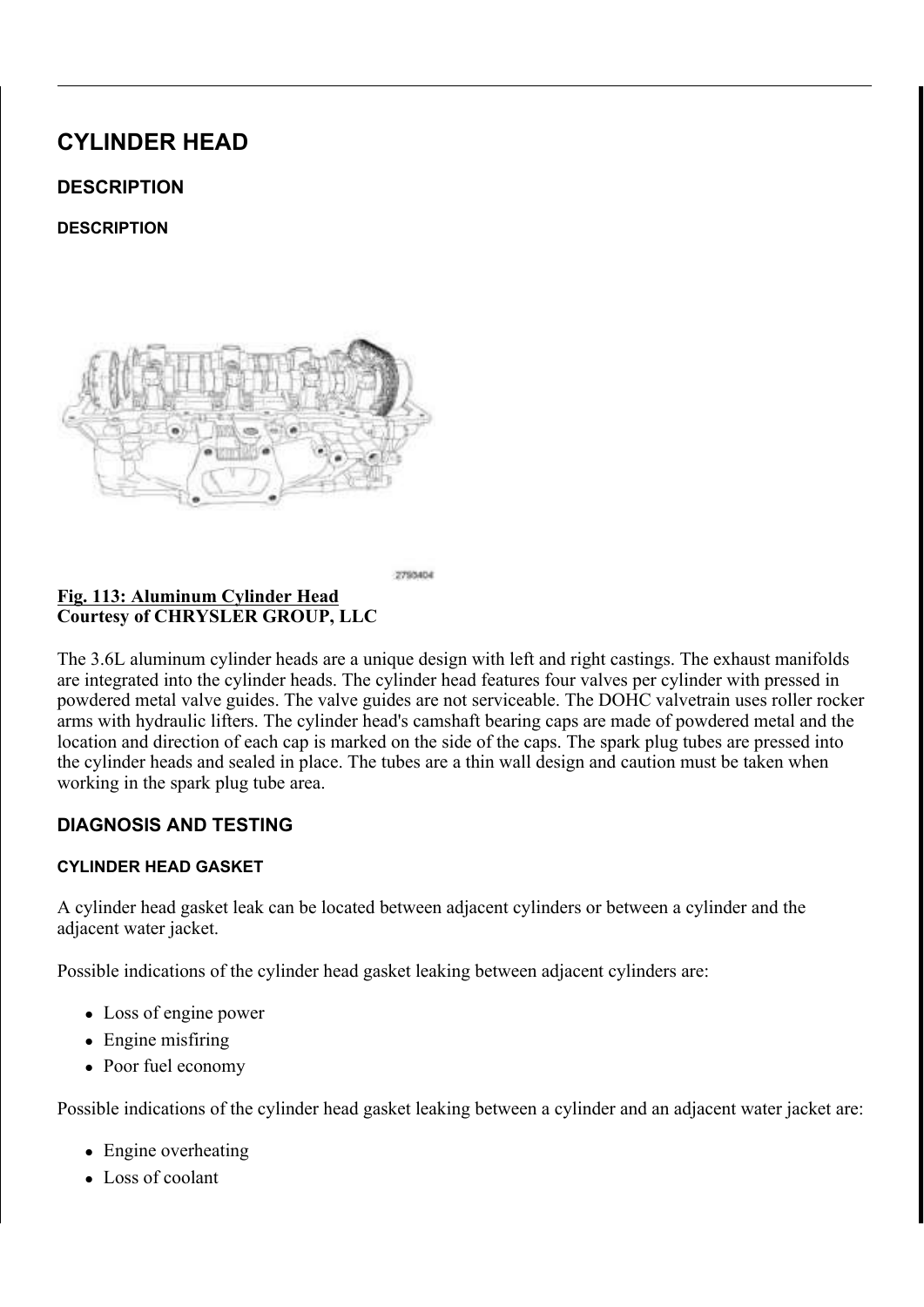# CYLINDER HEAD

## DESCRIPTION

### DESCRIPTION

**Fig. 113: Aluminum Cylinder Head**
**Courtesy of CHRYSLER GROUP, LLC**

The 3.6L aluminum cylinder heads are a unique design with left and right castings. The exhaust manifolds are integrated into the cylinder heads. The cylinder head features four valves per cylinder with pressed in powdered metal valve guides. The valve guides are not serviceable. The DOHC valvetrain uses roller rocker arms with hydraulic lifters. The cylinder head's camshaft bearing caps are made of powdered metal and the location and direction of each cap is marked on the side of the caps. The spark plug tubes are pressed into the cylinder heads and sealed in place. The tubes are a thin wall design and caution must be taken when working in the spark plug tube area.

## DIAGNOSIS AND TESTING

### CYLINDER HEAD GASKET

A cylinder head gasket leak can be located between adjacent cylinders or between a cylinder and the adjacent water jacket.

Possible indications of the cylinder head gasket leaking between adjacent cylinders are:

- Loss of engine power
- Engine misfiring
- Poor fuel economy

Possible indications of the cylinder head gasket leaking between a cylinder and an adjacent water jacket are:

- Engine overheating
- Loss of coolant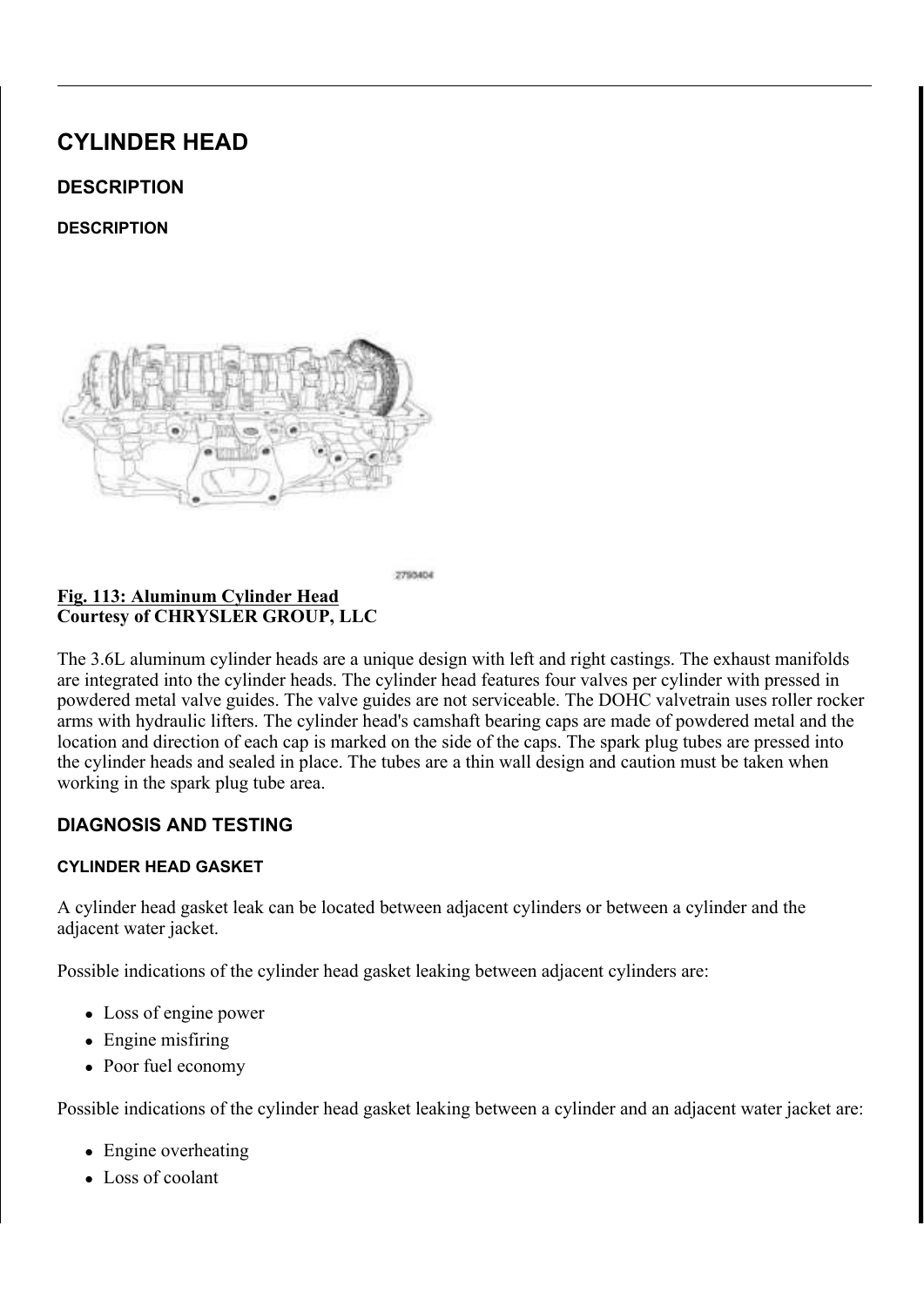# CYLINDER HEAD

## DESCRIPTION

### DESCRIPTION

**Fig. 113: Aluminum Cylinder Head**
**Courtesy of CHRYSLER GROUP, LLC**

The 3.6L aluminum cylinder heads are a unique design with left and right castings. The exhaust manifolds are integrated into the cylinder heads. The cylinder head features four valves per cylinder with pressed in powdered metal valve guides. The valve guides are not serviceable. The DOHC valvetrain uses roller rocker arms with hydraulic lifters. The cylinder head's camshaft bearing caps are made of powdered metal and the location and direction of each cap is marked on the side of the caps. The spark plug tubes are pressed into the cylinder heads and sealed in place. The tubes are a thin wall design and caution must be taken when working in the spark plug tube area.

## DIAGNOSIS AND TESTING

### CYLINDER HEAD GASKET

A cylinder head gasket leak can be located between adjacent cylinders or between a cylinder and the adjacent water jacket.

Possible indications of the cylinder head gasket leaking between adjacent cylinders are:

- Loss of engine power
- Engine misfiring
- Poor fuel economy

Possible indications of the cylinder head gasket leaking between a cylinder and an adjacent water jacket are:

- Engine overheating
- Loss of coolant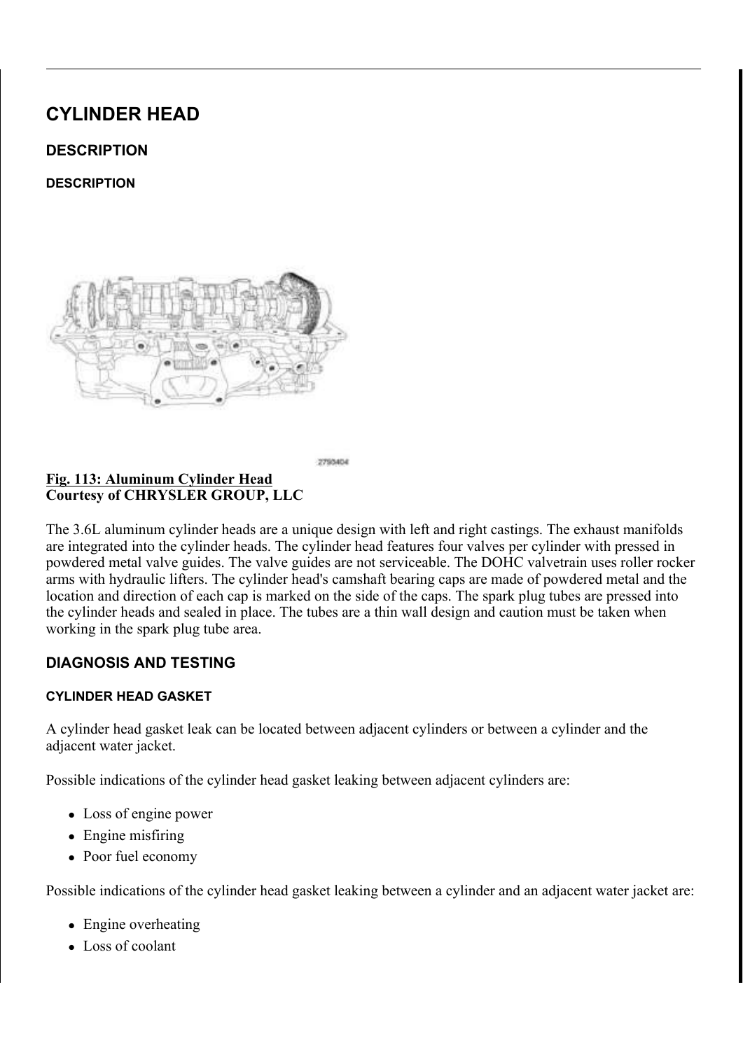# CYLINDER HEAD

## DESCRIPTION

### DESCRIPTION

**Fig. 113: Aluminum Cylinder Head**
**Courtesy of CHRYSLER GROUP, LLC**

The 3.6L aluminum cylinder heads are a unique design with left and right castings. The exhaust manifolds are integrated into the cylinder heads. The cylinder head features four valves per cylinder with pressed in powdered metal valve guides. The valve guides are not serviceable. The DOHC valvetrain uses roller rocker arms with hydraulic lifters. The cylinder head's camshaft bearing caps are made of powdered metal and the location and direction of each cap is marked on the side of the caps. The spark plug tubes are pressed into the cylinder heads and sealed in place. The tubes are a thin wall design and caution must be taken when working in the spark plug tube area.

## DIAGNOSIS AND TESTING

### CYLINDER HEAD GASKET

A cylinder head gasket leak can be located between adjacent cylinders or between a cylinder and the adjacent water jacket.

Possible indications of the cylinder head gasket leaking between adjacent cylinders are:

- Loss of engine power
- Engine misfiring
- Poor fuel economy

Possible indications of the cylinder head gasket leaking between a cylinder and an adjacent water jacket are:

- Engine overheating
- Loss of coolant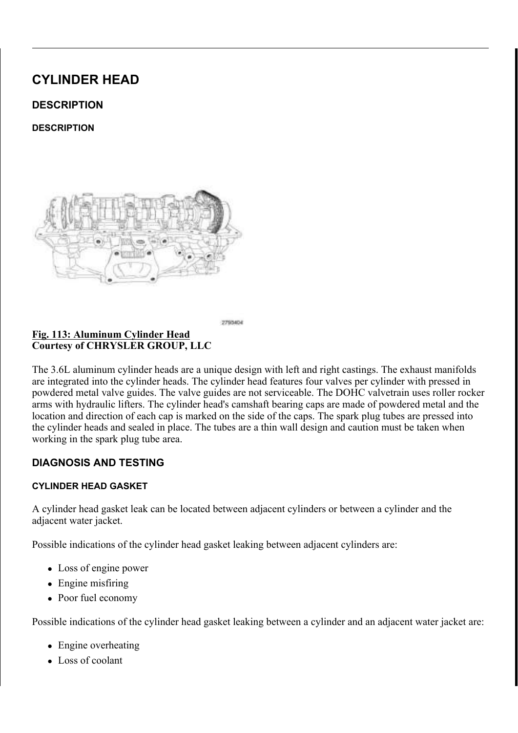# CYLINDER HEAD

## DESCRIPTION

### DESCRIPTION

2790404

**Fig. 113: Aluminum Cylinder Head**
**Courtesy of CHRYSLER GROUP, LLC**

The 3.6L aluminum cylinder heads are a unique design with left and right castings. The exhaust manifolds are integrated into the cylinder heads. The cylinder head features four valves per cylinder with pressed in powdered metal valve guides. The valve guides are not serviceable. The DOHC valvetrain uses roller rocker arms with hydraulic lifters. The cylinder head's camshaft bearing caps are made of powdered metal and the location and direction of each cap is marked on the side of the caps. The spark plug tubes are pressed into the cylinder heads and sealed in place. The tubes are a thin wall design and caution must be taken when working in the spark plug tube area.

## DIAGNOSIS AND TESTING

### CYLINDER HEAD GASKET

A cylinder head gasket leak can be located between adjacent cylinders or between a cylinder and the adjacent water jacket.

Possible indications of the cylinder head gasket leaking between adjacent cylinders are:

- Loss of engine power
- Engine misfiring
- Poor fuel economy

Possible indications of the cylinder head gasket leaking between a cylinder and an adjacent water jacket are:

- Engine overheating
- Loss of coolant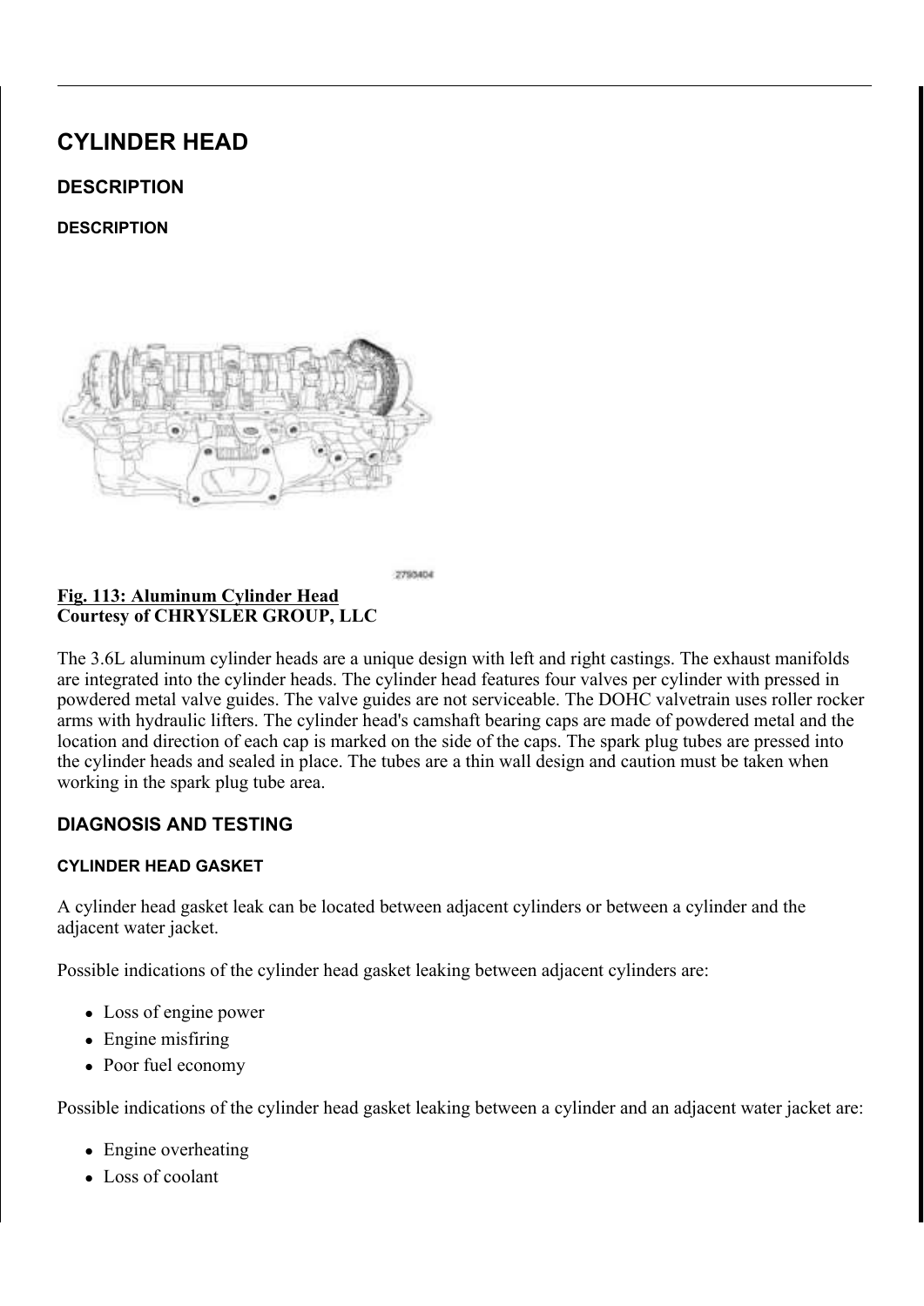# CYLINDER HEAD

## DESCRIPTION

### DESCRIPTION

2790404

**Fig. 113: Aluminum Cylinder Head**
**Courtesy of CHRYSLER GROUP, LLC**

The 3.6L aluminum cylinder heads are a unique design with left and right castings. The exhaust manifolds are integrated into the cylinder heads. The cylinder head features four valves per cylinder with pressed in powdered metal valve guides. The valve guides are not serviceable. The DOHC valvetrain uses roller rocker arms with hydraulic lifters. The cylinder head's camshaft bearing caps are made of powdered metal and the location and direction of each cap is marked on the side of the caps. The spark plug tubes are pressed into the cylinder heads and sealed in place. The tubes are a thin wall design and caution must be taken when working in the spark plug tube area.

## DIAGNOSIS AND TESTING

### CYLINDER HEAD GASKET

A cylinder head gasket leak can be located between adjacent cylinders or between a cylinder and the adjacent water jacket.

Possible indications of the cylinder head gasket leaking between adjacent cylinders are:

- Loss of engine power
- Engine misfiring
- Poor fuel economy

Possible indications of the cylinder head gasket leaking between a cylinder and an adjacent water jacket are:

- Engine overheating
- Loss of coolant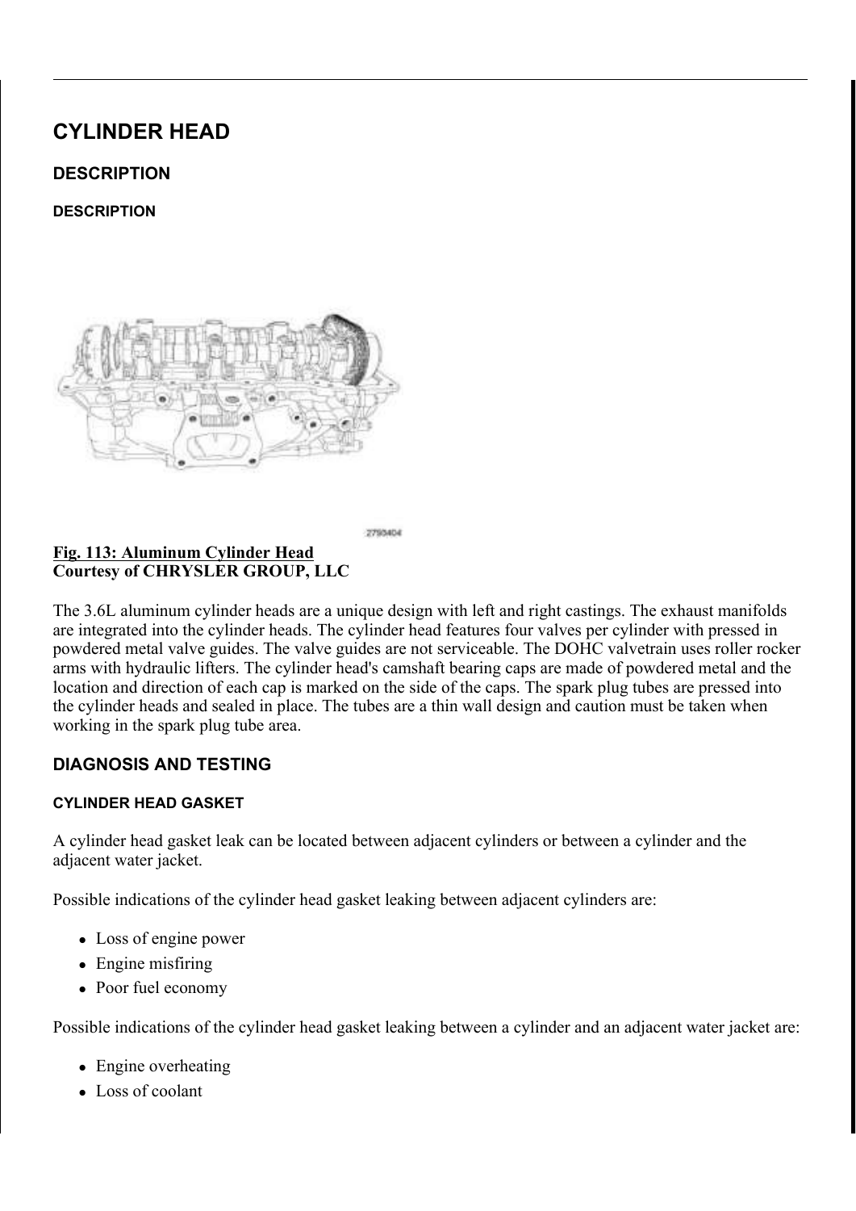# CYLINDER HEAD

## DESCRIPTION

### DESCRIPTION

2793404

**Fig. 113: Aluminum Cylinder Head**
**Courtesy of CHRYSLER GROUP, LLC**

The 3.6L aluminum cylinder heads are a unique design with left and right castings. The exhaust manifolds are integrated into the cylinder heads. The cylinder head features four valves per cylinder with pressed in powdered metal valve guides. The valve guides are not serviceable. The DOHC valvetrain uses roller rocker arms with hydraulic lifters. The cylinder head's camshaft bearing caps are made of powdered metal and the location and direction of each cap is marked on the side of the caps. The spark plug tubes are pressed into the cylinder heads and sealed in place. The tubes are a thin wall design and caution must be taken when working in the spark plug tube area.

## DIAGNOSIS AND TESTING

### CYLINDER HEAD GASKET

A cylinder head gasket leak can be located between adjacent cylinders or between a cylinder and the adjacent water jacket.

Possible indications of the cylinder head gasket leaking between adjacent cylinders are:

- Loss of engine power
- Engine misfiring
- Poor fuel economy

Possible indications of the cylinder head gasket leaking between a cylinder and an adjacent water jacket are:

- Engine overheating
- Loss of coolant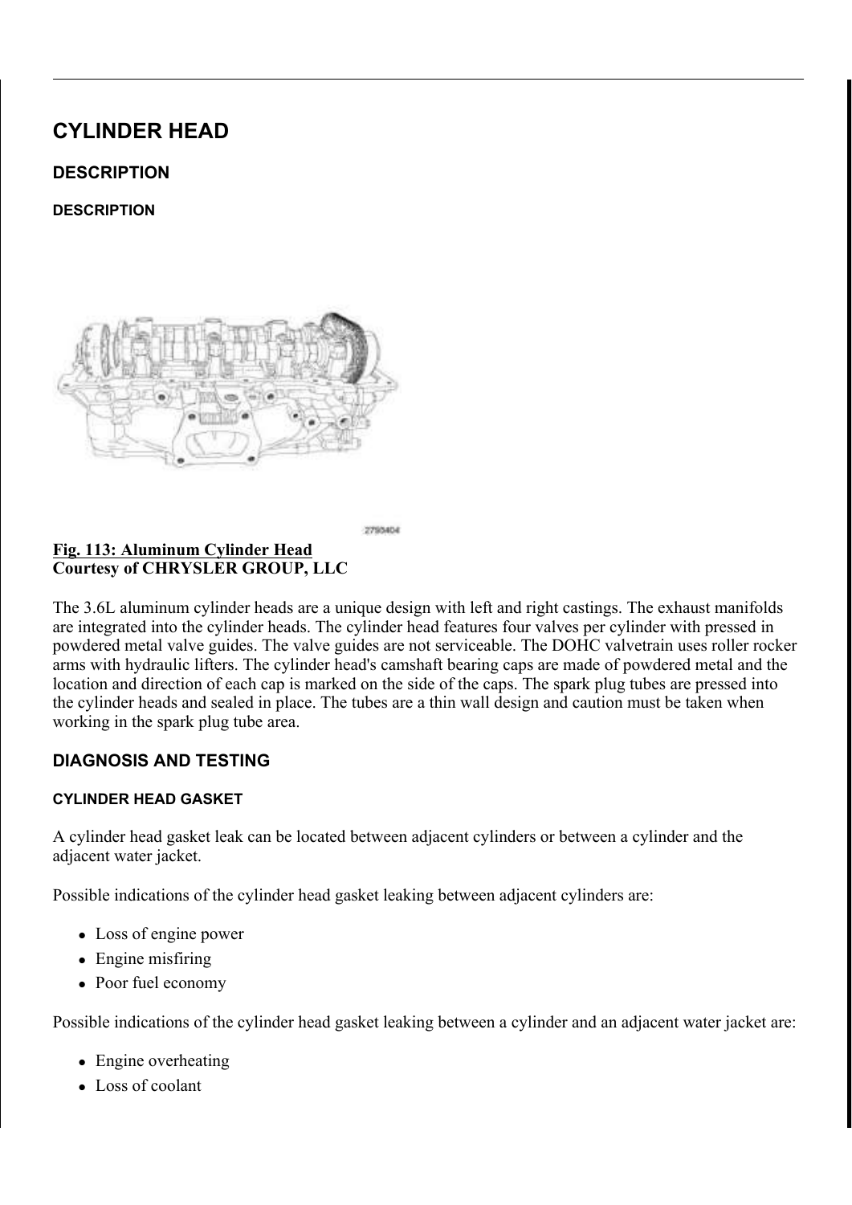# CYLINDER HEAD

## DESCRIPTION

### DESCRIPTION

**Fig. 113: Aluminum Cylinder Head**
**Courtesy of CHRYSLER GROUP, LLC**

The 3.6L aluminum cylinder heads are a unique design with left and right castings. The exhaust manifolds are integrated into the cylinder heads. The cylinder head features four valves per cylinder with pressed in powdered metal valve guides. The valve guides are not serviceable. The DOHC valvetrain uses roller rocker arms with hydraulic lifters. The cylinder head's camshaft bearing caps are made of powdered metal and the location and direction of each cap is marked on the side of the caps. The spark plug tubes are pressed into the cylinder heads and sealed in place. The tubes are a thin wall design and caution must be taken when working in the spark plug tube area.

## DIAGNOSIS AND TESTING

### CYLINDER HEAD GASKET

A cylinder head gasket leak can be located between adjacent cylinders or between a cylinder and the adjacent water jacket.

Possible indications of the cylinder head gasket leaking between adjacent cylinders are:

- Loss of engine power
- Engine misfiring
- Poor fuel economy

Possible indications of the cylinder head gasket leaking between a cylinder and an adjacent water jacket are:

- Engine overheating
- Loss of coolant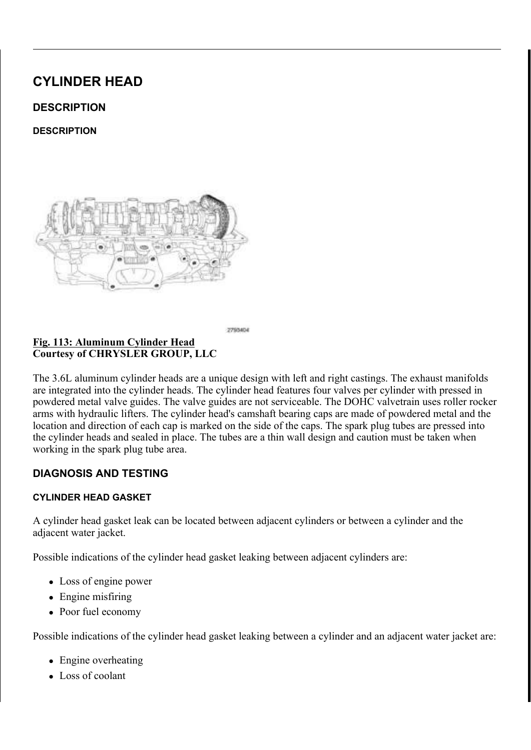# CYLINDER HEAD

## DESCRIPTION

### DESCRIPTION

**Fig. 113: Aluminum Cylinder Head**
**Courtesy of CHRYSLER GROUP, LLC**

The 3.6L aluminum cylinder heads are a unique design with left and right castings. The exhaust manifolds are integrated into the cylinder heads. The cylinder head features four valves per cylinder with pressed in powdered metal valve guides. The valve guides are not serviceable. The DOHC valvetrain uses roller rocker arms with hydraulic lifters. The cylinder head's camshaft bearing caps are made of powdered metal and the location and direction of each cap is marked on the side of the caps. The spark plug tubes are pressed into the cylinder heads and sealed in place. The tubes are a thin wall design and caution must be taken when working in the spark plug tube area.

## DIAGNOSIS AND TESTING

### CYLINDER HEAD GASKET

A cylinder head gasket leak can be located between adjacent cylinders or between a cylinder and the adjacent water jacket.

Possible indications of the cylinder head gasket leaking between adjacent cylinders are:

- Loss of engine power
- Engine misfiring
- Poor fuel economy

Possible indications of the cylinder head gasket leaking between a cylinder and an adjacent water jacket are:

- Engine overheating
- Loss of coolant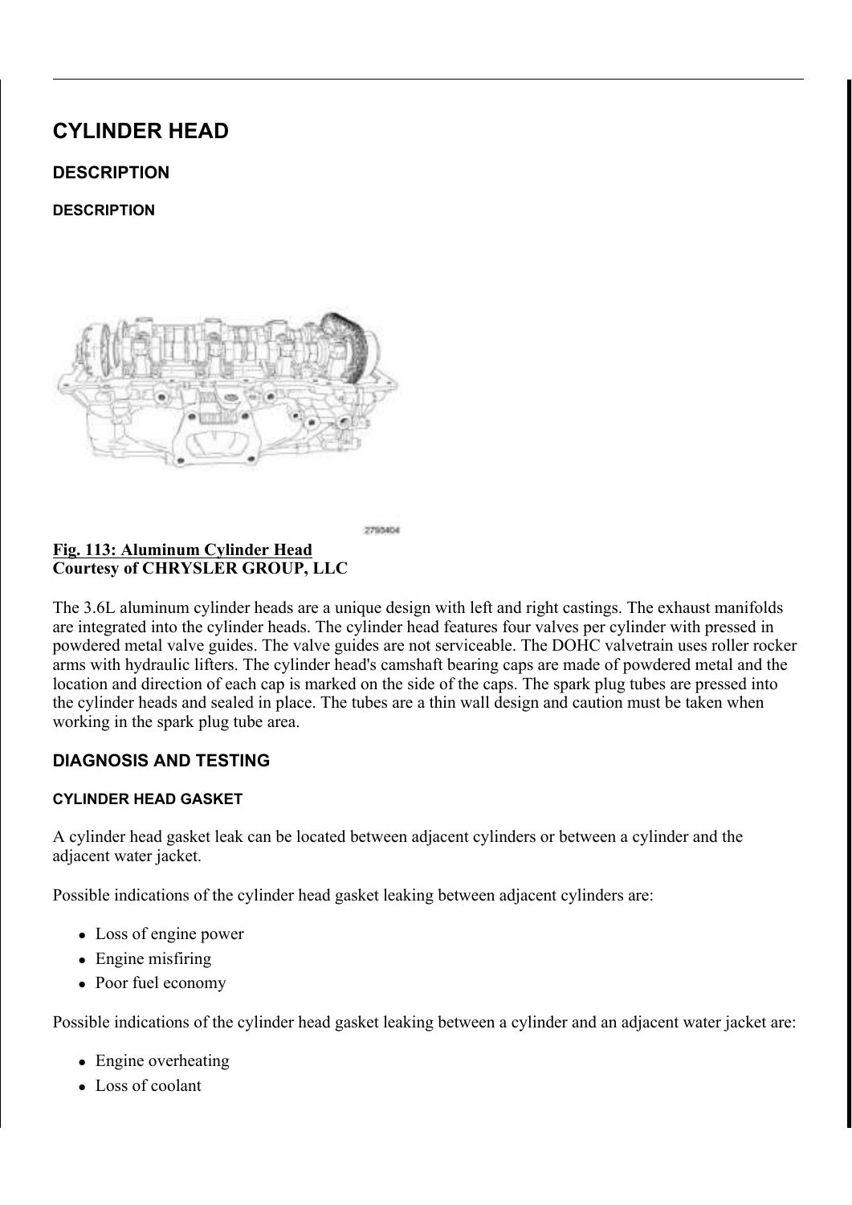# CYLINDER HEAD

## DESCRIPTION

### DESCRIPTION

2790404

**Fig. 113: Aluminum Cylinder Head**
**Courtesy of CHRYSLER GROUP, LLC**

The 3.6L aluminum cylinder heads are a unique design with left and right castings. The exhaust manifolds are integrated into the cylinder heads. The cylinder head features four valves per cylinder with pressed in powdered metal valve guides. The valve guides are not serviceable. The DOHC valvetrain uses roller rocker arms with hydraulic lifters. The cylinder head's camshaft bearing caps are made of powdered metal and the location and direction of each cap is marked on the side of the caps. The spark plug tubes are pressed into the cylinder heads and sealed in place. The tubes are a thin wall design and caution must be taken when working in the spark plug tube area.

## DIAGNOSIS AND TESTING

### CYLINDER HEAD GASKET

A cylinder head gasket leak can be located between adjacent cylinders or between a cylinder and the adjacent water jacket.

Possible indications of the cylinder head gasket leaking between adjacent cylinders are:

- Loss of engine power
- Engine misfiring
- Poor fuel economy

Possible indications of the cylinder head gasket leaking between a cylinder and an adjacent water jacket are:

- Engine overheating
- Loss of coolant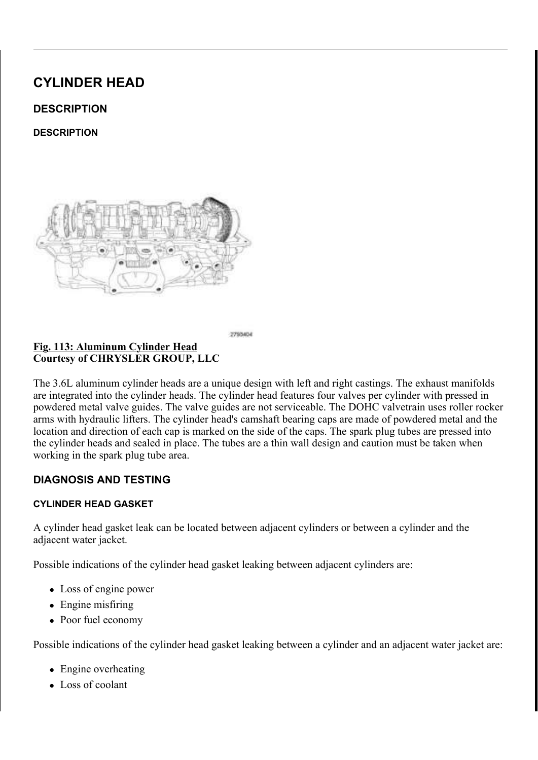# CYLINDER HEAD

## DESCRIPTION

### DESCRIPTION

2790404

**Fig. 113: Aluminum Cylinder Head**
**Courtesy of CHRYSLER GROUP, LLC**

The 3.6L aluminum cylinder heads are a unique design with left and right castings. The exhaust manifolds are integrated into the cylinder heads. The cylinder head features four valves per cylinder with pressed in powdered metal valve guides. The valve guides are not serviceable. The DOHC valvetrain uses roller rocker arms with hydraulic lifters. The cylinder head's camshaft bearing caps are made of powdered metal and the location and direction of each cap is marked on the side of the caps. The spark plug tubes are pressed into the cylinder heads and sealed in place. The tubes are a thin wall design and caution must be taken when working in the spark plug tube area.

## DIAGNOSIS AND TESTING

### CYLINDER HEAD GASKET

A cylinder head gasket leak can be located between adjacent cylinders or between a cylinder and the adjacent water jacket.

Possible indications of the cylinder head gasket leaking between adjacent cylinders are:

- Loss of engine power
- Engine misfiring
- Poor fuel economy

Possible indications of the cylinder head gasket leaking between a cylinder and an adjacent water jacket are:

- Engine overheating
- Loss of coolant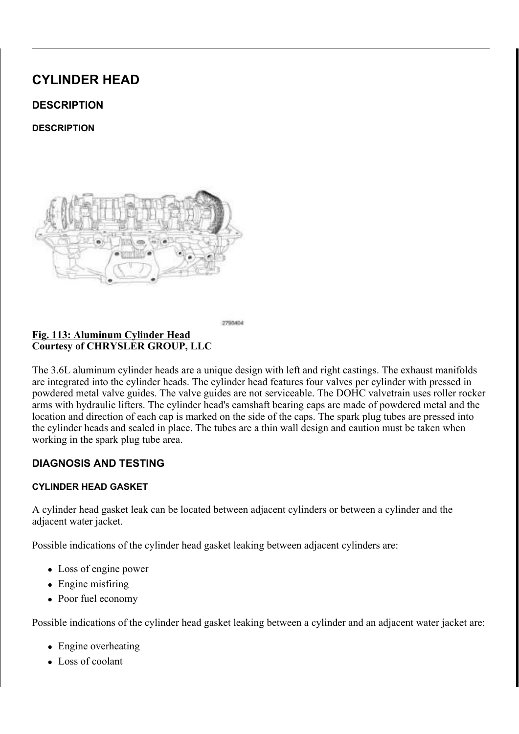# CYLINDER HEAD

## DESCRIPTION

### DESCRIPTION

**Fig. 113: Aluminum Cylinder Head**
**Courtesy of CHRYSLER GROUP, LLC**

The 3.6L aluminum cylinder heads are a unique design with left and right castings. The exhaust manifolds are integrated into the cylinder heads. The cylinder head features four valves per cylinder with pressed in powdered metal valve guides. The valve guides are not serviceable. The DOHC valvetrain uses roller rocker arms with hydraulic lifters. The cylinder head's camshaft bearing caps are made of powdered metal and the location and direction of each cap is marked on the side of the caps. The spark plug tubes are pressed into the cylinder heads and sealed in place. The tubes are a thin wall design and caution must be taken when working in the spark plug tube area.

## DIAGNOSIS AND TESTING

### CYLINDER HEAD GASKET

A cylinder head gasket leak can be located between adjacent cylinders or between a cylinder and the adjacent water jacket.

Possible indications of the cylinder head gasket leaking between adjacent cylinders are:

- Loss of engine power
- Engine misfiring
- Poor fuel economy

Possible indications of the cylinder head gasket leaking between a cylinder and an adjacent water jacket are:

- Engine overheating
- Loss of coolant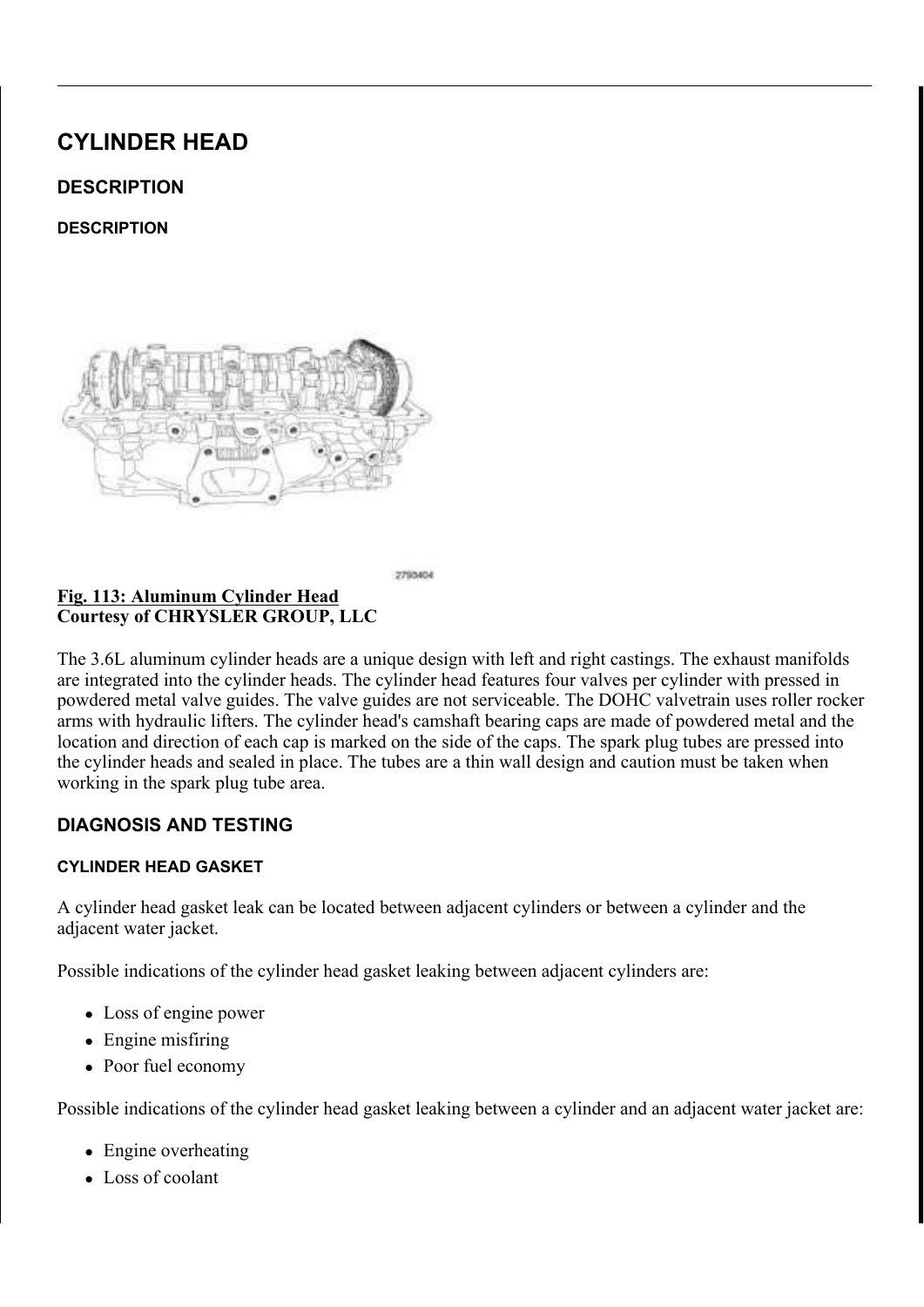# CYLINDER HEAD

## DESCRIPTION

### DESCRIPTION

**Fig. 113: Aluminum Cylinder Head**
**Courtesy of CHRYSLER GROUP, LLC**

The 3.6L aluminum cylinder heads are a unique design with left and right castings. The exhaust manifolds are integrated into the cylinder heads. The cylinder head features four valves per cylinder with pressed in powdered metal valve guides. The valve guides are not serviceable. The DOHC valvetrain uses roller rocker arms with hydraulic lifters. The cylinder head's camshaft bearing caps are made of powdered metal and the location and direction of each cap is marked on the side of the caps. The spark plug tubes are pressed into the cylinder heads and sealed in place. The tubes are a thin wall design and caution must be taken when working in the spark plug tube area.

## DIAGNOSIS AND TESTING

### CYLINDER HEAD GASKET

A cylinder head gasket leak can be located between adjacent cylinders or between a cylinder and the adjacent water jacket.

Possible indications of the cylinder head gasket leaking between adjacent cylinders are:

- Loss of engine power
- Engine misfiring
- Poor fuel economy

Possible indications of the cylinder head gasket leaking between a cylinder and an adjacent water jacket are:

- Engine overheating
- Loss of coolant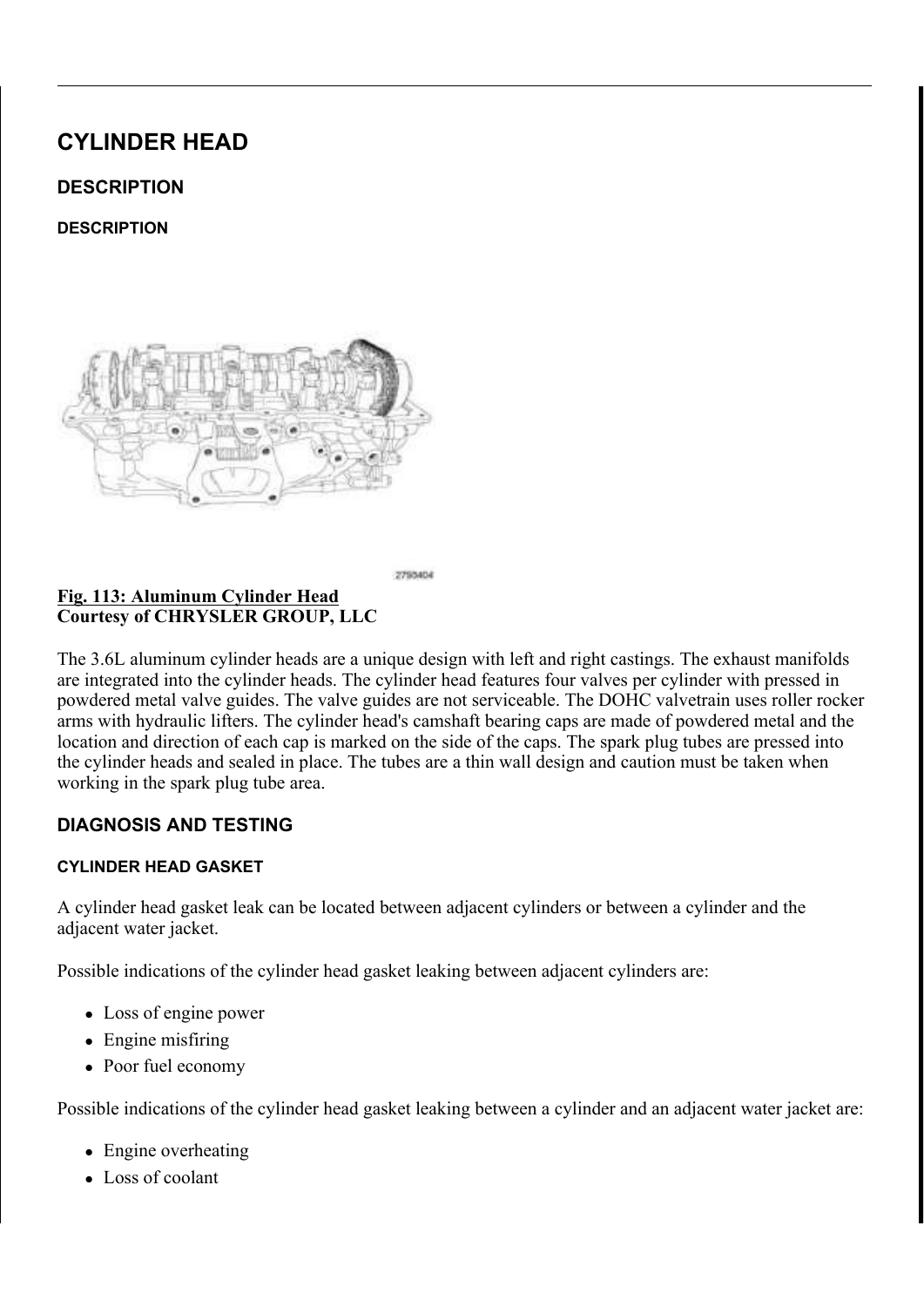# CYLINDER HEAD

## DESCRIPTION

### DESCRIPTION

**Fig. 113: Aluminum Cylinder Head**
**Courtesy of CHRYSLER GROUP, LLC**

The 3.6L aluminum cylinder heads are a unique design with left and right castings. The exhaust manifolds are integrated into the cylinder heads. The cylinder head features four valves per cylinder with pressed in powdered metal valve guides. The valve guides are not serviceable. The DOHC valvetrain uses roller rocker arms with hydraulic lifters. The cylinder head's camshaft bearing caps are made of powdered metal and the location and direction of each cap is marked on the side of the caps. The spark plug tubes are pressed into the cylinder heads and sealed in place. The tubes are a thin wall design and caution must be taken when working in the spark plug tube area.

## DIAGNOSIS AND TESTING

### CYLINDER HEAD GASKET

A cylinder head gasket leak can be located between adjacent cylinders or between a cylinder and the adjacent water jacket.

Possible indications of the cylinder head gasket leaking between adjacent cylinders are:

- Loss of engine power
- Engine misfiring
- Poor fuel economy

Possible indications of the cylinder head gasket leaking between a cylinder and an adjacent water jacket are:

- Engine overheating
- Loss of coolant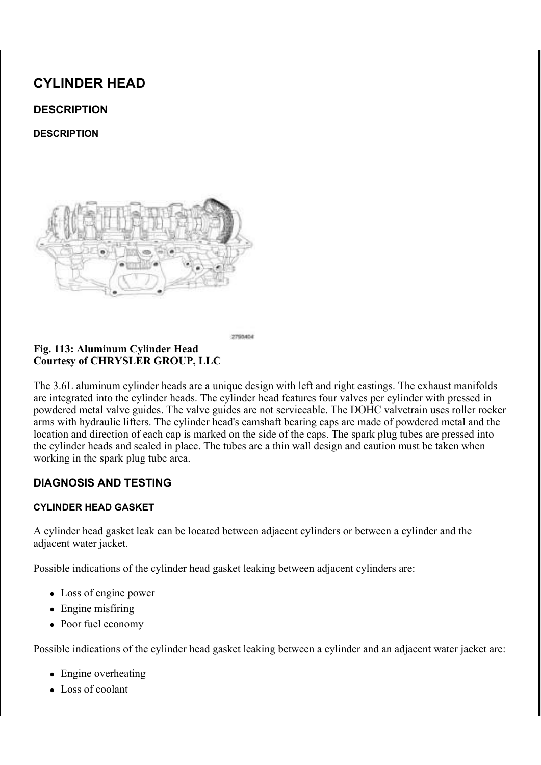# CYLINDER HEAD

## DESCRIPTION

### DESCRIPTION

**Fig. 113: Aluminum Cylinder Head**
**Courtesy of CHRYSLER GROUP, LLC**

The 3.6L aluminum cylinder heads are a unique design with left and right castings. The exhaust manifolds are integrated into the cylinder heads. The cylinder head features four valves per cylinder with pressed in powdered metal valve guides. The valve guides are not serviceable. The DOHC valvetrain uses roller rocker arms with hydraulic lifters. The cylinder head's camshaft bearing caps are made of powdered metal and the location and direction of each cap is marked on the side of the caps. The spark plug tubes are pressed into the cylinder heads and sealed in place. The tubes are a thin wall design and caution must be taken when working in the spark plug tube area.

## DIAGNOSIS AND TESTING

### CYLINDER HEAD GASKET

A cylinder head gasket leak can be located between adjacent cylinders or between a cylinder and the adjacent water jacket.

Possible indications of the cylinder head gasket leaking between adjacent cylinders are:

- Loss of engine power
- Engine misfiring
- Poor fuel economy

Possible indications of the cylinder head gasket leaking between a cylinder and an adjacent water jacket are:

- Engine overheating
- Loss of coolant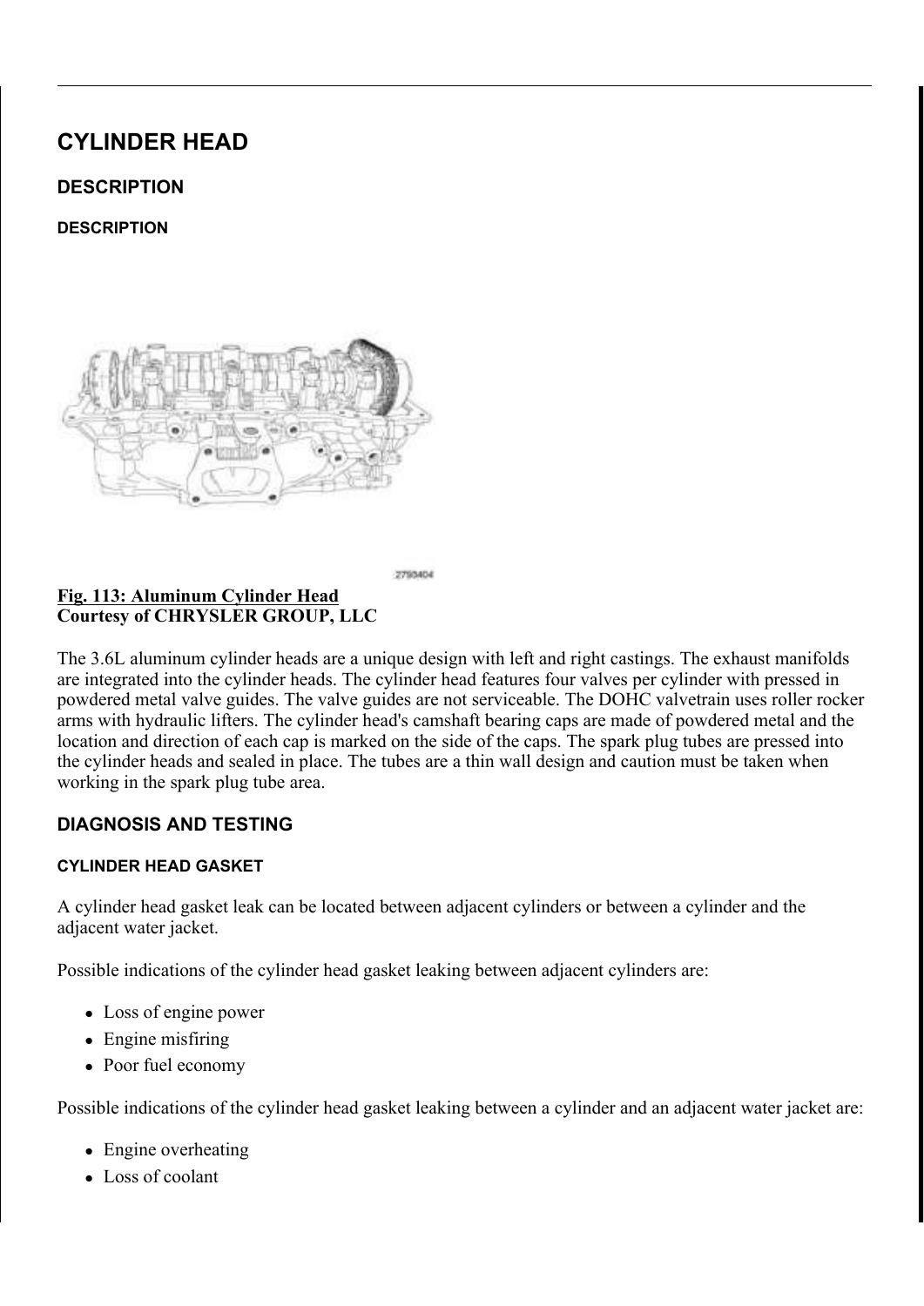# CYLINDER HEAD

## DESCRIPTION

### DESCRIPTION

2790404

**Fig. 113: Aluminum Cylinder Head**
**Courtesy of CHRYSLER GROUP, LLC**

The 3.6L aluminum cylinder heads are a unique design with left and right castings. The exhaust manifolds are integrated into the cylinder heads. The cylinder head features four valves per cylinder with pressed in powdered metal valve guides. The valve guides are not serviceable. The DOHC valvetrain uses roller rocker arms with hydraulic lifters. The cylinder head's camshaft bearing caps are made of powdered metal and the location and direction of each cap is marked on the side of the caps. The spark plug tubes are pressed into the cylinder heads and sealed in place. The tubes are a thin wall design and caution must be taken when working in the spark plug tube area.

## DIAGNOSIS AND TESTING

### CYLINDER HEAD GASKET

A cylinder head gasket leak can be located between adjacent cylinders or between a cylinder and the adjacent water jacket.

Possible indications of the cylinder head gasket leaking between adjacent cylinders are:

- Loss of engine power
- Engine misfiring
- Poor fuel economy

Possible indications of the cylinder head gasket leaking between a cylinder and an adjacent water jacket are:

- Engine overheating
- Loss of coolant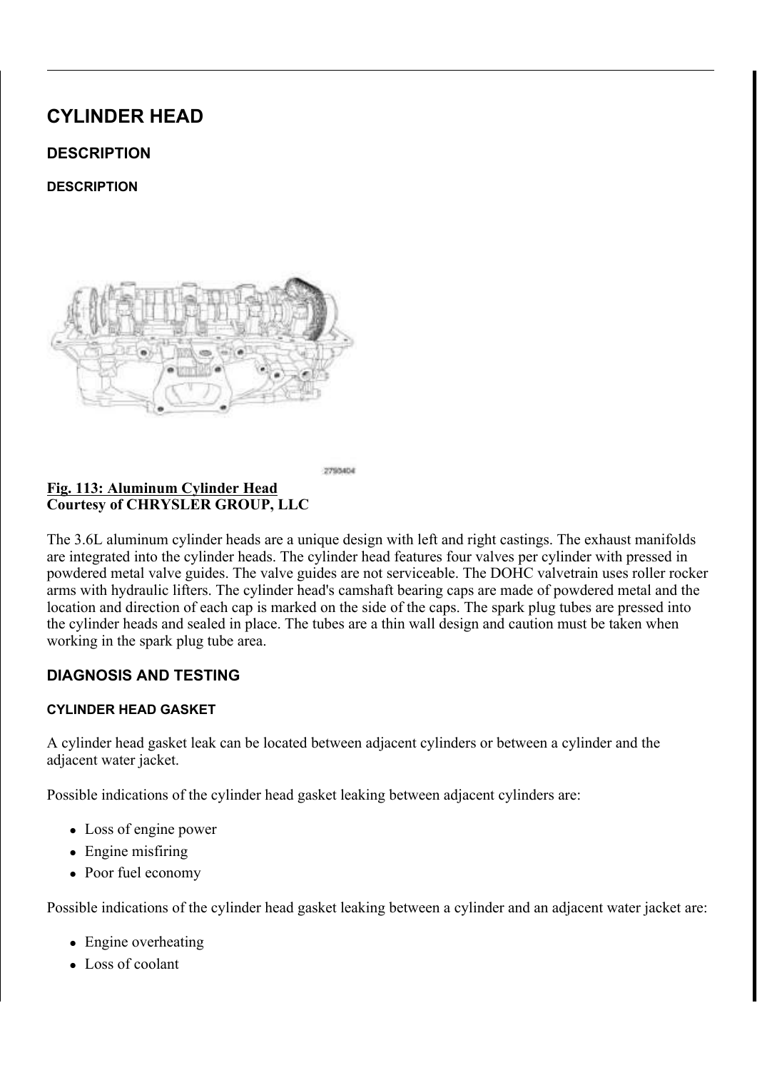# CYLINDER HEAD

## DESCRIPTION

### DESCRIPTION

2793404

**Fig. 113: Aluminum Cylinder Head**
**Courtesy of CHRYSLER GROUP, LLC**

The 3.6L aluminum cylinder heads are a unique design with left and right castings. The exhaust manifolds are integrated into the cylinder heads. The cylinder head features four valves per cylinder with pressed in powdered metal valve guides. The valve guides are not serviceable. The DOHC valvetrain uses roller rocker arms with hydraulic lifters. The cylinder head's camshaft bearing caps are made of powdered metal and the location and direction of each cap is marked on the side of the caps. The spark plug tubes are pressed into the cylinder heads and sealed in place. The tubes are a thin wall design and caution must be taken when working in the spark plug tube area.

## DIAGNOSIS AND TESTING

### CYLINDER HEAD GASKET

A cylinder head gasket leak can be located between adjacent cylinders or between a cylinder and the adjacent water jacket.

Possible indications of the cylinder head gasket leaking between adjacent cylinders are:

- Loss of engine power
- Engine misfiring
- Poor fuel economy

Possible indications of the cylinder head gasket leaking between a cylinder and an adjacent water jacket are:

- Engine overheating
- Loss of coolant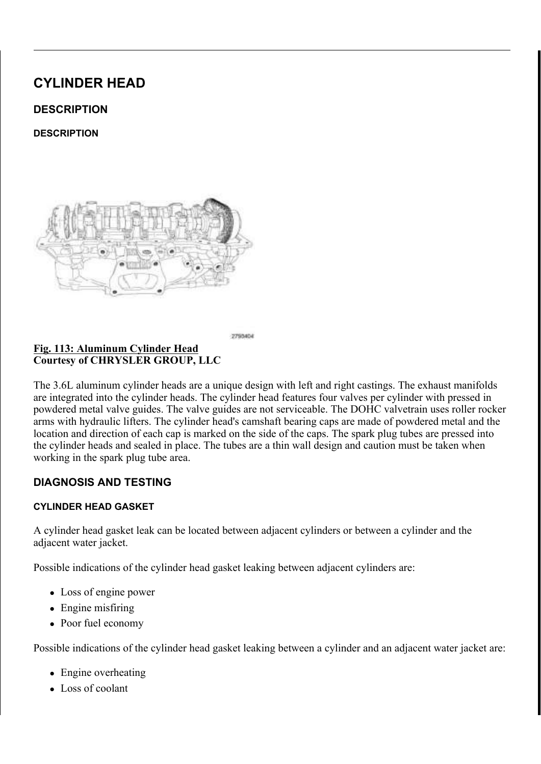# CYLINDER HEAD

## DESCRIPTION

### DESCRIPTION

2793404

**Fig. 113: Aluminum Cylinder Head**
**Courtesy of CHRYSLER GROUP, LLC**

The 3.6L aluminum cylinder heads are a unique design with left and right castings. The exhaust manifolds are integrated into the cylinder heads. The cylinder head features four valves per cylinder with pressed in powdered metal valve guides. The valve guides are not serviceable. The DOHC valvetrain uses roller rocker arms with hydraulic lifters. The cylinder head's camshaft bearing caps are made of powdered metal and the location and direction of each cap is marked on the side of the caps. The spark plug tubes are pressed into the cylinder heads and sealed in place. The tubes are a thin wall design and caution must be taken when working in the spark plug tube area.

## DIAGNOSIS AND TESTING

### CYLINDER HEAD GASKET

A cylinder head gasket leak can be located between adjacent cylinders or between a cylinder and the adjacent water jacket.

Possible indications of the cylinder head gasket leaking between adjacent cylinders are:

- Loss of engine power
- Engine misfiring
- Poor fuel economy

Possible indications of the cylinder head gasket leaking between a cylinder and an adjacent water jacket are:

- Engine overheating
- Loss of coolant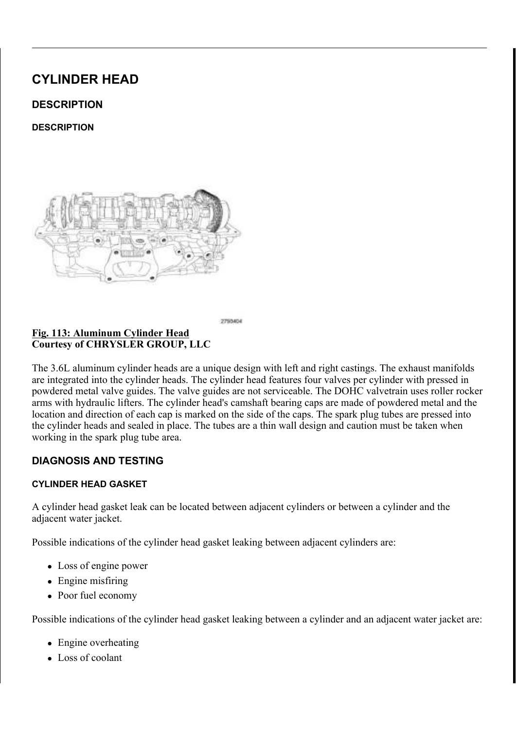# CYLINDER HEAD

## DESCRIPTION

### DESCRIPTION

**Fig. 113: Aluminum Cylinder Head**
**Courtesy of CHRYSLER GROUP, LLC**

The 3.6L aluminum cylinder heads are a unique design with left and right castings. The exhaust manifolds are integrated into the cylinder heads. The cylinder head features four valves per cylinder with pressed in powdered metal valve guides. The valve guides are not serviceable. The DOHC valvetrain uses roller rocker arms with hydraulic lifters. The cylinder head's camshaft bearing caps are made of powdered metal and the location and direction of each cap is marked on the side of the caps. The spark plug tubes are pressed into the cylinder heads and sealed in place. The tubes are a thin wall design and caution must be taken when working in the spark plug tube area.

## DIAGNOSIS AND TESTING

### CYLINDER HEAD GASKET

A cylinder head gasket leak can be located between adjacent cylinders or between a cylinder and the adjacent water jacket.

Possible indications of the cylinder head gasket leaking between adjacent cylinders are:

- Loss of engine power
- Engine misfiring
- Poor fuel economy

Possible indications of the cylinder head gasket leaking between a cylinder and an adjacent water jacket are:

- Engine overheating
- Loss of coolant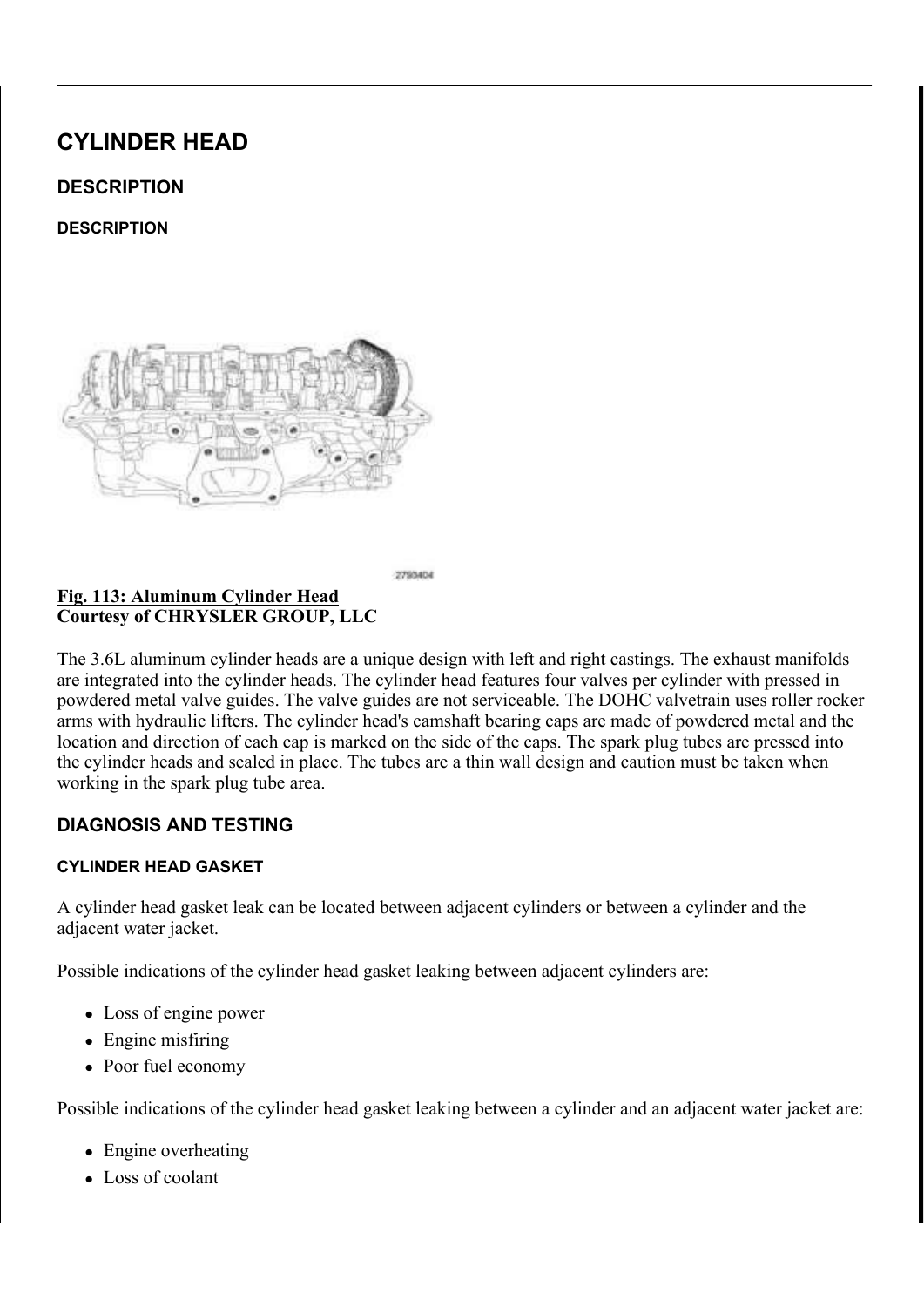# CYLINDER HEAD

## DESCRIPTION

### DESCRIPTION

2790404

**Fig. 113: Aluminum Cylinder Head**
**Courtesy of CHRYSLER GROUP, LLC**

The 3.6L aluminum cylinder heads are a unique design with left and right castings. The exhaust manifolds are integrated into the cylinder heads. The cylinder head features four valves per cylinder with pressed in powdered metal valve guides. The valve guides are not serviceable. The DOHC valvetrain uses roller rocker arms with hydraulic lifters. The cylinder head's camshaft bearing caps are made of powdered metal and the location and direction of each cap is marked on the side of the caps. The spark plug tubes are pressed into the cylinder heads and sealed in place. The tubes are a thin wall design and caution must be taken when working in the spark plug tube area.

## DIAGNOSIS AND TESTING

### CYLINDER HEAD GASKET

A cylinder head gasket leak can be located between adjacent cylinders or between a cylinder and the adjacent water jacket.

Possible indications of the cylinder head gasket leaking between adjacent cylinders are:

- Loss of engine power
- Engine misfiring
- Poor fuel economy

Possible indications of the cylinder head gasket leaking between a cylinder and an adjacent water jacket are:

- Engine overheating
- Loss of coolant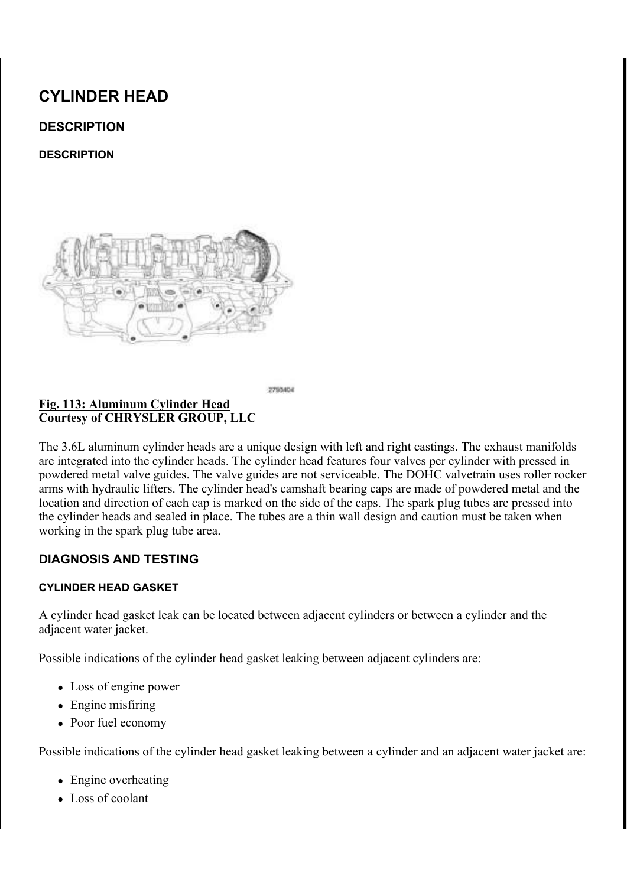# CYLINDER HEAD

## DESCRIPTION

### DESCRIPTION

**Fig. 113: Aluminum Cylinder Head**
**Courtesy of CHRYSLER GROUP, LLC**

The 3.6L aluminum cylinder heads are a unique design with left and right castings. The exhaust manifolds are integrated into the cylinder heads. The cylinder head features four valves per cylinder with pressed in powdered metal valve guides. The valve guides are not serviceable. The DOHC valvetrain uses roller rocker arms with hydraulic lifters. The cylinder head's camshaft bearing caps are made of powdered metal and the location and direction of each cap is marked on the side of the caps. The spark plug tubes are pressed into the cylinder heads and sealed in place. The tubes are a thin wall design and caution must be taken when working in the spark plug tube area.

## DIAGNOSIS AND TESTING

### CYLINDER HEAD GASKET

A cylinder head gasket leak can be located between adjacent cylinders or between a cylinder and the adjacent water jacket.

Possible indications of the cylinder head gasket leaking between adjacent cylinders are:

- Loss of engine power
- Engine misfiring
- Poor fuel economy

Possible indications of the cylinder head gasket leaking between a cylinder and an adjacent water jacket are:

- Engine overheating
- Loss of coolant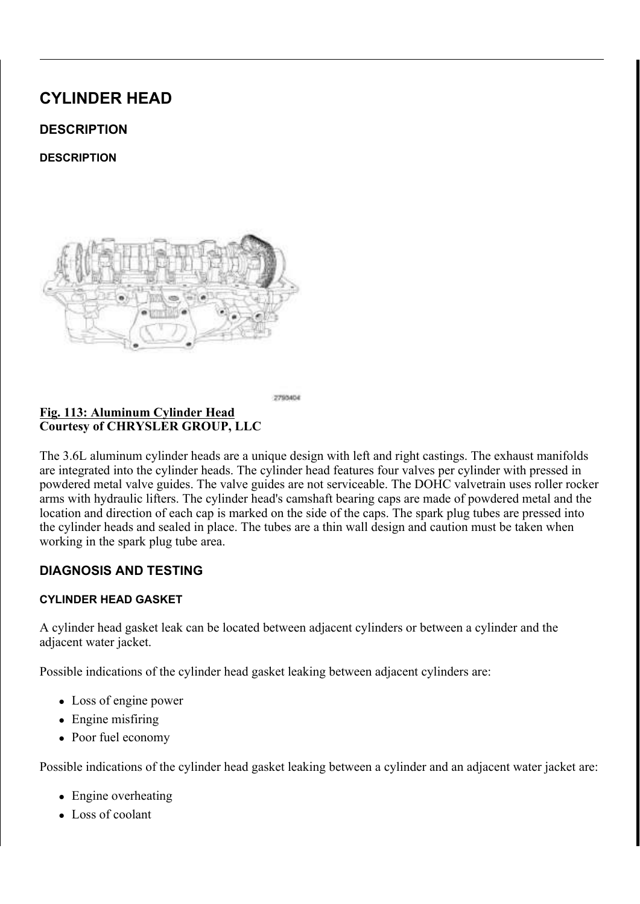# CYLINDER HEAD

## DESCRIPTION

### DESCRIPTION

**Fig. 113: Aluminum Cylinder Head**
**Courtesy of CHRYSLER GROUP, LLC**

The 3.6L aluminum cylinder heads are a unique design with left and right castings. The exhaust manifolds are integrated into the cylinder heads. The cylinder head features four valves per cylinder with pressed in powdered metal valve guides. The valve guides are not serviceable. The DOHC valvetrain uses roller rocker arms with hydraulic lifters. The cylinder head's camshaft bearing caps are made of powdered metal and the location and direction of each cap is marked on the side of the caps. The spark plug tubes are pressed into the cylinder heads and sealed in place. The tubes are a thin wall design and caution must be taken when working in the spark plug tube area.

## DIAGNOSIS AND TESTING

### CYLINDER HEAD GASKET

A cylinder head gasket leak can be located between adjacent cylinders or between a cylinder and the adjacent water jacket.

Possible indications of the cylinder head gasket leaking between adjacent cylinders are:

- Loss of engine power
- Engine misfiring
- Poor fuel economy

Possible indications of the cylinder head gasket leaking between a cylinder and an adjacent water jacket are:

- Engine overheating
- Loss of coolant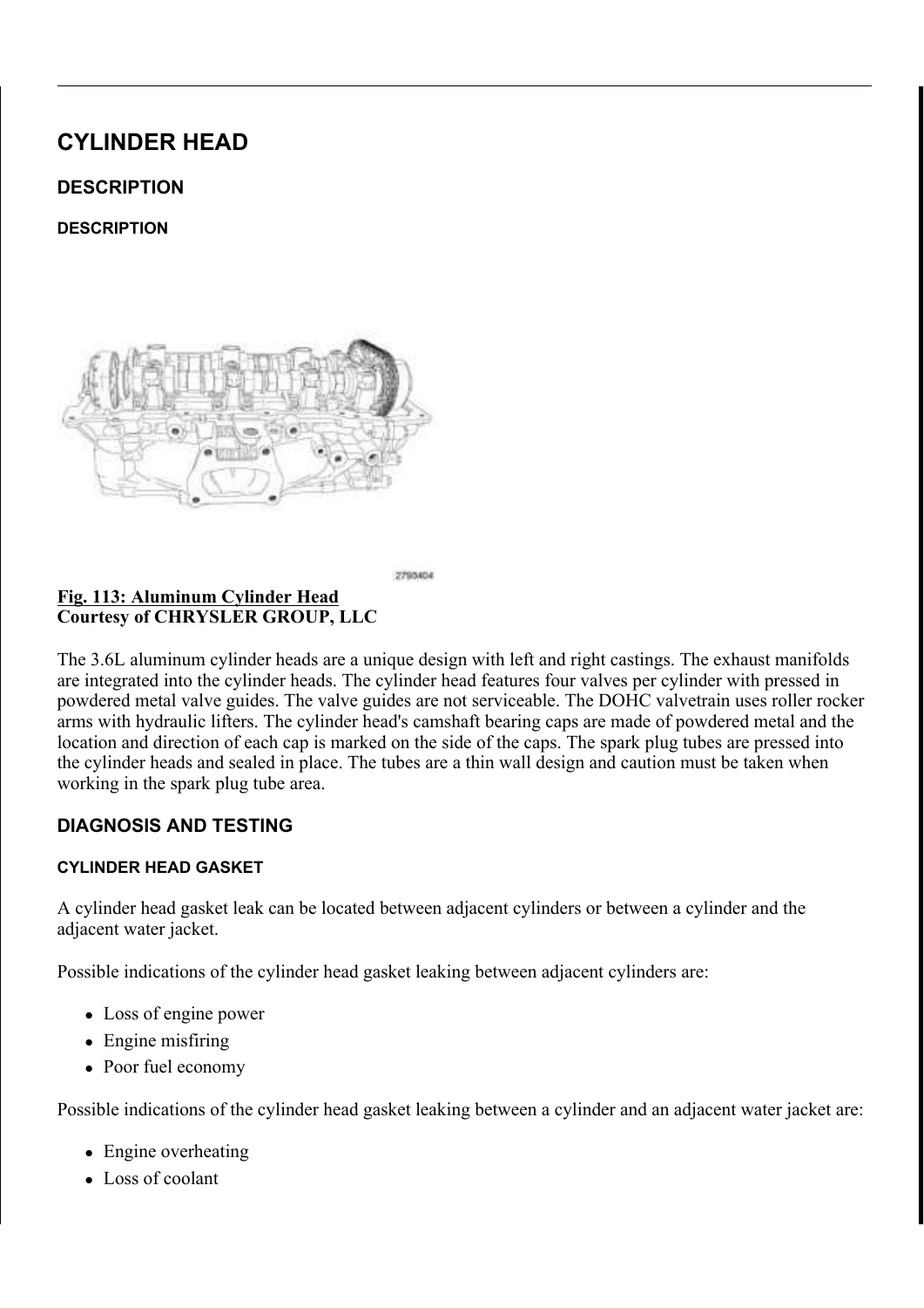# CYLINDER HEAD

## DESCRIPTION

### DESCRIPTION

**Fig. 113: Aluminum Cylinder Head**
**Courtesy of CHRYSLER GROUP, LLC**

The 3.6L aluminum cylinder heads are a unique design with left and right castings. The exhaust manifolds are integrated into the cylinder heads. The cylinder head features four valves per cylinder with pressed in powdered metal valve guides. The valve guides are not serviceable. The DOHC valvetrain uses roller rocker arms with hydraulic lifters. The cylinder head's camshaft bearing caps are made of powdered metal and the location and direction of each cap is marked on the side of the caps. The spark plug tubes are pressed into the cylinder heads and sealed in place. The tubes are a thin wall design and caution must be taken when working in the spark plug tube area.

## DIAGNOSIS AND TESTING

### CYLINDER HEAD GASKET

A cylinder head gasket leak can be located between adjacent cylinders or between a cylinder and the adjacent water jacket.

Possible indications of the cylinder head gasket leaking between adjacent cylinders are:

- Loss of engine power
- Engine misfiring
- Poor fuel economy

Possible indications of the cylinder head gasket leaking between a cylinder and an adjacent water jacket are:

- Engine overheating
- Loss of coolant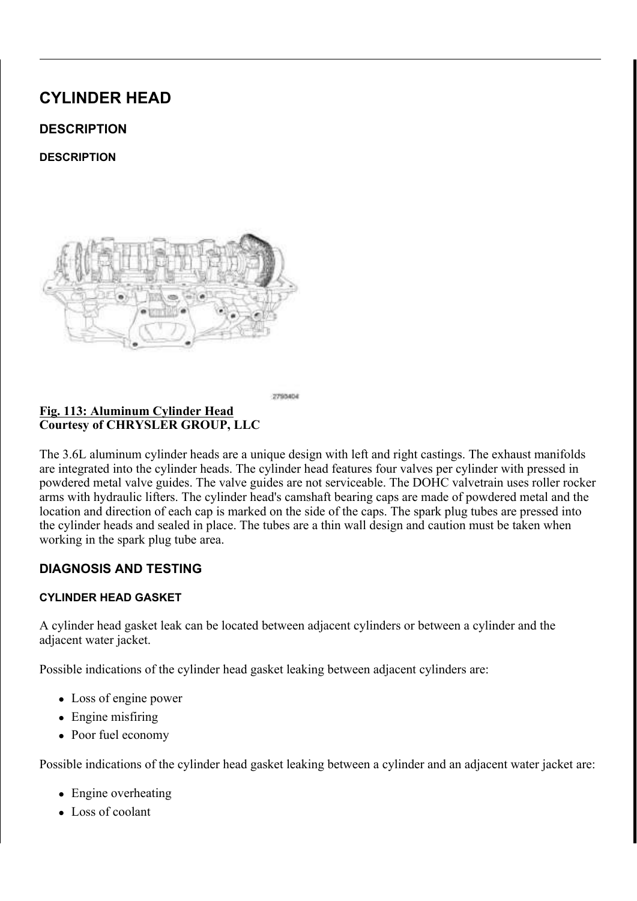# CYLINDER HEAD

## DESCRIPTION

### DESCRIPTION

**Fig. 113: Aluminum Cylinder Head**
**Courtesy of CHRYSLER GROUP, LLC**

The 3.6L aluminum cylinder heads are a unique design with left and right castings. The exhaust manifolds are integrated into the cylinder heads. The cylinder head features four valves per cylinder with pressed in powdered metal valve guides. The valve guides are not serviceable. The DOHC valvetrain uses roller rocker arms with hydraulic lifters. The cylinder head's camshaft bearing caps are made of powdered metal and the location and direction of each cap is marked on the side of the caps. The spark plug tubes are pressed into the cylinder heads and sealed in place. The tubes are a thin wall design and caution must be taken when working in the spark plug tube area.

## DIAGNOSIS AND TESTING

### CYLINDER HEAD GASKET

A cylinder head gasket leak can be located between adjacent cylinders or between a cylinder and the adjacent water jacket.

Possible indications of the cylinder head gasket leaking between adjacent cylinders are:

- Loss of engine power
- Engine misfiring
- Poor fuel economy

Possible indications of the cylinder head gasket leaking between a cylinder and an adjacent water jacket are:

- Engine overheating
- Loss of coolant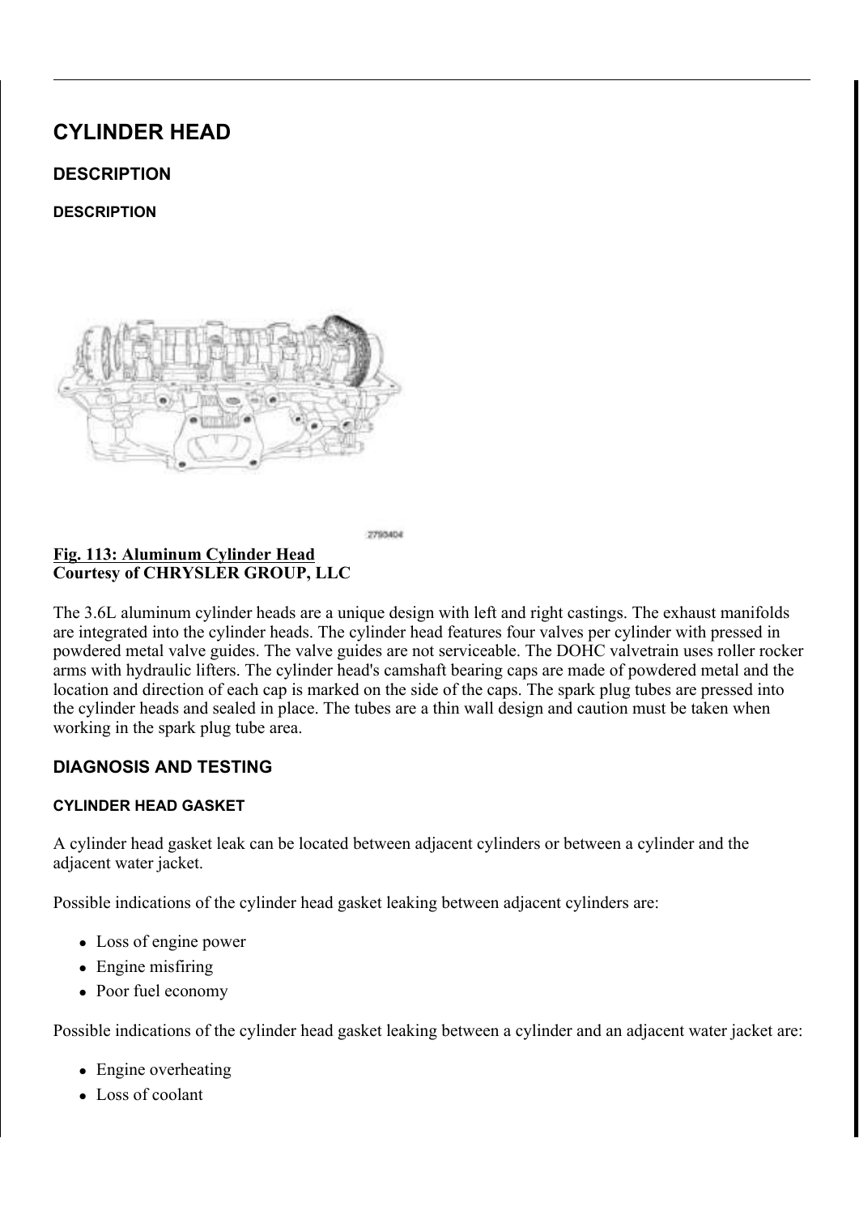# CYLINDER HEAD

## DESCRIPTION

### DESCRIPTION

2793404

**Fig. 113: Aluminum Cylinder Head**
**Courtesy of CHRYSLER GROUP, LLC**

The 3.6L aluminum cylinder heads are a unique design with left and right castings. The exhaust manifolds are integrated into the cylinder heads. The cylinder head features four valves per cylinder with pressed in powdered metal valve guides. The valve guides are not serviceable. The DOHC valvetrain uses roller rocker arms with hydraulic lifters. The cylinder head's camshaft bearing caps are made of powdered metal and the location and direction of each cap is marked on the side of the caps. The spark plug tubes are pressed into the cylinder heads and sealed in place. The tubes are a thin wall design and caution must be taken when working in the spark plug tube area.

## DIAGNOSIS AND TESTING

### CYLINDER HEAD GASKET

A cylinder head gasket leak can be located between adjacent cylinders or between a cylinder and the adjacent water jacket.

Possible indications of the cylinder head gasket leaking between adjacent cylinders are:

- Loss of engine power
- Engine misfiring
- Poor fuel economy

Possible indications of the cylinder head gasket leaking between a cylinder and an adjacent water jacket are:

- Engine overheating
- Loss of coolant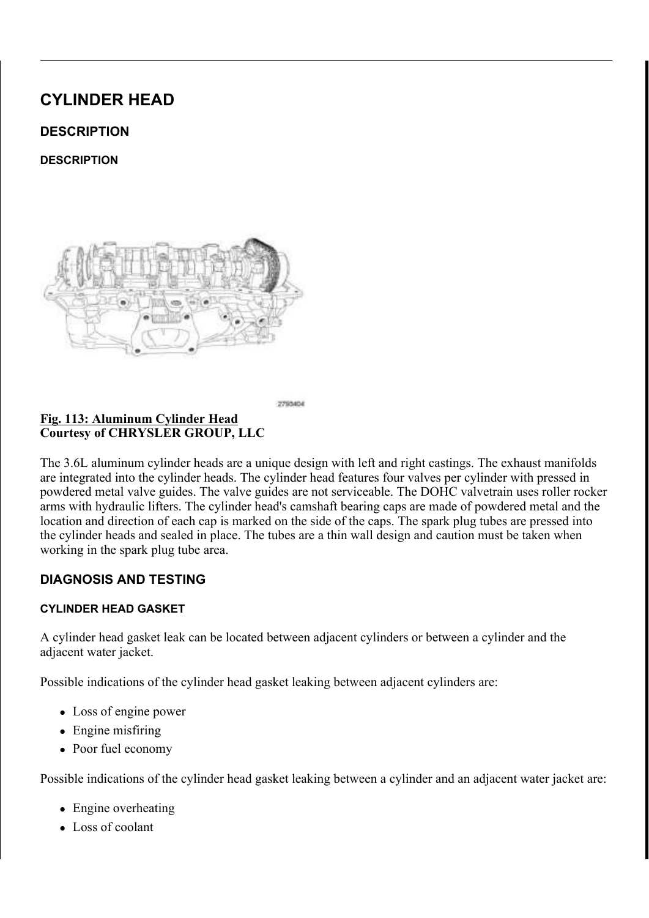# CYLINDER HEAD

## DESCRIPTION

### DESCRIPTION

2793404

**Fig. 113: Aluminum Cylinder Head**
**Courtesy of CHRYSLER GROUP, LLC**

The 3.6L aluminum cylinder heads are a unique design with left and right castings. The exhaust manifolds are integrated into the cylinder heads. The cylinder head features four valves per cylinder with pressed in powdered metal valve guides. The valve guides are not serviceable. The DOHC valvetrain uses roller rocker arms with hydraulic lifters. The cylinder head's camshaft bearing caps are made of powdered metal and the location and direction of each cap is marked on the side of the caps. The spark plug tubes are pressed into the cylinder heads and sealed in place. The tubes are a thin wall design and caution must be taken when working in the spark plug tube area.

## DIAGNOSIS AND TESTING

### CYLINDER HEAD GASKET

A cylinder head gasket leak can be located between adjacent cylinders or between a cylinder and the adjacent water jacket.

Possible indications of the cylinder head gasket leaking between adjacent cylinders are:

- Loss of engine power
- Engine misfiring
- Poor fuel economy

Possible indications of the cylinder head gasket leaking between a cylinder and an adjacent water jacket are:

- Engine overheating
- Loss of coolant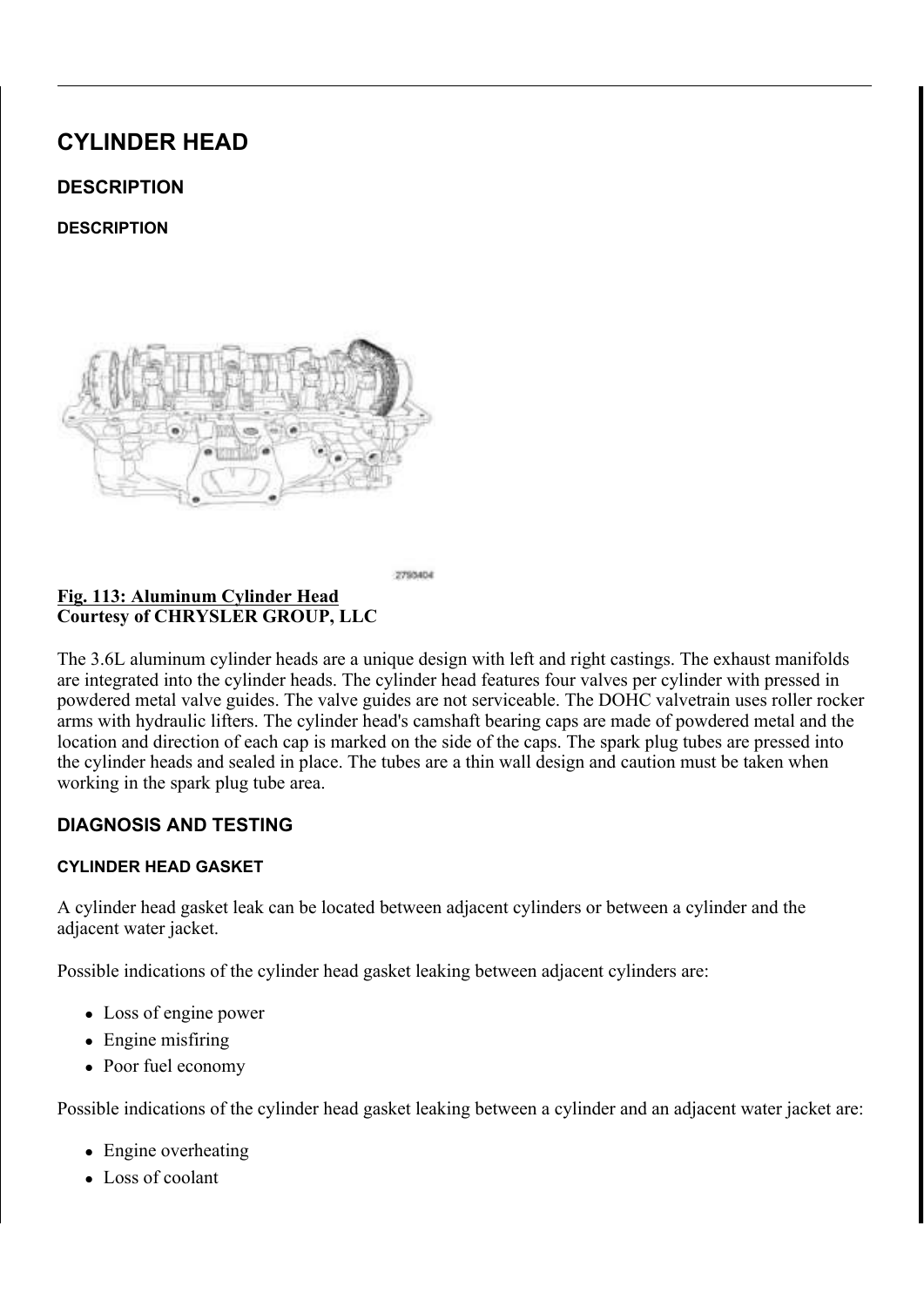# CYLINDER HEAD

## DESCRIPTION

### DESCRIPTION

**Fig. 113: Aluminum Cylinder Head**
**Courtesy of CHRYSLER GROUP, LLC**

The 3.6L aluminum cylinder heads are a unique design with left and right castings. The exhaust manifolds are integrated into the cylinder heads. The cylinder head features four valves per cylinder with pressed in powdered metal valve guides. The valve guides are not serviceable. The DOHC valvetrain uses roller rocker arms with hydraulic lifters. The cylinder head's camshaft bearing caps are made of powdered metal and the location and direction of each cap is marked on the side of the caps. The spark plug tubes are pressed into the cylinder heads and sealed in place. The tubes are a thin wall design and caution must be taken when working in the spark plug tube area.

## DIAGNOSIS AND TESTING

### CYLINDER HEAD GASKET

A cylinder head gasket leak can be located between adjacent cylinders or between a cylinder and the adjacent water jacket.

Possible indications of the cylinder head gasket leaking between adjacent cylinders are:

- Loss of engine power
- Engine misfiring
- Poor fuel economy

Possible indications of the cylinder head gasket leaking between a cylinder and an adjacent water jacket are:

- Engine overheating
- Loss of coolant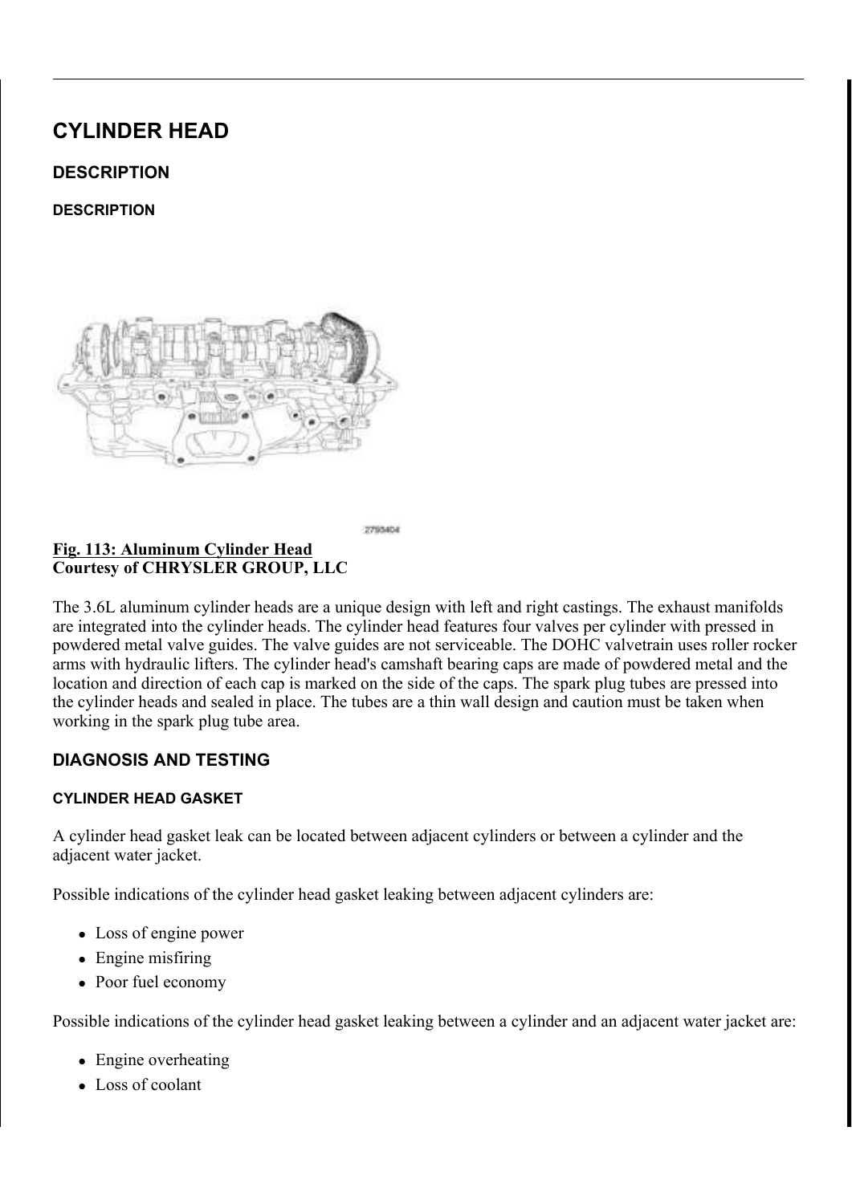# CYLINDER HEAD

## DESCRIPTION

### DESCRIPTION

2790404

**Fig. 113: Aluminum Cylinder Head**
**Courtesy of CHRYSLER GROUP, LLC**

The 3.6L aluminum cylinder heads are a unique design with left and right castings. The exhaust manifolds are integrated into the cylinder heads. The cylinder head features four valves per cylinder with pressed in powdered metal valve guides. The valve guides are not serviceable. The DOHC valvetrain uses roller rocker arms with hydraulic lifters. The cylinder head's camshaft bearing caps are made of powdered metal and the location and direction of each cap is marked on the side of the caps. The spark plug tubes are pressed into the cylinder heads and sealed in place. The tubes are a thin wall design and caution must be taken when working in the spark plug tube area.

## DIAGNOSIS AND TESTING

### CYLINDER HEAD GASKET

A cylinder head gasket leak can be located between adjacent cylinders or between a cylinder and the adjacent water jacket.

Possible indications of the cylinder head gasket leaking between adjacent cylinders are:

- Loss of engine power
- Engine misfiring
- Poor fuel economy

Possible indications of the cylinder head gasket leaking between a cylinder and an adjacent water jacket are:

- Engine overheating
- Loss of coolant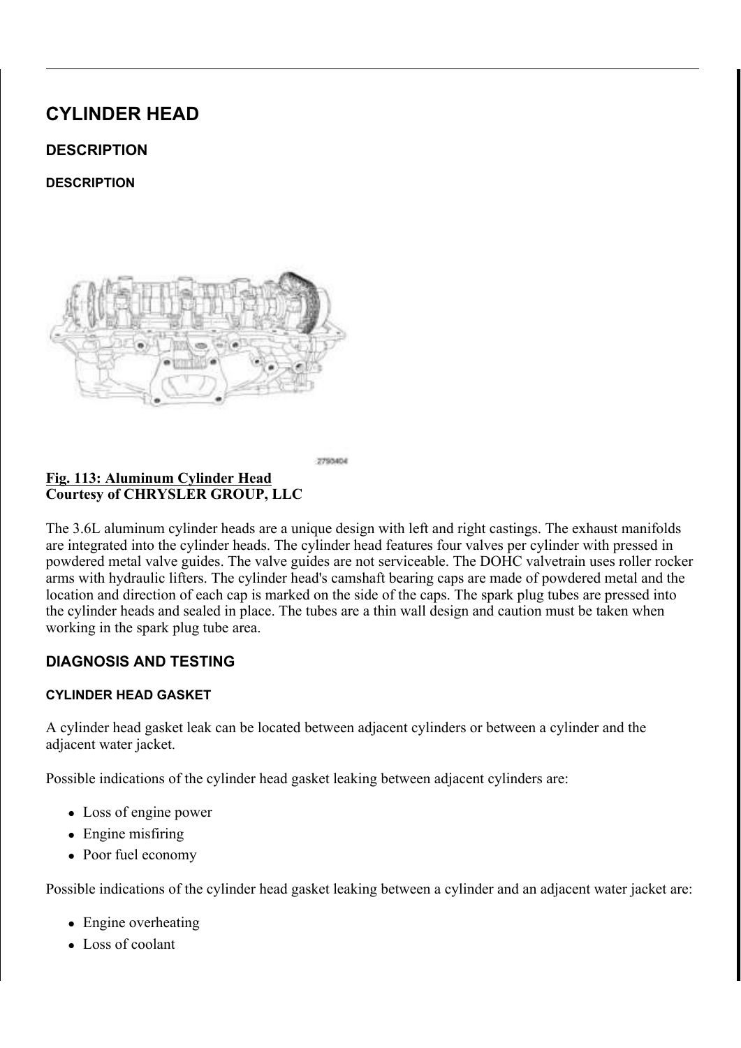# CYLINDER HEAD

## DESCRIPTION

### DESCRIPTION

**Fig. 113: Aluminum Cylinder Head**
**Courtesy of CHRYSLER GROUP, LLC**

The 3.6L aluminum cylinder heads are a unique design with left and right castings. The exhaust manifolds are integrated into the cylinder heads. The cylinder head features four valves per cylinder with pressed in powdered metal valve guides. The valve guides are not serviceable. The DOHC valvetrain uses roller rocker arms with hydraulic lifters. The cylinder head's camshaft bearing caps are made of powdered metal and the location and direction of each cap is marked on the side of the caps. The spark plug tubes are pressed into the cylinder heads and sealed in place. The tubes are a thin wall design and caution must be taken when working in the spark plug tube area.

## DIAGNOSIS AND TESTING

### CYLINDER HEAD GASKET

A cylinder head gasket leak can be located between adjacent cylinders or between a cylinder and the adjacent water jacket.

Possible indications of the cylinder head gasket leaking between adjacent cylinders are:

- Loss of engine power
- Engine misfiring
- Poor fuel economy

Possible indications of the cylinder head gasket leaking between a cylinder and an adjacent water jacket are:

- Engine overheating
- Loss of coolant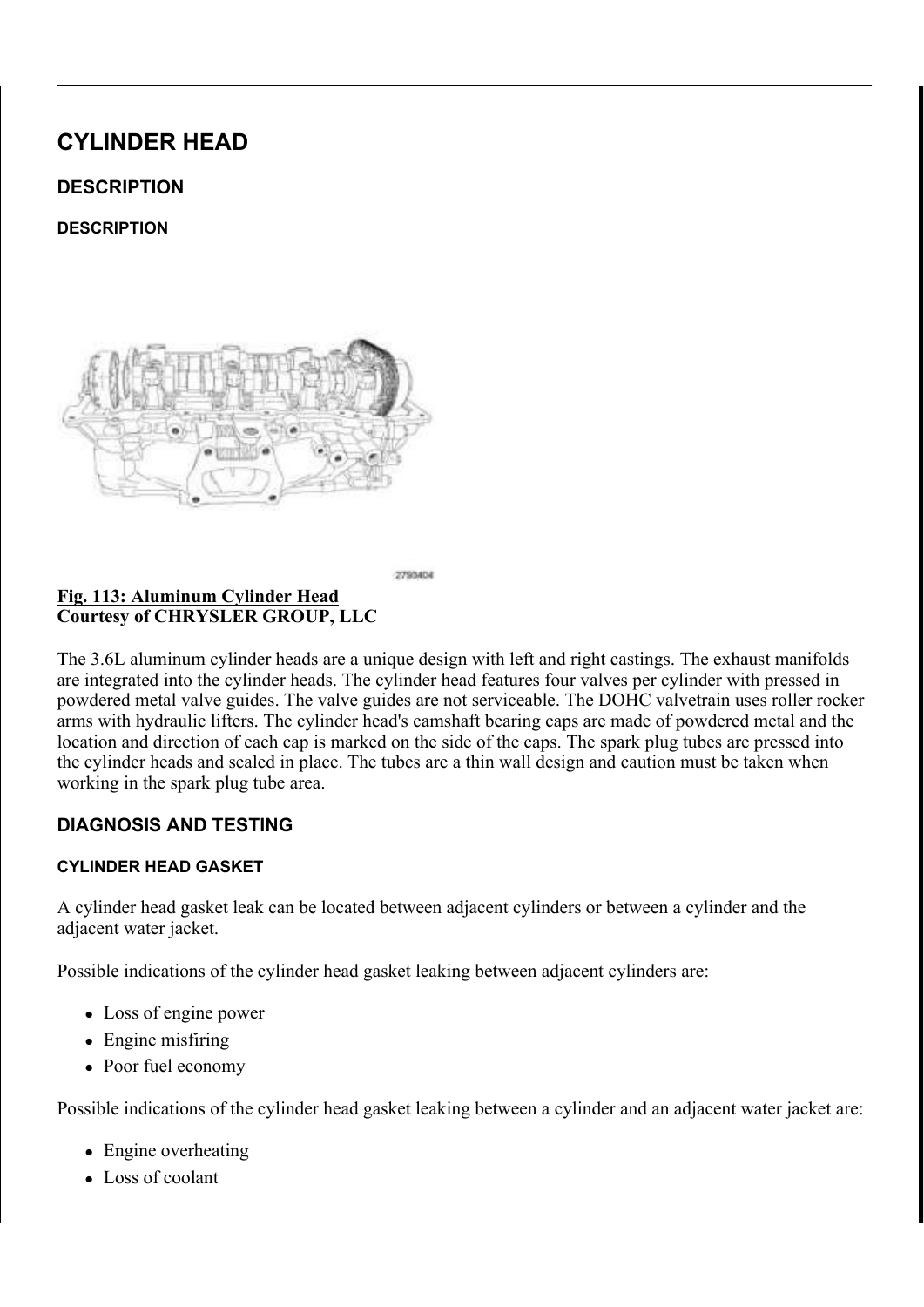# CYLINDER HEAD

## DESCRIPTION

### DESCRIPTION

**Fig. 113: Aluminum Cylinder Head**
**Courtesy of CHRYSLER GROUP, LLC**

The 3.6L aluminum cylinder heads are a unique design with left and right castings. The exhaust manifolds are integrated into the cylinder heads. The cylinder head features four valves per cylinder with pressed in powdered metal valve guides. The valve guides are not serviceable. The DOHC valvetrain uses roller rocker arms with hydraulic lifters. The cylinder head's camshaft bearing caps are made of powdered metal and the location and direction of each cap is marked on the side of the caps. The spark plug tubes are pressed into the cylinder heads and sealed in place. The tubes are a thin wall design and caution must be taken when working in the spark plug tube area.

## DIAGNOSIS AND TESTING

### CYLINDER HEAD GASKET

A cylinder head gasket leak can be located between adjacent cylinders or between a cylinder and the adjacent water jacket.

Possible indications of the cylinder head gasket leaking between adjacent cylinders are:

- Loss of engine power
- Engine misfiring
- Poor fuel economy

Possible indications of the cylinder head gasket leaking between a cylinder and an adjacent water jacket are:

- Engine overheating
- Loss of coolant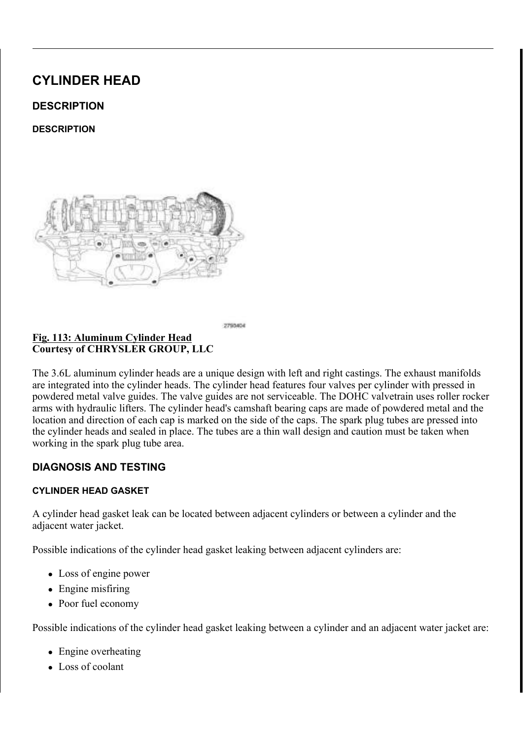# CYLINDER HEAD

## DESCRIPTION

### DESCRIPTION

2793404

**Fig. 113: Aluminum Cylinder Head**
**Courtesy of CHRYSLER GROUP, LLC**

The 3.6L aluminum cylinder heads are a unique design with left and right castings. The exhaust manifolds are integrated into the cylinder heads. The cylinder head features four valves per cylinder with pressed in powdered metal valve guides. The valve guides are not serviceable. The DOHC valvetrain uses roller rocker arms with hydraulic lifters. The cylinder head's camshaft bearing caps are made of powdered metal and the location and direction of each cap is marked on the side of the caps. The spark plug tubes are pressed into the cylinder heads and sealed in place. The tubes are a thin wall design and caution must be taken when working in the spark plug tube area.

## DIAGNOSIS AND TESTING

### CYLINDER HEAD GASKET

A cylinder head gasket leak can be located between adjacent cylinders or between a cylinder and the adjacent water jacket.

Possible indications of the cylinder head gasket leaking between adjacent cylinders are:

- Loss of engine power
- Engine misfiring
- Poor fuel economy

Possible indications of the cylinder head gasket leaking between a cylinder and an adjacent water jacket are:

- Engine overheating
- Loss of coolant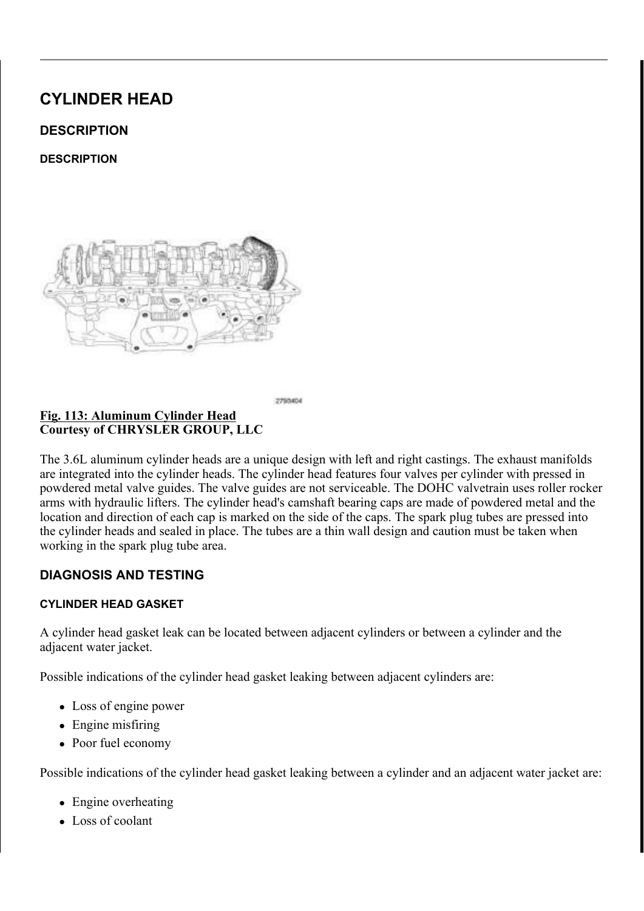# CYLINDER HEAD

## DESCRIPTION

### DESCRIPTION

2790404

**Fig. 113: Aluminum Cylinder Head**
**Courtesy of CHRYSLER GROUP, LLC**

The 3.6L aluminum cylinder heads are a unique design with left and right castings. The exhaust manifolds are integrated into the cylinder heads. The cylinder head features four valves per cylinder with pressed in powdered metal valve guides. The valve guides are not serviceable. The DOHC valvetrain uses roller rocker arms with hydraulic lifters. The cylinder head's camshaft bearing caps are made of powdered metal and the location and direction of each cap is marked on the side of the caps. The spark plug tubes are pressed into the cylinder heads and sealed in place. The tubes are a thin wall design and caution must be taken when working in the spark plug tube area.

## DIAGNOSIS AND TESTING

### CYLINDER HEAD GASKET

A cylinder head gasket leak can be located between adjacent cylinders or between a cylinder and the adjacent water jacket.

Possible indications of the cylinder head gasket leaking between adjacent cylinders are:

- Loss of engine power
- Engine misfiring
- Poor fuel economy

Possible indications of the cylinder head gasket leaking between a cylinder and an adjacent water jacket are:

- Engine overheating
- Loss of coolant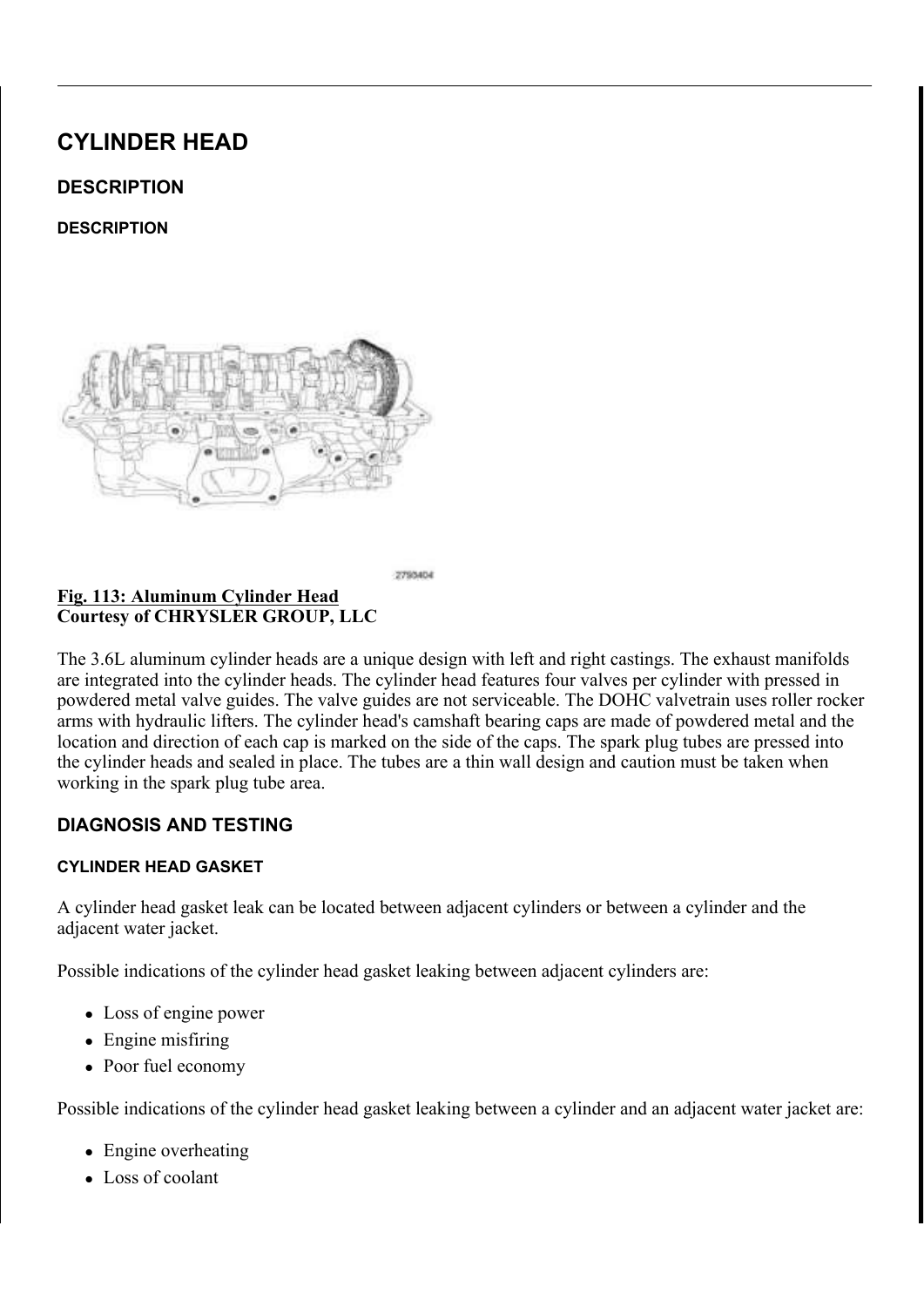# CYLINDER HEAD

## DESCRIPTION

### DESCRIPTION

2793404

**Fig. 113: Aluminum Cylinder Head**
**Courtesy of CHRYSLER GROUP, LLC**

The 3.6L aluminum cylinder heads are a unique design with left and right castings. The exhaust manifolds are integrated into the cylinder heads. The cylinder head features four valves per cylinder with pressed in powdered metal valve guides. The valve guides are not serviceable. The DOHC valvetrain uses roller rocker arms with hydraulic lifters. The cylinder head's camshaft bearing caps are made of powdered metal and the location and direction of each cap is marked on the side of the caps. The spark plug tubes are pressed into the cylinder heads and sealed in place. The tubes are a thin wall design and caution must be taken when working in the spark plug tube area.

## DIAGNOSIS AND TESTING

### CYLINDER HEAD GASKET

A cylinder head gasket leak can be located between adjacent cylinders or between a cylinder and the adjacent water jacket.

Possible indications of the cylinder head gasket leaking between adjacent cylinders are:

- Loss of engine power
- Engine misfiring
- Poor fuel economy

Possible indications of the cylinder head gasket leaking between a cylinder and an adjacent water jacket are:

- Engine overheating
- Loss of coolant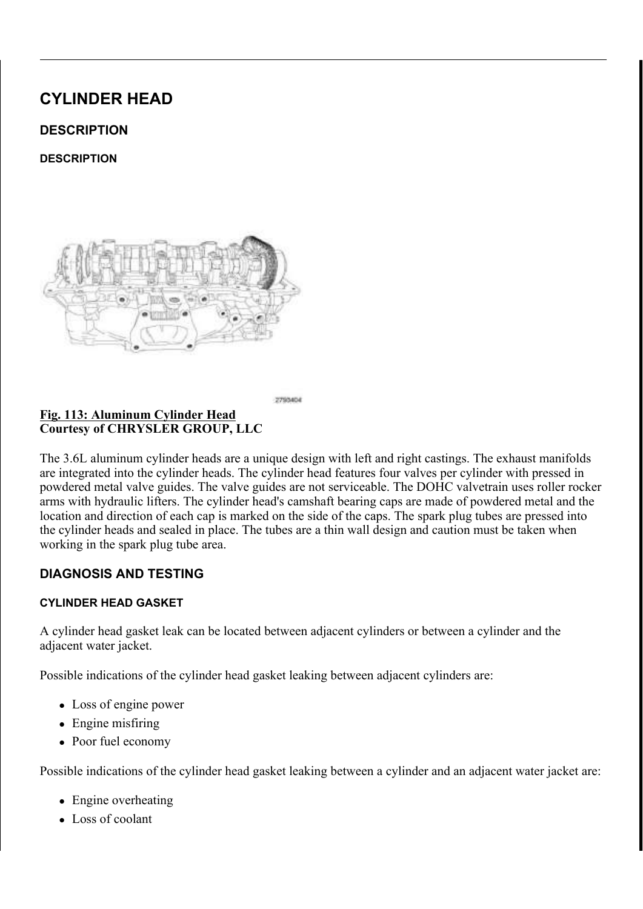# CYLINDER HEAD

## DESCRIPTION

### DESCRIPTION

**Fig. 113: Aluminum Cylinder Head**
**Courtesy of CHRYSLER GROUP, LLC**

The 3.6L aluminum cylinder heads are a unique design with left and right castings. The exhaust manifolds are integrated into the cylinder heads. The cylinder head features four valves per cylinder with pressed in powdered metal valve guides. The valve guides are not serviceable. The DOHC valvetrain uses roller rocker arms with hydraulic lifters. The cylinder head's camshaft bearing caps are made of powdered metal and the location and direction of each cap is marked on the side of the caps. The spark plug tubes are pressed into the cylinder heads and sealed in place. The tubes are a thin wall design and caution must be taken when working in the spark plug tube area.

## DIAGNOSIS AND TESTING

### CYLINDER HEAD GASKET

A cylinder head gasket leak can be located between adjacent cylinders or between a cylinder and the adjacent water jacket.

Possible indications of the cylinder head gasket leaking between adjacent cylinders are:

- Loss of engine power
- Engine misfiring
- Poor fuel economy

Possible indications of the cylinder head gasket leaking between a cylinder and an adjacent water jacket are:

- Engine overheating
- Loss of coolant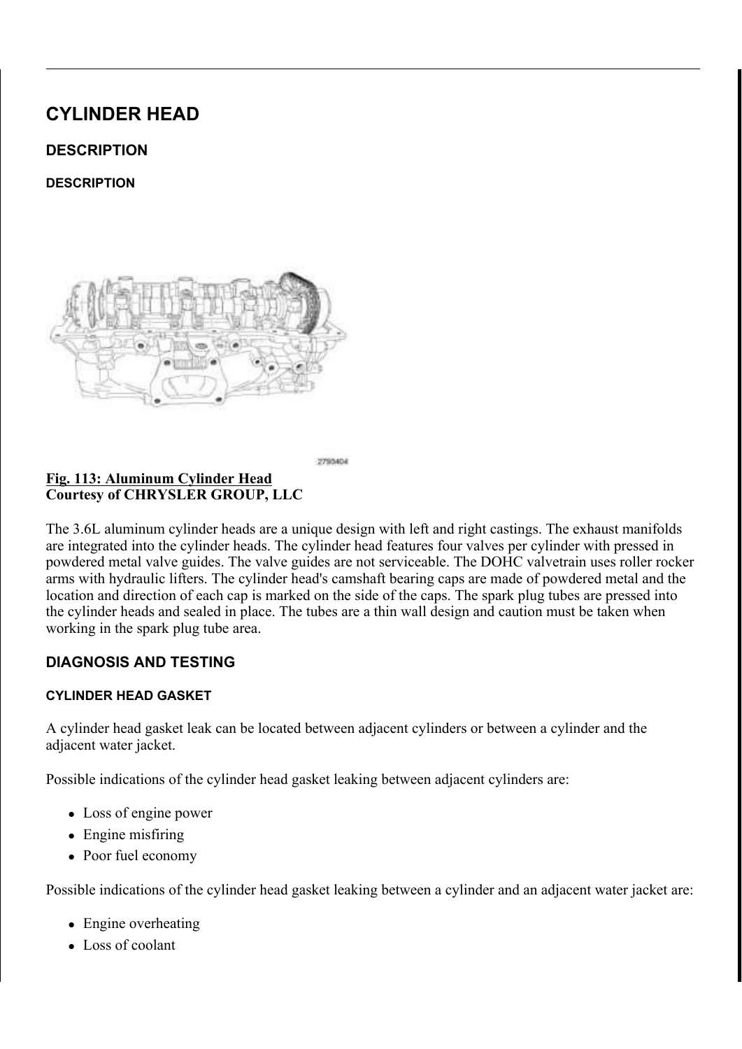# CYLINDER HEAD

## DESCRIPTION

### DESCRIPTION

**Fig. 113: Aluminum Cylinder Head**
**Courtesy of CHRYSLER GROUP, LLC**

The 3.6L aluminum cylinder heads are a unique design with left and right castings. The exhaust manifolds are integrated into the cylinder heads. The cylinder head features four valves per cylinder with pressed in powdered metal valve guides. The valve guides are not serviceable. The DOHC valvetrain uses roller rocker arms with hydraulic lifters. The cylinder head's camshaft bearing caps are made of powdered metal and the location and direction of each cap is marked on the side of the caps. The spark plug tubes are pressed into the cylinder heads and sealed in place. The tubes are a thin wall design and caution must be taken when working in the spark plug tube area.

## DIAGNOSIS AND TESTING

### CYLINDER HEAD GASKET

A cylinder head gasket leak can be located between adjacent cylinders or between a cylinder and the adjacent water jacket.

Possible indications of the cylinder head gasket leaking between adjacent cylinders are:

- Loss of engine power
- Engine misfiring
- Poor fuel economy

Possible indications of the cylinder head gasket leaking between a cylinder and an adjacent water jacket are:

- Engine overheating
- Loss of coolant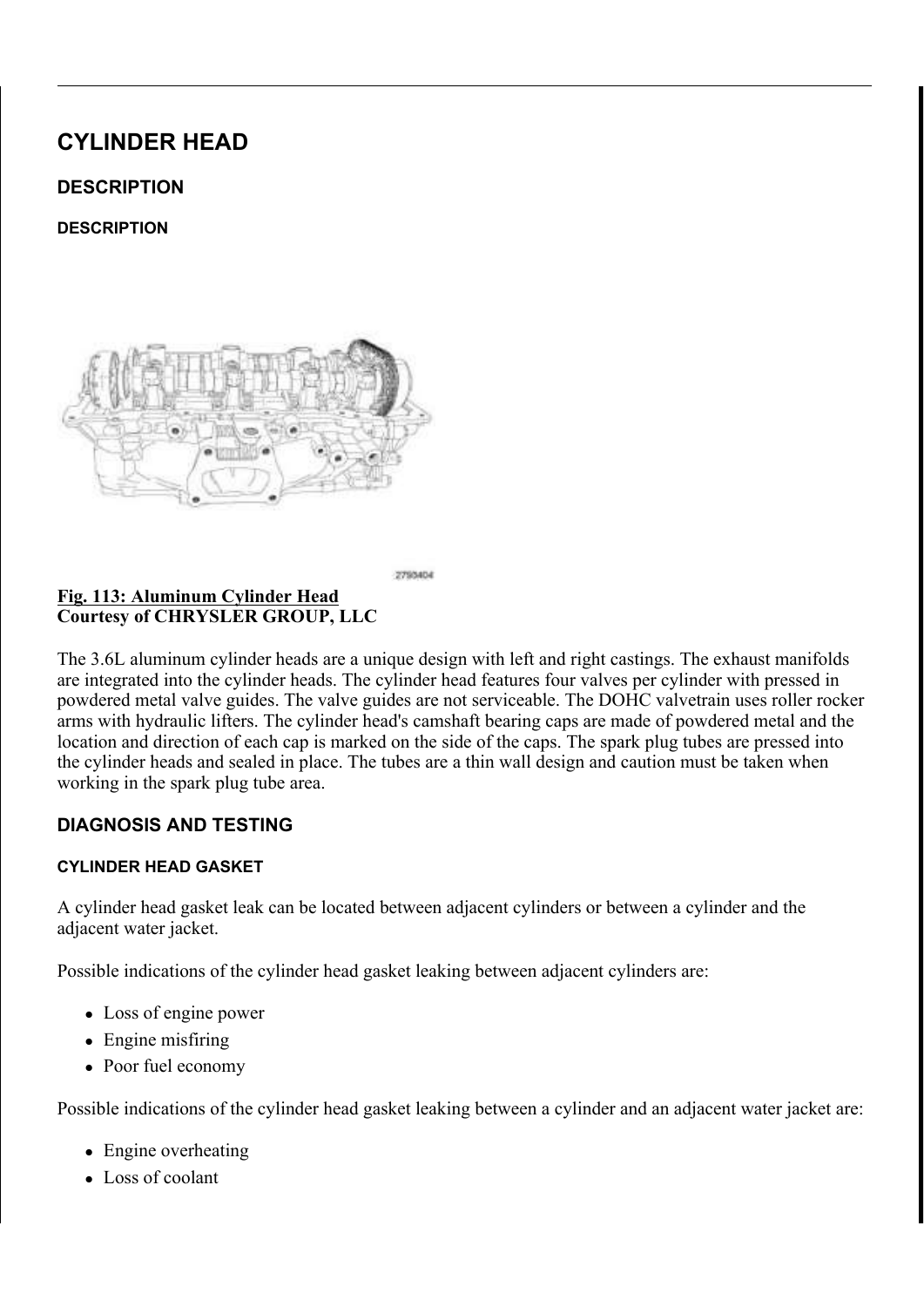# CYLINDER HEAD

## DESCRIPTION

### DESCRIPTION

2790404

**Fig. 113: Aluminum Cylinder Head**
**Courtesy of CHRYSLER GROUP, LLC**

The 3.6L aluminum cylinder heads are a unique design with left and right castings. The exhaust manifolds are integrated into the cylinder heads. The cylinder head features four valves per cylinder with pressed in powdered metal valve guides. The valve guides are not serviceable. The DOHC valvetrain uses roller rocker arms with hydraulic lifters. The cylinder head's camshaft bearing caps are made of powdered metal and the location and direction of each cap is marked on the side of the caps. The spark plug tubes are pressed into the cylinder heads and sealed in place. The tubes are a thin wall design and caution must be taken when working in the spark plug tube area.

## DIAGNOSIS AND TESTING

### CYLINDER HEAD GASKET

A cylinder head gasket leak can be located between adjacent cylinders or between a cylinder and the adjacent water jacket.

Possible indications of the cylinder head gasket leaking between adjacent cylinders are:

- Loss of engine power
- Engine misfiring
- Poor fuel economy

Possible indications of the cylinder head gasket leaking between a cylinder and an adjacent water jacket are:

- Engine overheating
- Loss of coolant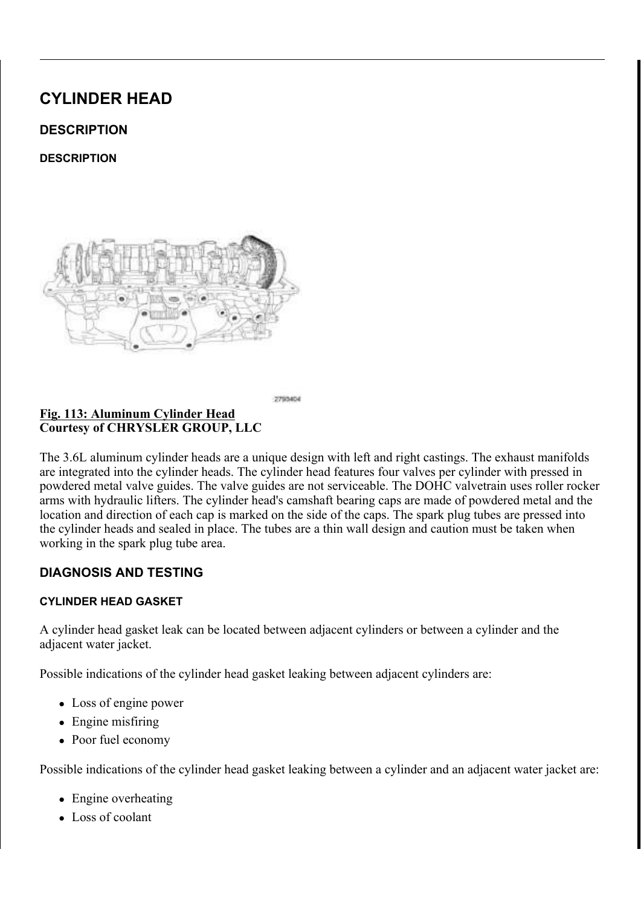# CYLINDER HEAD

## DESCRIPTION

### DESCRIPTION

**Fig. 113: Aluminum Cylinder Head**
**Courtesy of CHRYSLER GROUP, LLC**

The 3.6L aluminum cylinder heads are a unique design with left and right castings. The exhaust manifolds are integrated into the cylinder heads. The cylinder head features four valves per cylinder with pressed in powdered metal valve guides. The valve guides are not serviceable. The DOHC valvetrain uses roller rocker arms with hydraulic lifters. The cylinder head's camshaft bearing caps are made of powdered metal and the location and direction of each cap is marked on the side of the caps. The spark plug tubes are pressed into the cylinder heads and sealed in place. The tubes are a thin wall design and caution must be taken when working in the spark plug tube area.

## DIAGNOSIS AND TESTING

### CYLINDER HEAD GASKET

A cylinder head gasket leak can be located between adjacent cylinders or between a cylinder and the adjacent water jacket.

Possible indications of the cylinder head gasket leaking between adjacent cylinders are:

- Loss of engine power
- Engine misfiring
- Poor fuel economy

Possible indications of the cylinder head gasket leaking between a cylinder and an adjacent water jacket are:

- Engine overheating
- Loss of coolant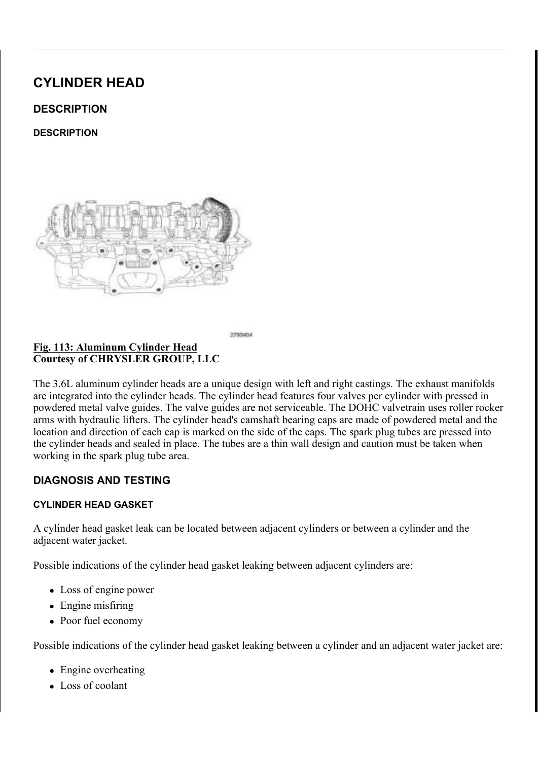# CYLINDER HEAD

## DESCRIPTION

### DESCRIPTION

2793404

**Fig. 113: Aluminum Cylinder Head**
**Courtesy of CHRYSLER GROUP, LLC**

The 3.6L aluminum cylinder heads are a unique design with left and right castings. The exhaust manifolds are integrated into the cylinder heads. The cylinder head features four valves per cylinder with pressed in powdered metal valve guides. The valve guides are not serviceable. The DOHC valvetrain uses roller rocker arms with hydraulic lifters. The cylinder head's camshaft bearing caps are made of powdered metal and the location and direction of each cap is marked on the side of the caps. The spark plug tubes are pressed into the cylinder heads and sealed in place. The tubes are a thin wall design and caution must be taken when working in the spark plug tube area.

## DIAGNOSIS AND TESTING

### CYLINDER HEAD GASKET

A cylinder head gasket leak can be located between adjacent cylinders or between a cylinder and the adjacent water jacket.

Possible indications of the cylinder head gasket leaking between adjacent cylinders are:

- Loss of engine power
- Engine misfiring
- Poor fuel economy

Possible indications of the cylinder head gasket leaking between a cylinder and an adjacent water jacket are:

- Engine overheating
- Loss of coolant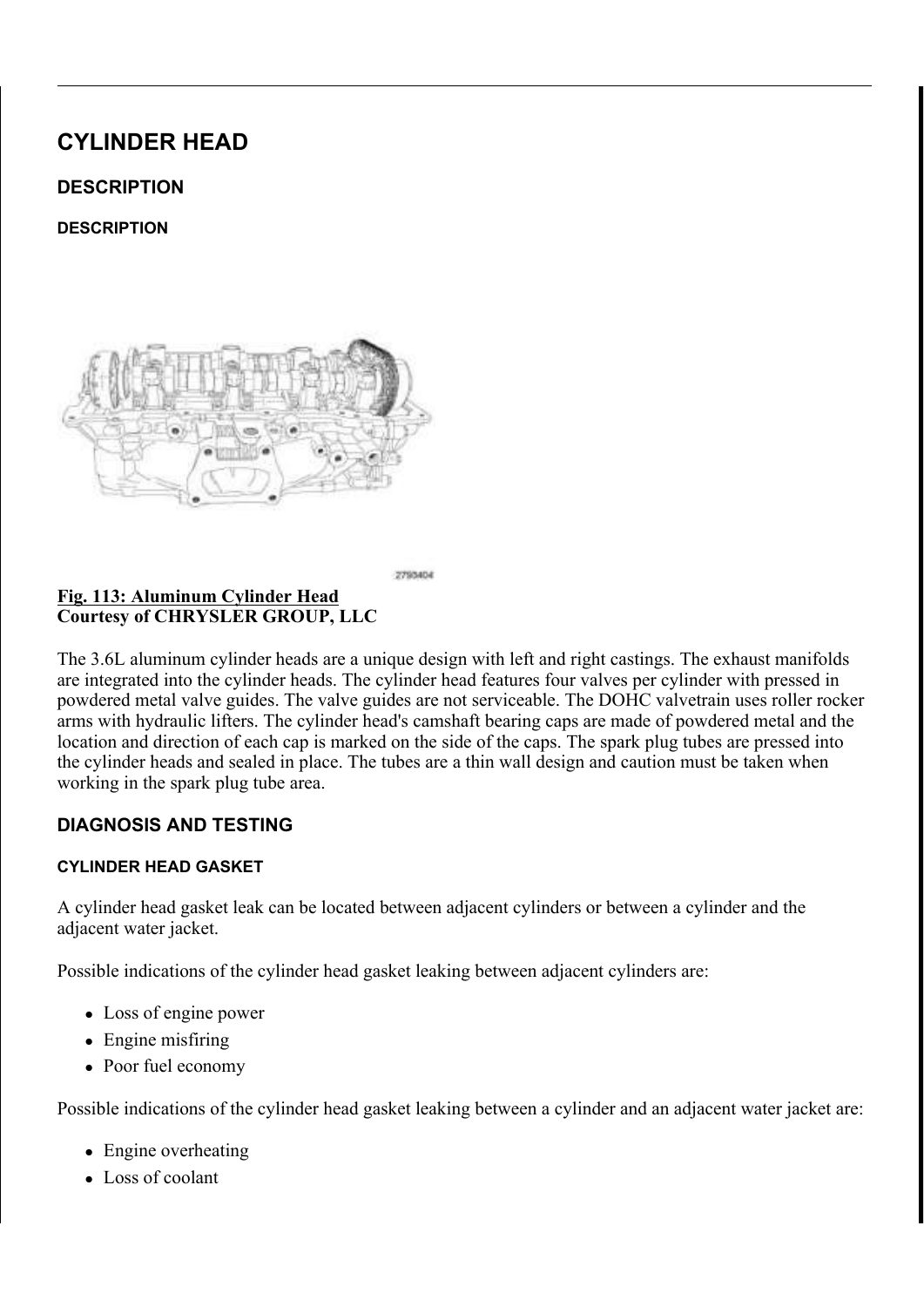# CYLINDER HEAD

## DESCRIPTION

### DESCRIPTION

2790404

**Fig. 113: Aluminum Cylinder Head**
**Courtesy of CHRYSLER GROUP, LLC**

The 3.6L aluminum cylinder heads are a unique design with left and right castings. The exhaust manifolds are integrated into the cylinder heads. The cylinder head features four valves per cylinder with pressed in powdered metal valve guides. The valve guides are not serviceable. The DOHC valvetrain uses roller rocker arms with hydraulic lifters. The cylinder head's camshaft bearing caps are made of powdered metal and the location and direction of each cap is marked on the side of the caps. The spark plug tubes are pressed into the cylinder heads and sealed in place. The tubes are a thin wall design and caution must be taken when working in the spark plug tube area.

## DIAGNOSIS AND TESTING

### CYLINDER HEAD GASKET

A cylinder head gasket leak can be located between adjacent cylinders or between a cylinder and the adjacent water jacket.

Possible indications of the cylinder head gasket leaking between adjacent cylinders are:

- Loss of engine power
- Engine misfiring
- Poor fuel economy

Possible indications of the cylinder head gasket leaking between a cylinder and an adjacent water jacket are:

- Engine overheating
- Loss of coolant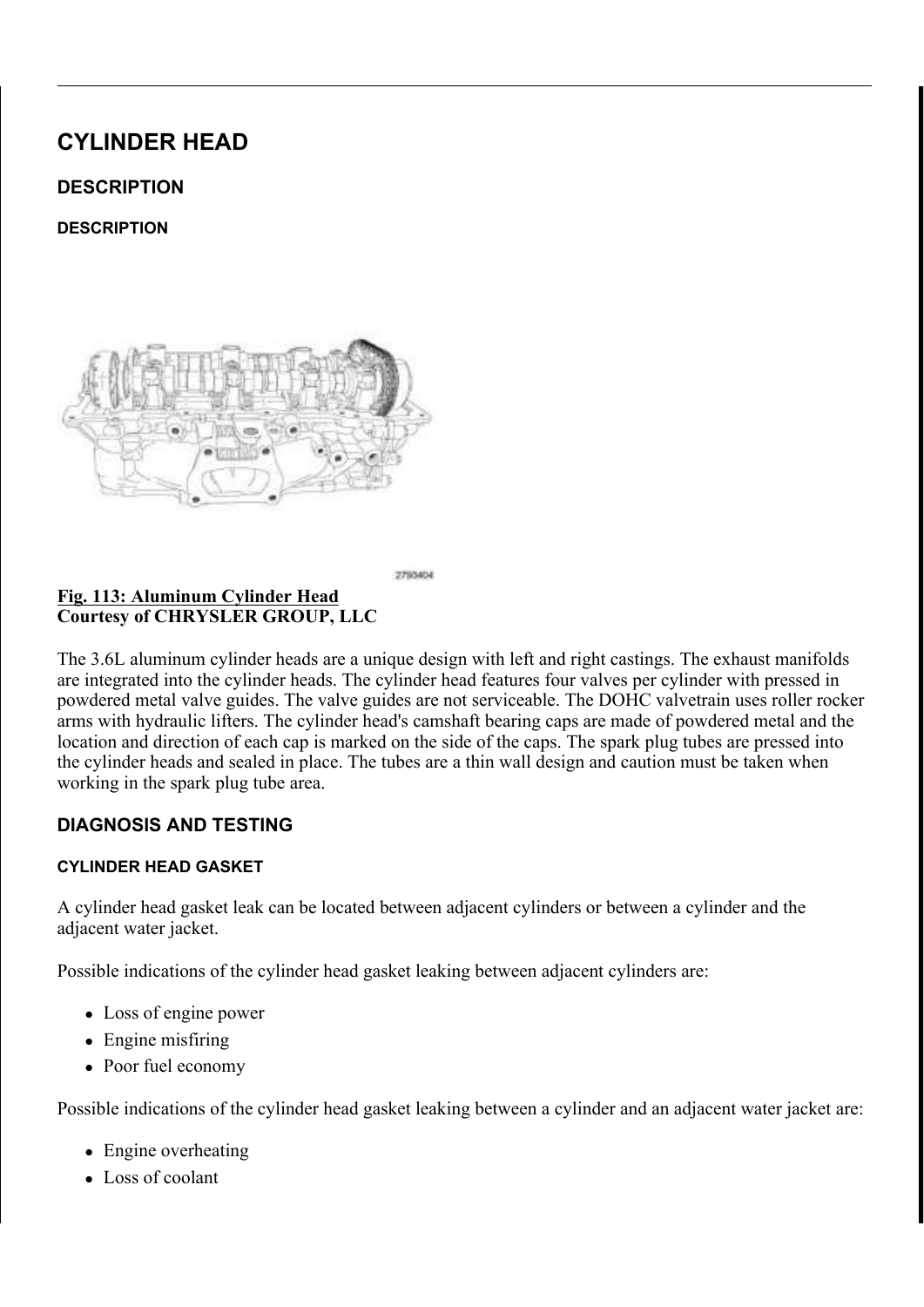# CYLINDER HEAD

## DESCRIPTION

### DESCRIPTION

**Fig. 113: Aluminum Cylinder Head**
**Courtesy of CHRYSLER GROUP, LLC**

The 3.6L aluminum cylinder heads are a unique design with left and right castings. The exhaust manifolds are integrated into the cylinder heads. The cylinder head features four valves per cylinder with pressed in powdered metal valve guides. The valve guides are not serviceable. The DOHC valvetrain uses roller rocker arms with hydraulic lifters. The cylinder head's camshaft bearing caps are made of powdered metal and the location and direction of each cap is marked on the side of the caps. The spark plug tubes are pressed into the cylinder heads and sealed in place. The tubes are a thin wall design and caution must be taken when working in the spark plug tube area.

## DIAGNOSIS AND TESTING

### CYLINDER HEAD GASKET

A cylinder head gasket leak can be located between adjacent cylinders or between a cylinder and the adjacent water jacket.

Possible indications of the cylinder head gasket leaking between adjacent cylinders are:

- Loss of engine power
- Engine misfiring
- Poor fuel economy

Possible indications of the cylinder head gasket leaking between a cylinder and an adjacent water jacket are:

- Engine overheating
- Loss of coolant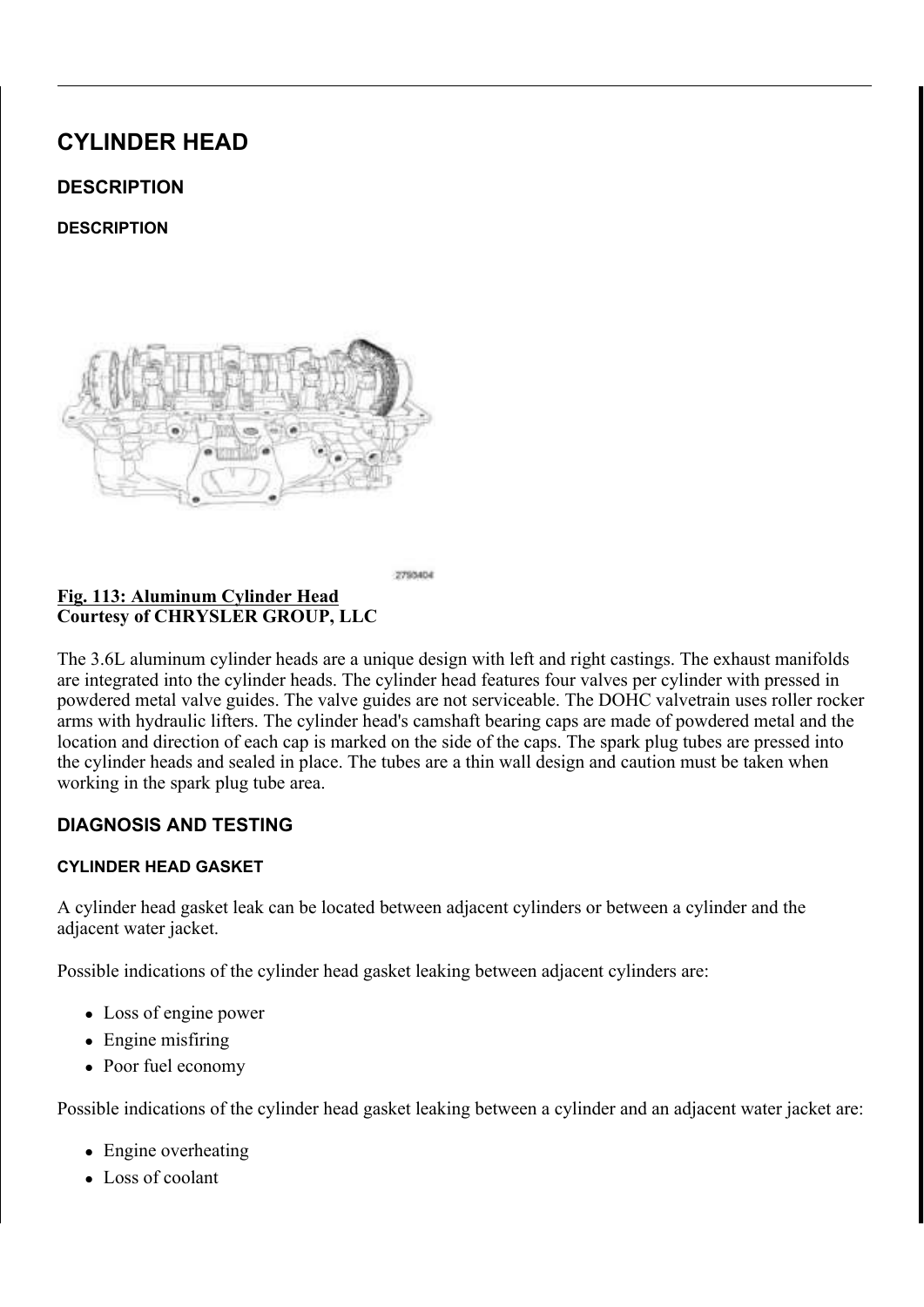# CYLINDER HEAD

## DESCRIPTION

### DESCRIPTION

2790404

**Fig. 113: Aluminum Cylinder Head**
**Courtesy of CHRYSLER GROUP, LLC**

The 3.6L aluminum cylinder heads are a unique design with left and right castings. The exhaust manifolds are integrated into the cylinder heads. The cylinder head features four valves per cylinder with pressed in powdered metal valve guides. The valve guides are not serviceable. The DOHC valvetrain uses roller rocker arms with hydraulic lifters. The cylinder head's camshaft bearing caps are made of powdered metal and the location and direction of each cap is marked on the side of the caps. The spark plug tubes are pressed into the cylinder heads and sealed in place. The tubes are a thin wall design and caution must be taken when working in the spark plug tube area.

## DIAGNOSIS AND TESTING

### CYLINDER HEAD GASKET

A cylinder head gasket leak can be located between adjacent cylinders or between a cylinder and the adjacent water jacket.

Possible indications of the cylinder head gasket leaking between adjacent cylinders are:

- Loss of engine power
- Engine misfiring
- Poor fuel economy

Possible indications of the cylinder head gasket leaking between a cylinder and an adjacent water jacket are:

- Engine overheating
- Loss of coolant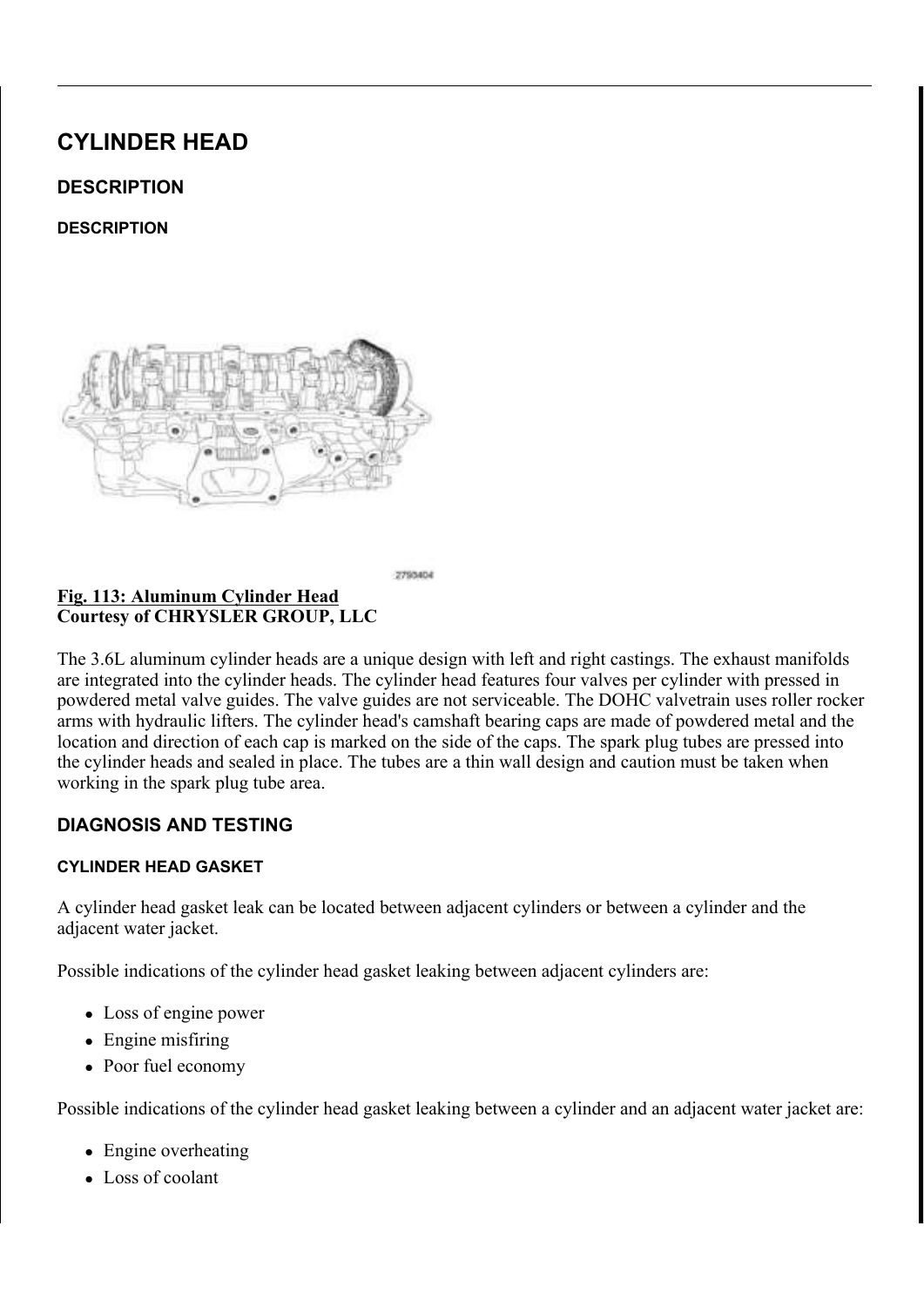# CYLINDER HEAD

## DESCRIPTION

### DESCRIPTION

2790404

**Fig. 113: Aluminum Cylinder Head**
**Courtesy of CHRYSLER GROUP, LLC**

The 3.6L aluminum cylinder heads are a unique design with left and right castings. The exhaust manifolds are integrated into the cylinder heads. The cylinder head features four valves per cylinder with pressed in powdered metal valve guides. The valve guides are not serviceable. The DOHC valvetrain uses roller rocker arms with hydraulic lifters. The cylinder head's camshaft bearing caps are made of powdered metal and the location and direction of each cap is marked on the side of the caps. The spark plug tubes are pressed into the cylinder heads and sealed in place. The tubes are a thin wall design and caution must be taken when working in the spark plug tube area.

## DIAGNOSIS AND TESTING

### CYLINDER HEAD GASKET

A cylinder head gasket leak can be located between adjacent cylinders or between a cylinder and the adjacent water jacket.

Possible indications of the cylinder head gasket leaking between adjacent cylinders are:

- Loss of engine power
- Engine misfiring
- Poor fuel economy

Possible indications of the cylinder head gasket leaking between a cylinder and an adjacent water jacket are:

- Engine overheating
- Loss of coolant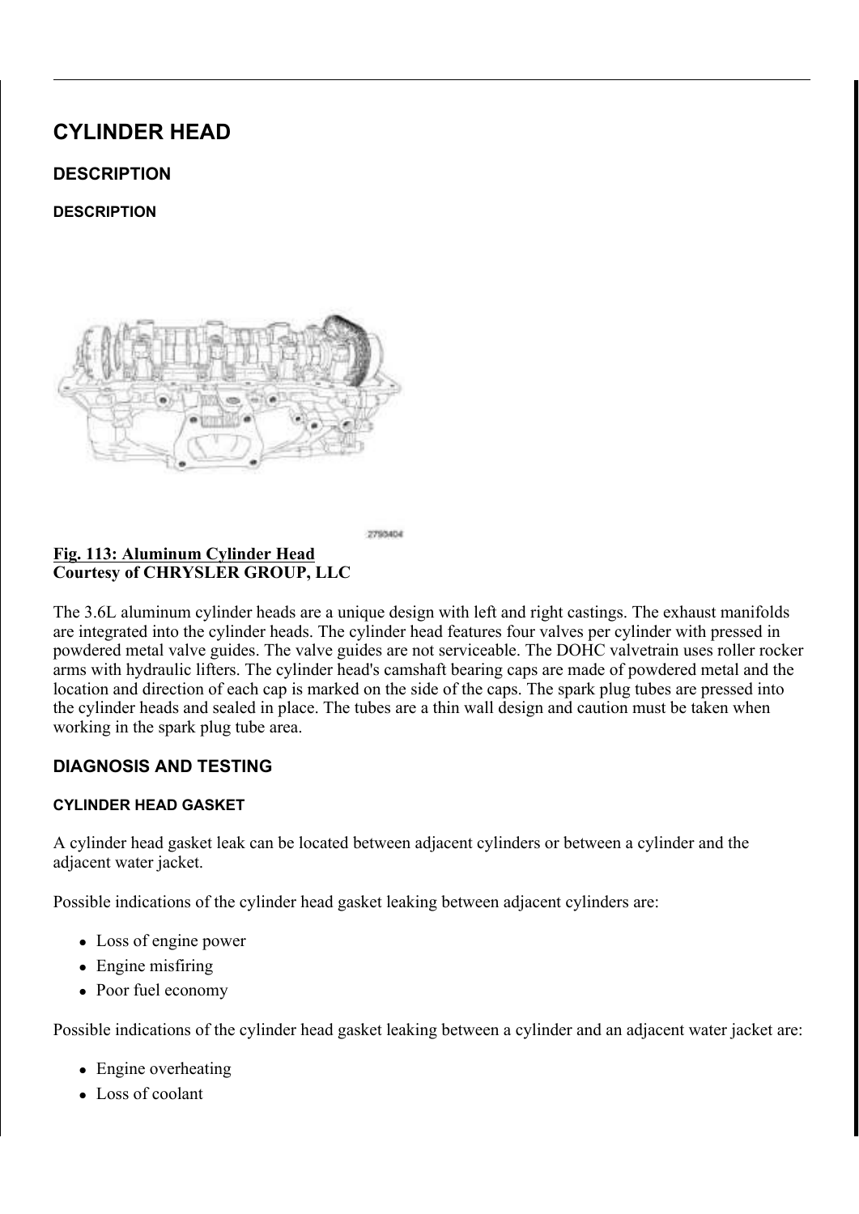# CYLINDER HEAD

## DESCRIPTION

### DESCRIPTION

**Fig. 113: Aluminum Cylinder Head**
**Courtesy of CHRYSLER GROUP, LLC**

The 3.6L aluminum cylinder heads are a unique design with left and right castings. The exhaust manifolds are integrated into the cylinder heads. The cylinder head features four valves per cylinder with pressed in powdered metal valve guides. The valve guides are not serviceable. The DOHC valvetrain uses roller rocker arms with hydraulic lifters. The cylinder head's camshaft bearing caps are made of powdered metal and the location and direction of each cap is marked on the side of the caps. The spark plug tubes are pressed into the cylinder heads and sealed in place. The tubes are a thin wall design and caution must be taken when working in the spark plug tube area.

## DIAGNOSIS AND TESTING

### CYLINDER HEAD GASKET

A cylinder head gasket leak can be located between adjacent cylinders or between a cylinder and the adjacent water jacket.

Possible indications of the cylinder head gasket leaking between adjacent cylinders are:

- Loss of engine power
- Engine misfiring
- Poor fuel economy

Possible indications of the cylinder head gasket leaking between a cylinder and an adjacent water jacket are:

- Engine overheating
- Loss of coolant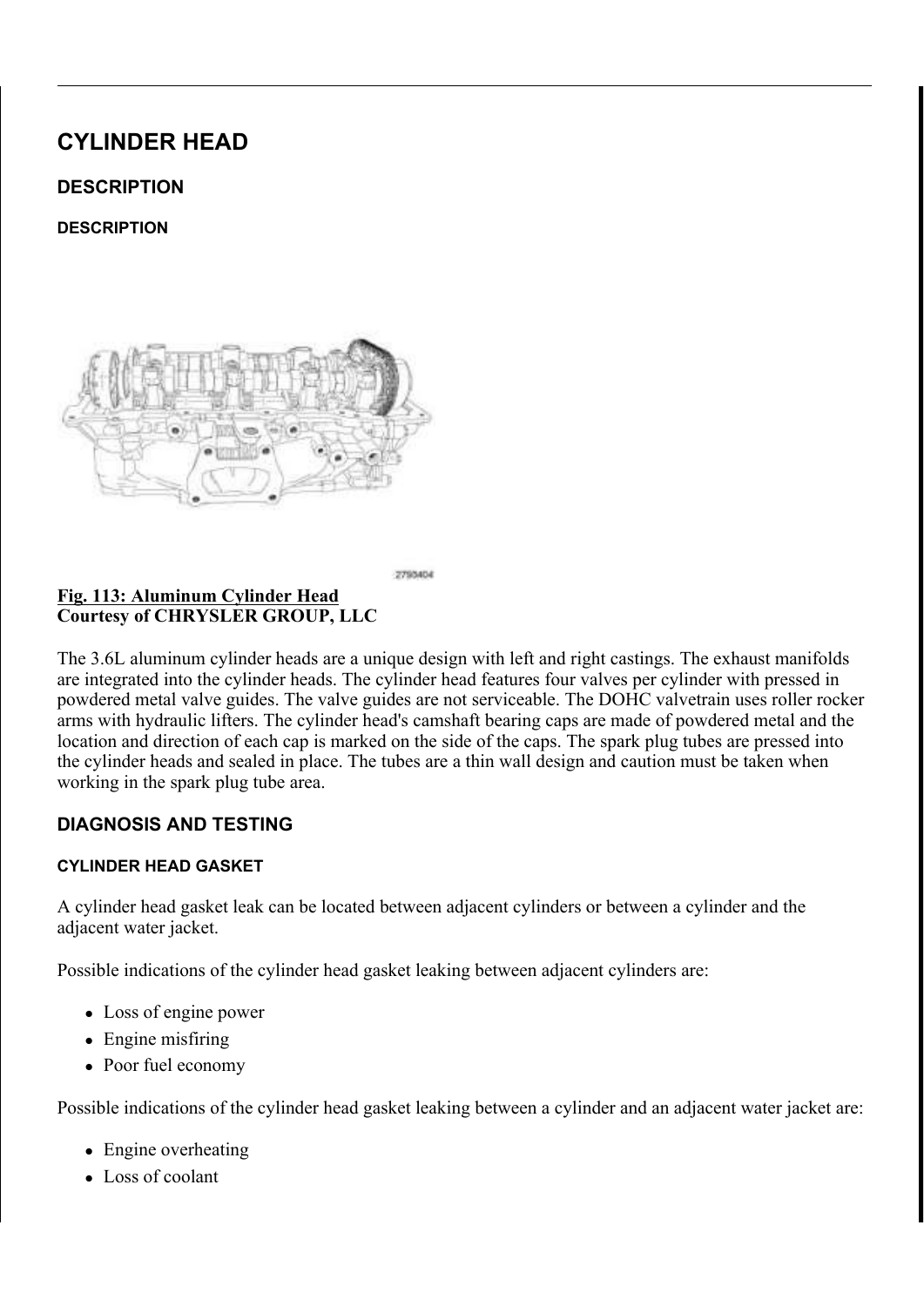# CYLINDER HEAD

## DESCRIPTION

### DESCRIPTION

2790404

**Fig. 113: Aluminum Cylinder Head**
**Courtesy of CHRYSLER GROUP, LLC**

The 3.6L aluminum cylinder heads are a unique design with left and right castings. The exhaust manifolds are integrated into the cylinder heads. The cylinder head features four valves per cylinder with pressed in powdered metal valve guides. The valve guides are not serviceable. The DOHC valvetrain uses roller rocker arms with hydraulic lifters. The cylinder head's camshaft bearing caps are made of powdered metal and the location and direction of each cap is marked on the side of the caps. The spark plug tubes are pressed into the cylinder heads and sealed in place. The tubes are a thin wall design and caution must be taken when working in the spark plug tube area.

## DIAGNOSIS AND TESTING

### CYLINDER HEAD GASKET

A cylinder head gasket leak can be located between adjacent cylinders or between a cylinder and the adjacent water jacket.

Possible indications of the cylinder head gasket leaking between adjacent cylinders are:

- Loss of engine power
- Engine misfiring
- Poor fuel economy

Possible indications of the cylinder head gasket leaking between a cylinder and an adjacent water jacket are:

- Engine overheating
- Loss of coolant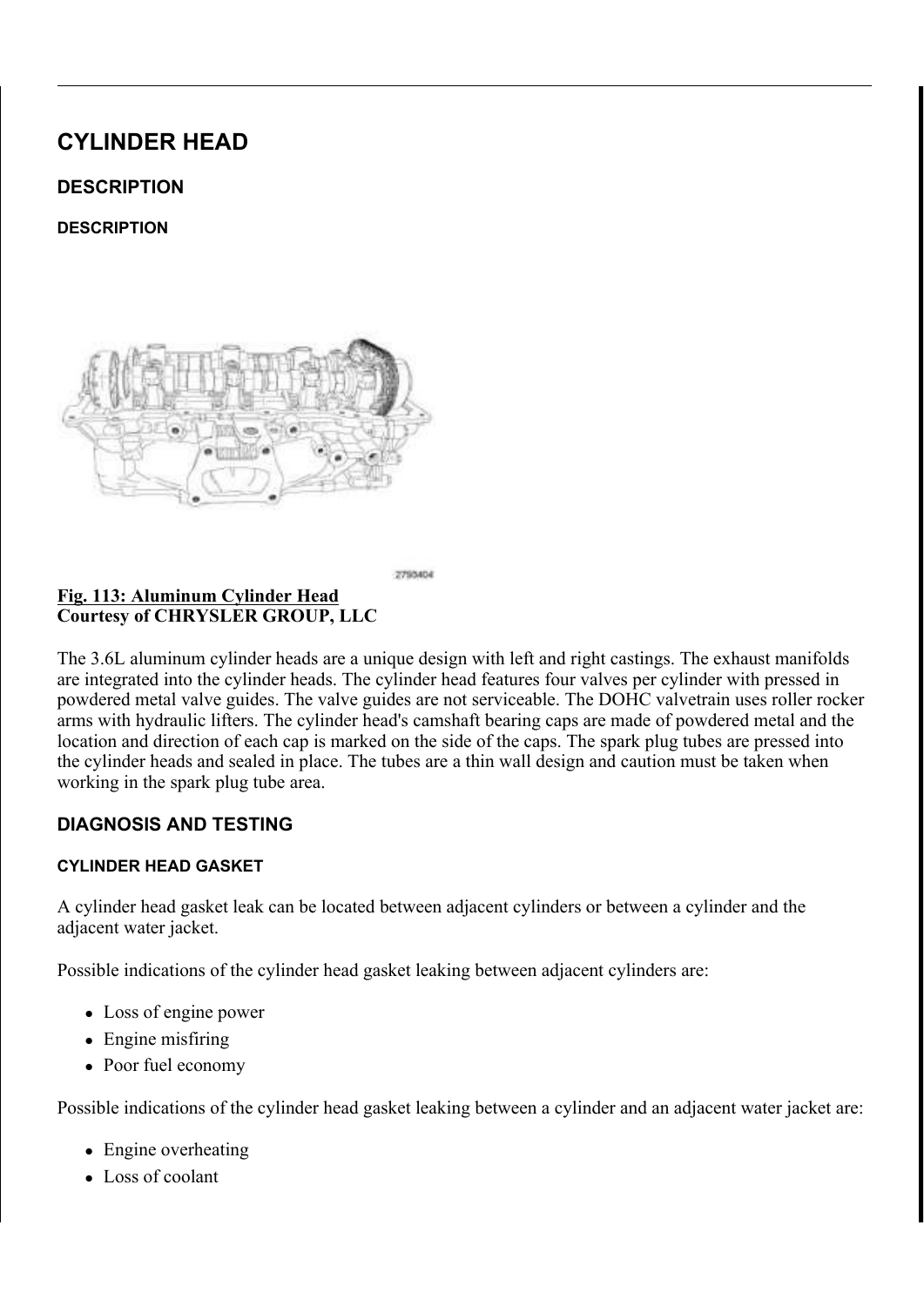# CYLINDER HEAD

## DESCRIPTION

### DESCRIPTION

2790404

**Fig. 113: Aluminum Cylinder Head**
**Courtesy of CHRYSLER GROUP, LLC**

The 3.6L aluminum cylinder heads are a unique design with left and right castings. The exhaust manifolds are integrated into the cylinder heads. The cylinder head features four valves per cylinder with pressed in powdered metal valve guides. The valve guides are not serviceable. The DOHC valvetrain uses roller rocker arms with hydraulic lifters. The cylinder head's camshaft bearing caps are made of powdered metal and the location and direction of each cap is marked on the side of the caps. The spark plug tubes are pressed into the cylinder heads and sealed in place. The tubes are a thin wall design and caution must be taken when working in the spark plug tube area.

## DIAGNOSIS AND TESTING

### CYLINDER HEAD GASKET

A cylinder head gasket leak can be located between adjacent cylinders or between a cylinder and the adjacent water jacket.

Possible indications of the cylinder head gasket leaking between adjacent cylinders are:

- Loss of engine power
- Engine misfiring
- Poor fuel economy

Possible indications of the cylinder head gasket leaking between a cylinder and an adjacent water jacket are:

- Engine overheating
- Loss of coolant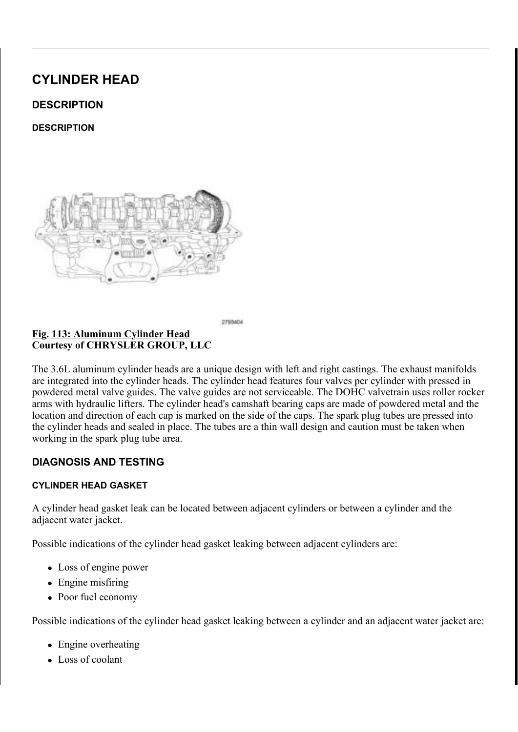# CYLINDER HEAD

## DESCRIPTION

### DESCRIPTION

2790404

**Fig. 113: Aluminum Cylinder Head**
**Courtesy of CHRYSLER GROUP, LLC**

The 3.6L aluminum cylinder heads are a unique design with left and right castings. The exhaust manifolds are integrated into the cylinder heads. The cylinder head features four valves per cylinder with pressed in powdered metal valve guides. The valve guides are not serviceable. The DOHC valvetrain uses roller rocker arms with hydraulic lifters. The cylinder head's camshaft bearing caps are made of powdered metal and the location and direction of each cap is marked on the side of the caps. The spark plug tubes are pressed into the cylinder heads and sealed in place. The tubes are a thin wall design and caution must be taken when working in the spark plug tube area.

## DIAGNOSIS AND TESTING

### CYLINDER HEAD GASKET

A cylinder head gasket leak can be located between adjacent cylinders or between a cylinder and the adjacent water jacket.

Possible indications of the cylinder head gasket leaking between adjacent cylinders are:

- Loss of engine power
- Engine misfiring
- Poor fuel economy

Possible indications of the cylinder head gasket leaking between a cylinder and an adjacent water jacket are:

- Engine overheating
- Loss of coolant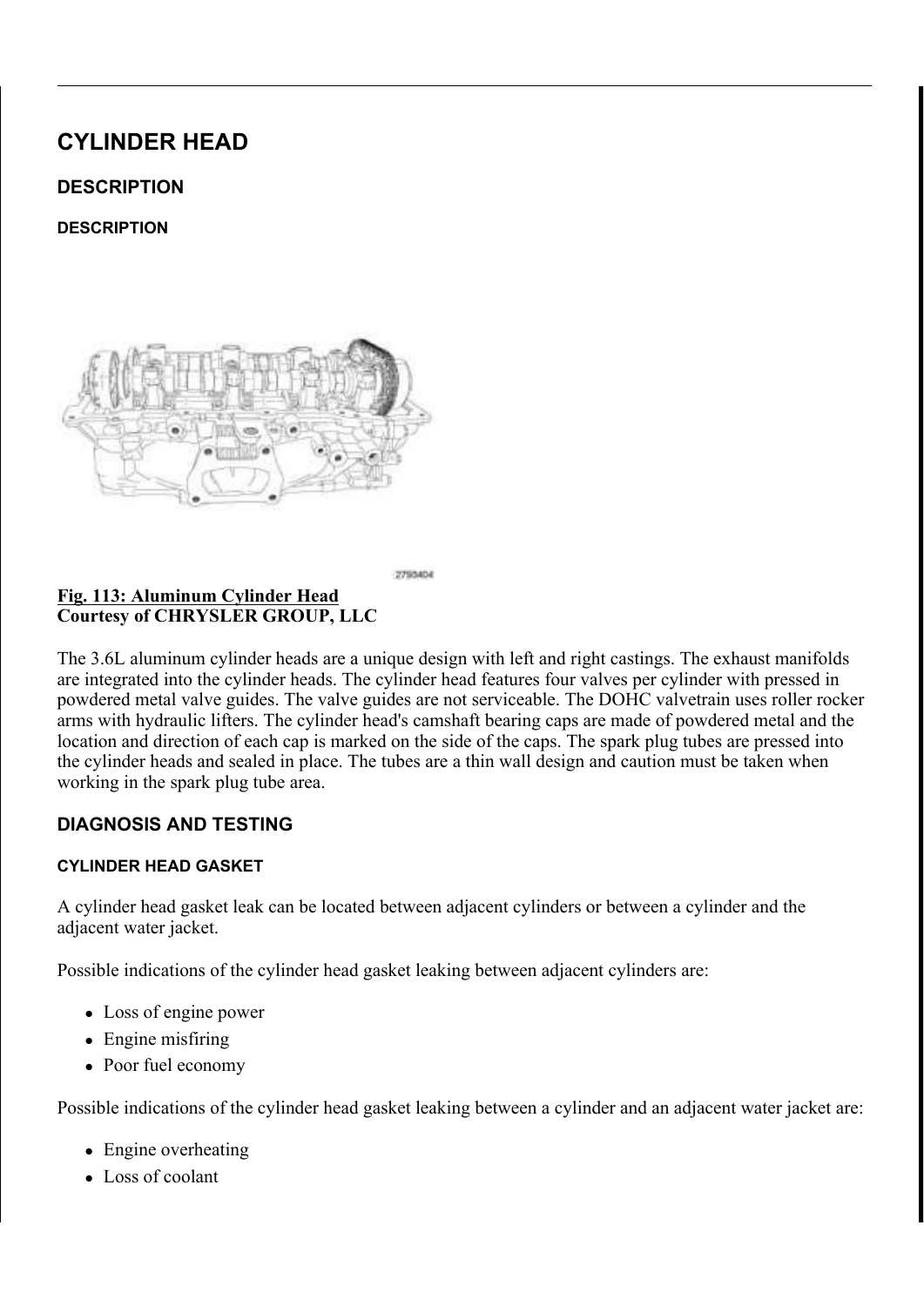# CYLINDER HEAD

## DESCRIPTION

### DESCRIPTION

**Fig. 113: Aluminum Cylinder Head**
**Courtesy of CHRYSLER GROUP, LLC**

The 3.6L aluminum cylinder heads are a unique design with left and right castings. The exhaust manifolds are integrated into the cylinder heads. The cylinder head features four valves per cylinder with pressed in powdered metal valve guides. The valve guides are not serviceable. The DOHC valvetrain uses roller rocker arms with hydraulic lifters. The cylinder head's camshaft bearing caps are made of powdered metal and the location and direction of each cap is marked on the side of the caps. The spark plug tubes are pressed into the cylinder heads and sealed in place. The tubes are a thin wall design and caution must be taken when working in the spark plug tube area.

## DIAGNOSIS AND TESTING

### CYLINDER HEAD GASKET

A cylinder head gasket leak can be located between adjacent cylinders or between a cylinder and the adjacent water jacket.

Possible indications of the cylinder head gasket leaking between adjacent cylinders are:

- Loss of engine power
- Engine misfiring
- Poor fuel economy

Possible indications of the cylinder head gasket leaking between a cylinder and an adjacent water jacket are:

- Engine overheating
- Loss of coolant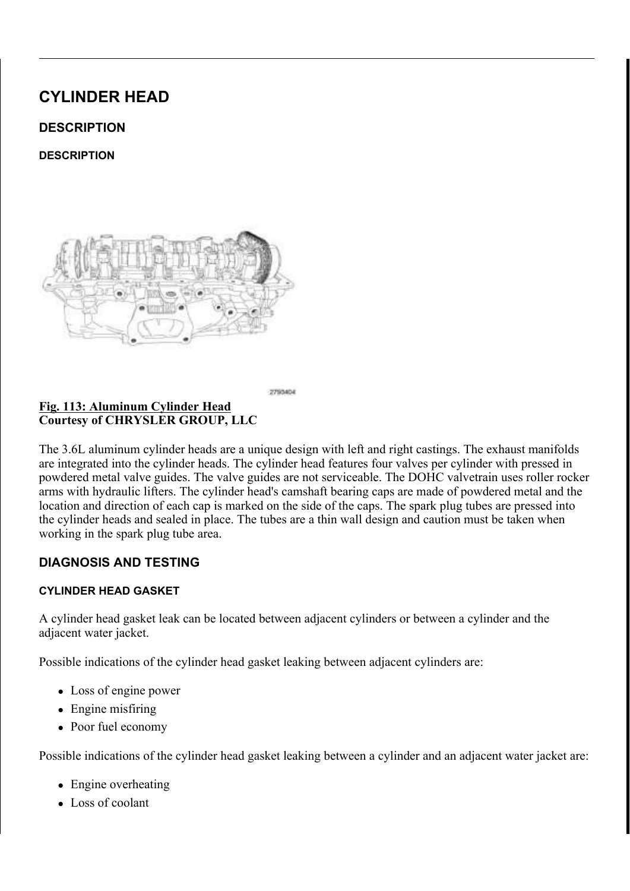# CYLINDER HEAD

## DESCRIPTION

### DESCRIPTION

2790404

**Fig. 113: Aluminum Cylinder Head**
**Courtesy of CHRYSLER GROUP, LLC**

The 3.6L aluminum cylinder heads are a unique design with left and right castings. The exhaust manifolds are integrated into the cylinder heads. The cylinder head features four valves per cylinder with pressed in powdered metal valve guides. The valve guides are not serviceable. The DOHC valvetrain uses roller rocker arms with hydraulic lifters. The cylinder head's camshaft bearing caps are made of powdered metal and the location and direction of each cap is marked on the side of the caps. The spark plug tubes are pressed into the cylinder heads and sealed in place. The tubes are a thin wall design and caution must be taken when working in the spark plug tube area.

## DIAGNOSIS AND TESTING

### CYLINDER HEAD GASKET

A cylinder head gasket leak can be located between adjacent cylinders or between a cylinder and the adjacent water jacket.

Possible indications of the cylinder head gasket leaking between adjacent cylinders are:

- Loss of engine power
- Engine misfiring
- Poor fuel economy

Possible indications of the cylinder head gasket leaking between a cylinder and an adjacent water jacket are:

- Engine overheating
- Loss of coolant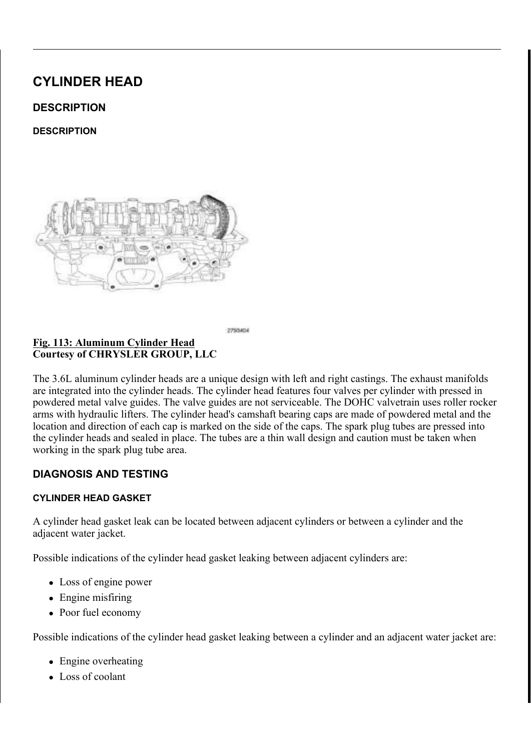# CYLINDER HEAD

## DESCRIPTION

### DESCRIPTION

**Fig. 113: Aluminum Cylinder Head**
**Courtesy of CHRYSLER GROUP, LLC**

The 3.6L aluminum cylinder heads are a unique design with left and right castings. The exhaust manifolds are integrated into the cylinder heads. The cylinder head features four valves per cylinder with pressed in powdered metal valve guides. The valve guides are not serviceable. The DOHC valvetrain uses roller rocker arms with hydraulic lifters. The cylinder head's camshaft bearing caps are made of powdered metal and the location and direction of each cap is marked on the side of the caps. The spark plug tubes are pressed into the cylinder heads and sealed in place. The tubes are a thin wall design and caution must be taken when working in the spark plug tube area.

## DIAGNOSIS AND TESTING

### CYLINDER HEAD GASKET

A cylinder head gasket leak can be located between adjacent cylinders or between a cylinder and the adjacent water jacket.

Possible indications of the cylinder head gasket leaking between adjacent cylinders are:

- Loss of engine power
- Engine misfiring
- Poor fuel economy

Possible indications of the cylinder head gasket leaking between a cylinder and an adjacent water jacket are:

- Engine overheating
- Loss of coolant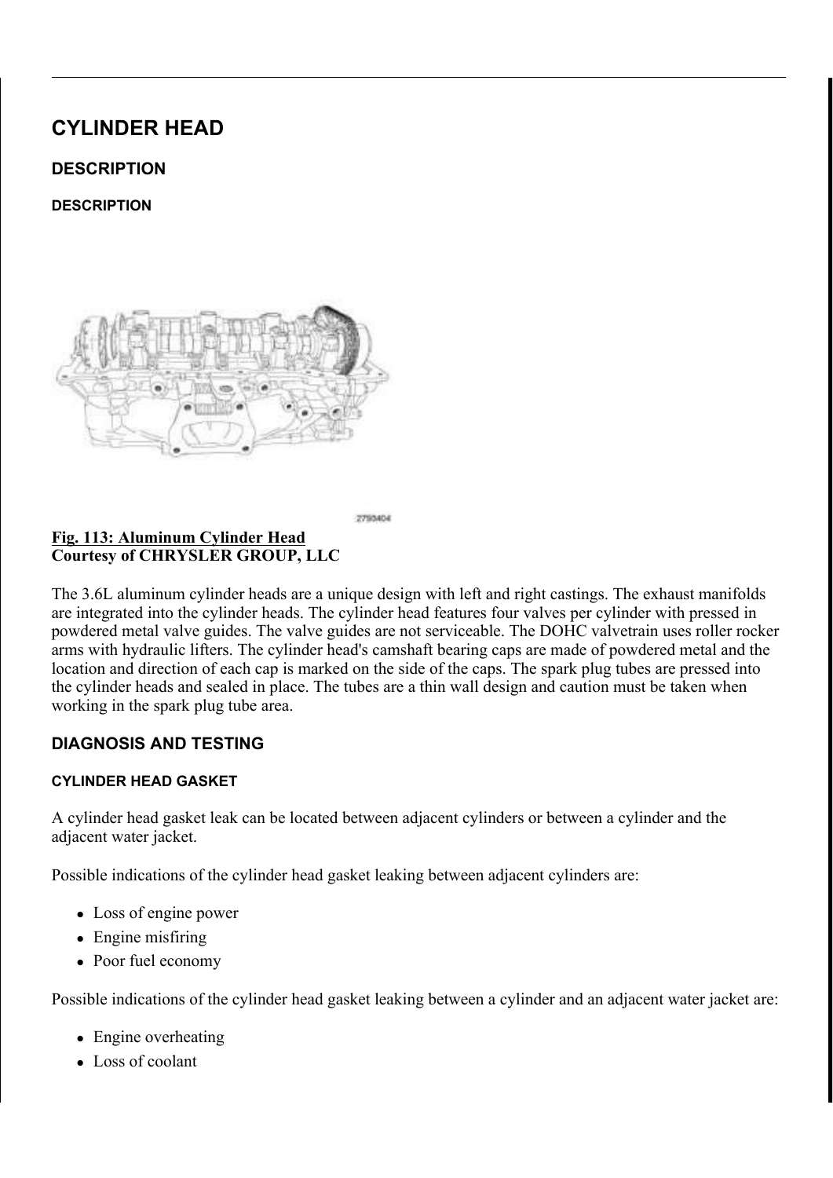# CYLINDER HEAD

## DESCRIPTION

### DESCRIPTION

**Fig. 113: Aluminum Cylinder Head**
**Courtesy of CHRYSLER GROUP, LLC**

The 3.6L aluminum cylinder heads are a unique design with left and right castings. The exhaust manifolds are integrated into the cylinder heads. The cylinder head features four valves per cylinder with pressed in powdered metal valve guides. The valve guides are not serviceable. The DOHC valvetrain uses roller rocker arms with hydraulic lifters. The cylinder head's camshaft bearing caps are made of powdered metal and the location and direction of each cap is marked on the side of the caps. The spark plug tubes are pressed into the cylinder heads and sealed in place. The tubes are a thin wall design and caution must be taken when working in the spark plug tube area.

## DIAGNOSIS AND TESTING

### CYLINDER HEAD GASKET

A cylinder head gasket leak can be located between adjacent cylinders or between a cylinder and the adjacent water jacket.

Possible indications of the cylinder head gasket leaking between adjacent cylinders are:

- Loss of engine power
- Engine misfiring
- Poor fuel economy

Possible indications of the cylinder head gasket leaking between a cylinder and an adjacent water jacket are:

- Engine overheating
- Loss of coolant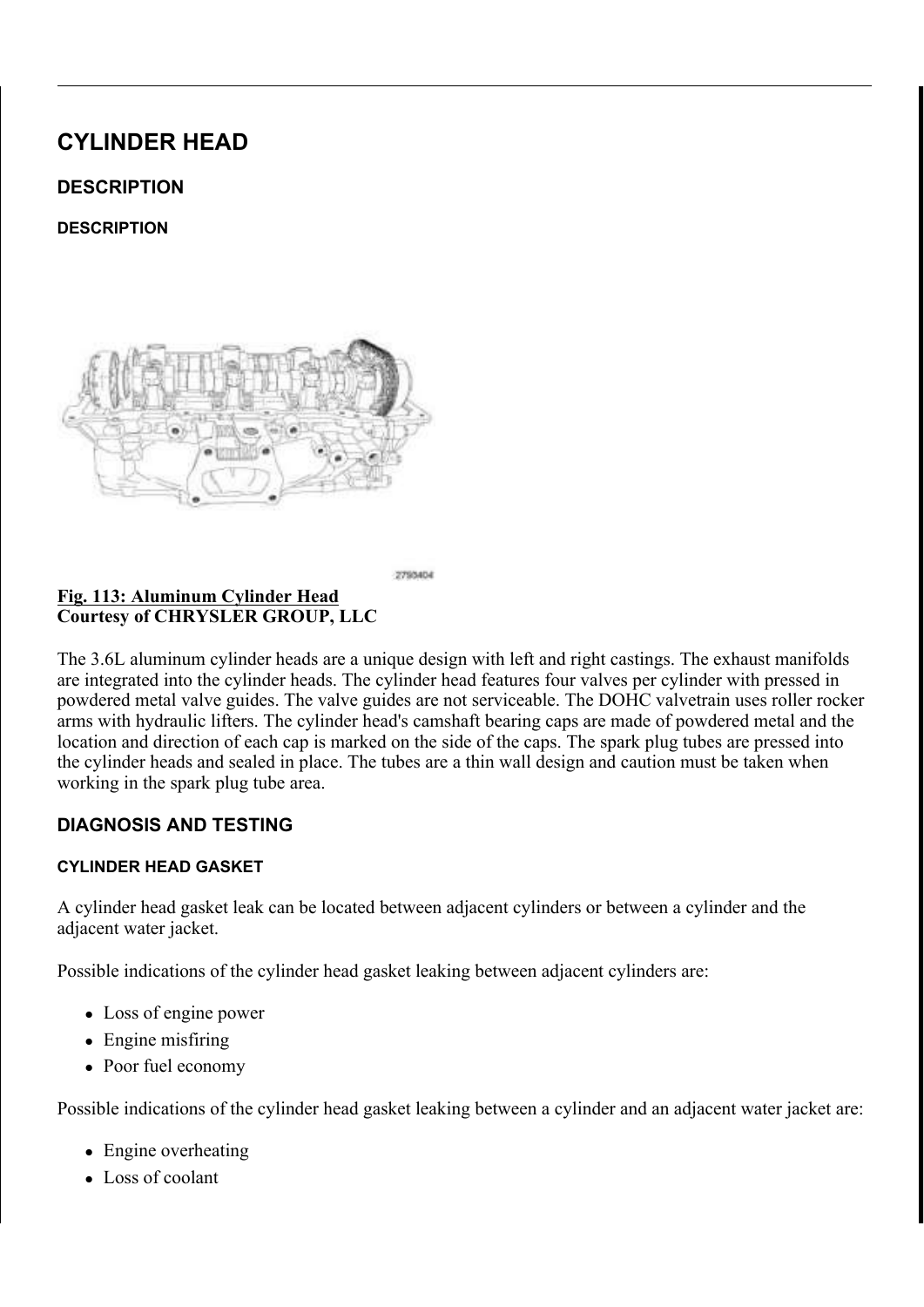# CYLINDER HEAD

## DESCRIPTION

### DESCRIPTION

**Fig. 113: Aluminum Cylinder Head**
**Courtesy of CHRYSLER GROUP, LLC**

The 3.6L aluminum cylinder heads are a unique design with left and right castings. The exhaust manifolds are integrated into the cylinder heads. The cylinder head features four valves per cylinder with pressed in powdered metal valve guides. The valve guides are not serviceable. The DOHC valvetrain uses roller rocker arms with hydraulic lifters. The cylinder head's camshaft bearing caps are made of powdered metal and the location and direction of each cap is marked on the side of the caps. The spark plug tubes are pressed into the cylinder heads and sealed in place. The tubes are a thin wall design and caution must be taken when working in the spark plug tube area.

## DIAGNOSIS AND TESTING

### CYLINDER HEAD GASKET

A cylinder head gasket leak can be located between adjacent cylinders or between a cylinder and the adjacent water jacket.

Possible indications of the cylinder head gasket leaking between adjacent cylinders are:

- Loss of engine power
- Engine misfiring
- Poor fuel economy

Possible indications of the cylinder head gasket leaking between a cylinder and an adjacent water jacket are:

- Engine overheating
- Loss of coolant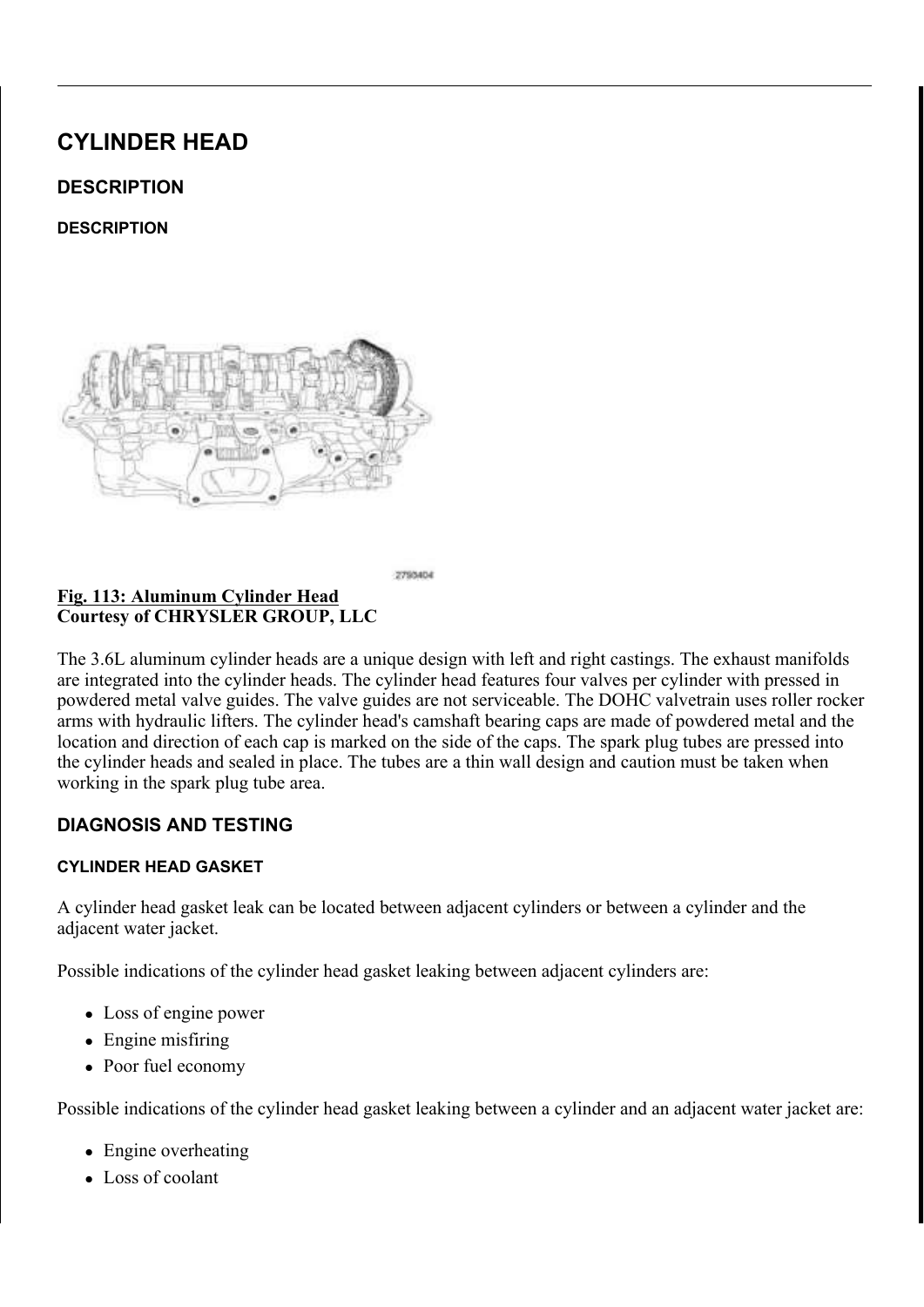# CYLINDER HEAD

## DESCRIPTION

### DESCRIPTION

**Fig. 113: Aluminum Cylinder Head**
**Courtesy of CHRYSLER GROUP, LLC**

The 3.6L aluminum cylinder heads are a unique design with left and right castings. The exhaust manifolds are integrated into the cylinder heads. The cylinder head features four valves per cylinder with pressed in powdered metal valve guides. The valve guides are not serviceable. The DOHC valvetrain uses roller rocker arms with hydraulic lifters. The cylinder head's camshaft bearing caps are made of powdered metal and the location and direction of each cap is marked on the side of the caps. The spark plug tubes are pressed into the cylinder heads and sealed in place. The tubes are a thin wall design and caution must be taken when working in the spark plug tube area.

## DIAGNOSIS AND TESTING

### CYLINDER HEAD GASKET

A cylinder head gasket leak can be located between adjacent cylinders or between a cylinder and the adjacent water jacket.

Possible indications of the cylinder head gasket leaking between adjacent cylinders are:

- Loss of engine power
- Engine misfiring
- Poor fuel economy

Possible indications of the cylinder head gasket leaking between a cylinder and an adjacent water jacket are:

- Engine overheating
- Loss of coolant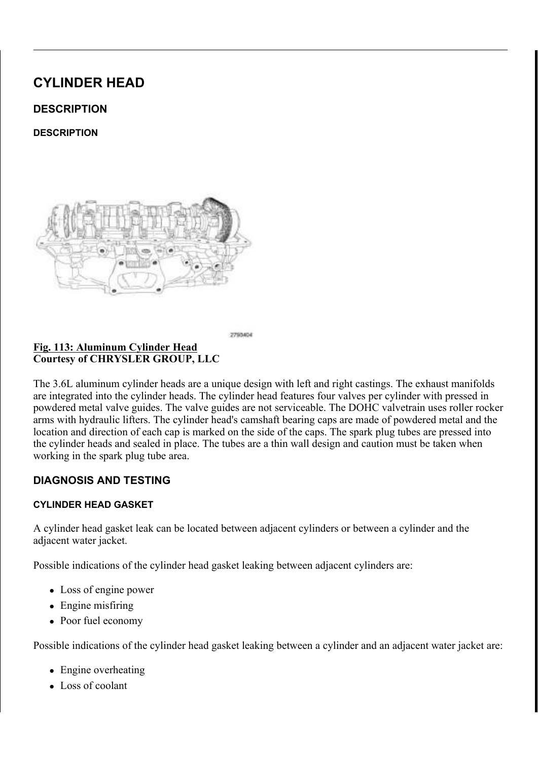# CYLINDER HEAD

## DESCRIPTION

### DESCRIPTION

**Fig. 113: Aluminum Cylinder Head**
**Courtesy of CHRYSLER GROUP, LLC**

The 3.6L aluminum cylinder heads are a unique design with left and right castings. The exhaust manifolds are integrated into the cylinder heads. The cylinder head features four valves per cylinder with pressed in powdered metal valve guides. The valve guides are not serviceable. The DOHC valvetrain uses roller rocker arms with hydraulic lifters. The cylinder head's camshaft bearing caps are made of powdered metal and the location and direction of each cap is marked on the side of the caps. The spark plug tubes are pressed into the cylinder heads and sealed in place. The tubes are a thin wall design and caution must be taken when working in the spark plug tube area.

## DIAGNOSIS AND TESTING

### CYLINDER HEAD GASKET

A cylinder head gasket leak can be located between adjacent cylinders or between a cylinder and the adjacent water jacket.

Possible indications of the cylinder head gasket leaking between adjacent cylinders are:

- Loss of engine power
- Engine misfiring
- Poor fuel economy

Possible indications of the cylinder head gasket leaking between a cylinder and an adjacent water jacket are:

- Engine overheating
- Loss of coolant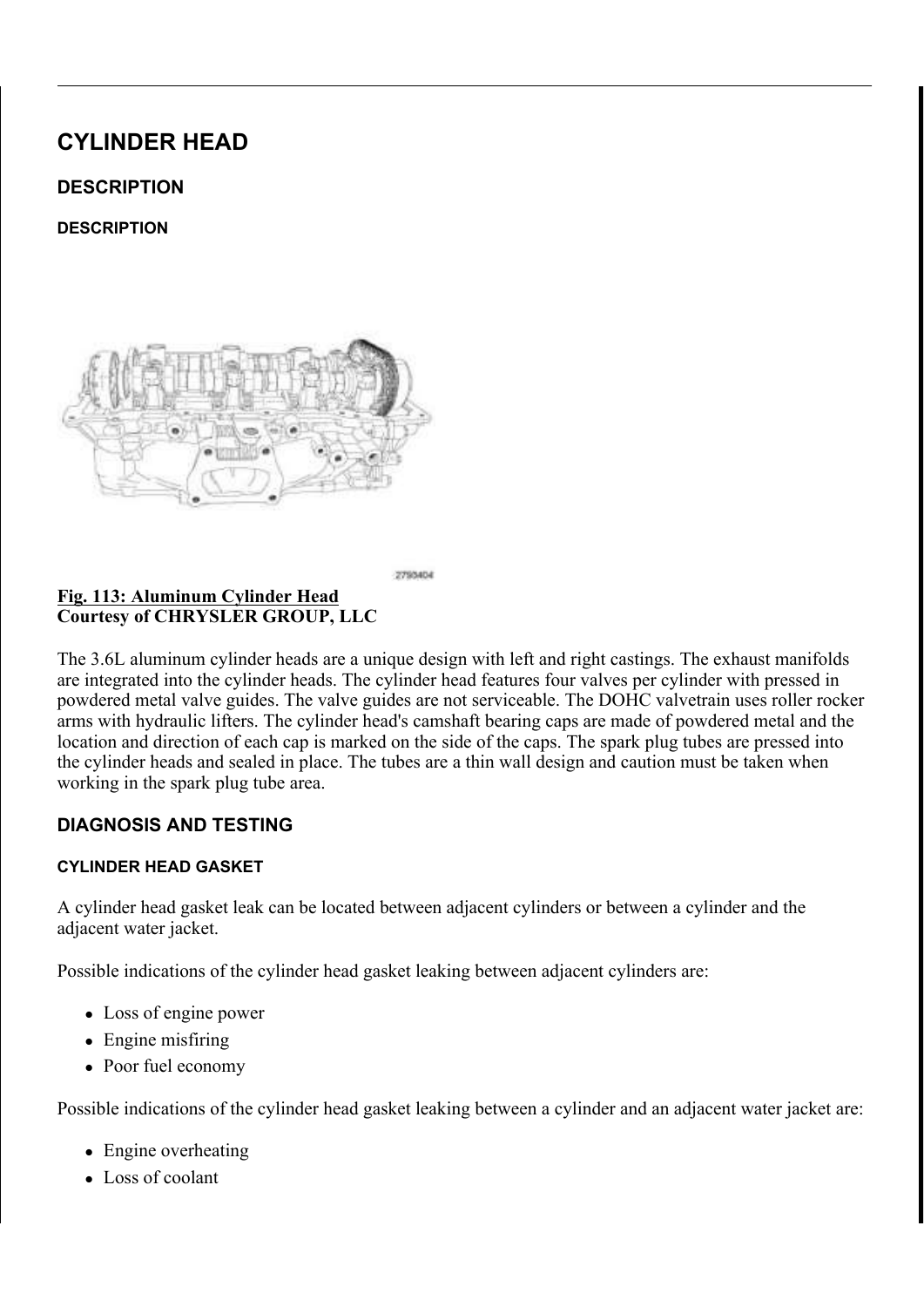# CYLINDER HEAD

## DESCRIPTION

### DESCRIPTION

**Fig. 113: Aluminum Cylinder Head**
**Courtesy of CHRYSLER GROUP, LLC**

The 3.6L aluminum cylinder heads are a unique design with left and right castings. The exhaust manifolds are integrated into the cylinder heads. The cylinder head features four valves per cylinder with pressed in powdered metal valve guides. The valve guides are not serviceable. The DOHC valvetrain uses roller rocker arms with hydraulic lifters. The cylinder head's camshaft bearing caps are made of powdered metal and the location and direction of each cap is marked on the side of the caps. The spark plug tubes are pressed into the cylinder heads and sealed in place. The tubes are a thin wall design and caution must be taken when working in the spark plug tube area.

## DIAGNOSIS AND TESTING

### CYLINDER HEAD GASKET

A cylinder head gasket leak can be located between adjacent cylinders or between a cylinder and the adjacent water jacket.

Possible indications of the cylinder head gasket leaking between adjacent cylinders are:

- Loss of engine power
- Engine misfiring
- Poor fuel economy

Possible indications of the cylinder head gasket leaking between a cylinder and an adjacent water jacket are:

- Engine overheating
- Loss of coolant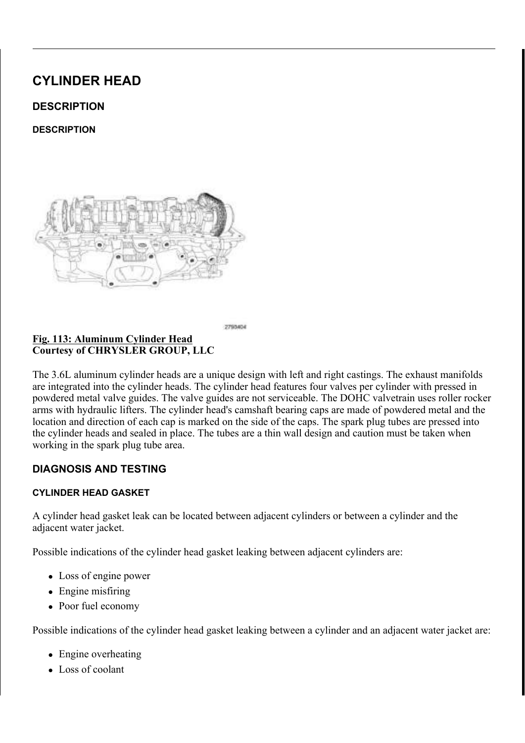# CYLINDER HEAD

## DESCRIPTION

### DESCRIPTION

2790404

**Fig. 113: Aluminum Cylinder Head**
**Courtesy of CHRYSLER GROUP, LLC**

The 3.6L aluminum cylinder heads are a unique design with left and right castings. The exhaust manifolds are integrated into the cylinder heads. The cylinder head features four valves per cylinder with pressed in powdered metal valve guides. The valve guides are not serviceable. The DOHC valvetrain uses roller rocker arms with hydraulic lifters. The cylinder head's camshaft bearing caps are made of powdered metal and the location and direction of each cap is marked on the side of the caps. The spark plug tubes are pressed into the cylinder heads and sealed in place. The tubes are a thin wall design and caution must be taken when working in the spark plug tube area.

## DIAGNOSIS AND TESTING

### CYLINDER HEAD GASKET

A cylinder head gasket leak can be located between adjacent cylinders or between a cylinder and the adjacent water jacket.

Possible indications of the cylinder head gasket leaking between adjacent cylinders are:

- Loss of engine power
- Engine misfiring
- Poor fuel economy

Possible indications of the cylinder head gasket leaking between a cylinder and an adjacent water jacket are:

- Engine overheating
- Loss of coolant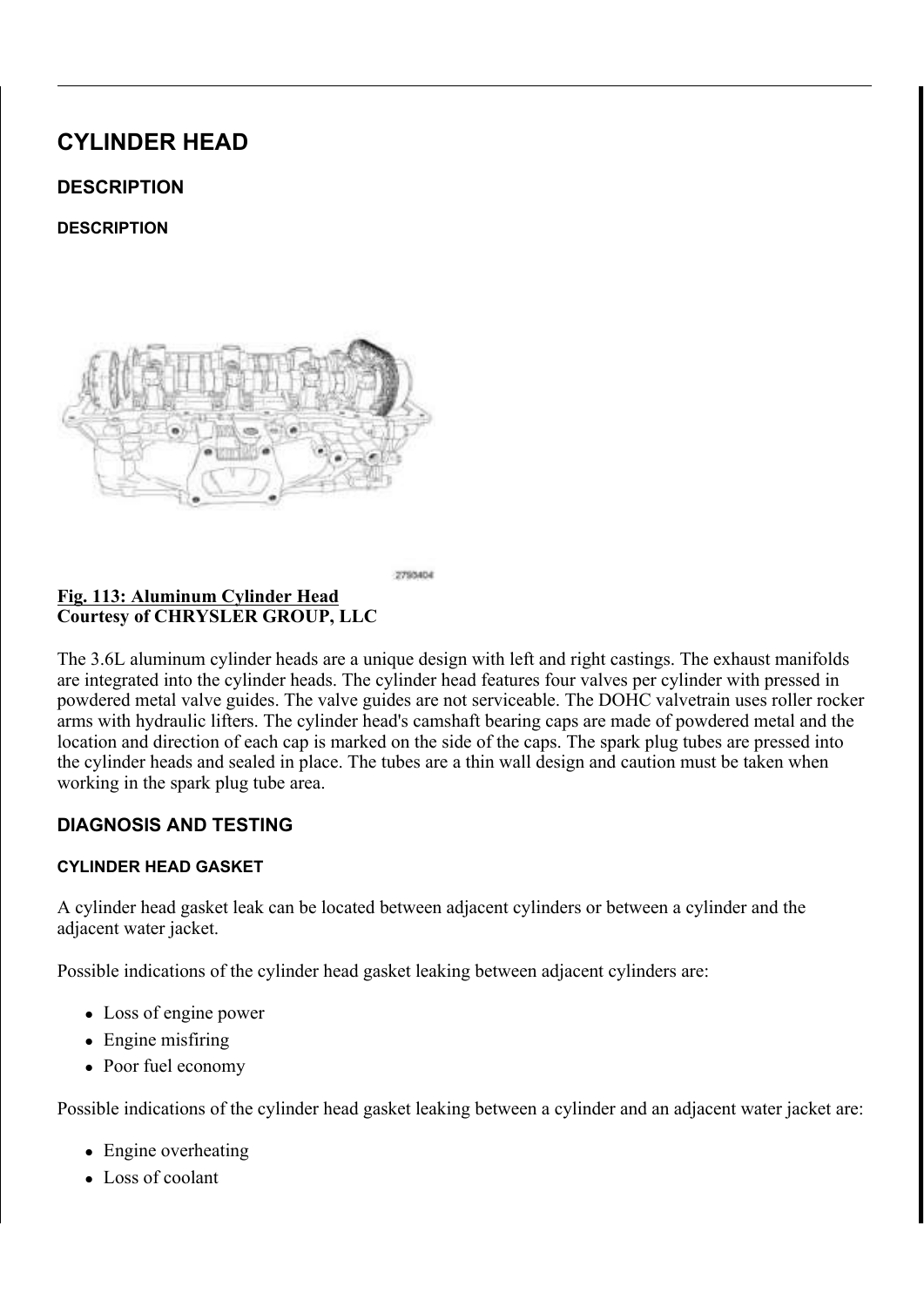# CYLINDER HEAD

## DESCRIPTION

### DESCRIPTION

2793404

**Fig. 113: Aluminum Cylinder Head**
**Courtesy of CHRYSLER GROUP, LLC**

The 3.6L aluminum cylinder heads are a unique design with left and right castings. The exhaust manifolds are integrated into the cylinder heads. The cylinder head features four valves per cylinder with pressed in powdered metal valve guides. The valve guides are not serviceable. The DOHC valvetrain uses roller rocker arms with hydraulic lifters. The cylinder head's camshaft bearing caps are made of powdered metal and the location and direction of each cap is marked on the side of the caps. The spark plug tubes are pressed into the cylinder heads and sealed in place. The tubes are a thin wall design and caution must be taken when working in the spark plug tube area.

## DIAGNOSIS AND TESTING

### CYLINDER HEAD GASKET

A cylinder head gasket leak can be located between adjacent cylinders or between a cylinder and the adjacent water jacket.

Possible indications of the cylinder head gasket leaking between adjacent cylinders are:

- Loss of engine power
- Engine misfiring
- Poor fuel economy

Possible indications of the cylinder head gasket leaking between a cylinder and an adjacent water jacket are:

- Engine overheating
- Loss of coolant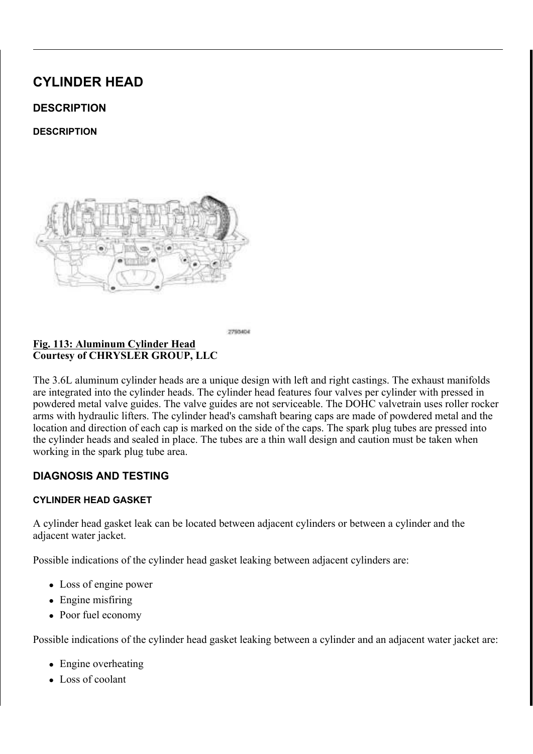# CYLINDER HEAD

## DESCRIPTION

### DESCRIPTION

**Fig. 113: Aluminum Cylinder Head**
**Courtesy of CHRYSLER GROUP, LLC**

The 3.6L aluminum cylinder heads are a unique design with left and right castings. The exhaust manifolds are integrated into the cylinder heads. The cylinder head features four valves per cylinder with pressed in powdered metal valve guides. The valve guides are not serviceable. The DOHC valvetrain uses roller rocker arms with hydraulic lifters. The cylinder head's camshaft bearing caps are made of powdered metal and the location and direction of each cap is marked on the side of the caps. The spark plug tubes are pressed into the cylinder heads and sealed in place. The tubes are a thin wall design and caution must be taken when working in the spark plug tube area.

## DIAGNOSIS AND TESTING

### CYLINDER HEAD GASKET

A cylinder head gasket leak can be located between adjacent cylinders or between a cylinder and the adjacent water jacket.

Possible indications of the cylinder head gasket leaking between adjacent cylinders are:

- Loss of engine power
- Engine misfiring
- Poor fuel economy

Possible indications of the cylinder head gasket leaking between a cylinder and an adjacent water jacket are:

- Engine overheating
- Loss of coolant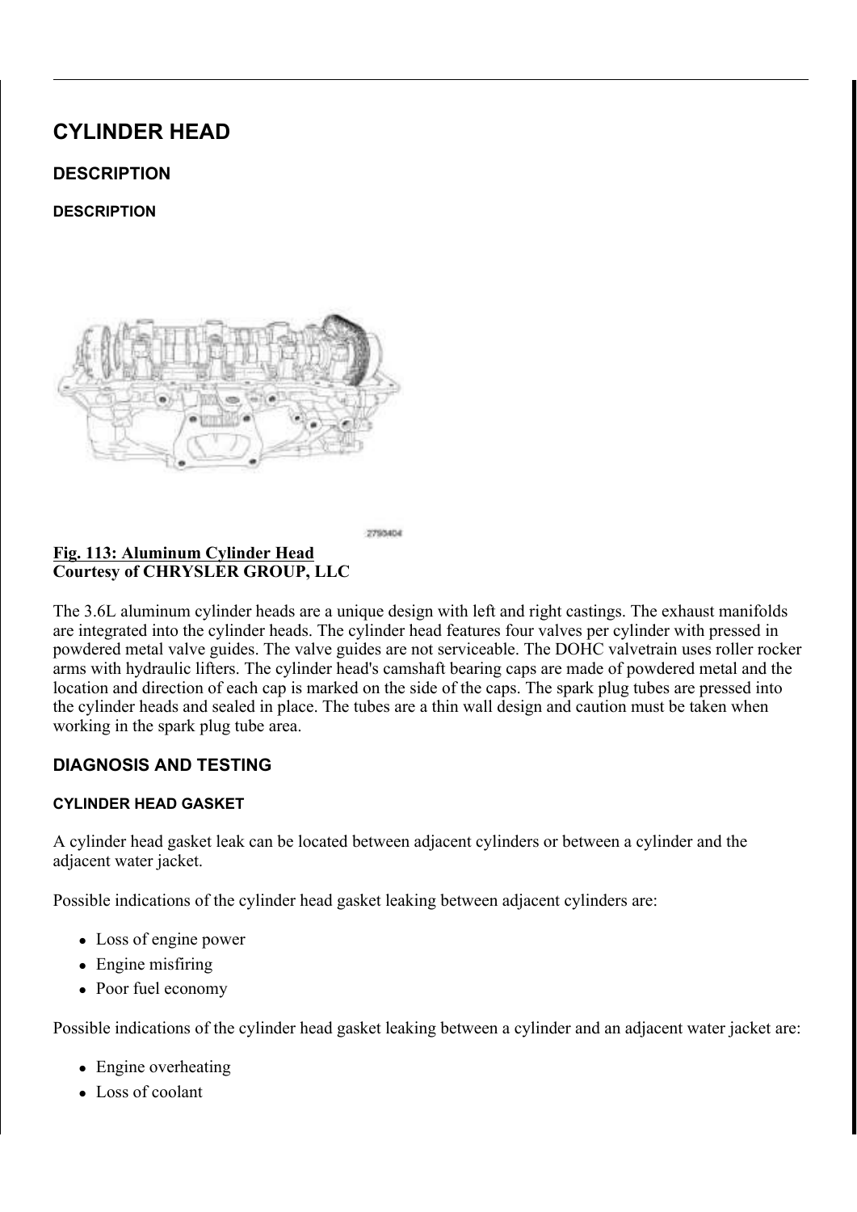# CYLINDER HEAD

## DESCRIPTION

### DESCRIPTION

**Fig. 113: Aluminum Cylinder Head**
**Courtesy of CHRYSLER GROUP, LLC**

The 3.6L aluminum cylinder heads are a unique design with left and right castings. The exhaust manifolds are integrated into the cylinder heads. The cylinder head features four valves per cylinder with pressed in powdered metal valve guides. The valve guides are not serviceable. The DOHC valvetrain uses roller rocker arms with hydraulic lifters. The cylinder head's camshaft bearing caps are made of powdered metal and the location and direction of each cap is marked on the side of the caps. The spark plug tubes are pressed into the cylinder heads and sealed in place. The tubes are a thin wall design and caution must be taken when working in the spark plug tube area.

## DIAGNOSIS AND TESTING

### CYLINDER HEAD GASKET

A cylinder head gasket leak can be located between adjacent cylinders or between a cylinder and the adjacent water jacket.

Possible indications of the cylinder head gasket leaking between adjacent cylinders are:

- Loss of engine power
- Engine misfiring
- Poor fuel economy

Possible indications of the cylinder head gasket leaking between a cylinder and an adjacent water jacket are:

- Engine overheating
- Loss of coolant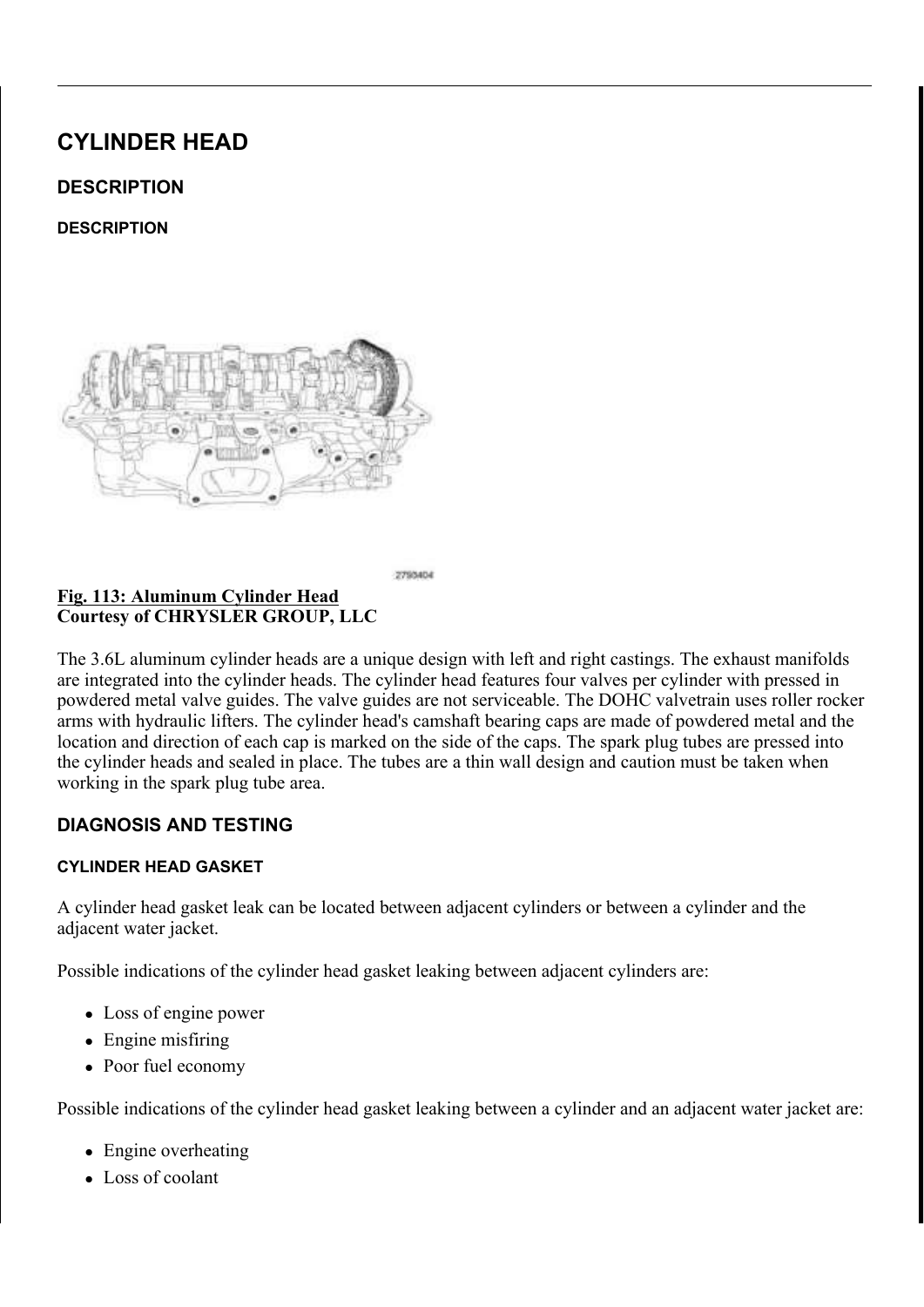# CYLINDER HEAD

## DESCRIPTION

### DESCRIPTION

**Fig. 113: Aluminum Cylinder Head**
**Courtesy of CHRYSLER GROUP, LLC**

The 3.6L aluminum cylinder heads are a unique design with left and right castings. The exhaust manifolds are integrated into the cylinder heads. The cylinder head features four valves per cylinder with pressed in powdered metal valve guides. The valve guides are not serviceable. The DOHC valvetrain uses roller rocker arms with hydraulic lifters. The cylinder head's camshaft bearing caps are made of powdered metal and the location and direction of each cap is marked on the side of the caps. The spark plug tubes are pressed into the cylinder heads and sealed in place. The tubes are a thin wall design and caution must be taken when working in the spark plug tube area.

## DIAGNOSIS AND TESTING

### CYLINDER HEAD GASKET

A cylinder head gasket leak can be located between adjacent cylinders or between a cylinder and the adjacent water jacket.

Possible indications of the cylinder head gasket leaking between adjacent cylinders are:

- Loss of engine power
- Engine misfiring
- Poor fuel economy

Possible indications of the cylinder head gasket leaking between a cylinder and an adjacent water jacket are:

- Engine overheating
- Loss of coolant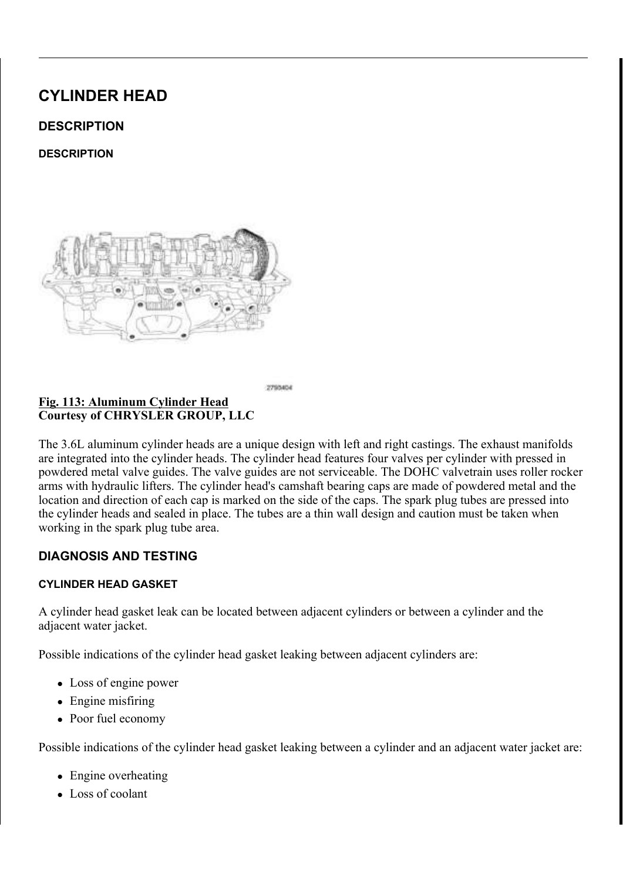# CYLINDER HEAD

## DESCRIPTION

### DESCRIPTION

2790404

**Fig. 113: Aluminum Cylinder Head**
**Courtesy of CHRYSLER GROUP, LLC**

The 3.6L aluminum cylinder heads are a unique design with left and right castings. The exhaust manifolds are integrated into the cylinder heads. The cylinder head features four valves per cylinder with pressed in powdered metal valve guides. The valve guides are not serviceable. The DOHC valvetrain uses roller rocker arms with hydraulic lifters. The cylinder head's camshaft bearing caps are made of powdered metal and the location and direction of each cap is marked on the side of the caps. The spark plug tubes are pressed into the cylinder heads and sealed in place. The tubes are a thin wall design and caution must be taken when working in the spark plug tube area.

## DIAGNOSIS AND TESTING

### CYLINDER HEAD GASKET

A cylinder head gasket leak can be located between adjacent cylinders or between a cylinder and the adjacent water jacket.

Possible indications of the cylinder head gasket leaking between adjacent cylinders are:

- Loss of engine power
- Engine misfiring
- Poor fuel economy

Possible indications of the cylinder head gasket leaking between a cylinder and an adjacent water jacket are:

- Engine overheating
- Loss of coolant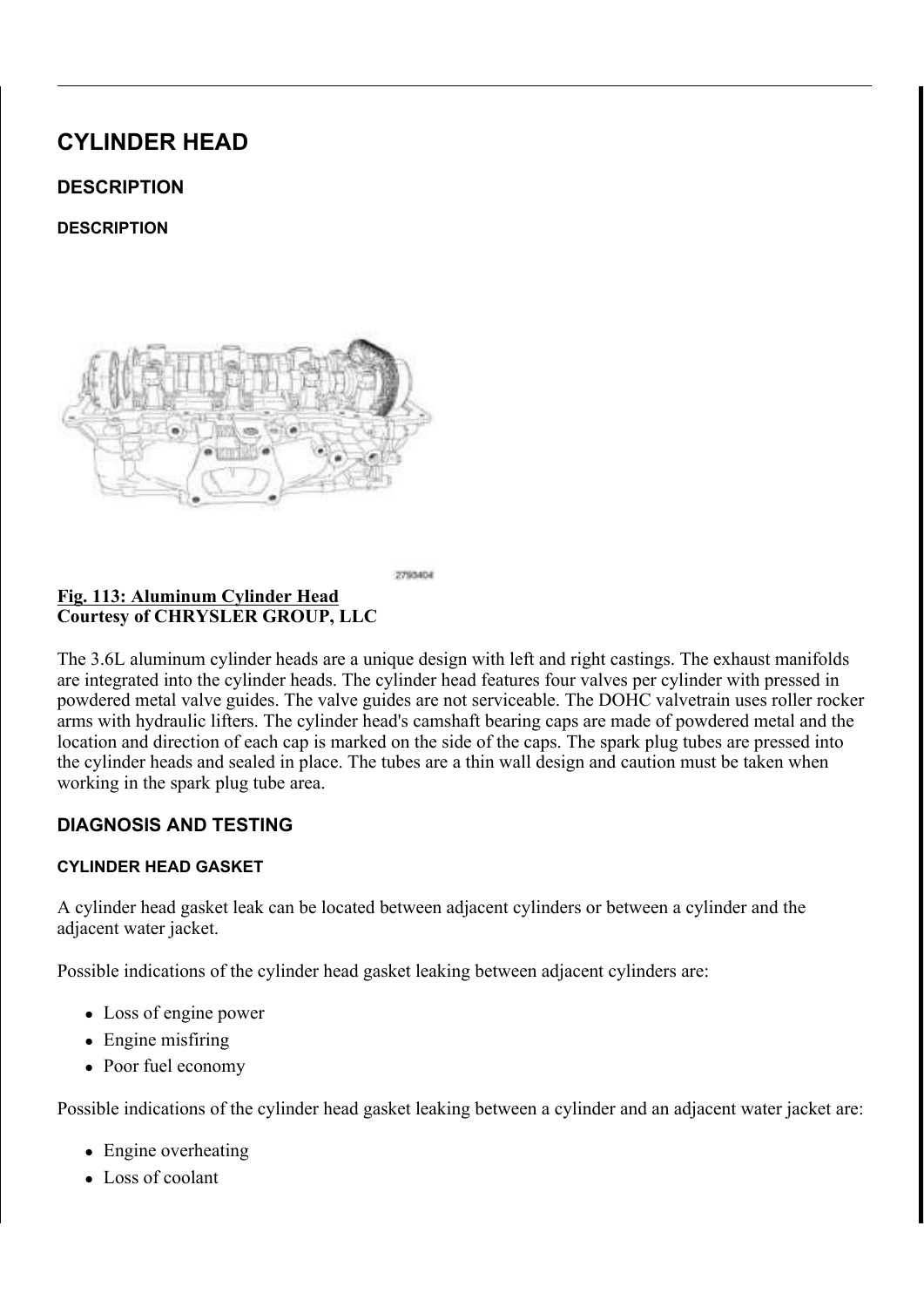# CYLINDER HEAD

## DESCRIPTION

### DESCRIPTION

2790404

**Fig. 113: Aluminum Cylinder Head**
**Courtesy of CHRYSLER GROUP, LLC**

The 3.6L aluminum cylinder heads are a unique design with left and right castings. The exhaust manifolds are integrated into the cylinder heads. The cylinder head features four valves per cylinder with pressed in powdered metal valve guides. The valve guides are not serviceable. The DOHC valvetrain uses roller rocker arms with hydraulic lifters. The cylinder head's camshaft bearing caps are made of powdered metal and the location and direction of each cap is marked on the side of the caps. The spark plug tubes are pressed into the cylinder heads and sealed in place. The tubes are a thin wall design and caution must be taken when working in the spark plug tube area.

## DIAGNOSIS AND TESTING

### CYLINDER HEAD GASKET

A cylinder head gasket leak can be located between adjacent cylinders or between a cylinder and the adjacent water jacket.

Possible indications of the cylinder head gasket leaking between adjacent cylinders are:

- Loss of engine power
- Engine misfiring
- Poor fuel economy

Possible indications of the cylinder head gasket leaking between a cylinder and an adjacent water jacket are:

- Engine overheating
- Loss of coolant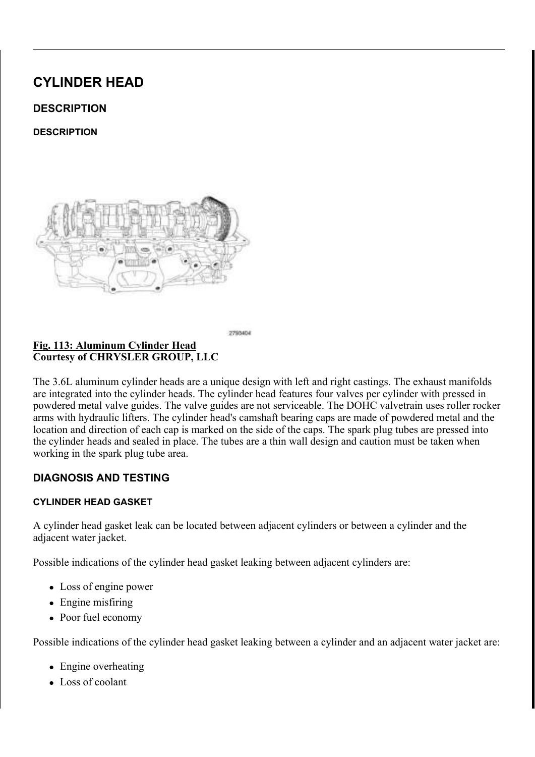# CYLINDER HEAD

## DESCRIPTION

### DESCRIPTION

**Fig. 113: Aluminum Cylinder Head**
**Courtesy of CHRYSLER GROUP, LLC**

The 3.6L aluminum cylinder heads are a unique design with left and right castings. The exhaust manifolds are integrated into the cylinder heads. The cylinder head features four valves per cylinder with pressed in powdered metal valve guides. The valve guides are not serviceable. The DOHC valvetrain uses roller rocker arms with hydraulic lifters. The cylinder head's camshaft bearing caps are made of powdered metal and the location and direction of each cap is marked on the side of the caps. The spark plug tubes are pressed into the cylinder heads and sealed in place. The tubes are a thin wall design and caution must be taken when working in the spark plug tube area.

## DIAGNOSIS AND TESTING

### CYLINDER HEAD GASKET

A cylinder head gasket leak can be located between adjacent cylinders or between a cylinder and the adjacent water jacket.

Possible indications of the cylinder head gasket leaking between adjacent cylinders are:

- Loss of engine power
- Engine misfiring
- Poor fuel economy

Possible indications of the cylinder head gasket leaking between a cylinder and an adjacent water jacket are:

- Engine overheating
- Loss of coolant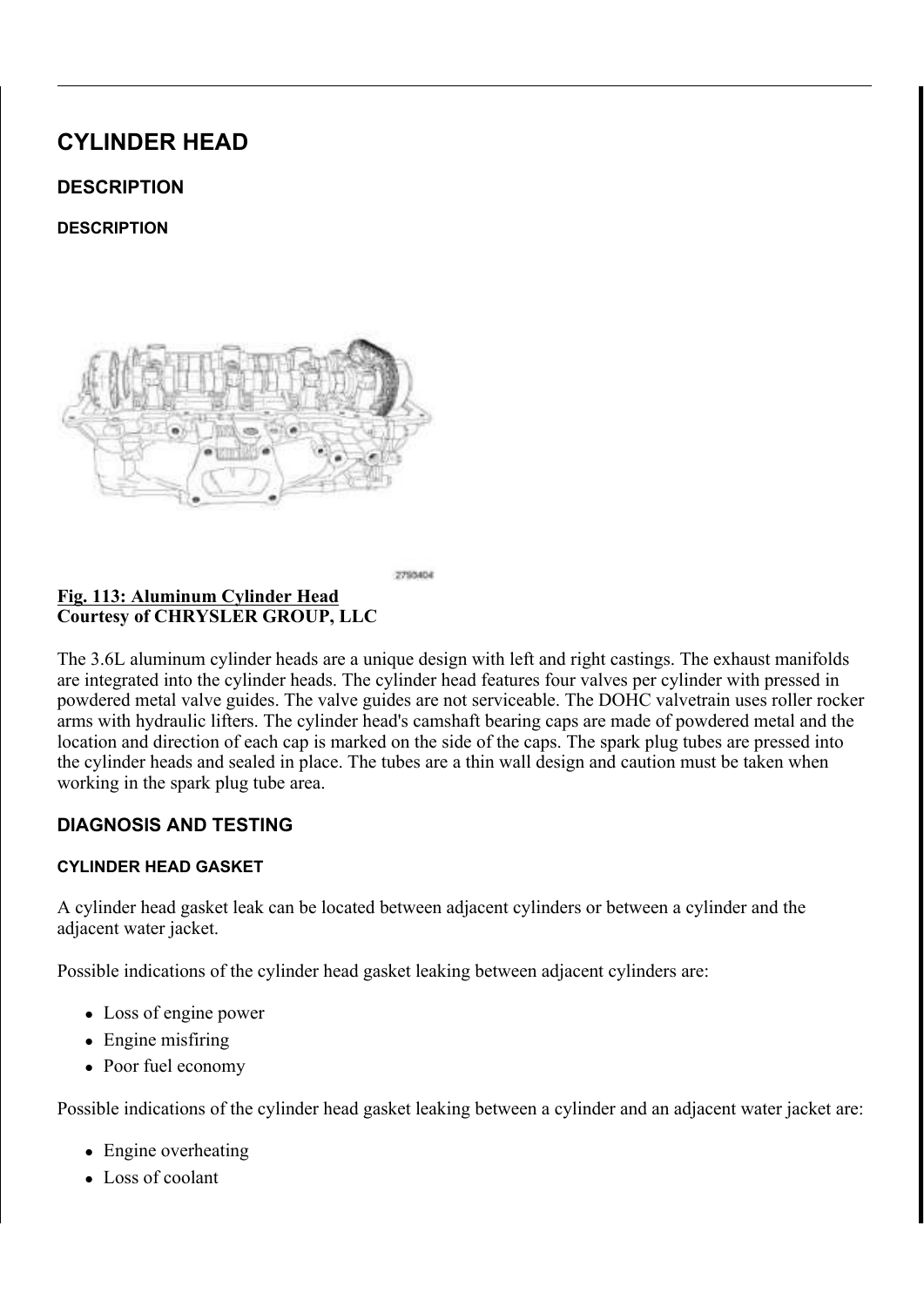# CYLINDER HEAD

## DESCRIPTION

### DESCRIPTION

**Fig. 113: Aluminum Cylinder Head**
**Courtesy of CHRYSLER GROUP, LLC**

The 3.6L aluminum cylinder heads are a unique design with left and right castings. The exhaust manifolds are integrated into the cylinder heads. The cylinder head features four valves per cylinder with pressed in powdered metal valve guides. The valve guides are not serviceable. The DOHC valvetrain uses roller rocker arms with hydraulic lifters. The cylinder head's camshaft bearing caps are made of powdered metal and the location and direction of each cap is marked on the side of the caps. The spark plug tubes are pressed into the cylinder heads and sealed in place. The tubes are a thin wall design and caution must be taken when working in the spark plug tube area.

## DIAGNOSIS AND TESTING

### CYLINDER HEAD GASKET

A cylinder head gasket leak can be located between adjacent cylinders or between a cylinder and the adjacent water jacket.

Possible indications of the cylinder head gasket leaking between adjacent cylinders are:

- Loss of engine power
- Engine misfiring
- Poor fuel economy

Possible indications of the cylinder head gasket leaking between a cylinder and an adjacent water jacket are:

- Engine overheating
- Loss of coolant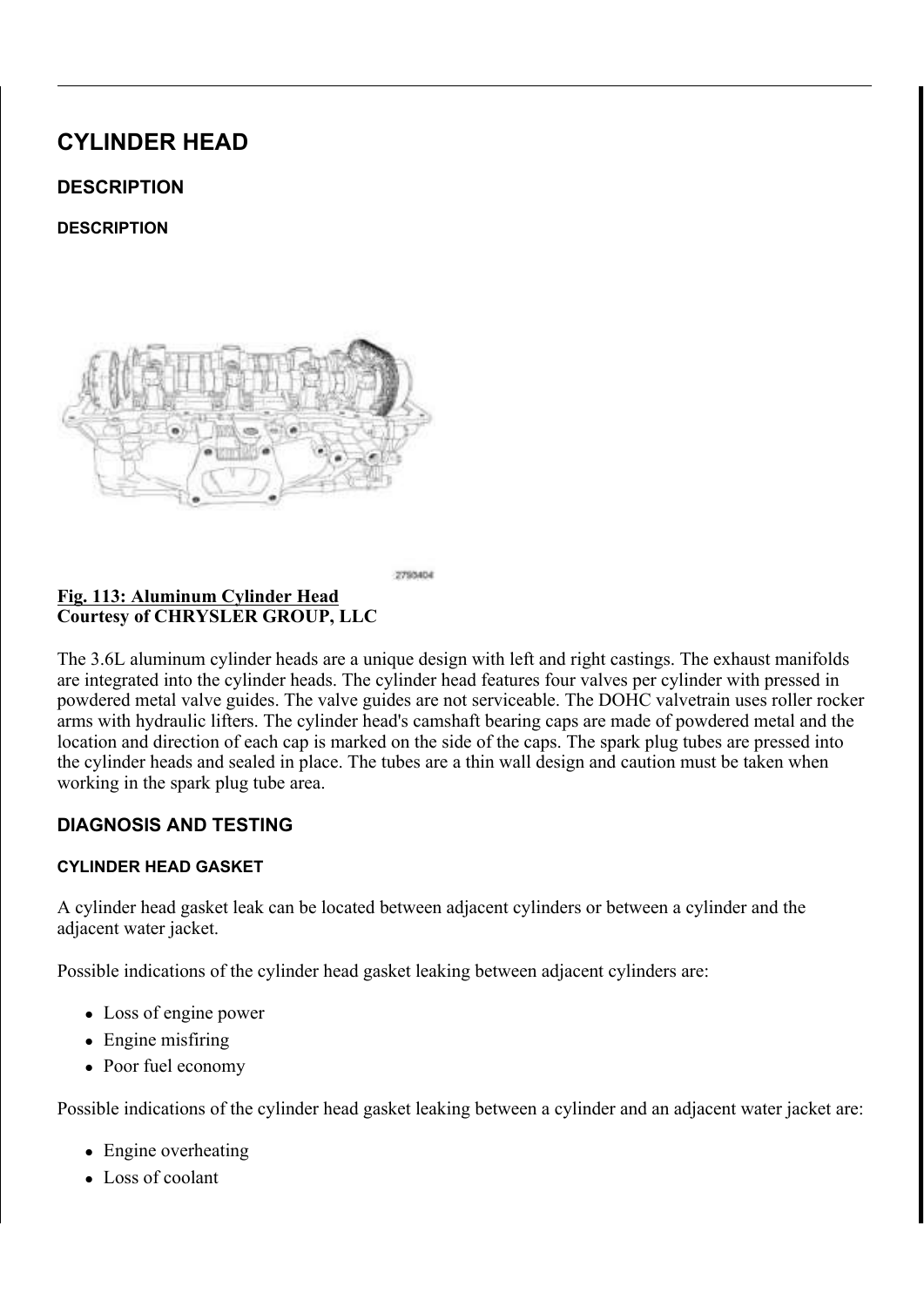# CYLINDER HEAD

## DESCRIPTION

### DESCRIPTION

2790404

**Fig. 113: Aluminum Cylinder Head**
**Courtesy of CHRYSLER GROUP, LLC**

The 3.6L aluminum cylinder heads are a unique design with left and right castings. The exhaust manifolds are integrated into the cylinder heads. The cylinder head features four valves per cylinder with pressed in powdered metal valve guides. The valve guides are not serviceable. The DOHC valvetrain uses roller rocker arms with hydraulic lifters. The cylinder head's camshaft bearing caps are made of powdered metal and the location and direction of each cap is marked on the side of the caps. The spark plug tubes are pressed into the cylinder heads and sealed in place. The tubes are a thin wall design and caution must be taken when working in the spark plug tube area.

## DIAGNOSIS AND TESTING

### CYLINDER HEAD GASKET

A cylinder head gasket leak can be located between adjacent cylinders or between a cylinder and the adjacent water jacket.

Possible indications of the cylinder head gasket leaking between adjacent cylinders are:

- Loss of engine power
- Engine misfiring
- Poor fuel economy

Possible indications of the cylinder head gasket leaking between a cylinder and an adjacent water jacket are:

- Engine overheating
- Loss of coolant